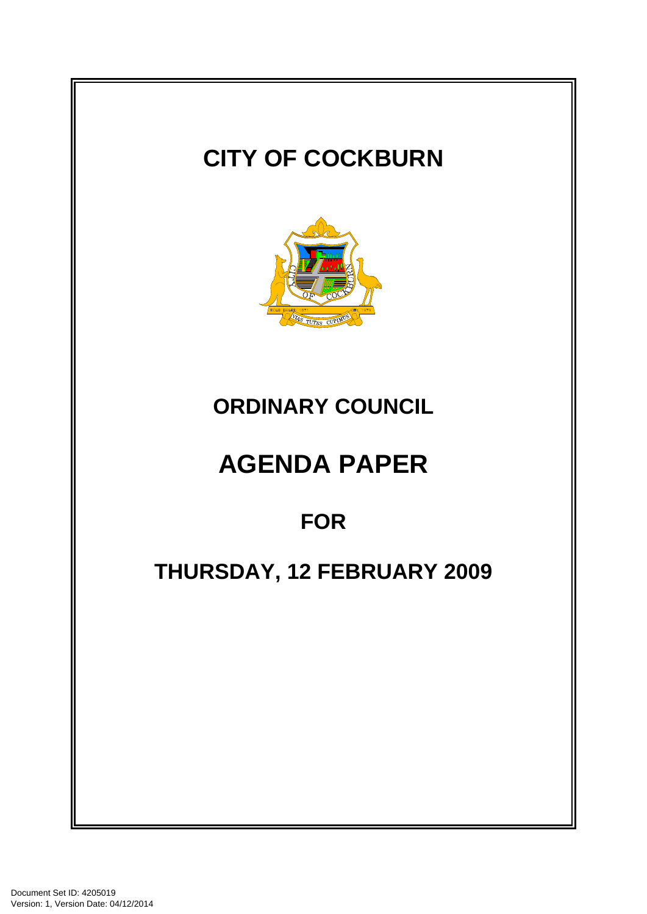# CITY OF COCKBURN

## ORDINARY COUNCIL

# AGENDA PAPER

## FOR

## THURSDAY, 12 FEBRUARY 2009

Document Set ID: 4205019
Version: 1, Version Date: 04/12/2014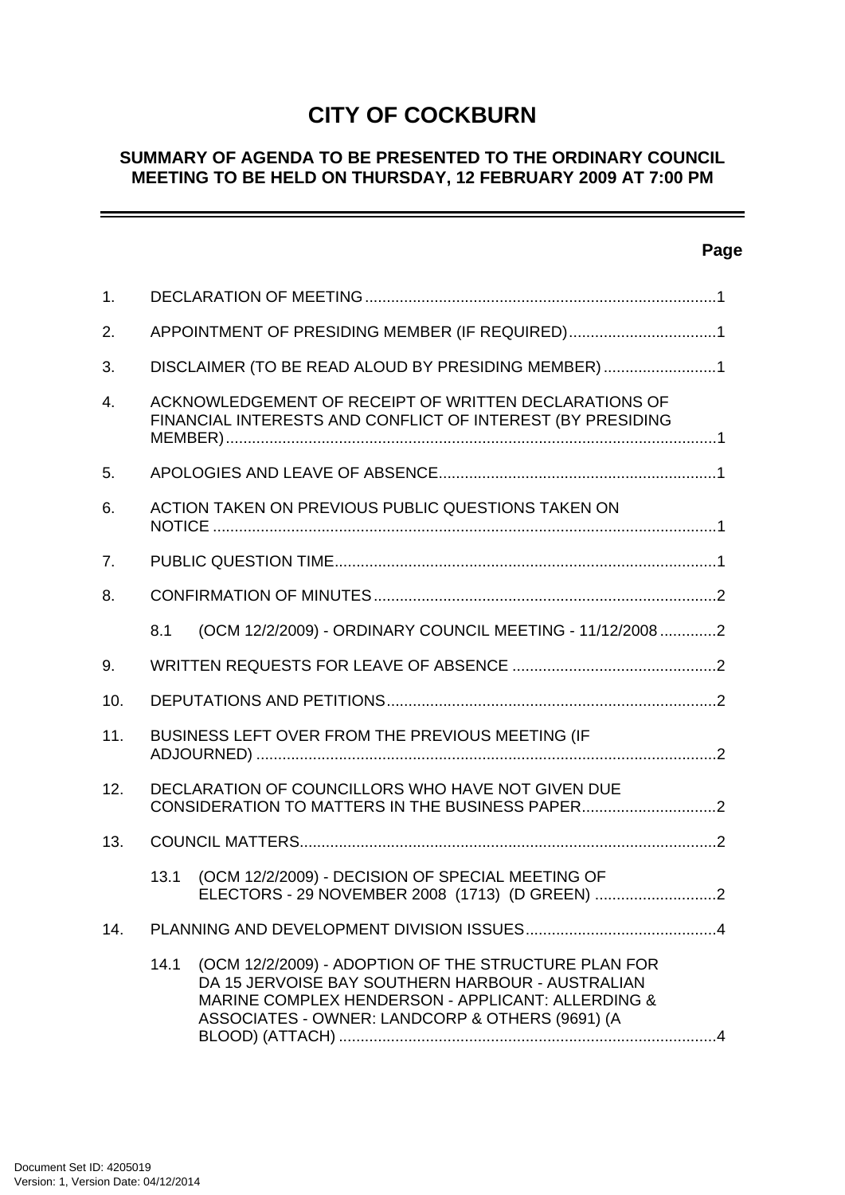# CITY OF COCKBURN

## SUMMARY OF AGENDA TO BE PRESENTED TO THE ORDINARY COUNCIL MEETING TO BE HELD ON THURSDAY, 12 FEBRUARY 2009 AT 7:00 PM

**Page**

1. DECLARATION OF MEETING .....1
2. APPOINTMENT OF PRESIDING MEMBER (IF REQUIRED) .....1
3. DISCLAIMER (TO BE READ ALOUD BY PRESIDING MEMBER) .....1
4. ACKNOWLEDGEMENT OF RECEIPT OF WRITTEN DECLARATIONS OF FINANCIAL INTERESTS AND CONFLICT OF INTEREST (BY PRESIDING MEMBER) .....1
5. APOLOGIES AND LEAVE OF ABSENCE .....1
6. ACTION TAKEN ON PREVIOUS PUBLIC QUESTIONS TAKEN ON NOTICE .....1
7. PUBLIC QUESTION TIME .....1
8. CONFIRMATION OF MINUTES .....2
   - 8.1 (OCM 12/2/2009) - ORDINARY COUNCIL MEETING - 11/12/2008 .....2
9. WRITTEN REQUESTS FOR LEAVE OF ABSENCE .....2
10. DEPUTATIONS AND PETITIONS .....2
11. BUSINESS LEFT OVER FROM THE PREVIOUS MEETING (IF ADJOURNED) .....2
12. DECLARATION OF COUNCILLORS WHO HAVE NOT GIVEN DUE CONSIDERATION TO MATTERS IN THE BUSINESS PAPER .....2
13. COUNCIL MATTERS .....2
   - 13.1 (OCM 12/2/2009) - DECISION OF SPECIAL MEETING OF ELECTORS - 29 NOVEMBER 2008 (1713) (D GREEN) .....2
14. PLANNING AND DEVELOPMENT DIVISION ISSUES .....4
   - 14.1 (OCM 12/2/2009) - ADOPTION OF THE STRUCTURE PLAN FOR DA 15 JERVOISE BAY SOUTHERN HARBOUR - AUSTRALIAN MARINE COMPLEX HENDERSON - APPLICANT: ALLERDING & ASSOCIATES - OWNER: LANDCORP & OTHERS (9691) (A BLOOD) (ATTACH) .....4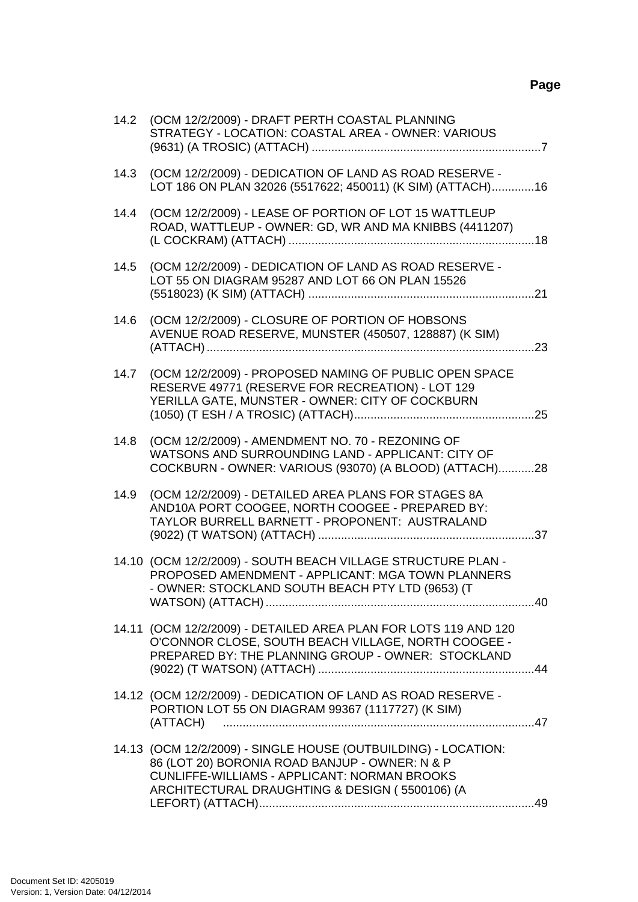**Page**

| | | |
|---|---|---|
| 14.2 | (OCM 12/2/2009) - DRAFT PERTH COASTAL PLANNING STRATEGY - LOCATION: COASTAL AREA - OWNER: VARIOUS (9631) (A TROSIC) (ATTACH) | 7 |
| 14.3 | (OCM 12/2/2009) - DEDICATION OF LAND AS ROAD RESERVE - LOT 186 ON PLAN 32026 (5517622; 450011) (K SIM) (ATTACH) | 16 |
| 14.4 | (OCM 12/2/2009) - LEASE OF PORTION OF LOT 15 WATTLEUP ROAD, WATTLEUP - OWNER: GD, WR AND MA KNIBBS (4411207) (L COCKRAM) (ATTACH) | 18 |
| 14.5 | (OCM 12/2/2009) - DEDICATION OF LAND AS ROAD RESERVE - LOT 55 ON DIAGRAM 95287 AND LOT 66 ON PLAN 15526 (5518023) (K SIM) (ATTACH) | 21 |
| 14.6 | (OCM 12/2/2009) - CLOSURE OF PORTION OF HOBSONS AVENUE ROAD RESERVE, MUNSTER (450507, 128887) (K SIM) (ATTACH) | 23 |
| 14.7 | (OCM 12/2/2009) - PROPOSED NAMING OF PUBLIC OPEN SPACE RESERVE 49771 (RESERVE FOR RECREATION) - LOT 129 YERILLA GATE, MUNSTER - OWNER: CITY OF COCKBURN (1050) (T ESH / A TROSIC) (ATTACH) | 25 |
| 14.8 | (OCM 12/2/2009) - AMENDMENT NO. 70 - REZONING OF WATSONS AND SURROUNDING LAND - APPLICANT: CITY OF COCKBURN - OWNER: VARIOUS (93070) (A BLOOD) (ATTACH) | 28 |
| 14.9 | (OCM 12/2/2009) - DETAILED AREA PLANS FOR STAGES 8A AND10A PORT COOGEE, NORTH COOGEE - PREPARED BY: TAYLOR BURRELL BARNETT - PROPONENT: AUSTRALAND (9022) (T WATSON) (ATTACH) | 37 |
| 14.10 | (OCM 12/2/2009) - SOUTH BEACH VILLAGE STRUCTURE PLAN - PROPOSED AMENDMENT - APPLICANT: MGA TOWN PLANNERS - OWNER: STOCKLAND SOUTH BEACH PTY LTD (9653) (T WATSON) (ATTACH) | 40 |
| 14.11 | (OCM 12/2/2009) - DETAILED AREA PLAN FOR LOTS 119 AND 120 O'CONNOR CLOSE, SOUTH BEACH VILLAGE, NORTH COOGEE - PREPARED BY: THE PLANNING GROUP - OWNER: STOCKLAND (9022) (T WATSON) (ATTACH) | 44 |
| 14.12 | (OCM 12/2/2009) - DEDICATION OF LAND AS ROAD RESERVE - PORTION LOT 55 ON DIAGRAM 99367 (1117727) (K SIM) (ATTACH) | 47 |
| 14.13 | (OCM 12/2/2009) - SINGLE HOUSE (OUTBUILDING) - LOCATION: 86 (LOT 20) BORONIA ROAD BANJUP - OWNER: N & P CUNLIFFE-WILLIAMS - APPLICANT: NORMAN BROOKS ARCHITECTURAL DRAUGHTING & DESIGN ( 5500106) (A LEFORT) (ATTACH) | 49 |

Document Set ID: 4205019
Version: 1, Version Date: 04/12/2014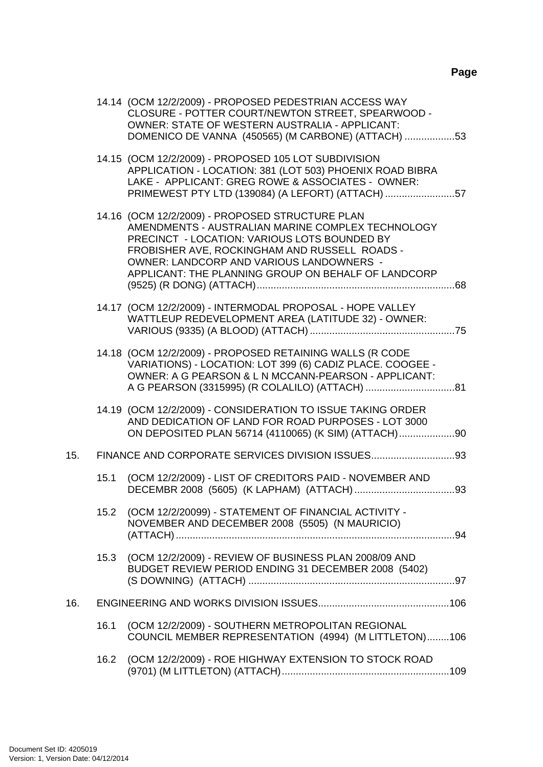**Page**

14.14 (OCM 12/2/2009) - PROPOSED PEDESTRIAN ACCESS WAY CLOSURE - POTTER COURT/NEWTON STREET, SPEARWOOD - OWNER: STATE OF WESTERN AUSTRALIA - APPLICANT: DOMENICO DE VANNA (450565) (M CARBONE) (ATTACH) ..................53

14.15 (OCM 12/2/2009) - PROPOSED 105 LOT SUBDIVISION APPLICATION - LOCATION: 381 (LOT 503) PHOENIX ROAD BIBRA LAKE - APPLICANT: GREG ROWE & ASSOCIATES - OWNER: PRIMEWEST PTY LTD (139084) (A LEFORT) (ATTACH) .........................57

14.16 (OCM 12/2/2009) - PROPOSED STRUCTURE PLAN AMENDMENTS - AUSTRALIAN MARINE COMPLEX TECHNOLOGY PRECINCT - LOCATION: VARIOUS LOTS BOUNDED BY FROBISHER AVE, ROCKINGHAM AND RUSSELL ROADS - OWNER: LANDCORP AND VARIOUS LANDOWNERS - APPLICANT: THE PLANNING GROUP ON BEHALF OF LANDCORP (9525) (R DONG) (ATTACH).......................................................................68

14.17 (OCM 12/2/2009) - INTERMODAL PROPOSAL - HOPE VALLEY WATTLEUP REDEVELOPMENT AREA (LATITUDE 32) - OWNER: VARIOUS (9335) (A BLOOD) (ATTACH) ....................................................75

14.18 (OCM 12/2/2009) - PROPOSED RETAINING WALLS (R CODE VARIATIONS) - LOCATION: LOT 399 (6) CADIZ PLACE. COOGEE - OWNER: A G PEARSON & L N MCCANN-PEARSON - APPLICANT: A G PEARSON (3315995) (R COLALILO) (ATTACH) ................................81

14.19 (OCM 12/2/2009) - CONSIDERATION TO ISSUE TAKING ORDER AND DEDICATION OF LAND FOR ROAD PURPOSES - LOT 3000 ON DEPOSITED PLAN 56714 (4110065) (K SIM) (ATTACH)....................90

15. FINANCE AND CORPORATE SERVICES DIVISION ISSUES..............................93

15.1 (OCM 12/2/2009) - LIST OF CREDITORS PAID - NOVEMBER AND DECEMBR 2008 (5605) (K LAPHAM) (ATTACH) ....................................93

15.2 (OCM 12/2/20099) - STATEMENT OF FINANCIAL ACTIVITY - NOVEMBER AND DECEMBER 2008 (5505) (N MAURICIO) (ATTACH) ....................................................................................................94

15.3 (OCM 12/2/2009) - REVIEW OF BUSINESS PLAN 2008/09 AND BUDGET REVIEW PERIOD ENDING 31 DECEMBER 2008 (5402) (S DOWNING) (ATTACH) ..........................................................................97

16. ENGINEERING AND WORKS DIVISION ISSUES...............................................106

16.1 (OCM 12/2/2009) - SOUTHERN METROPOLITAN REGIONAL COUNCIL MEMBER REPRESENTATION (4994) (M LITTLETON)........106

16.2 (OCM 12/2/2009) - ROE HIGHWAY EXTENSION TO STOCK ROAD (9701) (M LITTLETON) (ATTACH)............................................................109

Document Set ID: 4205019
Version: 1, Version Date: 04/12/2014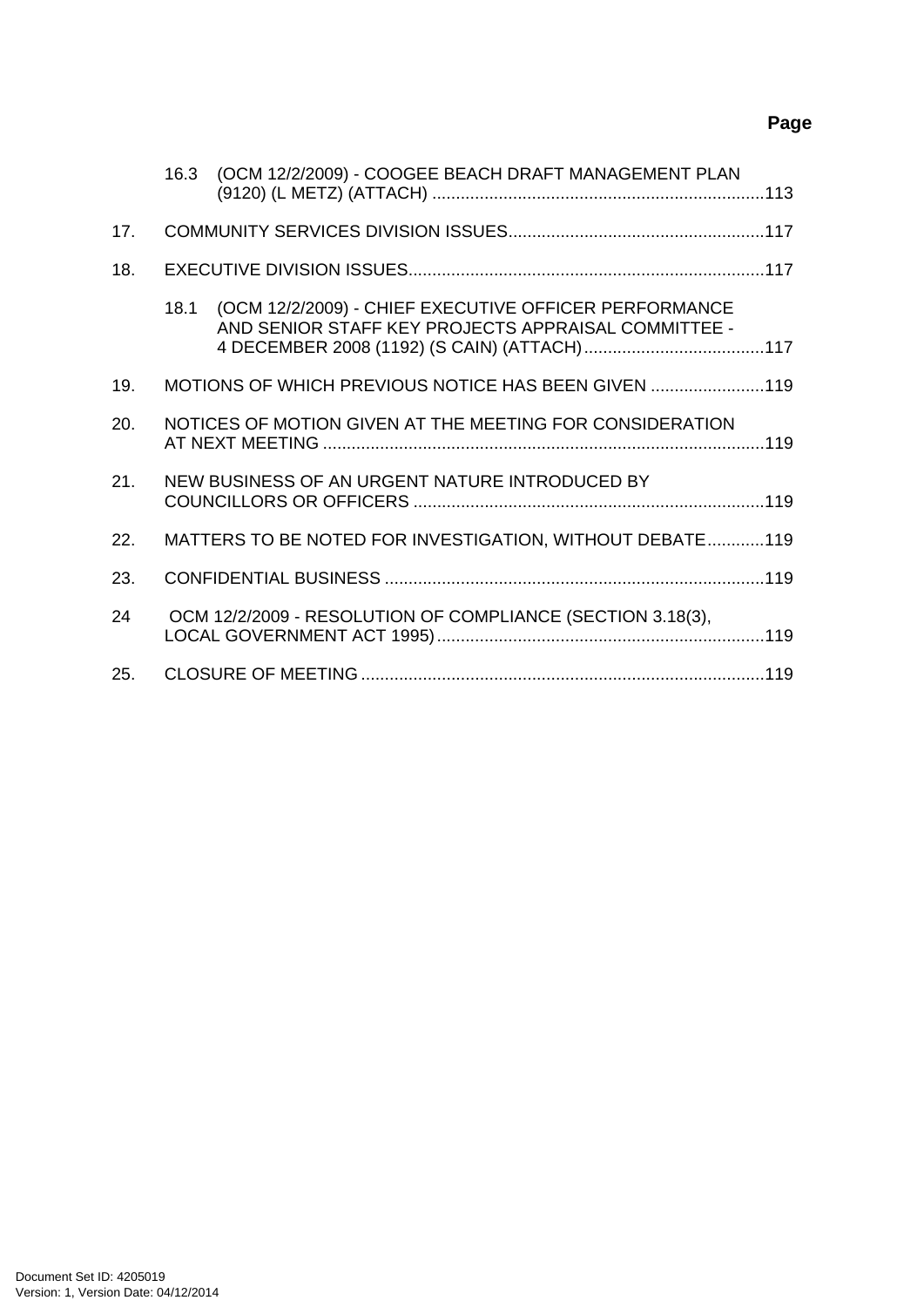**Page**

16.3 (OCM 12/2/2009) - COOGEE BEACH DRAFT MANAGEMENT PLAN (9120) (L METZ) (ATTACH) ....................................................................113

17. COMMUNITY SERVICES DIVISION ISSUES......................................................117

18. EXECUTIVE DIVISION ISSUES...........................................................................117

18.1 (OCM 12/2/2009) - CHIEF EXECUTIVE OFFICER PERFORMANCE AND SENIOR STAFF KEY PROJECTS APPRAISAL COMMITTEE - 4 DECEMBER 2008 (1192) (S CAIN) (ATTACH)......................................117

19. MOTIONS OF WHICH PREVIOUS NOTICE HAS BEEN GIVEN ........................119

20. NOTICES OF MOTION GIVEN AT THE MEETING FOR CONSIDERATION AT NEXT MEETING .............................................................................................119

21. NEW BUSINESS OF AN URGENT NATURE INTRODUCED BY COUNCILLORS OR OFFICERS ..........................................................................119

22. MATTERS TO BE NOTED FOR INVESTIGATION, WITHOUT DEBATE............119

23. CONFIDENTIAL BUSINESS ................................................................................119

24 OCM 12/2/2009 - RESOLUTION OF COMPLIANCE (SECTION 3.18(3), LOCAL GOVERNMENT ACT 1995).....................................................................119

25. CLOSURE OF MEETING .....................................................................................119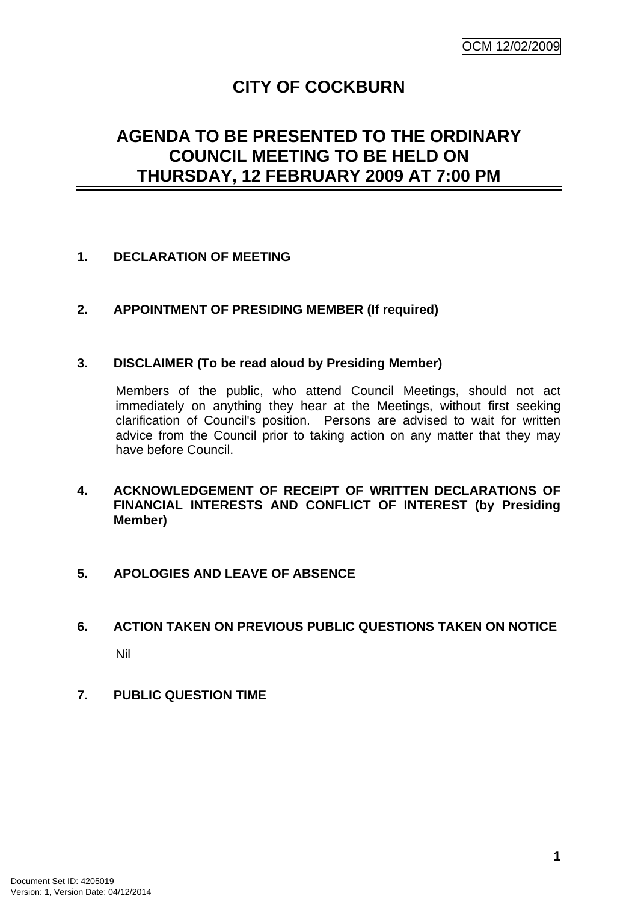# CITY OF COCKBURN

## AGENDA TO BE PRESENTED TO THE ORDINARY COUNCIL MEETING TO BE HELD ON THURSDAY, 12 FEBRUARY 2009 AT 7:00 PM

**1. DECLARATION OF MEETING**

**2. APPOINTMENT OF PRESIDING MEMBER (If required)**

**3. DISCLAIMER (To be read aloud by Presiding Member)**

Members of the public, who attend Council Meetings, should not act immediately on anything they hear at the Meetings, without first seeking clarification of Council's position. Persons are advised to wait for written advice from the Council prior to taking action on any matter that they may have before Council.

**4. ACKNOWLEDGEMENT OF RECEIPT OF WRITTEN DECLARATIONS OF FINANCIAL INTERESTS AND CONFLICT OF INTEREST (by Presiding Member)**

**5. APOLOGIES AND LEAVE OF ABSENCE**

**6. ACTION TAKEN ON PREVIOUS PUBLIC QUESTIONS TAKEN ON NOTICE**

Nil

**7. PUBLIC QUESTION TIME**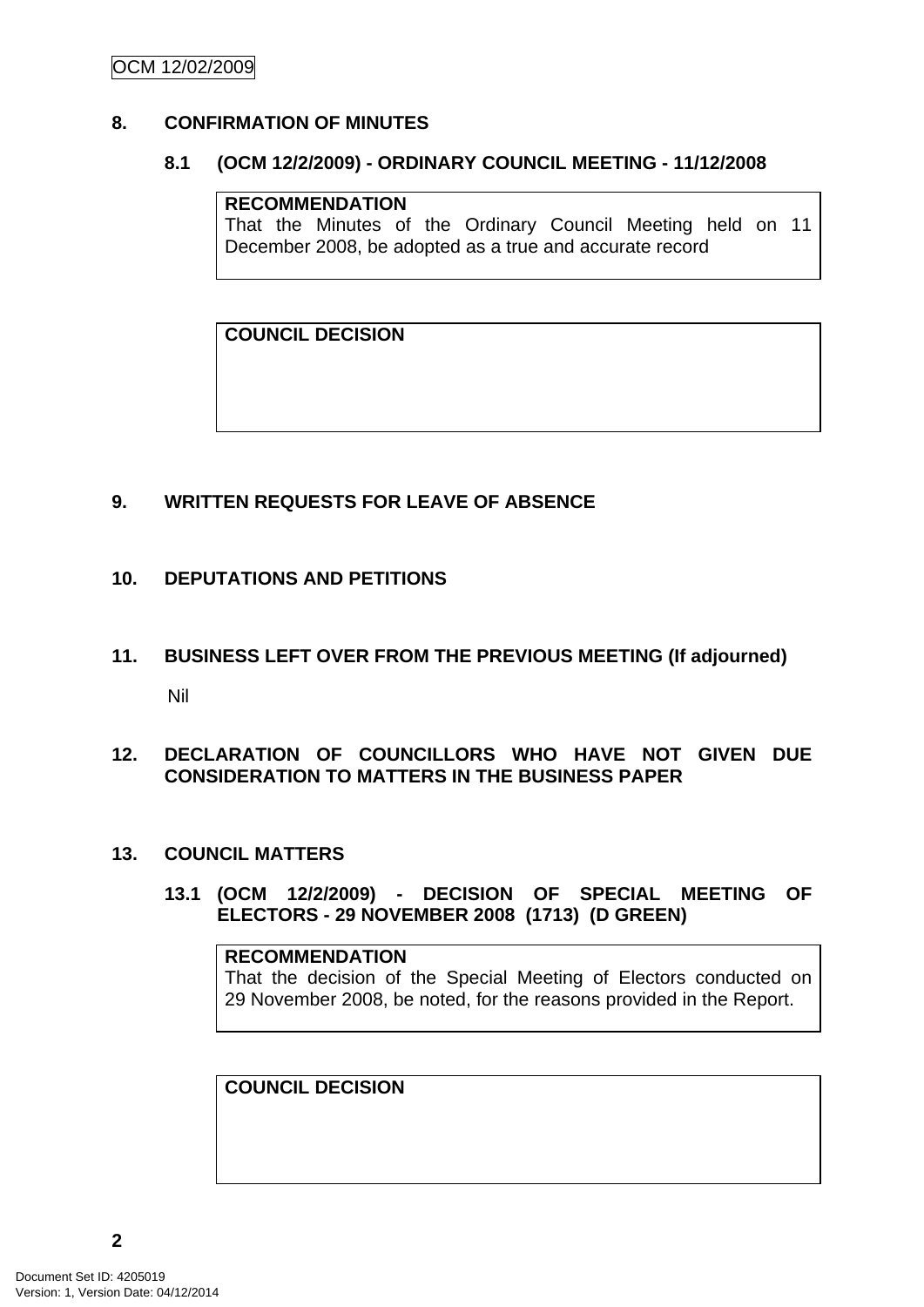## 8. CONFIRMATION OF MINUTES

### 8.1 (OCM 12/2/2009) - ORDINARY COUNCIL MEETING - 11/12/2008

| **RECOMMENDATION** |
| --- |
| That the Minutes of the Ordinary Council Meeting held on 11 December 2008, be adopted as a true and accurate record |

| **COUNCIL DECISION** |
| --- |
| |

## 9. WRITTEN REQUESTS FOR LEAVE OF ABSENCE

## 10. DEPUTATIONS AND PETITIONS

## 11. BUSINESS LEFT OVER FROM THE PREVIOUS MEETING (If adjourned)

Nil

## 12. DECLARATION OF COUNCILLORS WHO HAVE NOT GIVEN DUE CONSIDERATION TO MATTERS IN THE BUSINESS PAPER

## 13. COUNCIL MATTERS

### 13.1 (OCM 12/2/2009) - DECISION OF SPECIAL MEETING OF ELECTORS - 29 NOVEMBER 2008 (1713) (D GREEN)

| **RECOMMENDATION** |
| --- |
| That the decision of the Special Meeting of Electors conducted on 29 November 2008, be noted, for the reasons provided in the Report. |

| **COUNCIL DECISION** |
| --- |
| |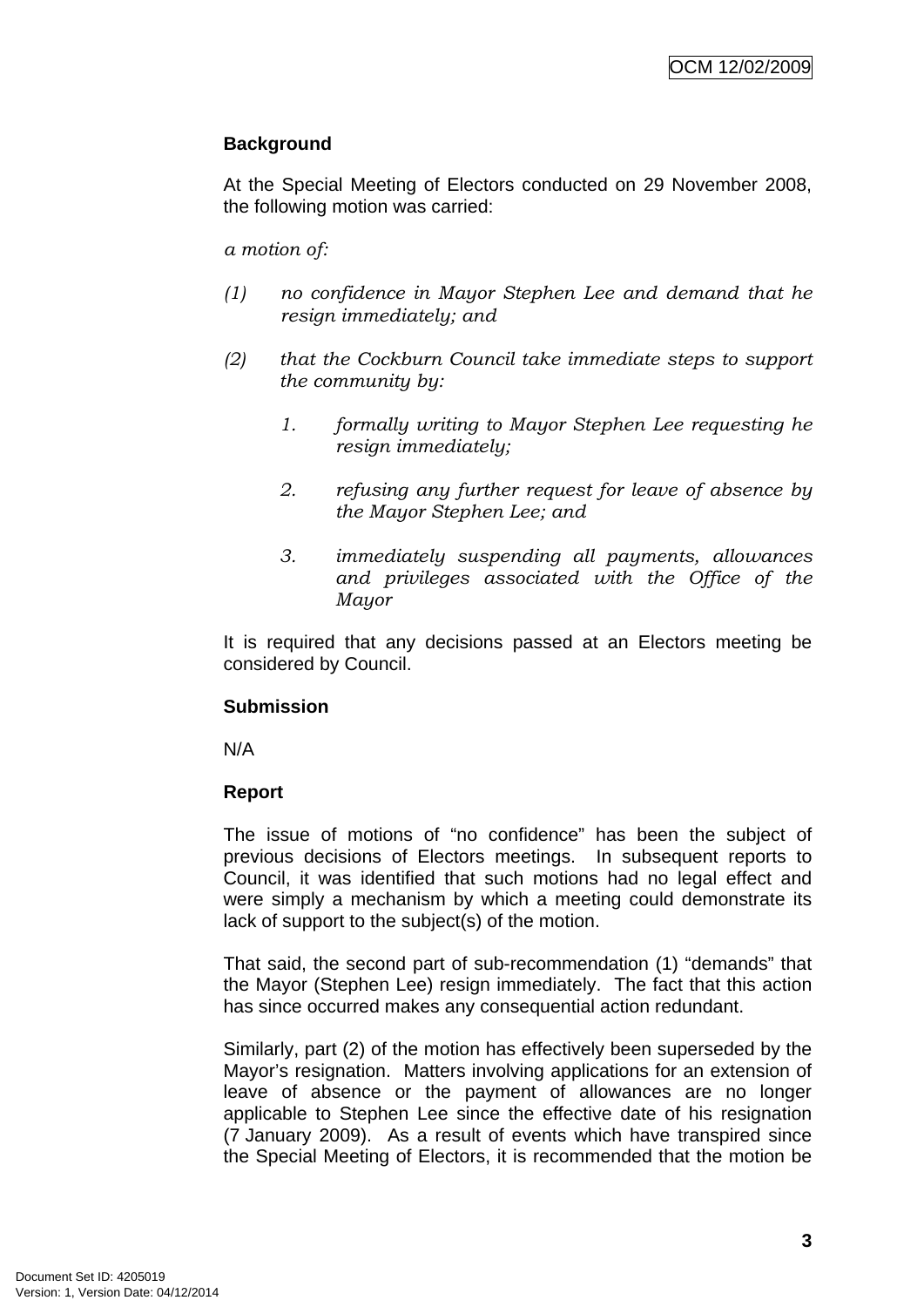**Background**

At the Special Meeting of Electors conducted on 29 November 2008, the following motion was carried:

*a motion of:*

*(1) no confidence in Mayor Stephen Lee and demand that he resign immediately; and*

*(2) that the Cockburn Council take immediate steps to support the community by:*

*1. formally writing to Mayor Stephen Lee requesting he resign immediately;*

*2. refusing any further request for leave of absence by the Mayor Stephen Lee; and*

*3. immediately suspending all payments, allowances and privileges associated with the Office of the Mayor*

It is required that any decisions passed at an Electors meeting be considered by Council.

**Submission**

N/A

**Report**

The issue of motions of "no confidence" has been the subject of previous decisions of Electors meetings. In subsequent reports to Council, it was identified that such motions had no legal effect and were simply a mechanism by which a meeting could demonstrate its lack of support to the subject(s) of the motion.

That said, the second part of sub-recommendation (1) "demands" that the Mayor (Stephen Lee) resign immediately. The fact that this action has since occurred makes any consequential action redundant.

Similarly, part (2) of the motion has effectively been superseded by the Mayor's resignation. Matters involving applications for an extension of leave of absence or the payment of allowances are no longer applicable to Stephen Lee since the effective date of his resignation (7 January 2009). As a result of events which have transpired since the Special Meeting of Electors, it is recommended that the motion be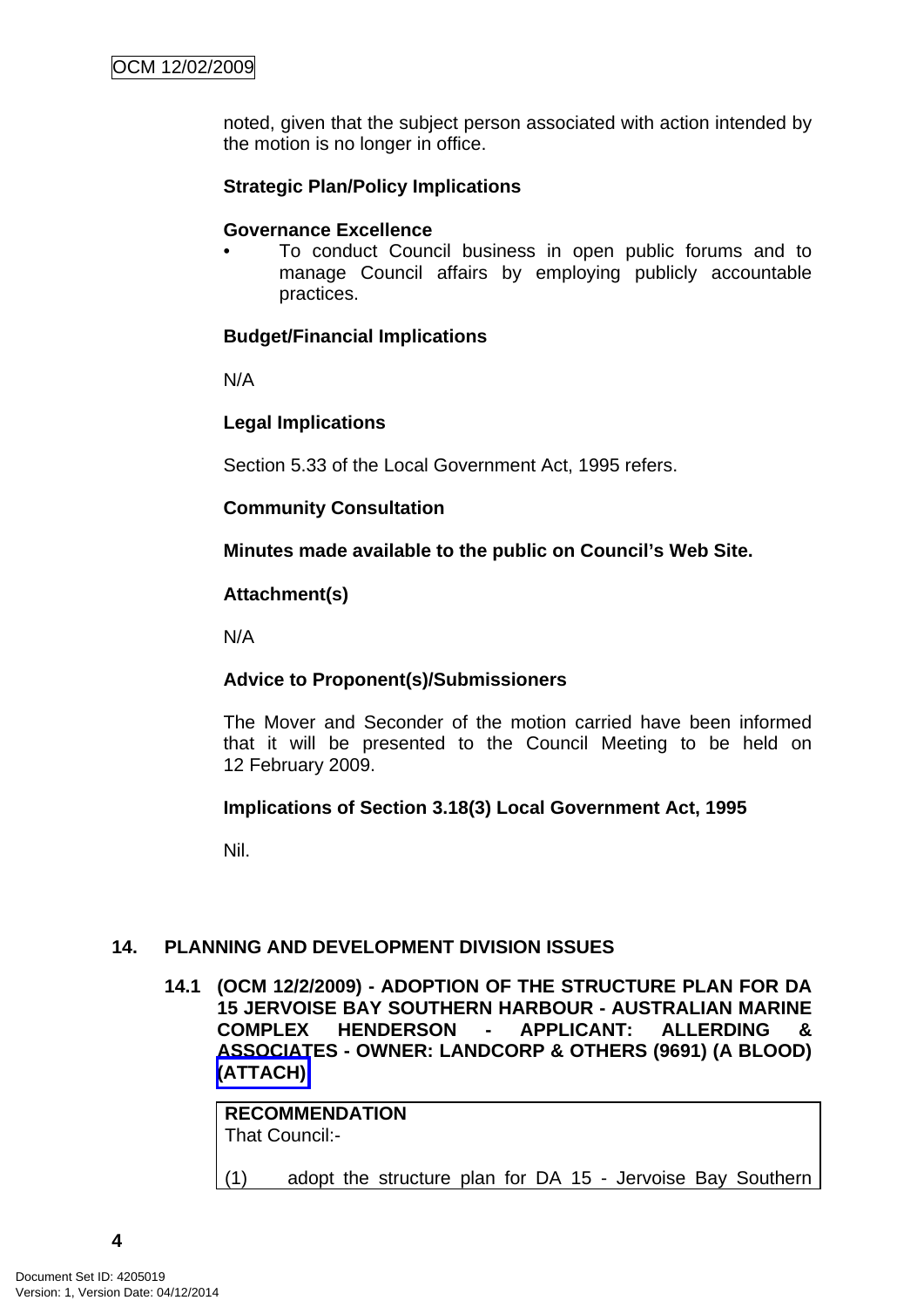noted, given that the subject person associated with action intended by the motion is no longer in office.

**Strategic Plan/Policy Implications**

**Governance Excellence**

- To conduct Council business in open public forums and to manage Council affairs by employing publicly accountable practices.

**Budget/Financial Implications**

N/A

**Legal Implications**

Section 5.33 of the Local Government Act, 1995 refers.

**Community Consultation**

**Minutes made available to the public on Council's Web Site.**

**Attachment(s)**

N/A

**Advice to Proponent(s)/Submissioners**

The Mover and Seconder of the motion carried have been informed that it will be presented to the Council Meeting to be held on 12 February 2009.

**Implications of Section 3.18(3) Local Government Act, 1995**

Nil.

## 14. PLANNING AND DEVELOPMENT DIVISION ISSUES

### 14.1 (OCM 12/2/2009) - ADOPTION OF THE STRUCTURE PLAN FOR DA 15 JERVOISE BAY SOUTHERN HARBOUR - AUSTRALIAN MARINE COMPLEX HENDERSON - APPLICANT: ALLERDING & ASSOCIATES - OWNER: LANDCORP & OTHERS (9691) (A BLOOD) (ATTACH)

**RECOMMENDATION**
That Council:-

(1) adopt the structure plan for DA 15 - Jervoise Bay Southern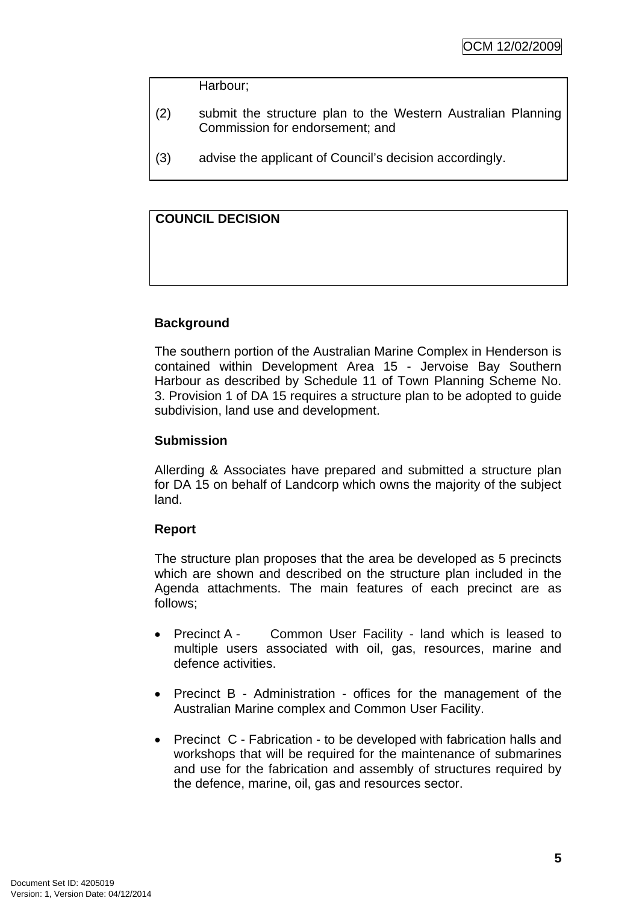Harbour;

(2) submit the structure plan to the Western Australian Planning Commission for endorsement; and

(3) advise the applicant of Council's decision accordingly.

**COUNCIL DECISION**

**Background**

The southern portion of the Australian Marine Complex in Henderson is contained within Development Area 15 - Jervoise Bay Southern Harbour as described by Schedule 11 of Town Planning Scheme No. 3. Provision 1 of DA 15 requires a structure plan to be adopted to guide subdivision, land use and development.

**Submission**

Allerding & Associates have prepared and submitted a structure plan for DA 15 on behalf of Landcorp which owns the majority of the subject land.

**Report**

The structure plan proposes that the area be developed as 5 precincts which are shown and described on the structure plan included in the Agenda attachments. The main features of each precinct are as follows;

- Precinct A - Common User Facility - land which is leased to multiple users associated with oil, gas, resources, marine and defence activities.
- Precinct B - Administration - offices for the management of the Australian Marine complex and Common User Facility.
- Precinct C - Fabrication - to be developed with fabrication halls and workshops that will be required for the maintenance of submarines and use for the fabrication and assembly of structures required by the defence, marine, oil, gas and resources sector.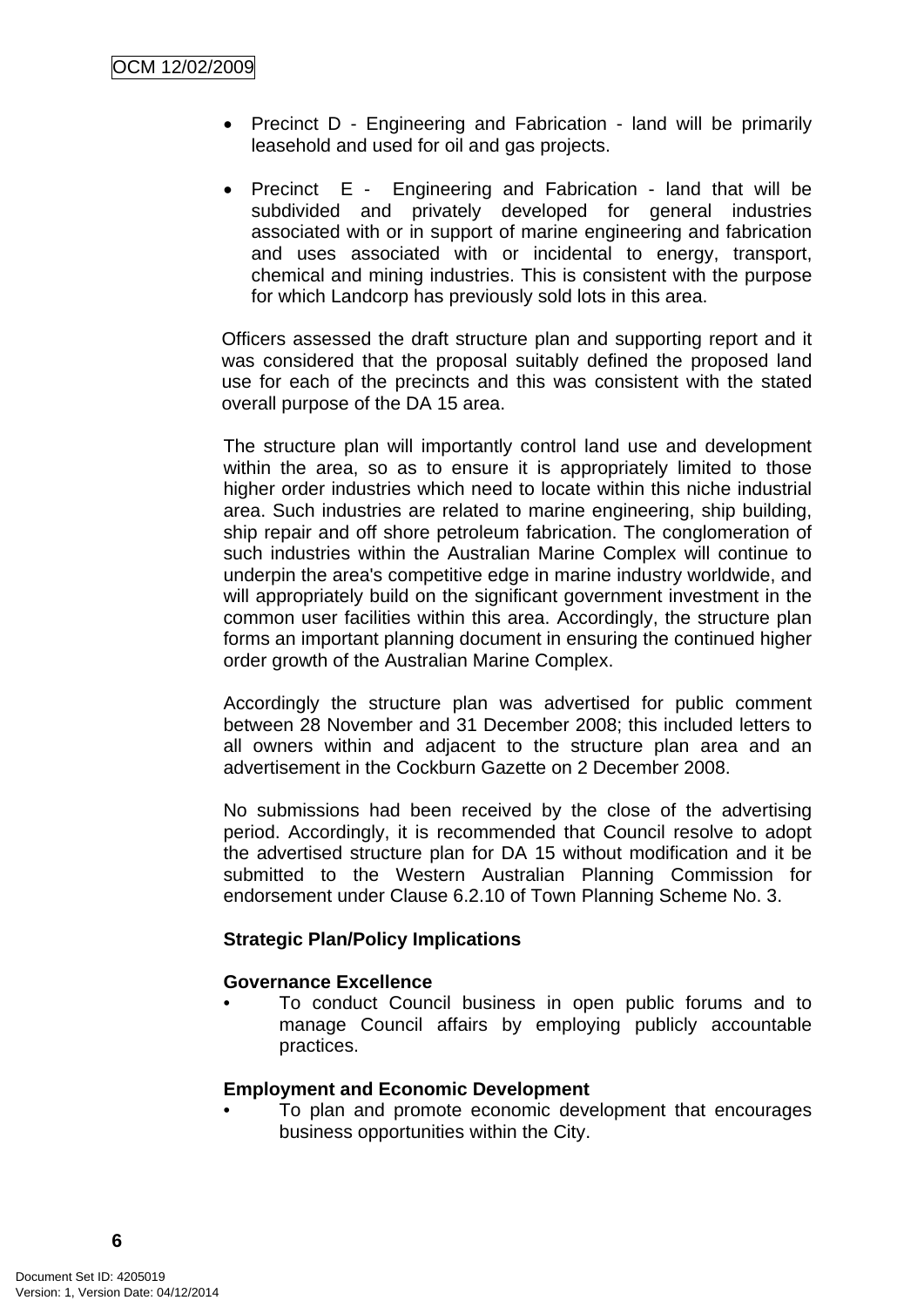- Precinct D - Engineering and Fabrication - land will be primarily leasehold and used for oil and gas projects.

- Precinct E - Engineering and Fabrication - land that will be subdivided and privately developed for general industries associated with or in support of marine engineering and fabrication and uses associated with or incidental to energy, transport, chemical and mining industries. This is consistent with the purpose for which Landcorp has previously sold lots in this area.

Officers assessed the draft structure plan and supporting report and it was considered that the proposal suitably defined the proposed land use for each of the precincts and this was consistent with the stated overall purpose of the DA 15 area.

The structure plan will importantly control land use and development within the area, so as to ensure it is appropriately limited to those higher order industries which need to locate within this niche industrial area. Such industries are related to marine engineering, ship building, ship repair and off shore petroleum fabrication. The conglomeration of such industries within the Australian Marine Complex will continue to underpin the area's competitive edge in marine industry worldwide, and will appropriately build on the significant government investment in the common user facilities within this area. Accordingly, the structure plan forms an important planning document in ensuring the continued higher order growth of the Australian Marine Complex.

Accordingly the structure plan was advertised for public comment between 28 November and 31 December 2008; this included letters to all owners within and adjacent to the structure plan area and an advertisement in the Cockburn Gazette on 2 December 2008.

No submissions had been received by the close of the advertising period. Accordingly, it is recommended that Council resolve to adopt the advertised structure plan for DA 15 without modification and it be submitted to the Western Australian Planning Commission for endorsement under Clause 6.2.10 of Town Planning Scheme No. 3.

**Strategic Plan/Policy Implications**

**Governance Excellence**

- To conduct Council business in open public forums and to manage Council affairs by employing publicly accountable practices.

**Employment and Economic Development**

- To plan and promote economic development that encourages business opportunities within the City.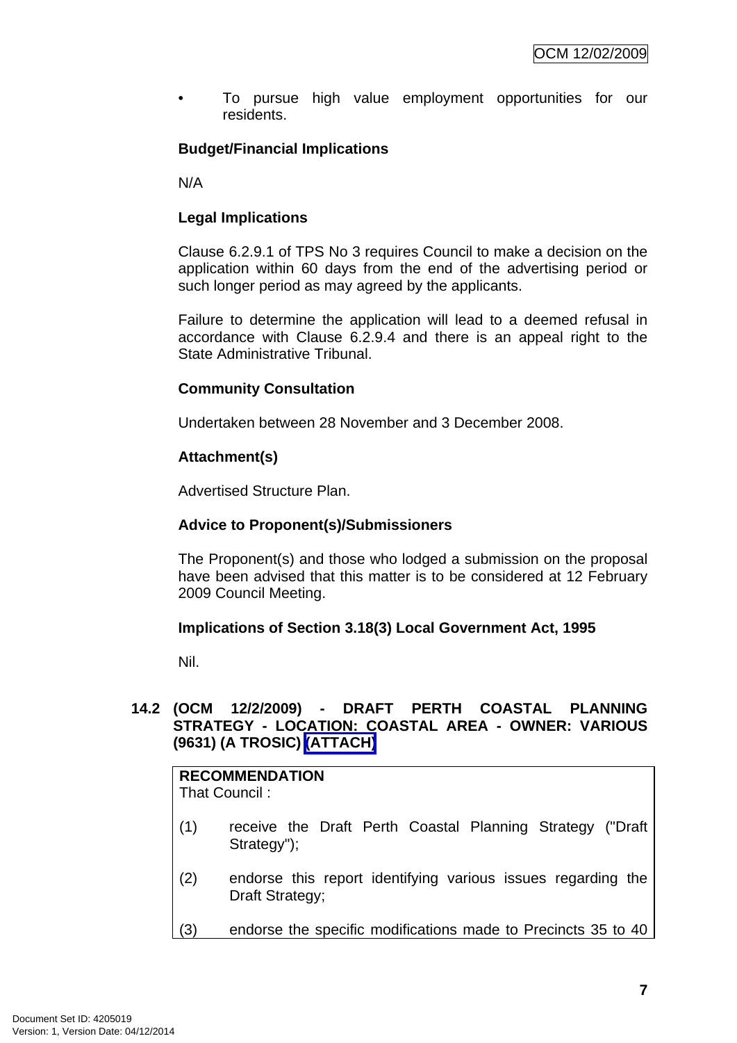- To pursue high value employment opportunities for our residents.

**Budget/Financial Implications**

N/A

**Legal Implications**

Clause 6.2.9.1 of TPS No 3 requires Council to make a decision on the application within 60 days from the end of the advertising period or such longer period as may agreed by the applicants.

Failure to determine the application will lead to a deemed refusal in accordance with Clause 6.2.9.4 and there is an appeal right to the State Administrative Tribunal.

**Community Consultation**

Undertaken between 28 November and 3 December 2008.

**Attachment(s)**

Advertised Structure Plan.

**Advice to Proponent(s)/Submissioners**

The Proponent(s) and those who lodged a submission on the proposal have been advised that this matter is to be considered at 12 February 2009 Council Meeting.

**Implications of Section 3.18(3) Local Government Act, 1995**

Nil.

### 14.2 (OCM 12/2/2009) - DRAFT PERTH COASTAL PLANNING STRATEGY - LOCATION: COASTAL AREA - OWNER: VARIOUS (9631) (A TROSIC) (ATTACH)

**RECOMMENDATION**
That Council :

(1) receive the Draft Perth Coastal Planning Strategy ("Draft Strategy");

(2) endorse this report identifying various issues regarding the Draft Strategy;

(3) endorse the specific modifications made to Precincts 35 to 40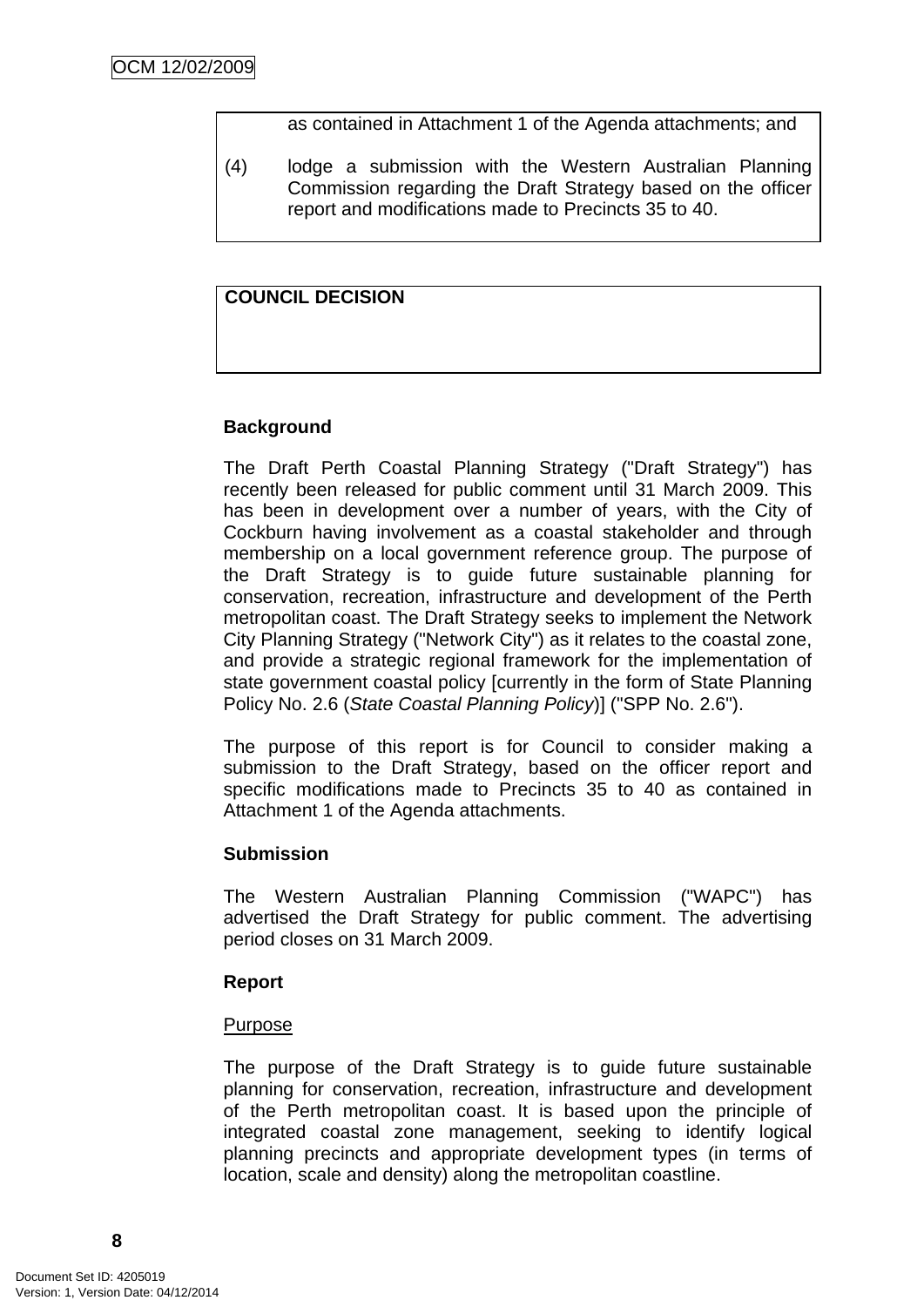as contained in Attachment 1 of the Agenda attachments; and

(4) lodge a submission with the Western Australian Planning Commission regarding the Draft Strategy based on the officer report and modifications made to Precincts 35 to 40.

**COUNCIL DECISION**

**Background**

The Draft Perth Coastal Planning Strategy ("Draft Strategy") has recently been released for public comment until 31 March 2009. This has been in development over a number of years, with the City of Cockburn having involvement as a coastal stakeholder and through membership on a local government reference group. The purpose of the Draft Strategy is to guide future sustainable planning for conservation, recreation, infrastructure and development of the Perth metropolitan coast. The Draft Strategy seeks to implement the Network City Planning Strategy ("Network City") as it relates to the coastal zone, and provide a strategic regional framework for the implementation of state government coastal policy [currently in the form of State Planning Policy No. 2.6 (*State Coastal Planning Policy*)] ("SPP No. 2.6").

The purpose of this report is for Council to consider making a submission to the Draft Strategy, based on the officer report and specific modifications made to Precincts 35 to 40 as contained in Attachment 1 of the Agenda attachments.

**Submission**

The Western Australian Planning Commission ("WAPC") has advertised the Draft Strategy for public comment. The advertising period closes on 31 March 2009.

**Report**

<u>Purpose</u>

The purpose of the Draft Strategy is to guide future sustainable planning for conservation, recreation, infrastructure and development of the Perth metropolitan coast. It is based upon the principle of integrated coastal zone management, seeking to identify logical planning precincts and appropriate development types (in terms of location, scale and density) along the metropolitan coastline.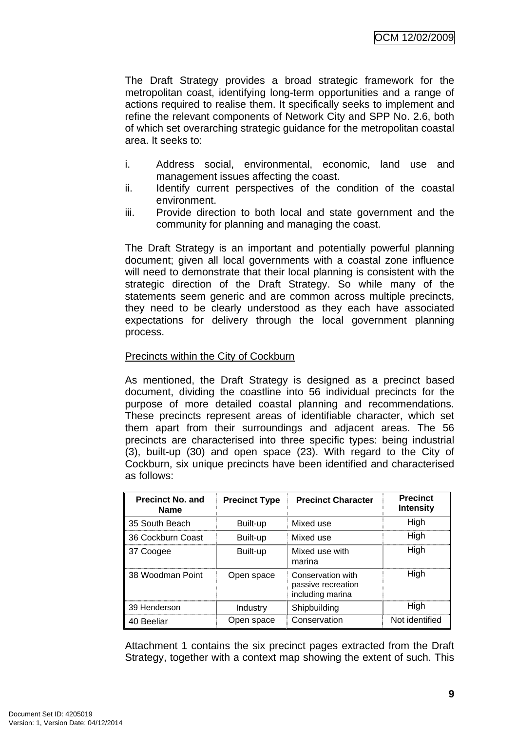The Draft Strategy provides a broad strategic framework for the metropolitan coast, identifying long-term opportunities and a range of actions required to realise them. It specifically seeks to implement and refine the relevant components of Network City and SPP No. 2.6, both of which set overarching strategic guidance for the metropolitan coastal area. It seeks to:

i. Address social, environmental, economic, land use and management issues affecting the coast.
ii. Identify current perspectives of the condition of the coastal environment.
iii. Provide direction to both local and state government and the community for planning and managing the coast.

The Draft Strategy is an important and potentially powerful planning document; given all local governments with a coastal zone influence will need to demonstrate that their local planning is consistent with the strategic direction of the Draft Strategy. So while many of the statements seem generic and are common across multiple precincts, they need to be clearly understood as they each have associated expectations for delivery through the local government planning process.

<u>Precincts within the City of Cockburn</u>

As mentioned, the Draft Strategy is designed as a precinct based document, dividing the coastline into 56 individual precincts for the purpose of more detailed coastal planning and recommendations. These precincts represent areas of identifiable character, which set them apart from their surroundings and adjacent areas. The 56 precincts are characterised into three specific types: being industrial (3), built-up (30) and open space (23). With regard to the City of Cockburn, six unique precincts have been identified and characterised as follows:

| Precinct No. and Name | Precinct Type | Precinct Character | Precinct Intensity |
|---|---|---|---|
| 35 South Beach | Built-up | Mixed use | High |
| 36 Cockburn Coast | Built-up | Mixed use | High |
| 37 Coogee | Built-up | Mixed use with marina | High |
| 38 Woodman Point | Open space | Conservation with passive recreation including marina | High |
| 39 Henderson | Industry | Shipbuilding | High |
| 40 Beeliar | Open space | Conservation | Not identified |

Attachment 1 contains the six precinct pages extracted from the Draft Strategy, together with a context map showing the extent of such. This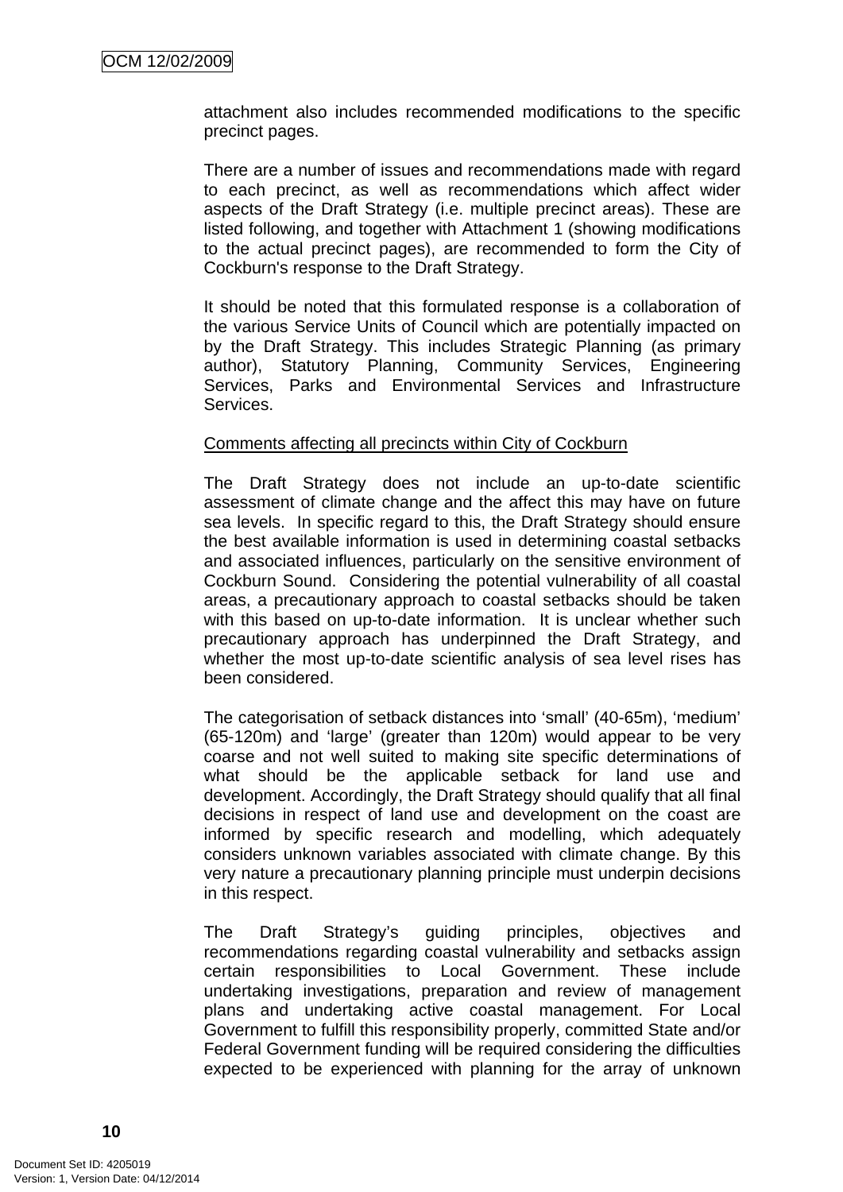attachment also includes recommended modifications to the specific precinct pages.

There are a number of issues and recommendations made with regard to each precinct, as well as recommendations which affect wider aspects of the Draft Strategy (i.e. multiple precinct areas). These are listed following, and together with Attachment 1 (showing modifications to the actual precinct pages), are recommended to form the City of Cockburn's response to the Draft Strategy.

It should be noted that this formulated response is a collaboration of the various Service Units of Council which are potentially impacted on by the Draft Strategy. This includes Strategic Planning (as primary author), Statutory Planning, Community Services, Engineering Services, Parks and Environmental Services and Infrastructure Services.

<u>Comments affecting all precincts within City of Cockburn</u>

The Draft Strategy does not include an up-to-date scientific assessment of climate change and the affect this may have on future sea levels. In specific regard to this, the Draft Strategy should ensure the best available information is used in determining coastal setbacks and associated influences, particularly on the sensitive environment of Cockburn Sound. Considering the potential vulnerability of all coastal areas, a precautionary approach to coastal setbacks should be taken with this based on up-to-date information. It is unclear whether such precautionary approach has underpinned the Draft Strategy, and whether the most up-to-date scientific analysis of sea level rises has been considered.

The categorisation of setback distances into 'small' (40-65m), 'medium' (65-120m) and 'large' (greater than 120m) would appear to be very coarse and not well suited to making site specific determinations of what should be the applicable setback for land use and development. Accordingly, the Draft Strategy should qualify that all final decisions in respect of land use and development on the coast are informed by specific research and modelling, which adequately considers unknown variables associated with climate change. By this very nature a precautionary planning principle must underpin decisions in this respect.

The Draft Strategy's guiding principles, objectives and recommendations regarding coastal vulnerability and setbacks assign certain responsibilities to Local Government. These include undertaking investigations, preparation and review of management plans and undertaking active coastal management. For Local Government to fulfill this responsibility properly, committed State and/or Federal Government funding will be required considering the difficulties expected to be experienced with planning for the array of unknown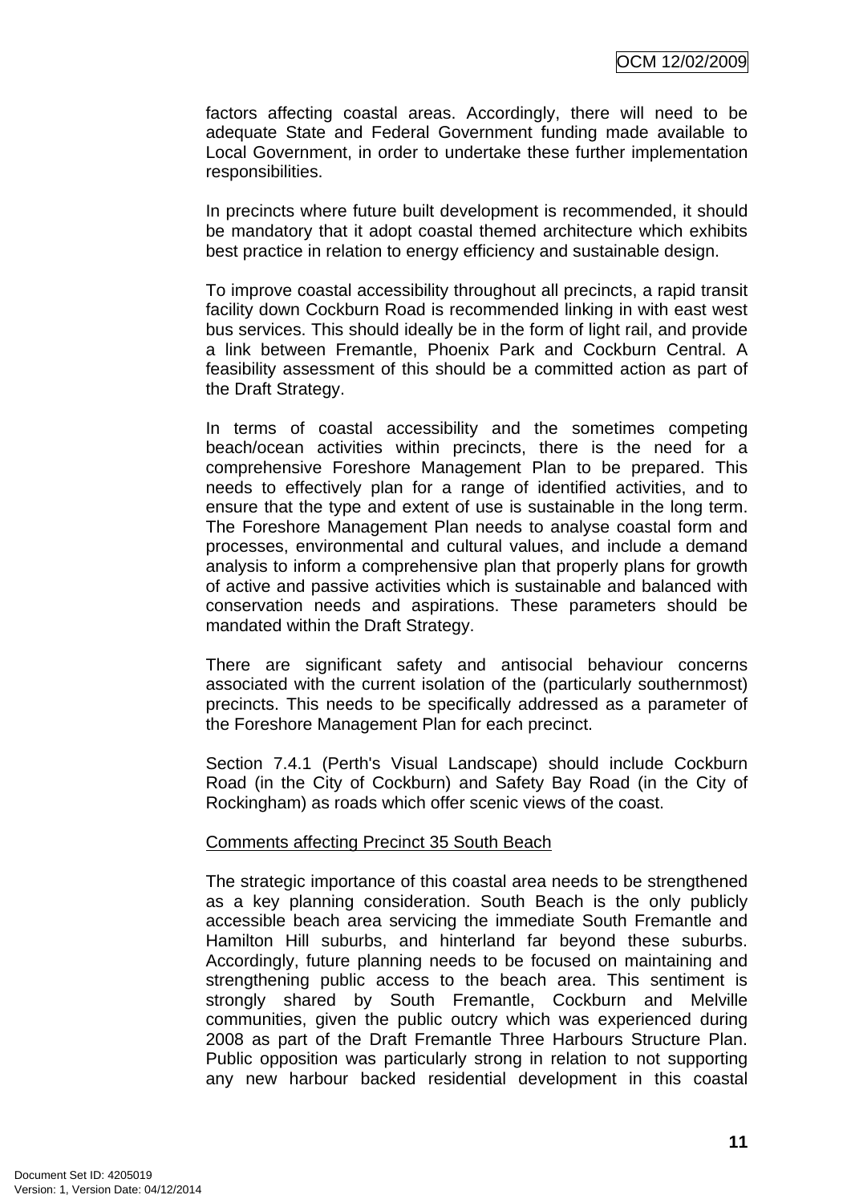factors affecting coastal areas. Accordingly, there will need to be adequate State and Federal Government funding made available to Local Government, in order to undertake these further implementation responsibilities.

In precincts where future built development is recommended, it should be mandatory that it adopt coastal themed architecture which exhibits best practice in relation to energy efficiency and sustainable design.

To improve coastal accessibility throughout all precincts, a rapid transit facility down Cockburn Road is recommended linking in with east west bus services. This should ideally be in the form of light rail, and provide a link between Fremantle, Phoenix Park and Cockburn Central. A feasibility assessment of this should be a committed action as part of the Draft Strategy.

In terms of coastal accessibility and the sometimes competing beach/ocean activities within precincts, there is the need for a comprehensive Foreshore Management Plan to be prepared. This needs to effectively plan for a range of identified activities, and to ensure that the type and extent of use is sustainable in the long term. The Foreshore Management Plan needs to analyse coastal form and processes, environmental and cultural values, and include a demand analysis to inform a comprehensive plan that properly plans for growth of active and passive activities which is sustainable and balanced with conservation needs and aspirations. These parameters should be mandated within the Draft Strategy.

There are significant safety and antisocial behaviour concerns associated with the current isolation of the (particularly southernmost) precincts. This needs to be specifically addressed as a parameter of the Foreshore Management Plan for each precinct.

Section 7.4.1 (Perth's Visual Landscape) should include Cockburn Road (in the City of Cockburn) and Safety Bay Road (in the City of Rockingham) as roads which offer scenic views of the coast.

Comments affecting Precinct 35 South Beach

The strategic importance of this coastal area needs to be strengthened as a key planning consideration. South Beach is the only publicly accessible beach area servicing the immediate South Fremantle and Hamilton Hill suburbs, and hinterland far beyond these suburbs. Accordingly, future planning needs to be focused on maintaining and strengthening public access to the beach area. This sentiment is strongly shared by South Fremantle, Cockburn and Melville communities, given the public outcry which was experienced during 2008 as part of the Draft Fremantle Three Harbours Structure Plan. Public opposition was particularly strong in relation to not supporting any new harbour backed residential development in this coastal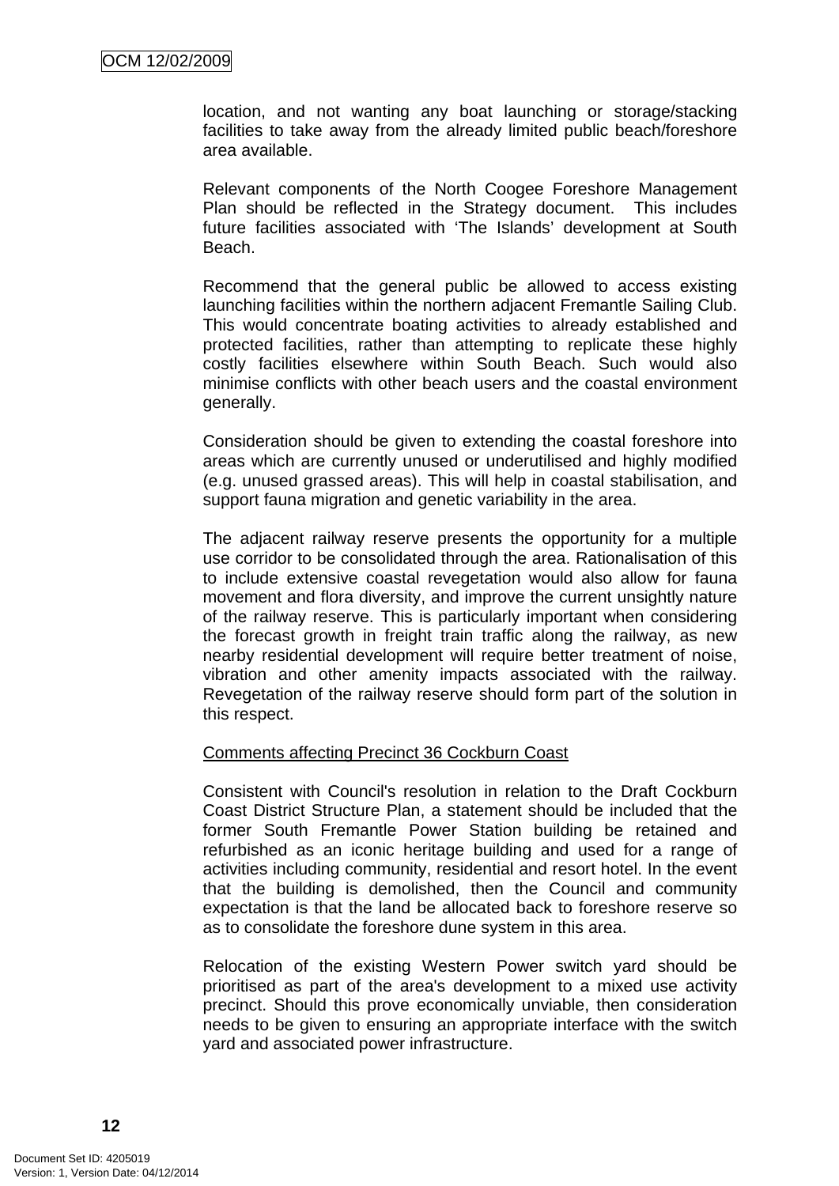location, and not wanting any boat launching or storage/stacking facilities to take away from the already limited public beach/foreshore area available.

Relevant components of the North Coogee Foreshore Management Plan should be reflected in the Strategy document. This includes future facilities associated with 'The Islands' development at South Beach.

Recommend that the general public be allowed to access existing launching facilities within the northern adjacent Fremantle Sailing Club. This would concentrate boating activities to already established and protected facilities, rather than attempting to replicate these highly costly facilities elsewhere within South Beach. Such would also minimise conflicts with other beach users and the coastal environment generally.

Consideration should be given to extending the coastal foreshore into areas which are currently unused or underutilised and highly modified (e.g. unused grassed areas). This will help in coastal stabilisation, and support fauna migration and genetic variability in the area.

The adjacent railway reserve presents the opportunity for a multiple use corridor to be consolidated through the area. Rationalisation of this to include extensive coastal revegetation would also allow for fauna movement and flora diversity, and improve the current unsightly nature of the railway reserve. This is particularly important when considering the forecast growth in freight train traffic along the railway, as new nearby residential development will require better treatment of noise, vibration and other amenity impacts associated with the railway. Revegetation of the railway reserve should form part of the solution in this respect.

Comments affecting Precinct 36 Cockburn Coast

Consistent with Council's resolution in relation to the Draft Cockburn Coast District Structure Plan, a statement should be included that the former South Fremantle Power Station building be retained and refurbished as an iconic heritage building and used for a range of activities including community, residential and resort hotel. In the event that the building is demolished, then the Council and community expectation is that the land be allocated back to foreshore reserve so as to consolidate the foreshore dune system in this area.

Relocation of the existing Western Power switch yard should be prioritised as part of the area's development to a mixed use activity precinct. Should this prove economically unviable, then consideration needs to be given to ensuring an appropriate interface with the switch yard and associated power infrastructure.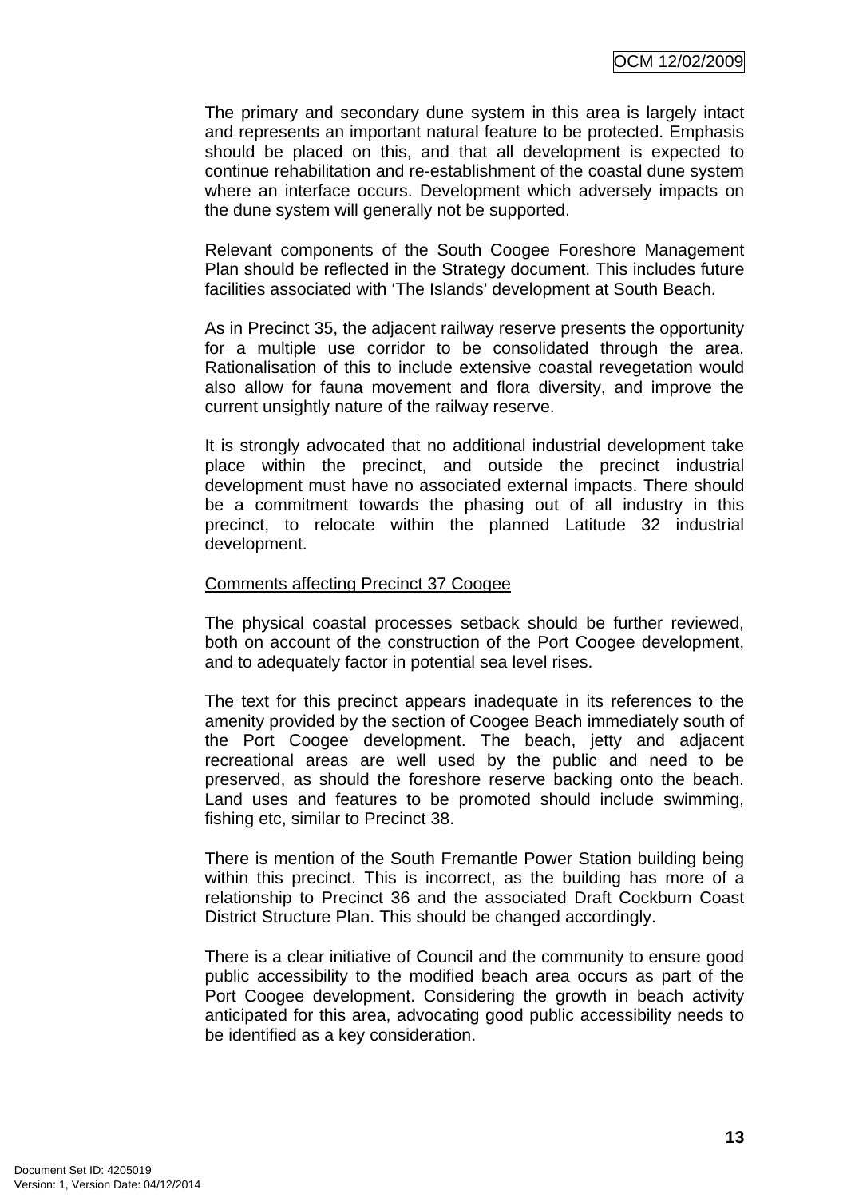The primary and secondary dune system in this area is largely intact and represents an important natural feature to be protected. Emphasis should be placed on this, and that all development is expected to continue rehabilitation and re-establishment of the coastal dune system where an interface occurs. Development which adversely impacts on the dune system will generally not be supported.

Relevant components of the South Coogee Foreshore Management Plan should be reflected in the Strategy document. This includes future facilities associated with 'The Islands' development at South Beach.

As in Precinct 35, the adjacent railway reserve presents the opportunity for a multiple use corridor to be consolidated through the area. Rationalisation of this to include extensive coastal revegetation would also allow for fauna movement and flora diversity, and improve the current unsightly nature of the railway reserve.

It is strongly advocated that no additional industrial development take place within the precinct, and outside the precinct industrial development must have no associated external impacts. There should be a commitment towards the phasing out of all industry in this precinct, to relocate within the planned Latitude 32 industrial development.

<u>Comments affecting Precinct 37 Coogee</u>

The physical coastal processes setback should be further reviewed, both on account of the construction of the Port Coogee development, and to adequately factor in potential sea level rises.

The text for this precinct appears inadequate in its references to the amenity provided by the section of Coogee Beach immediately south of the Port Coogee development. The beach, jetty and adjacent recreational areas are well used by the public and need to be preserved, as should the foreshore reserve backing onto the beach. Land uses and features to be promoted should include swimming, fishing etc, similar to Precinct 38.

There is mention of the South Fremantle Power Station building being within this precinct. This is incorrect, as the building has more of a relationship to Precinct 36 and the associated Draft Cockburn Coast District Structure Plan. This should be changed accordingly.

There is a clear initiative of Council and the community to ensure good public accessibility to the modified beach area occurs as part of the Port Coogee development. Considering the growth in beach activity anticipated for this area, advocating good public accessibility needs to be identified as a key consideration.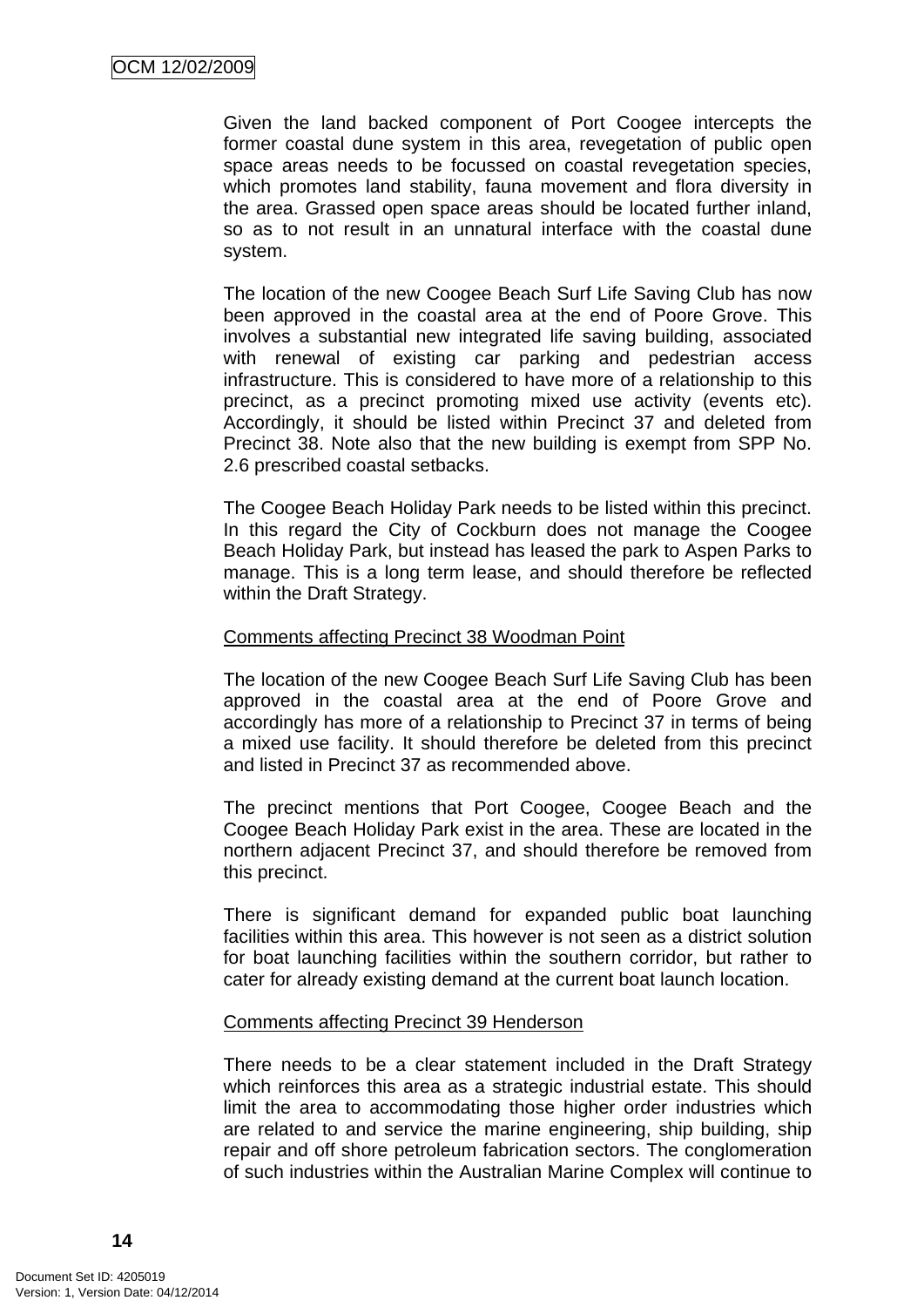Given the land backed component of Port Coogee intercepts the former coastal dune system in this area, revegetation of public open space areas needs to be focussed on coastal revegetation species, which promotes land stability, fauna movement and flora diversity in the area. Grassed open space areas should be located further inland, so as to not result in an unnatural interface with the coastal dune system.

The location of the new Coogee Beach Surf Life Saving Club has now been approved in the coastal area at the end of Poore Grove. This involves a substantial new integrated life saving building, associated with renewal of existing car parking and pedestrian access infrastructure. This is considered to have more of a relationship to this precinct, as a precinct promoting mixed use activity (events etc). Accordingly, it should be listed within Precinct 37 and deleted from Precinct 38. Note also that the new building is exempt from SPP No. 2.6 prescribed coastal setbacks.

The Coogee Beach Holiday Park needs to be listed within this precinct. In this regard the City of Cockburn does not manage the Coogee Beach Holiday Park, but instead has leased the park to Aspen Parks to manage. This is a long term lease, and should therefore be reflected within the Draft Strategy.

Comments affecting Precinct 38 Woodman Point

The location of the new Coogee Beach Surf Life Saving Club has been approved in the coastal area at the end of Poore Grove and accordingly has more of a relationship to Precinct 37 in terms of being a mixed use facility. It should therefore be deleted from this precinct and listed in Precinct 37 as recommended above.

The precinct mentions that Port Coogee, Coogee Beach and the Coogee Beach Holiday Park exist in the area. These are located in the northern adjacent Precinct 37, and should therefore be removed from this precinct.

There is significant demand for expanded public boat launching facilities within this area. This however is not seen as a district solution for boat launching facilities within the southern corridor, but rather to cater for already existing demand at the current boat launch location.

Comments affecting Precinct 39 Henderson

There needs to be a clear statement included in the Draft Strategy which reinforces this area as a strategic industrial estate. This should limit the area to accommodating those higher order industries which are related to and service the marine engineering, ship building, ship repair and off shore petroleum fabrication sectors. The conglomeration of such industries within the Australian Marine Complex will continue to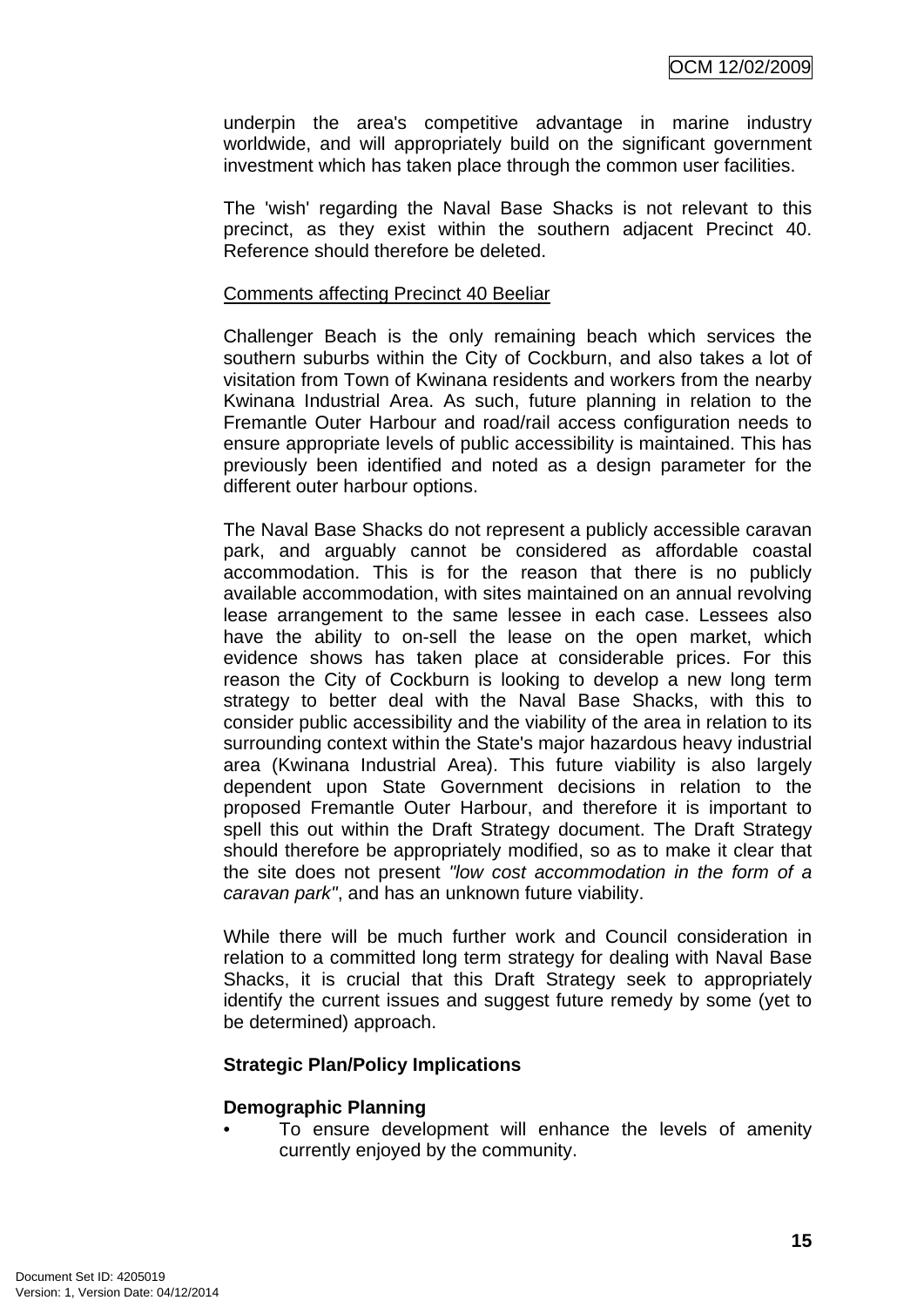underpin the area's competitive advantage in marine industry worldwide, and will appropriately build on the significant government investment which has taken place through the common user facilities.

The 'wish' regarding the Naval Base Shacks is not relevant to this precinct, as they exist within the southern adjacent Precinct 40. Reference should therefore be deleted.

Comments affecting Precinct 40 Beeliar

Challenger Beach is the only remaining beach which services the southern suburbs within the City of Cockburn, and also takes a lot of visitation from Town of Kwinana residents and workers from the nearby Kwinana Industrial Area. As such, future planning in relation to the Fremantle Outer Harbour and road/rail access configuration needs to ensure appropriate levels of public accessibility is maintained. This has previously been identified and noted as a design parameter for the different outer harbour options.

The Naval Base Shacks do not represent a publicly accessible caravan park, and arguably cannot be considered as affordable coastal accommodation. This is for the reason that there is no publicly available accommodation, with sites maintained on an annual revolving lease arrangement to the same lessee in each case. Lessees also have the ability to on-sell the lease on the open market, which evidence shows has taken place at considerable prices. For this reason the City of Cockburn is looking to develop a new long term strategy to better deal with the Naval Base Shacks, with this to consider public accessibility and the viability of the area in relation to its surrounding context within the State's major hazardous heavy industrial area (Kwinana Industrial Area). This future viability is also largely dependent upon State Government decisions in relation to the proposed Fremantle Outer Harbour, and therefore it is important to spell this out within the Draft Strategy document. The Draft Strategy should therefore be appropriately modified, so as to make it clear that the site does not present *"low cost accommodation in the form of a caravan park"*, and has an unknown future viability.

While there will be much further work and Council consideration in relation to a committed long term strategy for dealing with Naval Base Shacks, it is crucial that this Draft Strategy seek to appropriately identify the current issues and suggest future remedy by some (yet to be determined) approach.

**Strategic Plan/Policy Implications**

**Demographic Planning**

- To ensure development will enhance the levels of amenity currently enjoyed by the community.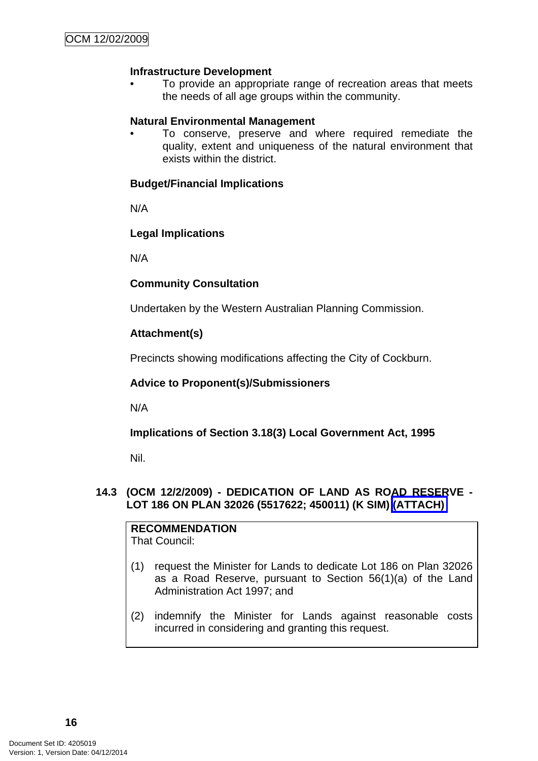**Infrastructure Development**

- To provide an appropriate range of recreation areas that meets the needs of all age groups within the community.

**Natural Environmental Management**

- To conserve, preserve and where required remediate the quality, extent and uniqueness of the natural environment that exists within the district.

**Budget/Financial Implications**

N/A

**Legal Implications**

N/A

**Community Consultation**

Undertaken by the Western Australian Planning Commission.

**Attachment(s)**

Precincts showing modifications affecting the City of Cockburn.

**Advice to Proponent(s)/Submissioners**

N/A

**Implications of Section 3.18(3) Local Government Act, 1995**

Nil.

### 14.3 (OCM 12/2/2009) - DEDICATION OF LAND AS ROAD RESERVE - LOT 186 ON PLAN 32026 (5517622; 450011) (K SIM) (ATTACH)

**RECOMMENDATION**
That Council:

(1) request the Minister for Lands to dedicate Lot 186 on Plan 32026 as a Road Reserve, pursuant to Section 56(1)(a) of the Land Administration Act 1997; and

(2) indemnify the Minister for Lands against reasonable costs incurred in considering and granting this request.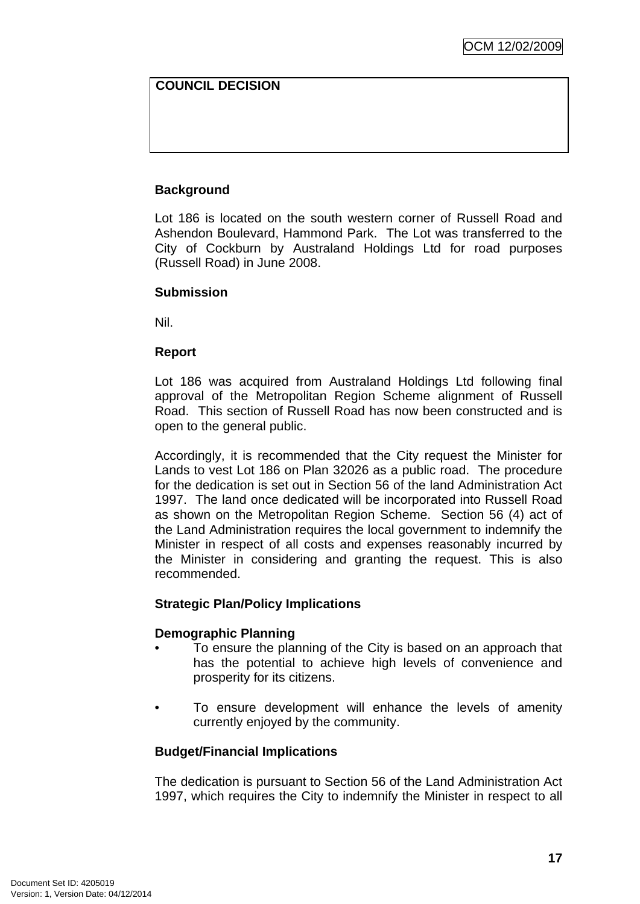| COUNCIL DECISION |
| --- |
| |

**Background**

Lot 186 is located on the south western corner of Russell Road and Ashendon Boulevard, Hammond Park. The Lot was transferred to the City of Cockburn by Australand Holdings Ltd for road purposes (Russell Road) in June 2008.

**Submission**

Nil.

**Report**

Lot 186 was acquired from Australand Holdings Ltd following final approval of the Metropolitan Region Scheme alignment of Russell Road. This section of Russell Road has now been constructed and is open to the general public.

Accordingly, it is recommended that the City request the Minister for Lands to vest Lot 186 on Plan 32026 as a public road. The procedure for the dedication is set out in Section 56 of the land Administration Act 1997. The land once dedicated will be incorporated into Russell Road as shown on the Metropolitan Region Scheme. Section 56 (4) act of the Land Administration requires the local government to indemnify the Minister in respect of all costs and expenses reasonably incurred by the Minister in considering and granting the request. This is also recommended.

**Strategic Plan/Policy Implications**

**Demographic Planning**

- To ensure the planning of the City is based on an approach that has the potential to achieve high levels of convenience and prosperity for its citizens.

- To ensure development will enhance the levels of amenity currently enjoyed by the community.

**Budget/Financial Implications**

The dedication is pursuant to Section 56 of the Land Administration Act 1997, which requires the City to indemnify the Minister in respect to all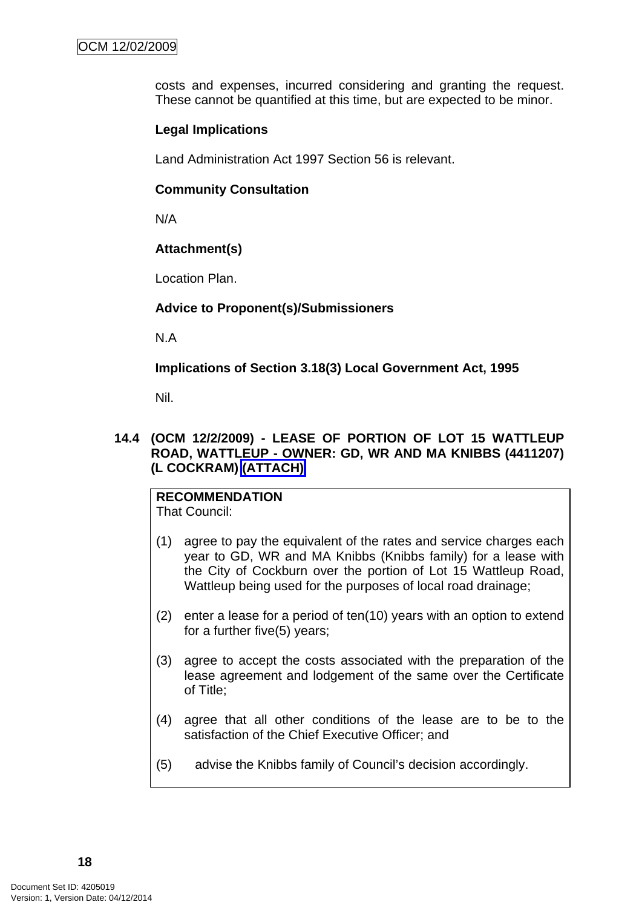costs and expenses, incurred considering and granting the request. These cannot be quantified at this time, but are expected to be minor.

**Legal Implications**

Land Administration Act 1997 Section 56 is relevant.

**Community Consultation**

N/A

**Attachment(s)**

Location Plan.

**Advice to Proponent(s)/Submissioners**

N.A

**Implications of Section 3.18(3) Local Government Act, 1995**

Nil.

## 14.4 (OCM 12/2/2009) - LEASE OF PORTION OF LOT 15 WATTLEUP ROAD, WATTLEUP - OWNER: GD, WR AND MA KNIBBS (4411207) (L COCKRAM) (ATTACH)

**RECOMMENDATION**
That Council:

(1) agree to pay the equivalent of the rates and service charges each year to GD, WR and MA Knibbs (Knibbs family) for a lease with the City of Cockburn over the portion of Lot 15 Wattleup Road, Wattleup being used for the purposes of local road drainage;

(2) enter a lease for a period of ten(10) years with an option to extend for a further five(5) years;

(3) agree to accept the costs associated with the preparation of the lease agreement and lodgement of the same over the Certificate of Title;

(4) agree that all other conditions of the lease are to be to the satisfaction of the Chief Executive Officer; and

(5) advise the Knibbs family of Council's decision accordingly.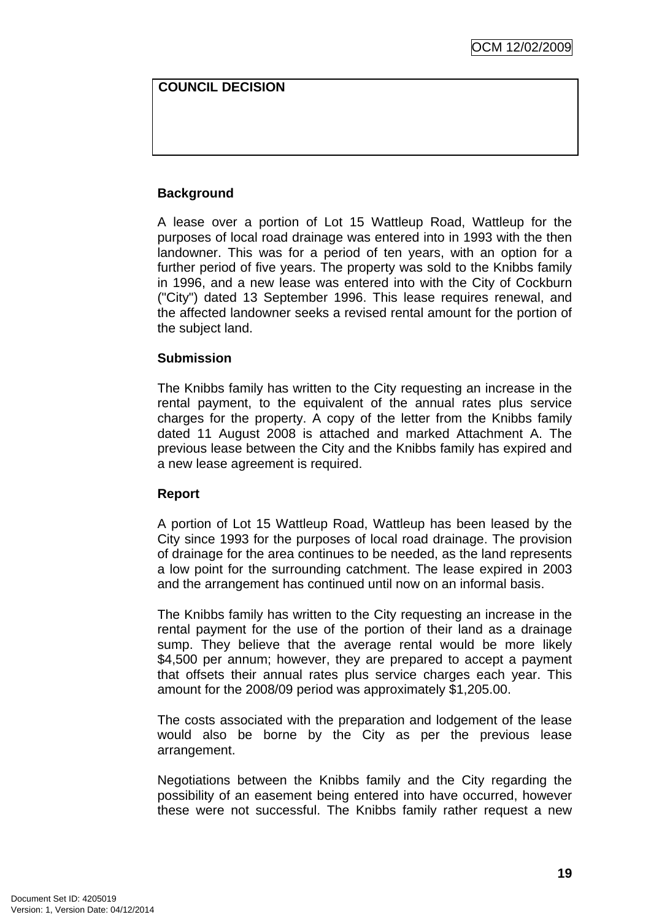**COUNCIL DECISION**

**Background**

A lease over a portion of Lot 15 Wattleup Road, Wattleup for the purposes of local road drainage was entered into in 1993 with the then landowner. This was for a period of ten years, with an option for a further period of five years. The property was sold to the Knibbs family in 1996, and a new lease was entered into with the City of Cockburn ("City") dated 13 September 1996. This lease requires renewal, and the affected landowner seeks a revised rental amount for the portion of the subject land.

**Submission**

The Knibbs family has written to the City requesting an increase in the rental payment, to the equivalent of the annual rates plus service charges for the property. A copy of the letter from the Knibbs family dated 11 August 2008 is attached and marked Attachment A. The previous lease between the City and the Knibbs family has expired and a new lease agreement is required.

**Report**

A portion of Lot 15 Wattleup Road, Wattleup has been leased by the City since 1993 for the purposes of local road drainage. The provision of drainage for the area continues to be needed, as the land represents a low point for the surrounding catchment. The lease expired in 2003 and the arrangement has continued until now on an informal basis.

The Knibbs family has written to the City requesting an increase in the rental payment for the use of the portion of their land as a drainage sump. They believe that the average rental would be more likely $4,500 per annum; however, they are prepared to accept a payment that offsets their annual rates plus service charges each year. This amount for the 2008/09 period was approximately $1,205.00.

The costs associated with the preparation and lodgement of the lease would also be borne by the City as per the previous lease arrangement.

Negotiations between the Knibbs family and the City regarding the possibility of an easement being entered into have occurred, however these were not successful. The Knibbs family rather request a new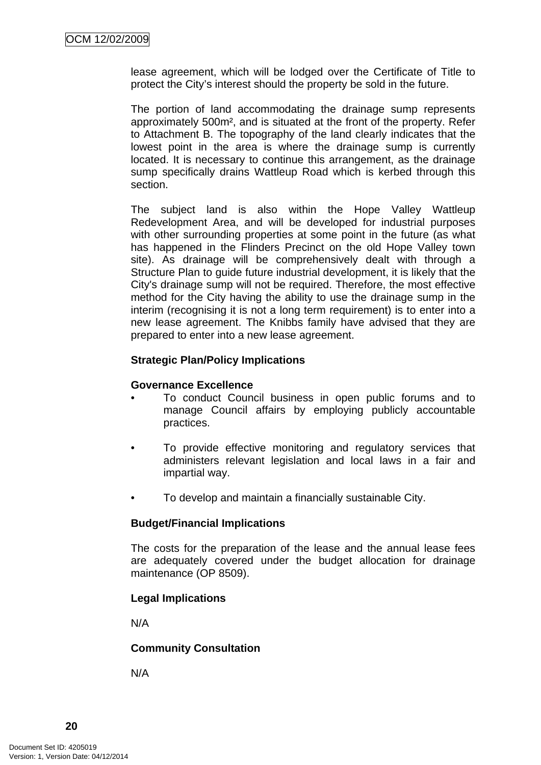lease agreement, which will be lodged over the Certificate of Title to protect the City's interest should the property be sold in the future.

The portion of land accommodating the drainage sump represents approximately 500m², and is situated at the front of the property. Refer to Attachment B. The topography of the land clearly indicates that the lowest point in the area is where the drainage sump is currently located. It is necessary to continue this arrangement, as the drainage sump specifically drains Wattleup Road which is kerbed through this section.

The subject land is also within the Hope Valley Wattleup Redevelopment Area, and will be developed for industrial purposes with other surrounding properties at some point in the future (as what has happened in the Flinders Precinct on the old Hope Valley town site). As drainage will be comprehensively dealt with through a Structure Plan to guide future industrial development, it is likely that the City's drainage sump will not be required. Therefore, the most effective method for the City having the ability to use the drainage sump in the interim (recognising it is not a long term requirement) is to enter into a new lease agreement. The Knibbs family have advised that they are prepared to enter into a new lease agreement.

**Strategic Plan/Policy Implications**

**Governance Excellence**

- To conduct Council business in open public forums and to manage Council affairs by employing publicly accountable practices.

- To provide effective monitoring and regulatory services that administers relevant legislation and local laws in a fair and impartial way.

- To develop and maintain a financially sustainable City.

**Budget/Financial Implications**

The costs for the preparation of the lease and the annual lease fees are adequately covered under the budget allocation for drainage maintenance (OP 8509).

**Legal Implications**

N/A

**Community Consultation**

N/A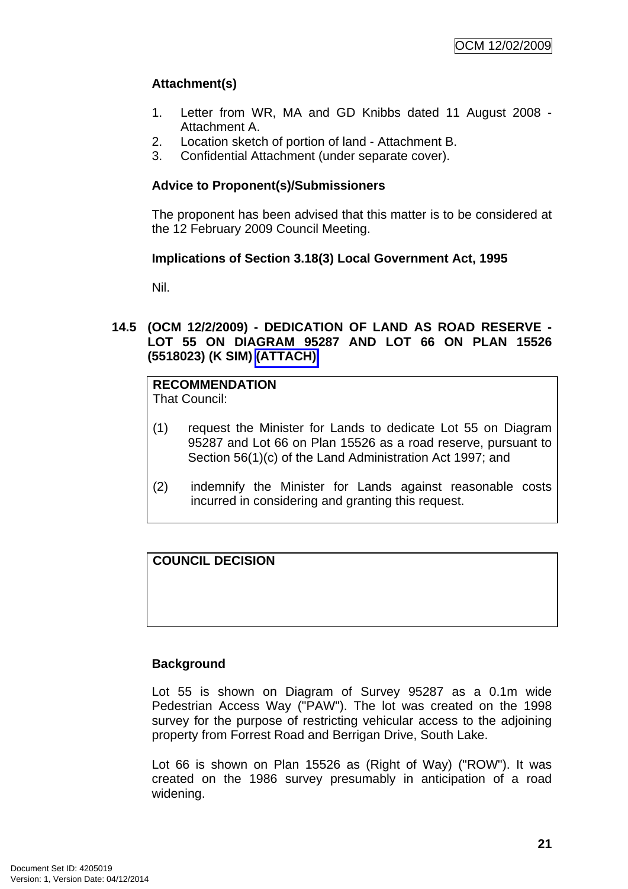**Attachment(s)**

1. Letter from WR, MA and GD Knibbs dated 11 August 2008 - Attachment A.
2. Location sketch of portion of land - Attachment B.
3. Confidential Attachment (under separate cover).

**Advice to Proponent(s)/Submissioners**

The proponent has been advised that this matter is to be considered at the 12 February 2009 Council Meeting.

**Implications of Section 3.18(3) Local Government Act, 1995**

Nil.

### 14.5 (OCM 12/2/2009) - DEDICATION OF LAND AS ROAD RESERVE - LOT 55 ON DIAGRAM 95287 AND LOT 66 ON PLAN 15526 (5518023) (K SIM) (ATTACH)

**RECOMMENDATION**
That Council:

(1) request the Minister for Lands to dedicate Lot 55 on Diagram 95287 and Lot 66 on Plan 15526 as a road reserve, pursuant to Section 56(1)(c) of the Land Administration Act 1997; and

(2) indemnify the Minister for Lands against reasonable costs incurred in considering and granting this request.

**COUNCIL DECISION**

**Background**

Lot 55 is shown on Diagram of Survey 95287 as a 0.1m wide Pedestrian Access Way ("PAW"). The lot was created on the 1998 survey for the purpose of restricting vehicular access to the adjoining property from Forrest Road and Berrigan Drive, South Lake.

Lot 66 is shown on Plan 15526 as (Right of Way) ("ROW"). It was created on the 1986 survey presumably in anticipation of a road widening.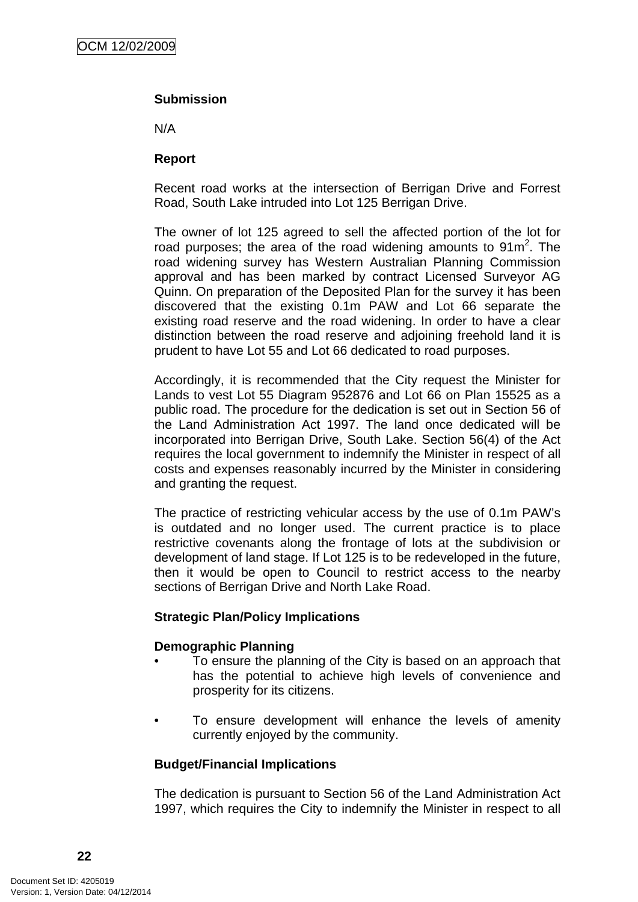**Submission**

N/A

**Report**

Recent road works at the intersection of Berrigan Drive and Forrest Road, South Lake intruded into Lot 125 Berrigan Drive.

The owner of lot 125 agreed to sell the affected portion of the lot for road purposes; the area of the road widening amounts to $91m^2$. The road widening survey has Western Australian Planning Commission approval and has been marked by contract Licensed Surveyor AG Quinn. On preparation of the Deposited Plan for the survey it has been discovered that the existing 0.1m PAW and Lot 66 separate the existing road reserve and the road widening. In order to have a clear distinction between the road reserve and adjoining freehold land it is prudent to have Lot 55 and Lot 66 dedicated to road purposes.

Accordingly, it is recommended that the City request the Minister for Lands to vest Lot 55 Diagram 952876 and Lot 66 on Plan 15525 as a public road. The procedure for the dedication is set out in Section 56 of the Land Administration Act 1997. The land once dedicated will be incorporated into Berrigan Drive, South Lake. Section 56(4) of the Act requires the local government to indemnify the Minister in respect of all costs and expenses reasonably incurred by the Minister in considering and granting the request.

The practice of restricting vehicular access by the use of 0.1m PAW's is outdated and no longer used. The current practice is to place restrictive covenants along the frontage of lots at the subdivision or development of land stage. If Lot 125 is to be redeveloped in the future, then it would be open to Council to restrict access to the nearby sections of Berrigan Drive and North Lake Road.

**Strategic Plan/Policy Implications**

**Demographic Planning**

- To ensure the planning of the City is based on an approach that has the potential to achieve high levels of convenience and prosperity for its citizens.
- To ensure development will enhance the levels of amenity currently enjoyed by the community.

**Budget/Financial Implications**

The dedication is pursuant to Section 56 of the Land Administration Act 1997, which requires the City to indemnify the Minister in respect to all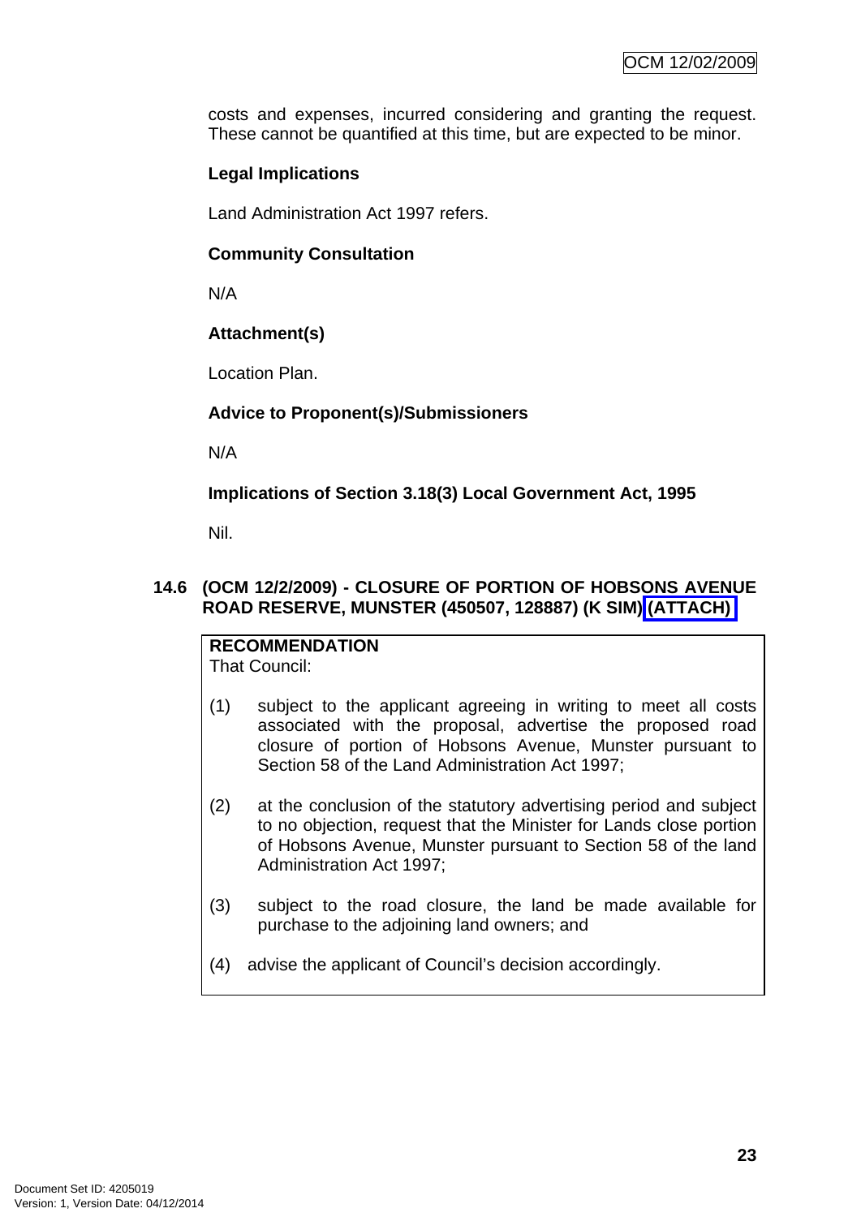costs and expenses, incurred considering and granting the request. These cannot be quantified at this time, but are expected to be minor.

**Legal Implications**

Land Administration Act 1997 refers.

**Community Consultation**

N/A

**Attachment(s)**

Location Plan.

**Advice to Proponent(s)/Submissioners**

N/A

**Implications of Section 3.18(3) Local Government Act, 1995**

Nil.

## 14.6 (OCM 12/2/2009) - CLOSURE OF PORTION OF HOBSONS AVENUE ROAD RESERVE, MUNSTER (450507, 128887) (K SIM) (ATTACH)

**RECOMMENDATION**
That Council:

(1) subject to the applicant agreeing in writing to meet all costs associated with the proposal, advertise the proposed road closure of portion of Hobsons Avenue, Munster pursuant to Section 58 of the Land Administration Act 1997;

(2) at the conclusion of the statutory advertising period and subject to no objection, request that the Minister for Lands close portion of Hobsons Avenue, Munster pursuant to Section 58 of the land Administration Act 1997;

(3) subject to the road closure, the land be made available for purchase to the adjoining land owners; and

(4) advise the applicant of Council's decision accordingly.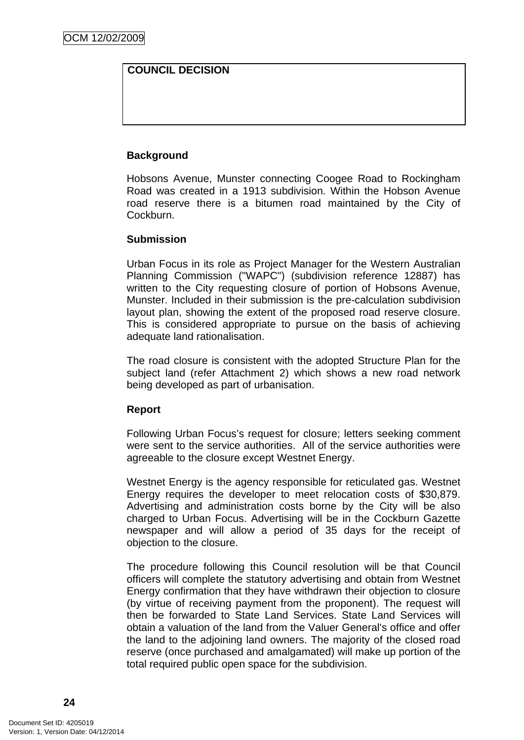**COUNCIL DECISION**

**Background**

Hobsons Avenue, Munster connecting Coogee Road to Rockingham Road was created in a 1913 subdivision. Within the Hobson Avenue road reserve there is a bitumen road maintained by the City of Cockburn.

**Submission**

Urban Focus in its role as Project Manager for the Western Australian Planning Commission ("WAPC") (subdivision reference 12887) has written to the City requesting closure of portion of Hobsons Avenue, Munster. Included in their submission is the pre-calculation subdivision layout plan, showing the extent of the proposed road reserve closure. This is considered appropriate to pursue on the basis of achieving adequate land rationalisation.

The road closure is consistent with the adopted Structure Plan for the subject land (refer Attachment 2) which shows a new road network being developed as part of urbanisation.

**Report**

Following Urban Focus's request for closure; letters seeking comment were sent to the service authorities. All of the service authorities were agreeable to the closure except Westnet Energy.

Westnet Energy is the agency responsible for reticulated gas. Westnet Energy requires the developer to meet relocation costs of $30,879. Advertising and administration costs borne by the City will be also charged to Urban Focus. Advertising will be in the Cockburn Gazette newspaper and will allow a period of 35 days for the receipt of objection to the closure.

The procedure following this Council resolution will be that Council officers will complete the statutory advertising and obtain from Westnet Energy confirmation that they have withdrawn their objection to closure (by virtue of receiving payment from the proponent). The request will then be forwarded to State Land Services. State Land Services will obtain a valuation of the land from the Valuer General's office and offer the land to the adjoining land owners. The majority of the closed road reserve (once purchased and amalgamated) will make up portion of the total required public open space for the subdivision.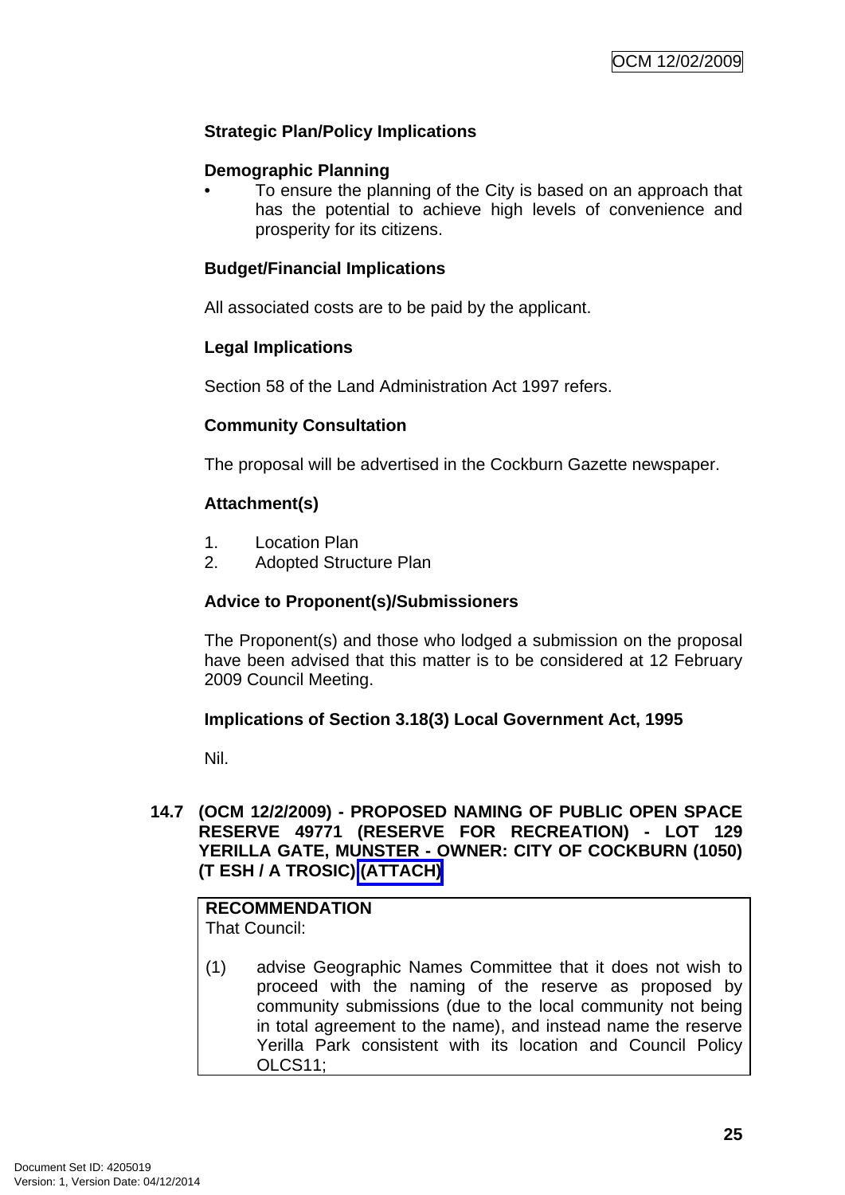**Strategic Plan/Policy Implications**

**Demographic Planning**

- To ensure the planning of the City is based on an approach that has the potential to achieve high levels of convenience and prosperity for its citizens.

**Budget/Financial Implications**

All associated costs are to be paid by the applicant.

**Legal Implications**

Section 58 of the Land Administration Act 1997 refers.

**Community Consultation**

The proposal will be advertised in the Cockburn Gazette newspaper.

**Attachment(s)**

1. Location Plan
2. Adopted Structure Plan

**Advice to Proponent(s)/Submissioners**

The Proponent(s) and those who lodged a submission on the proposal have been advised that this matter is to be considered at 12 February 2009 Council Meeting.

**Implications of Section 3.18(3) Local Government Act, 1995**

Nil.

## 14.7 (OCM 12/2/2009) - PROPOSED NAMING OF PUBLIC OPEN SPACE RESERVE 49771 (RESERVE FOR RECREATION) - LOT 129 YERILLA GATE, MUNSTER - OWNER: CITY OF COCKBURN (1050) (T ESH / A TROSIC) (ATTACH)

**RECOMMENDATION**
That Council:

(1) advise Geographic Names Committee that it does not wish to proceed with the naming of the reserve as proposed by community submissions (due to the local community not being in total agreement to the name), and instead name the reserve Yerilla Park consistent with its location and Council Policy OLCS11;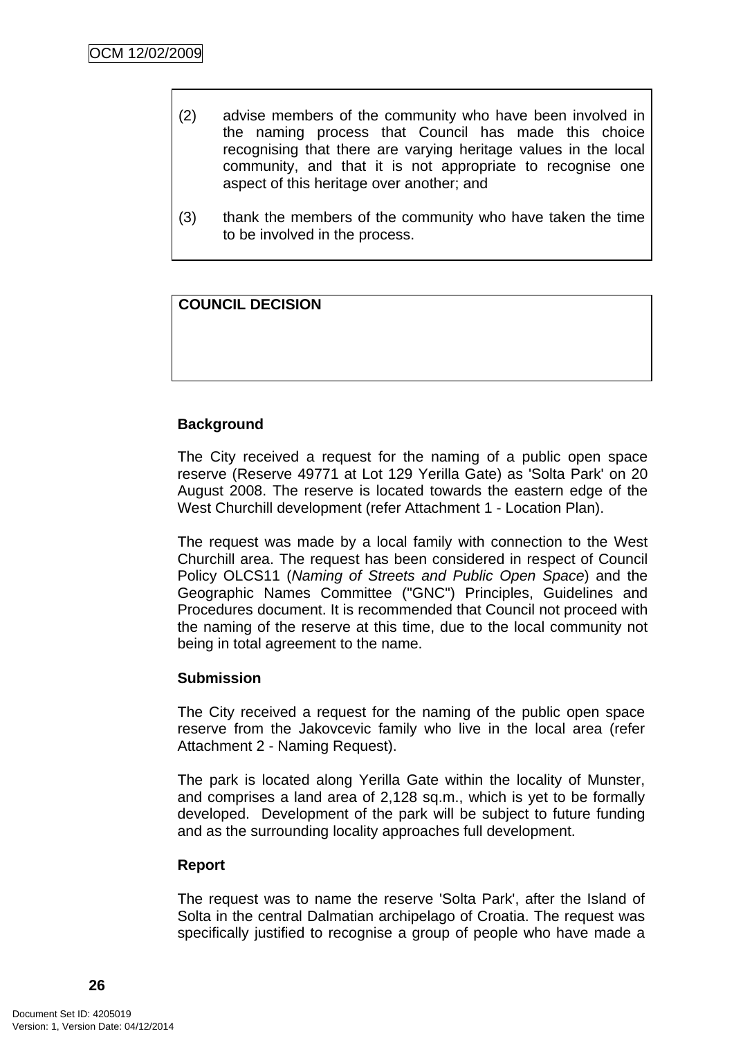(2) advise members of the community who have been involved in the naming process that Council has made this choice recognising that there are varying heritage values in the local community, and that it is not appropriate to recognise one aspect of this heritage over another; and

(3) thank the members of the community who have taken the time to be involved in the process.

**COUNCIL DECISION**

**Background**

The City received a request for the naming of a public open space reserve (Reserve 49771 at Lot 129 Yerilla Gate) as 'Solta Park' on 20 August 2008. The reserve is located towards the eastern edge of the West Churchill development (refer Attachment 1 - Location Plan).

The request was made by a local family with connection to the West Churchill area. The request has been considered in respect of Council Policy OLCS11 (*Naming of Streets and Public Open Space*) and the Geographic Names Committee ("GNC") Principles, Guidelines and Procedures document. It is recommended that Council not proceed with the naming of the reserve at this time, due to the local community not being in total agreement to the name.

**Submission**

The City received a request for the naming of the public open space reserve from the Jakovcevic family who live in the local area (refer Attachment 2 - Naming Request).

The park is located along Yerilla Gate within the locality of Munster, and comprises a land area of 2,128 sq.m., which is yet to be formally developed. Development of the park will be subject to future funding and as the surrounding locality approaches full development.

**Report**

The request was to name the reserve 'Solta Park', after the Island of Solta in the central Dalmatian archipelago of Croatia. The request was specifically justified to recognise a group of people who have made a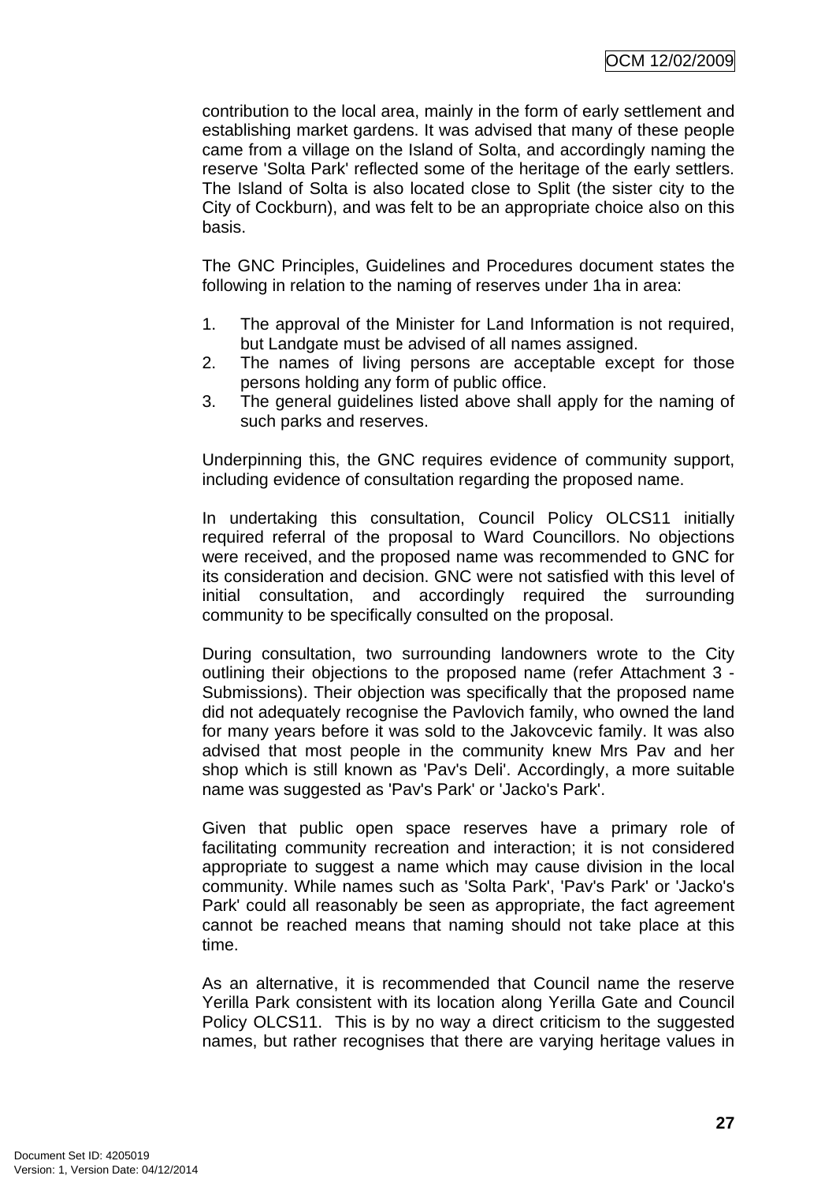contribution to the local area, mainly in the form of early settlement and establishing market gardens. It was advised that many of these people came from a village on the Island of Solta, and accordingly naming the reserve 'Solta Park' reflected some of the heritage of the early settlers. The Island of Solta is also located close to Split (the sister city to the City of Cockburn), and was felt to be an appropriate choice also on this basis.

The GNC Principles, Guidelines and Procedures document states the following in relation to the naming of reserves under 1ha in area:

1. The approval of the Minister for Land Information is not required, but Landgate must be advised of all names assigned.
2. The names of living persons are acceptable except for those persons holding any form of public office.
3. The general guidelines listed above shall apply for the naming of such parks and reserves.

Underpinning this, the GNC requires evidence of community support, including evidence of consultation regarding the proposed name.

In undertaking this consultation, Council Policy OLCS11 initially required referral of the proposal to Ward Councillors. No objections were received, and the proposed name was recommended to GNC for its consideration and decision. GNC were not satisfied with this level of initial consultation, and accordingly required the surrounding community to be specifically consulted on the proposal.

During consultation, two surrounding landowners wrote to the City outlining their objections to the proposed name (refer Attachment 3 - Submissions). Their objection was specifically that the proposed name did not adequately recognise the Pavlovich family, who owned the land for many years before it was sold to the Jakovcevic family. It was also advised that most people in the community knew Mrs Pav and her shop which is still known as 'Pav's Deli'. Accordingly, a more suitable name was suggested as 'Pav's Park' or 'Jacko's Park'.

Given that public open space reserves have a primary role of facilitating community recreation and interaction; it is not considered appropriate to suggest a name which may cause division in the local community. While names such as 'Solta Park', 'Pav's Park' or 'Jacko's Park' could all reasonably be seen as appropriate, the fact agreement cannot be reached means that naming should not take place at this time.

As an alternative, it is recommended that Council name the reserve Yerilla Park consistent with its location along Yerilla Gate and Council Policy OLCS11. This is by no way a direct criticism to the suggested names, but rather recognises that there are varying heritage values in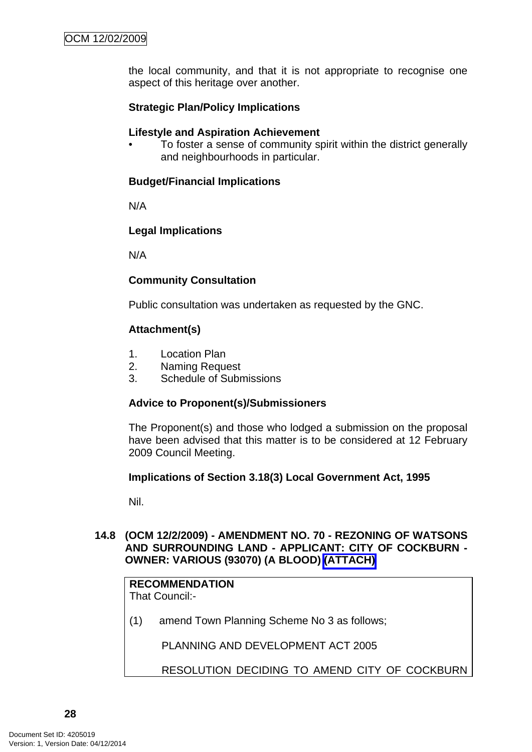the local community, and that it is not appropriate to recognise one aspect of this heritage over another.

**Strategic Plan/Policy Implications**

**Lifestyle and Aspiration Achievement**

- To foster a sense of community spirit within the district generally and neighbourhoods in particular.

**Budget/Financial Implications**

N/A

**Legal Implications**

N/A

**Community Consultation**

Public consultation was undertaken as requested by the GNC.

**Attachment(s)**

1. Location Plan
2. Naming Request
3. Schedule of Submissions

**Advice to Proponent(s)/Submissioners**

The Proponent(s) and those who lodged a submission on the proposal have been advised that this matter is to be considered at 12 February 2009 Council Meeting.

**Implications of Section 3.18(3) Local Government Act, 1995**

Nil.

### 14.8 (OCM 12/2/2009) - AMENDMENT NO. 70 - REZONING OF WATSONS AND SURROUNDING LAND - APPLICANT: CITY OF COCKBURN - OWNER: VARIOUS (93070) (A BLOOD) (ATTACH)

**RECOMMENDATION**
That Council:-

(1) amend Town Planning Scheme No 3 as follows;

PLANNING AND DEVELOPMENT ACT 2005

RESOLUTION DECIDING TO AMEND CITY OF COCKBURN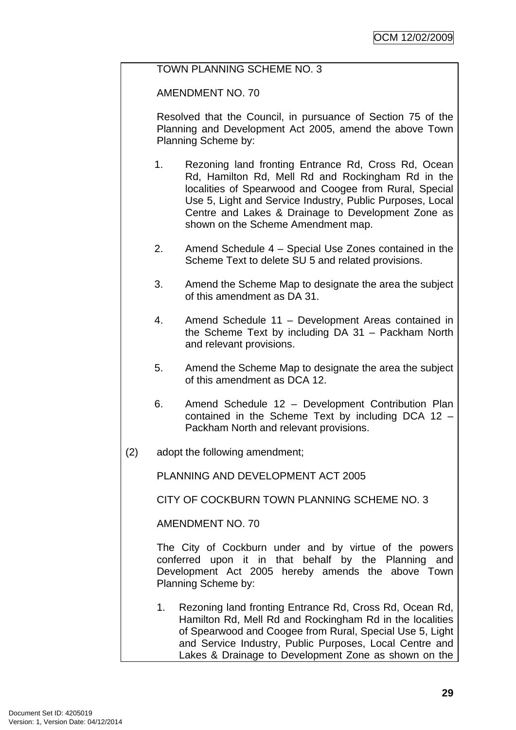TOWN PLANNING SCHEME NO. 3

AMENDMENT NO. 70

Resolved that the Council, in pursuance of Section 75 of the Planning and Development Act 2005, amend the above Town Planning Scheme by:

1. Rezoning land fronting Entrance Rd, Cross Rd, Ocean Rd, Hamilton Rd, Mell Rd and Rockingham Rd in the localities of Spearwood and Coogee from Rural, Special Use 5, Light and Service Industry, Public Purposes, Local Centre and Lakes & Drainage to Development Zone as shown on the Scheme Amendment map.

2. Amend Schedule 4 – Special Use Zones contained in the Scheme Text to delete SU 5 and related provisions.

3. Amend the Scheme Map to designate the area the subject of this amendment as DA 31.

4. Amend Schedule 11 – Development Areas contained in the Scheme Text by including DA 31 – Packham North and relevant provisions.

5. Amend the Scheme Map to designate the area the subject of this amendment as DCA 12.

6. Amend Schedule 12 – Development Contribution Plan contained in the Scheme Text by including DCA 12 – Packham North and relevant provisions.

(2) adopt the following amendment;

PLANNING AND DEVELOPMENT ACT 2005

CITY OF COCKBURN TOWN PLANNING SCHEME NO. 3

AMENDMENT NO. 70

The City of Cockburn under and by virtue of the powers conferred upon it in that behalf by the Planning and Development Act 2005 hereby amends the above Town Planning Scheme by:

1. Rezoning land fronting Entrance Rd, Cross Rd, Ocean Rd, Hamilton Rd, Mell Rd and Rockingham Rd in the localities of Spearwood and Coogee from Rural, Special Use 5, Light and Service Industry, Public Purposes, Local Centre and Lakes & Drainage to Development Zone as shown on the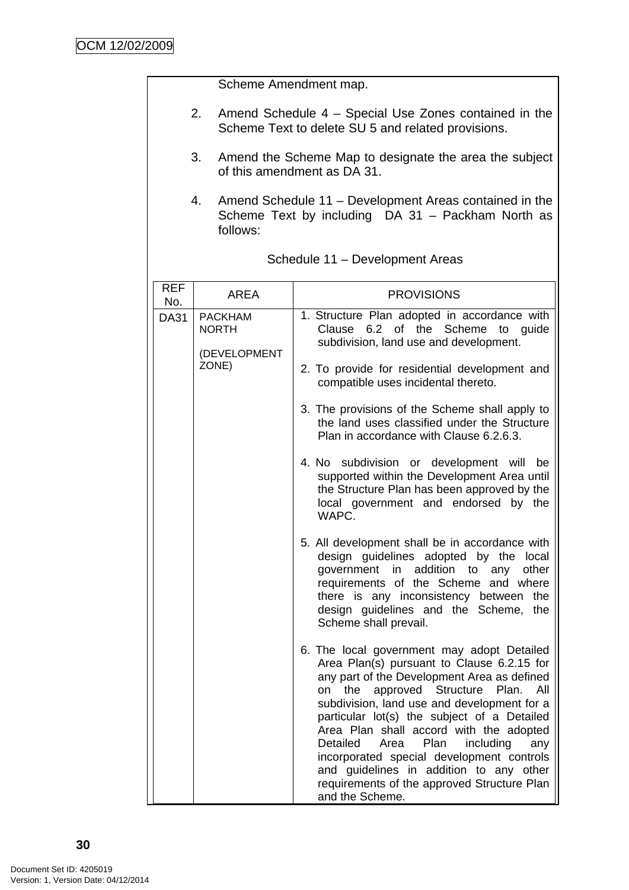Scheme Amendment map.

2. Amend Schedule 4 – Special Use Zones contained in the Scheme Text to delete SU 5 and related provisions.

3. Amend the Scheme Map to designate the area the subject of this amendment as DA 31.

4. Amend Schedule 11 – Development Areas contained in the Scheme Text by including DA 31 – Packham North as follows:

Schedule 11 – Development Areas

| REF No. | AREA | PROVISIONS |
|---|---|---|
| DA31 | PACKHAM NORTH<br><br>(DEVELOPMENT ZONE) | 1. Structure Plan adopted in accordance with Clause 6.2 of the Scheme to guide subdivision, land use and development.<br><br>2. To provide for residential development and compatible uses incidental thereto.<br><br>3. The provisions of the Scheme shall apply to the land uses classified under the Structure Plan in accordance with Clause 6.2.6.3.<br><br>4. No subdivision or development will be supported within the Development Area until the Structure Plan has been approved by the local government and endorsed by the WAPC.<br><br>5. All development shall be in accordance with design guidelines adopted by the local government in addition to any other requirements of the Scheme and where there is any inconsistency between the design guidelines and the Scheme, the Scheme shall prevail.<br><br>6. The local government may adopt Detailed Area Plan(s) pursuant to Clause 6.2.15 for any part of the Development Area as defined on the approved Structure Plan. All subdivision, land use and development for a particular lot(s) the subject of a Detailed Area Plan shall accord with the adopted Detailed Area Plan including any incorporated special development controls and guidelines in addition to any other requirements of the approved Structure Plan and the Scheme. |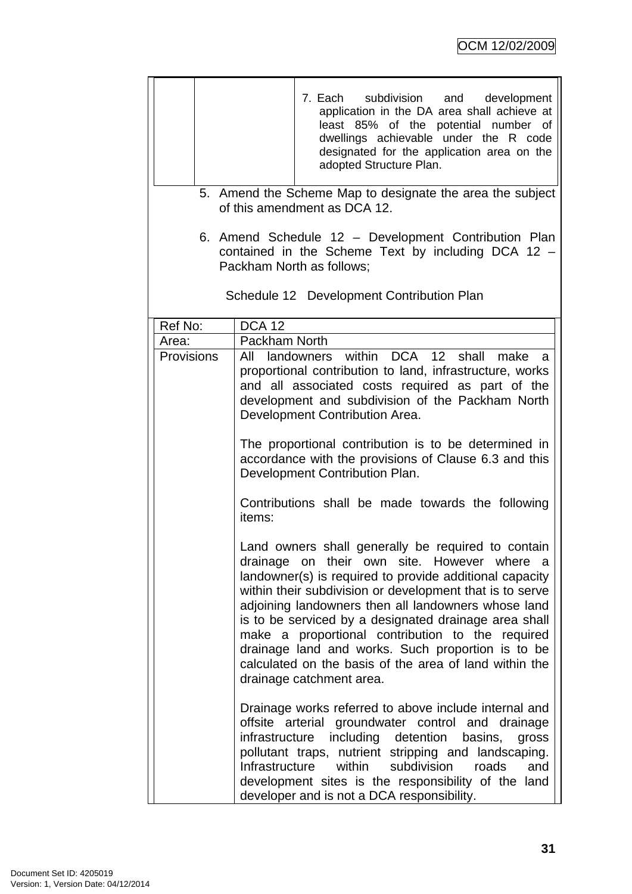| | | 7. Each subdivision and development application in the DA area shall achieve at least 85% of the potential number of dwellings achievable under the R code designated for the application area on the adopted Structure Plan. |
|---|---|---|

5. Amend the Scheme Map to designate the area the subject of this amendment as DCA 12.

6. Amend Schedule 12 – Development Contribution Plan contained in the Scheme Text by including DCA 12 – Packham North as follows;

Schedule 12 Development Contribution Plan

| Ref No: | DCA 12 |
|---|---|
| Area: | Packham North |
| Provisions | All landowners within DCA 12 shall make a proportional contribution to land, infrastructure, works and all associated costs required as part of the development and subdivision of the Packham North Development Contribution Area.<br><br>The proportional contribution is to be determined in accordance with the provisions of Clause 6.3 and this Development Contribution Plan.<br><br>Contributions shall be made towards the following items:<br><br>Land owners shall generally be required to contain drainage on their own site. However where a landowner(s) is required to provide additional capacity within their subdivision or development that is to serve adjoining landowners then all landowners whose land is to be serviced by a designated drainage area shall make a proportional contribution to the required drainage land and works. Such proportion is to be calculated on the basis of the area of land within the drainage catchment area.<br><br>Drainage works referred to above include internal and offsite arterial groundwater control and drainage infrastructure including detention basins, gross pollutant traps, nutrient stripping and landscaping. Infrastructure within subdivision roads and development sites is the responsibility of the land developer and is not a DCA responsibility. |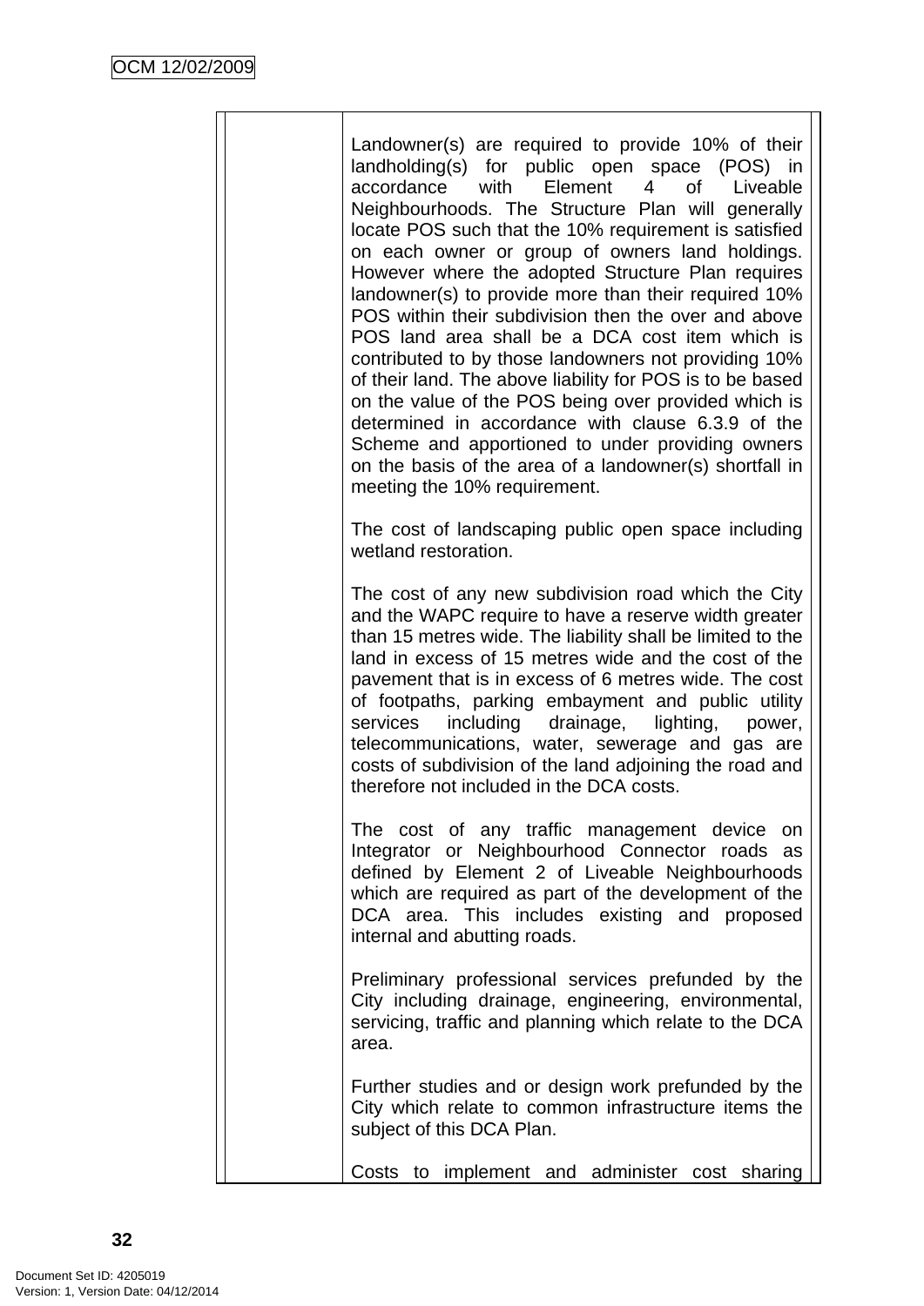| | |
|---|---|
| | Landowner(s) are required to provide 10% of their landholding(s) for public open space (POS) in accordance with Element 4 of Liveable Neighbourhoods. The Structure Plan will generally locate POS such that the 10% requirement is satisfied on each owner or group of owners land holdings. However where the adopted Structure Plan requires landowner(s) to provide more than their required 10% POS within their subdivision then the over and above POS land area shall be a DCA cost item which is contributed to by those landowners not providing 10% of their land. The above liability for POS is to be based on the value of the POS being over provided which is determined in accordance with clause 6.3.9 of the Scheme and apportioned to under providing owners on the basis of the area of a landowner(s) shortfall in meeting the 10% requirement.<br><br>The cost of landscaping public open space including wetland restoration.<br><br>The cost of any new subdivision road which the City and the WAPC require to have a reserve width greater than 15 metres wide. The liability shall be limited to the land in excess of 15 metres wide and the cost of the pavement that is in excess of 6 metres wide. The cost of footpaths, parking embayment and public utility services including drainage, lighting, power, telecommunications, water, sewerage and gas are costs of subdivision of the land adjoining the road and therefore not included in the DCA costs.<br><br>The cost of any traffic management device on Integrator or Neighbourhood Connector roads as defined by Element 2 of Liveable Neighbourhoods which are required as part of the development of the DCA area. This includes existing and proposed internal and abutting roads.<br><br>Preliminary professional services prefunded by the City including drainage, engineering, environmental, servicing, traffic and planning which relate to the DCA area.<br><br>Further studies and or design work prefunded by the City which relate to common infrastructure items the subject of this DCA Plan.<br><br>Costs to implement and administer cost sharing |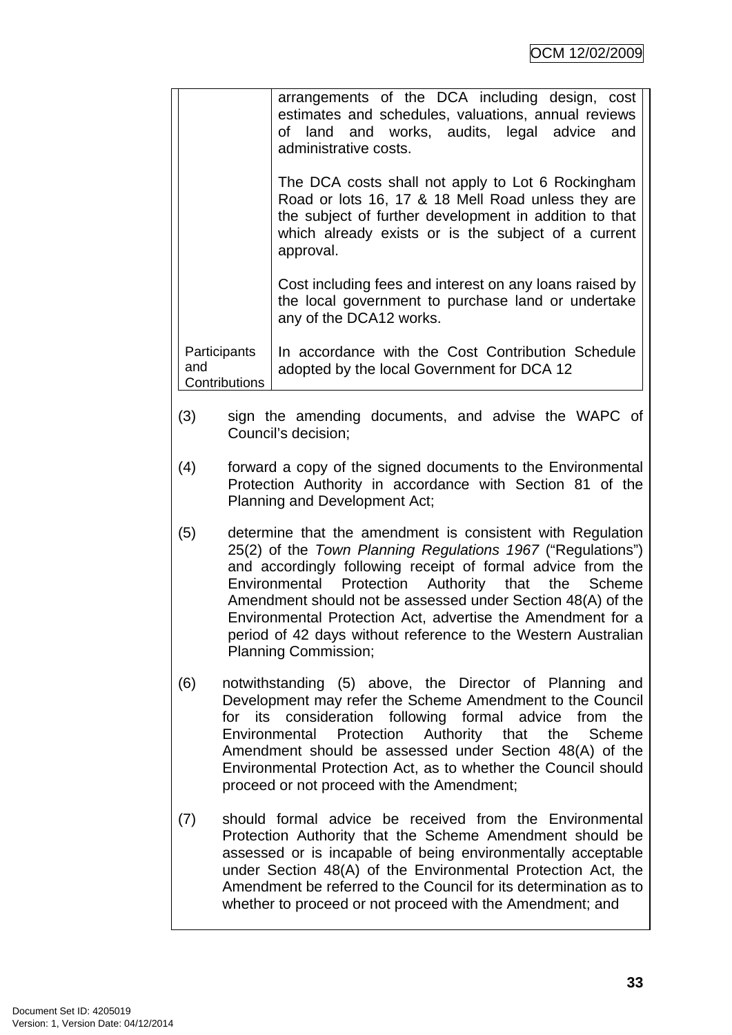| | |
|---|---|
| | arrangements of the DCA including design, cost estimates and schedules, valuations, annual reviews of land and works, audits, legal advice and administrative costs.<br><br>The DCA costs shall not apply to Lot 6 Rockingham Road or lots 16, 17 & 18 Mell Road unless they are the subject of further development in addition to that which already exists or is the subject of a current approval.<br><br>Cost including fees and interest on any loans raised by the local government to purchase land or undertake any of the DCA12 works. |
| Participants and Contributions | In accordance with the Cost Contribution Schedule adopted by the local Government for DCA 12 |

(3) sign the amending documents, and advise the WAPC of Council's decision;

(4) forward a copy of the signed documents to the Environmental Protection Authority in accordance with Section 81 of the Planning and Development Act;

(5) determine that the amendment is consistent with Regulation 25(2) of the *Town Planning Regulations 1967* ("Regulations") and accordingly following receipt of formal advice from the Environmental Protection Authority that the Scheme Amendment should not be assessed under Section 48(A) of the Environmental Protection Act, advertise the Amendment for a period of 42 days without reference to the Western Australian Planning Commission;

(6) notwithstanding (5) above, the Director of Planning and Development may refer the Scheme Amendment to the Council for its consideration following formal advice from the Environmental Protection Authority that the Scheme Amendment should be assessed under Section 48(A) of the Environmental Protection Act, as to whether the Council should proceed or not proceed with the Amendment;

(7) should formal advice be received from the Environmental Protection Authority that the Scheme Amendment should be assessed or is incapable of being environmentally acceptable under Section 48(A) of the Environmental Protection Act, the Amendment be referred to the Council for its determination as to whether to proceed or not proceed with the Amendment; and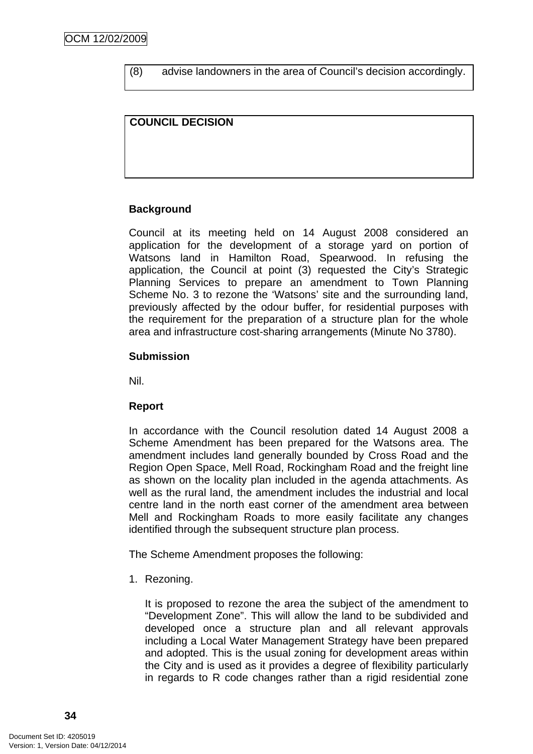(8) advise landowners in the area of Council's decision accordingly.

**COUNCIL DECISION**

**Background**

Council at its meeting held on 14 August 2008 considered an application for the development of a storage yard on portion of Watsons land in Hamilton Road, Spearwood. In refusing the application, the Council at point (3) requested the City's Strategic Planning Services to prepare an amendment to Town Planning Scheme No. 3 to rezone the 'Watsons' site and the surrounding land, previously affected by the odour buffer, for residential purposes with the requirement for the preparation of a structure plan for the whole area and infrastructure cost-sharing arrangements (Minute No 3780).

**Submission**

Nil.

**Report**

In accordance with the Council resolution dated 14 August 2008 a Scheme Amendment has been prepared for the Watsons area. The amendment includes land generally bounded by Cross Road and the Region Open Space, Mell Road, Rockingham Road and the freight line as shown on the locality plan included in the agenda attachments. As well as the rural land, the amendment includes the industrial and local centre land in the north east corner of the amendment area between Mell and Rockingham Roads to more easily facilitate any changes identified through the subsequent structure plan process.

The Scheme Amendment proposes the following:

1. Rezoning.

   It is proposed to rezone the area the subject of the amendment to "Development Zone". This will allow the land to be subdivided and developed once a structure plan and all relevant approvals including a Local Water Management Strategy have been prepared and adopted. This is the usual zoning for development areas within the City and is used as it provides a degree of flexibility particularly in regards to R code changes rather than a rigid residential zone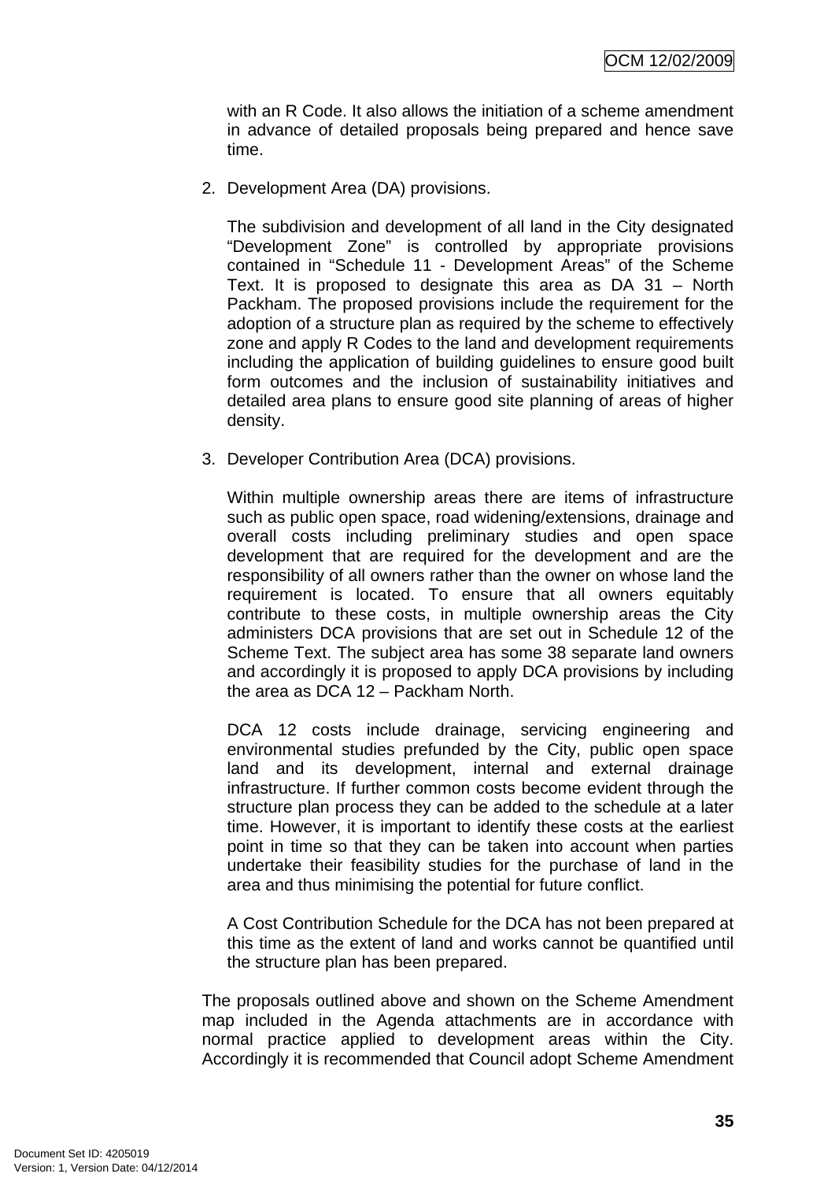with an R Code. It also allows the initiation of a scheme amendment in advance of detailed proposals being prepared and hence save time.

2. Development Area (DA) provisions.

   The subdivision and development of all land in the City designated "Development Zone" is controlled by appropriate provisions contained in "Schedule 11 - Development Areas" of the Scheme Text. It is proposed to designate this area as DA 31 – North Packham. The proposed provisions include the requirement for the adoption of a structure plan as required by the scheme to effectively zone and apply R Codes to the land and development requirements including the application of building guidelines to ensure good built form outcomes and the inclusion of sustainability initiatives and detailed area plans to ensure good site planning of areas of higher density.

3. Developer Contribution Area (DCA) provisions.

   Within multiple ownership areas there are items of infrastructure such as public open space, road widening/extensions, drainage and overall costs including preliminary studies and open space development that are required for the development and are the responsibility of all owners rather than the owner on whose land the requirement is located. To ensure that all owners equitably contribute to these costs, in multiple ownership areas the City administers DCA provisions that are set out in Schedule 12 of the Scheme Text. The subject area has some 38 separate land owners and accordingly it is proposed to apply DCA provisions by including the area as DCA 12 – Packham North.

   DCA 12 costs include drainage, servicing engineering and environmental studies prefunded by the City, public open space land and its development, internal and external drainage infrastructure. If further common costs become evident through the structure plan process they can be added to the schedule at a later time. However, it is important to identify these costs at the earliest point in time so that they can be taken into account when parties undertake their feasibility studies for the purchase of land in the area and thus minimising the potential for future conflict.

   A Cost Contribution Schedule for the DCA has not been prepared at this time as the extent of land and works cannot be quantified until the structure plan has been prepared.

The proposals outlined above and shown on the Scheme Amendment map included in the Agenda attachments are in accordance with normal practice applied to development areas within the City. Accordingly it is recommended that Council adopt Scheme Amendment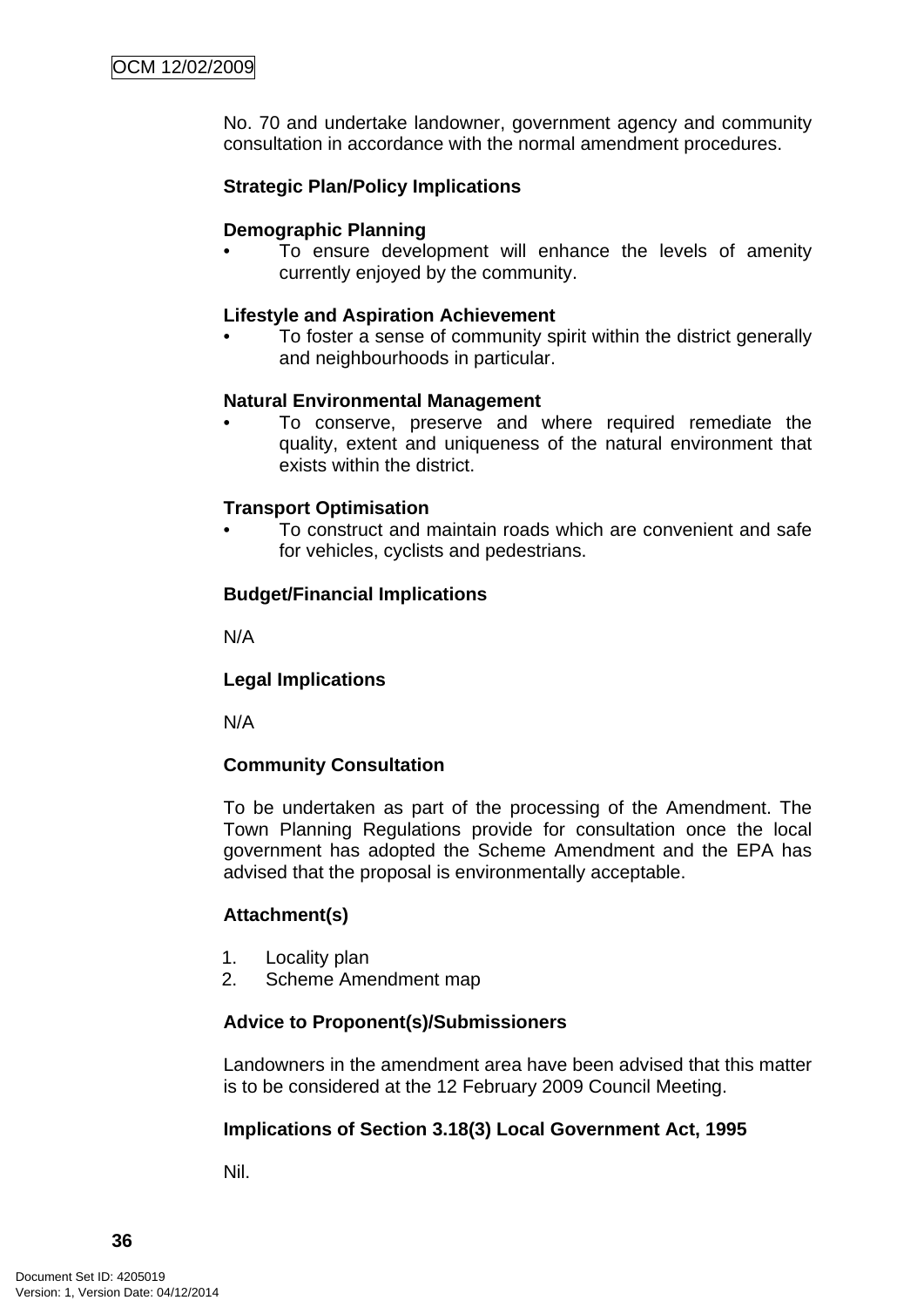No. 70 and undertake landowner, government agency and community consultation in accordance with the normal amendment procedures.

**Strategic Plan/Policy Implications**

**Demographic Planning**

- To ensure development will enhance the levels of amenity currently enjoyed by the community.

**Lifestyle and Aspiration Achievement**

- To foster a sense of community spirit within the district generally and neighbourhoods in particular.

**Natural Environmental Management**

- To conserve, preserve and where required remediate the quality, extent and uniqueness of the natural environment that exists within the district.

**Transport Optimisation**

- To construct and maintain roads which are convenient and safe for vehicles, cyclists and pedestrians.

**Budget/Financial Implications**

N/A

**Legal Implications**

N/A

**Community Consultation**

To be undertaken as part of the processing of the Amendment. The Town Planning Regulations provide for consultation once the local government has adopted the Scheme Amendment and the EPA has advised that the proposal is environmentally acceptable.

**Attachment(s)**

1. Locality plan
2. Scheme Amendment map

**Advice to Proponent(s)/Submissioners**

Landowners in the amendment area have been advised that this matter is to be considered at the 12 February 2009 Council Meeting.

**Implications of Section 3.18(3) Local Government Act, 1995**

Nil.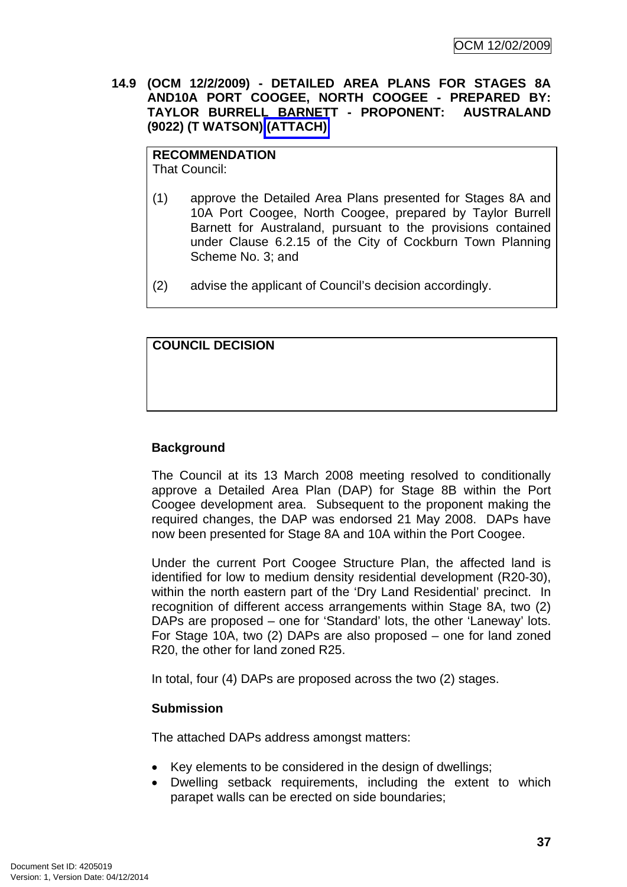**14.9 (OCM 12/2/2009) - DETAILED AREA PLANS FOR STAGES 8A AND10A PORT COOGEE, NORTH COOGEE - PREPARED BY: TAYLOR BURRELL BARNETT - PROPONENT: AUSTRALAND (9022) (T WATSON) (ATTACH)**

| **RECOMMENDATION** |
| --- |
| That Council: |
| (1) approve the Detailed Area Plans presented for Stages 8A and 10A Port Coogee, North Coogee, prepared by Taylor Burrell Barnett for Australand, pursuant to the provisions contained under Clause 6.2.15 of the City of Cockburn Town Planning Scheme No. 3; and |
| (2) advise the applicant of Council's decision accordingly. |

| **COUNCIL DECISION** |
| --- |
| |

**Background**

The Council at its 13 March 2008 meeting resolved to conditionally approve a Detailed Area Plan (DAP) for Stage 8B within the Port Coogee development area. Subsequent to the proponent making the required changes, the DAP was endorsed 21 May 2008. DAPs have now been presented for Stage 8A and 10A within the Port Coogee.

Under the current Port Coogee Structure Plan, the affected land is identified for low to medium density residential development (R20-30), within the north eastern part of the 'Dry Land Residential' precinct. In recognition of different access arrangements within Stage 8A, two (2) DAPs are proposed – one for 'Standard' lots, the other 'Laneway' lots. For Stage 10A, two (2) DAPs are also proposed – one for land zoned R20, the other for land zoned R25.

In total, four (4) DAPs are proposed across the two (2) stages.

**Submission**

The attached DAPs address amongst matters:

- Key elements to be considered in the design of dwellings;
- Dwelling setback requirements, including the extent to which parapet walls can be erected on side boundaries;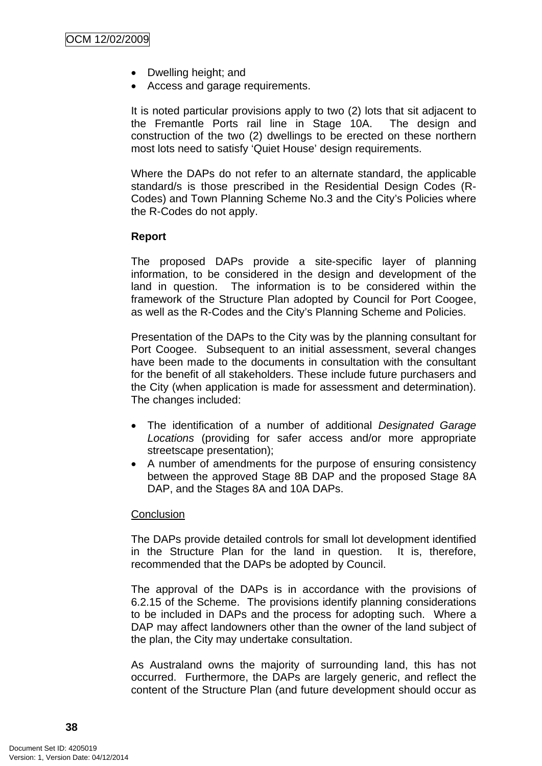- Dwelling height; and
- Access and garage requirements.

It is noted particular provisions apply to two (2) lots that sit adjacent to the Fremantle Ports rail line in Stage 10A. The design and construction of the two (2) dwellings to be erected on these northern most lots need to satisfy 'Quiet House' design requirements.

Where the DAPs do not refer to an alternate standard, the applicable standard/s is those prescribed in the Residential Design Codes (R-Codes) and Town Planning Scheme No.3 and the City's Policies where the R-Codes do not apply.

**Report**

The proposed DAPs provide a site-specific layer of planning information, to be considered in the design and development of the land in question. The information is to be considered within the framework of the Structure Plan adopted by Council for Port Coogee, as well as the R-Codes and the City's Planning Scheme and Policies.

Presentation of the DAPs to the City was by the planning consultant for Port Coogee. Subsequent to an initial assessment, several changes have been made to the documents in consultation with the consultant for the benefit of all stakeholders. These include future purchasers and the City (when application is made for assessment and determination). The changes included:

- The identification of a number of additional *Designated Garage Locations* (providing for safer access and/or more appropriate streetscape presentation);
- A number of amendments for the purpose of ensuring consistency between the approved Stage 8B DAP and the proposed Stage 8A DAP, and the Stages 8A and 10A DAPs.

<u>Conclusion</u>

The DAPs provide detailed controls for small lot development identified in the Structure Plan for the land in question. It is, therefore, recommended that the DAPs be adopted by Council.

The approval of the DAPs is in accordance with the provisions of 6.2.15 of the Scheme. The provisions identify planning considerations to be included in DAPs and the process for adopting such. Where a DAP may affect landowners other than the owner of the land subject of the plan, the City may undertake consultation.

As Australand owns the majority of surrounding land, this has not occurred. Furthermore, the DAPs are largely generic, and reflect the content of the Structure Plan (and future development should occur as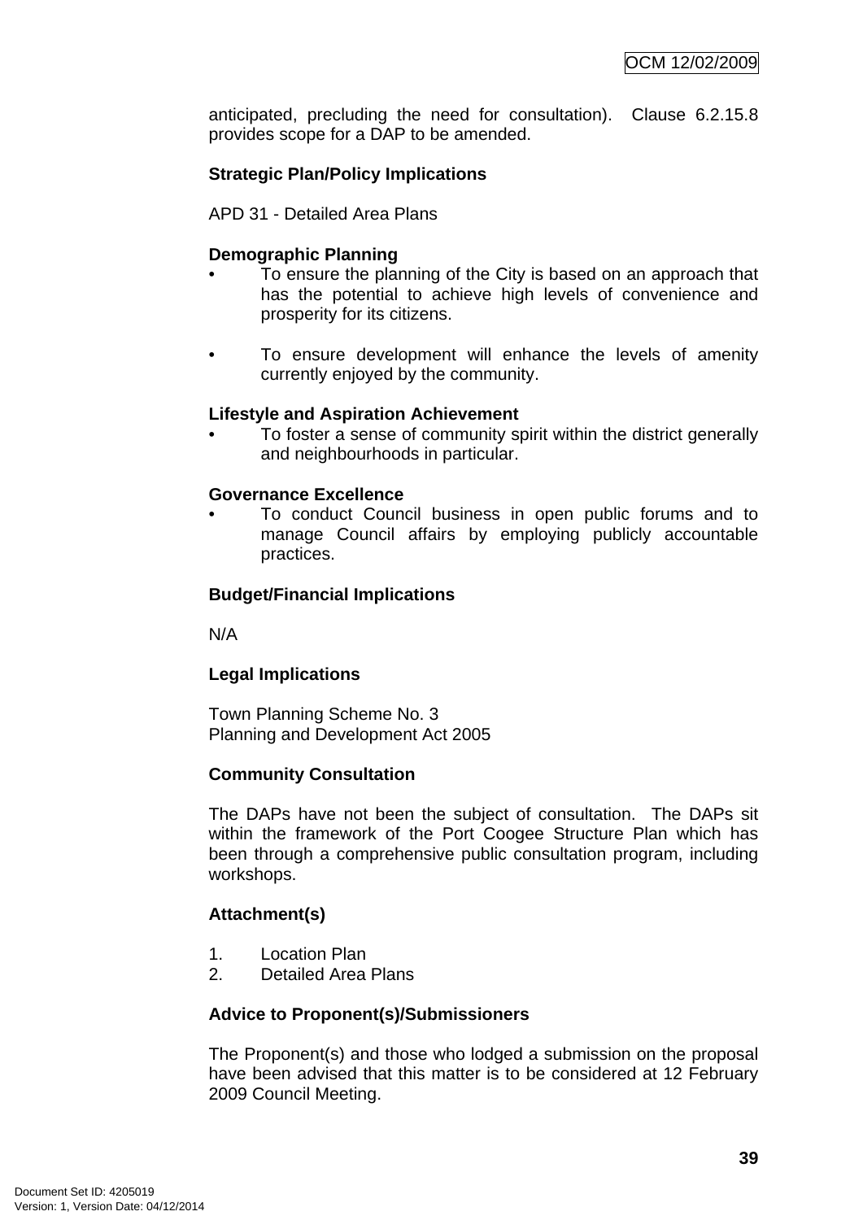anticipated, precluding the need for consultation). Clause 6.2.15.8 provides scope for a DAP to be amended.

**Strategic Plan/Policy Implications**

APD 31 - Detailed Area Plans

**Demographic Planning**

- To ensure the planning of the City is based on an approach that has the potential to achieve high levels of convenience and prosperity for its citizens.

- To ensure development will enhance the levels of amenity currently enjoyed by the community.

**Lifestyle and Aspiration Achievement**

- To foster a sense of community spirit within the district generally and neighbourhoods in particular.

**Governance Excellence**

- To conduct Council business in open public forums and to manage Council affairs by employing publicly accountable practices.

**Budget/Financial Implications**

N/A

**Legal Implications**

Town Planning Scheme No. 3
Planning and Development Act 2005

**Community Consultation**

The DAPs have not been the subject of consultation. The DAPs sit within the framework of the Port Coogee Structure Plan which has been through a comprehensive public consultation program, including workshops.

**Attachment(s)**

1. Location Plan
2. Detailed Area Plans

**Advice to Proponent(s)/Submissioners**

The Proponent(s) and those who lodged a submission on the proposal have been advised that this matter is to be considered at 12 February 2009 Council Meeting.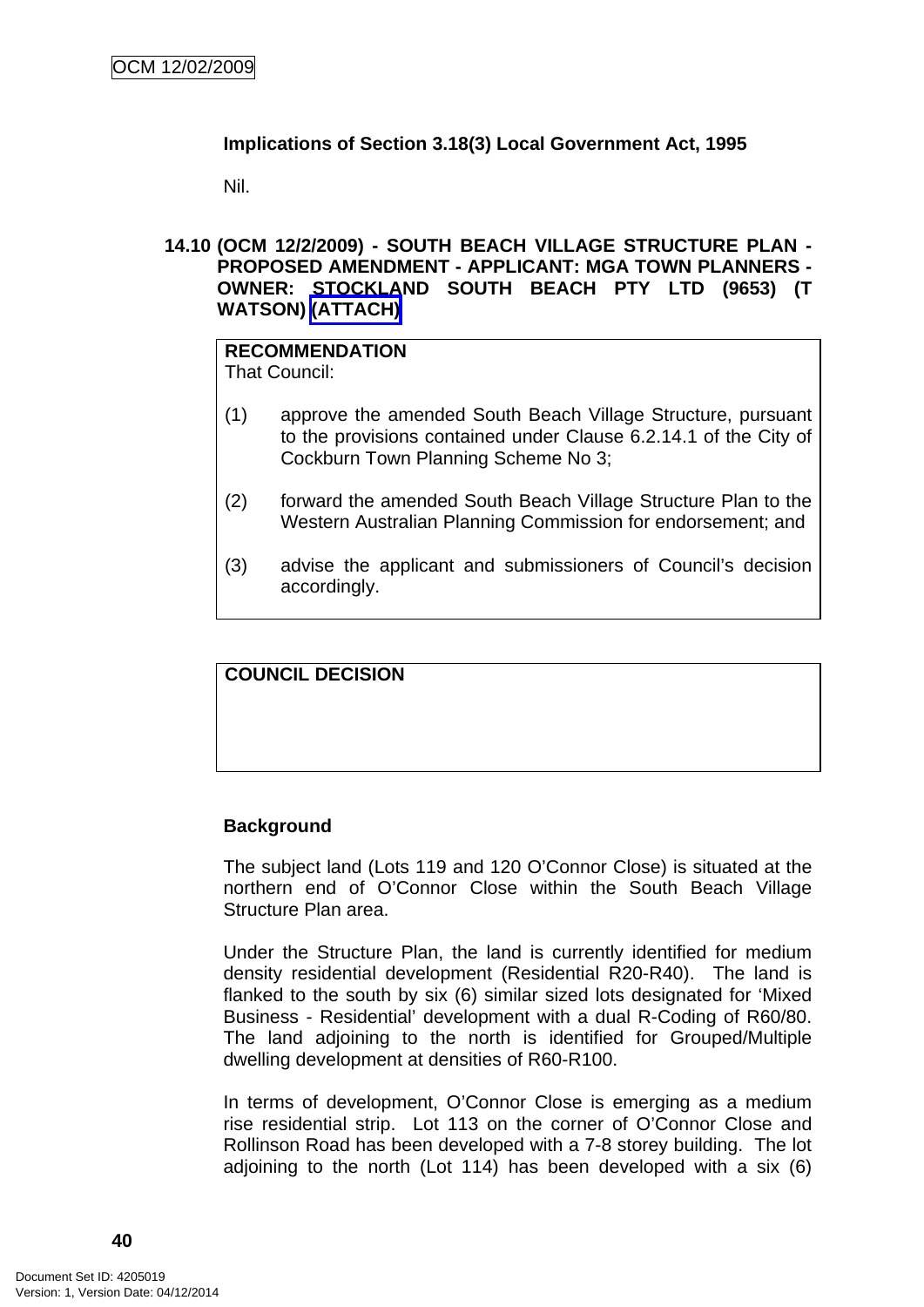**Implications of Section 3.18(3) Local Government Act, 1995**

Nil.

**14.10 (OCM 12/2/2009) - SOUTH BEACH VILLAGE STRUCTURE PLAN - PROPOSED AMENDMENT - APPLICANT: MGA TOWN PLANNERS - OWNER: STOCKLAND SOUTH BEACH PTY LTD (9653) (T WATSON) (ATTACH)**

**RECOMMENDATION**
That Council:

(1) approve the amended South Beach Village Structure, pursuant to the provisions contained under Clause 6.2.14.1 of the City of Cockburn Town Planning Scheme No 3;

(2) forward the amended South Beach Village Structure Plan to the Western Australian Planning Commission for endorsement; and

(3) advise the applicant and submissioners of Council's decision accordingly.

**COUNCIL DECISION**

**Background**

The subject land (Lots 119 and 120 O'Connor Close) is situated at the northern end of O'Connor Close within the South Beach Village Structure Plan area.

Under the Structure Plan, the land is currently identified for medium density residential development (Residential R20-R40). The land is flanked to the south by six (6) similar sized lots designated for 'Mixed Business - Residential' development with a dual R-Coding of R60/80. The land adjoining to the north is identified for Grouped/Multiple dwelling development at densities of R60-R100.

In terms of development, O'Connor Close is emerging as a medium rise residential strip. Lot 113 on the corner of O'Connor Close and Rollinson Road has been developed with a 7-8 storey building. The lot adjoining to the north (Lot 114) has been developed with a six (6)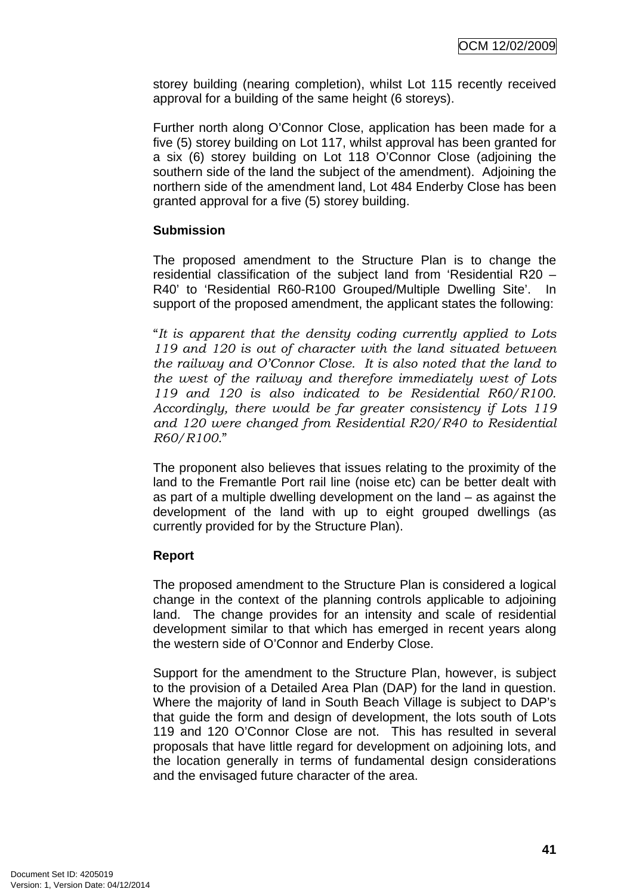storey building (nearing completion), whilst Lot 115 recently received approval for a building of the same height (6 storeys).

Further north along O'Connor Close, application has been made for a five (5) storey building on Lot 117, whilst approval has been granted for a six (6) storey building on Lot 118 O'Connor Close (adjoining the southern side of the land the subject of the amendment). Adjoining the northern side of the amendment land, Lot 484 Enderby Close has been granted approval for a five (5) storey building.

**Submission**

The proposed amendment to the Structure Plan is to change the residential classification of the subject land from 'Residential R20 – R40' to 'Residential R60-R100 Grouped/Multiple Dwelling Site'. In support of the proposed amendment, the applicant states the following:

"*It is apparent that the density coding currently applied to Lots 119 and 120 is out of character with the land situated between the railway and O'Connor Close. It is also noted that the land to the west of the railway and therefore immediately west of Lots 119 and 120 is also indicated to be Residential R60/R100. Accordingly, there would be far greater consistency if Lots 119 and 120 were changed from Residential R20/R40 to Residential R60/R100.*"

The proponent also believes that issues relating to the proximity of the land to the Fremantle Port rail line (noise etc) can be better dealt with as part of a multiple dwelling development on the land – as against the development of the land with up to eight grouped dwellings (as currently provided for by the Structure Plan).

**Report**

The proposed amendment to the Structure Plan is considered a logical change in the context of the planning controls applicable to adjoining land. The change provides for an intensity and scale of residential development similar to that which has emerged in recent years along the western side of O'Connor and Enderby Close.

Support for the amendment to the Structure Plan, however, is subject to the provision of a Detailed Area Plan (DAP) for the land in question. Where the majority of land in South Beach Village is subject to DAP's that guide the form and design of development, the lots south of Lots 119 and 120 O'Connor Close are not. This has resulted in several proposals that have little regard for development on adjoining lots, and the location generally in terms of fundamental design considerations and the envisaged future character of the area.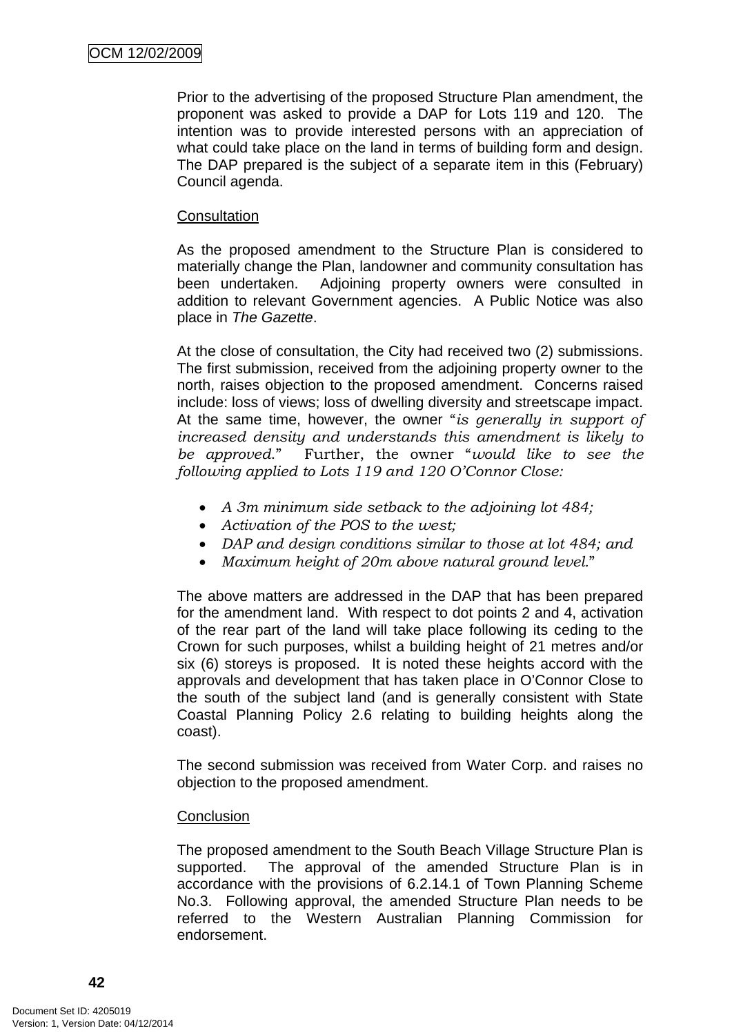Prior to the advertising of the proposed Structure Plan amendment, the proponent was asked to provide a DAP for Lots 119 and 120. The intention was to provide interested persons with an appreciation of what could take place on the land in terms of building form and design. The DAP prepared is the subject of a separate item in this (February) Council agenda.

Consultation

As the proposed amendment to the Structure Plan is considered to materially change the Plan, landowner and community consultation has been undertaken. Adjoining property owners were consulted in addition to relevant Government agencies. A Public Notice was also place in *The Gazette*.

At the close of consultation, the City had received two (2) submissions. The first submission, received from the adjoining property owner to the north, raises objection to the proposed amendment. Concerns raised include: loss of views; loss of dwelling diversity and streetscape impact. At the same time, however, the owner "*is generally in support of increased density and understands this amendment is likely to be approved.*" Further, the owner "*would like to see the following applied to Lots 119 and 120 O'Connor Close:*

- *A 3m minimum side setback to the adjoining lot 484;*
- *Activation of the POS to the west;*
- *DAP and design conditions similar to those at lot 484; and*
- *Maximum height of 20m above natural ground level.*"

The above matters are addressed in the DAP that has been prepared for the amendment land. With respect to dot points 2 and 4, activation of the rear part of the land will take place following its ceding to the Crown for such purposes, whilst a building height of 21 metres and/or six (6) storeys is proposed. It is noted these heights accord with the approvals and development that has taken place in O'Connor Close to the south of the subject land (and is generally consistent with State Coastal Planning Policy 2.6 relating to building heights along the coast).

The second submission was received from Water Corp. and raises no objection to the proposed amendment.

Conclusion

The proposed amendment to the South Beach Village Structure Plan is supported. The approval of the amended Structure Plan is in accordance with the provisions of 6.2.14.1 of Town Planning Scheme No.3. Following approval, the amended Structure Plan needs to be referred to the Western Australian Planning Commission for endorsement.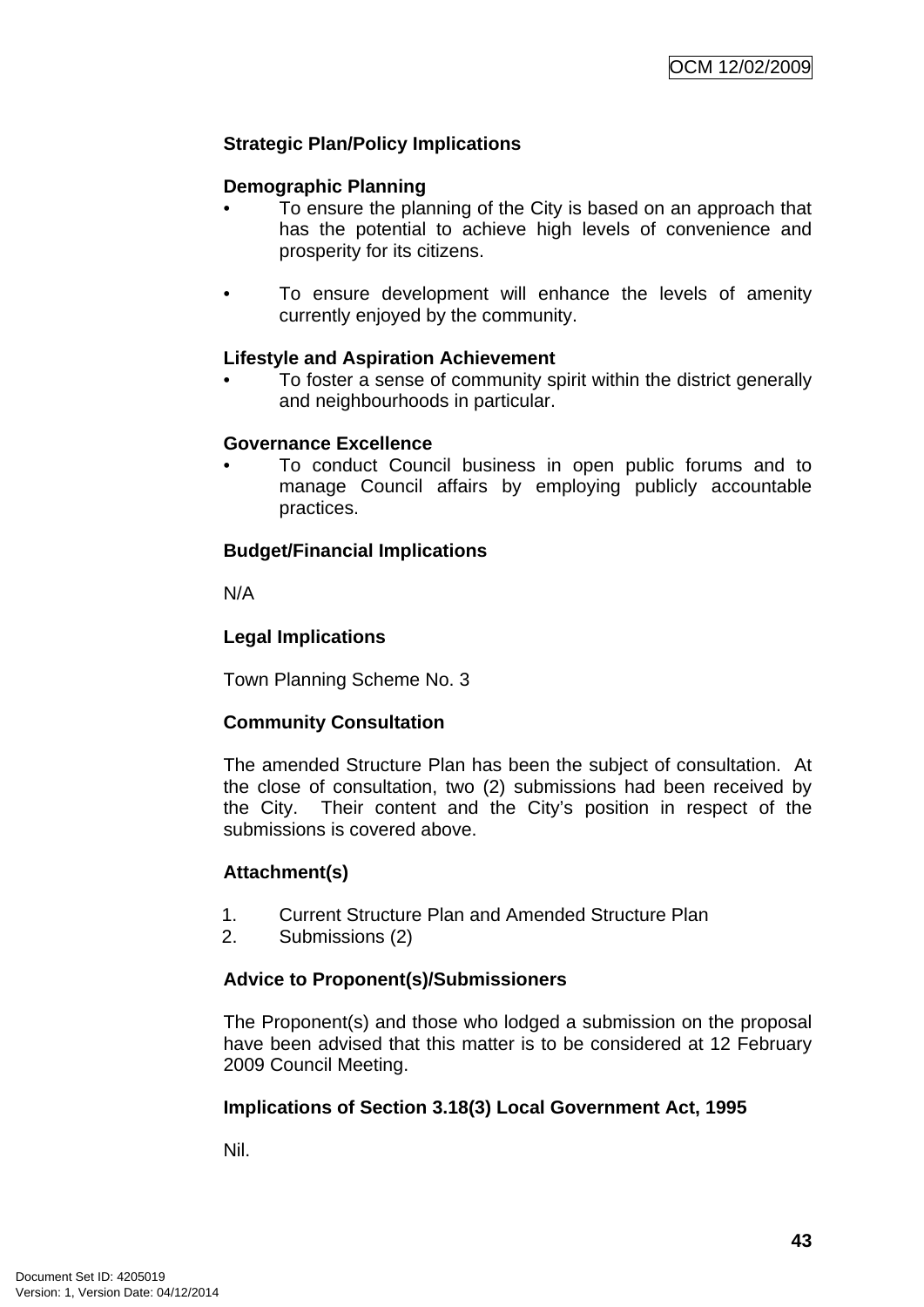**Strategic Plan/Policy Implications**

**Demographic Planning**

- To ensure the planning of the City is based on an approach that has the potential to achieve high levels of convenience and prosperity for its citizens.

- To ensure development will enhance the levels of amenity currently enjoyed by the community.

**Lifestyle and Aspiration Achievement**

- To foster a sense of community spirit within the district generally and neighbourhoods in particular.

**Governance Excellence**

- To conduct Council business in open public forums and to manage Council affairs by employing publicly accountable practices.

**Budget/Financial Implications**

N/A

**Legal Implications**

Town Planning Scheme No. 3

**Community Consultation**

The amended Structure Plan has been the subject of consultation. At the close of consultation, two (2) submissions had been received by the City. Their content and the City's position in respect of the submissions is covered above.

**Attachment(s)**

1. Current Structure Plan and Amended Structure Plan
2. Submissions (2)

**Advice to Proponent(s)/Submissioners**

The Proponent(s) and those who lodged a submission on the proposal have been advised that this matter is to be considered at 12 February 2009 Council Meeting.

**Implications of Section 3.18(3) Local Government Act, 1995**

Nil.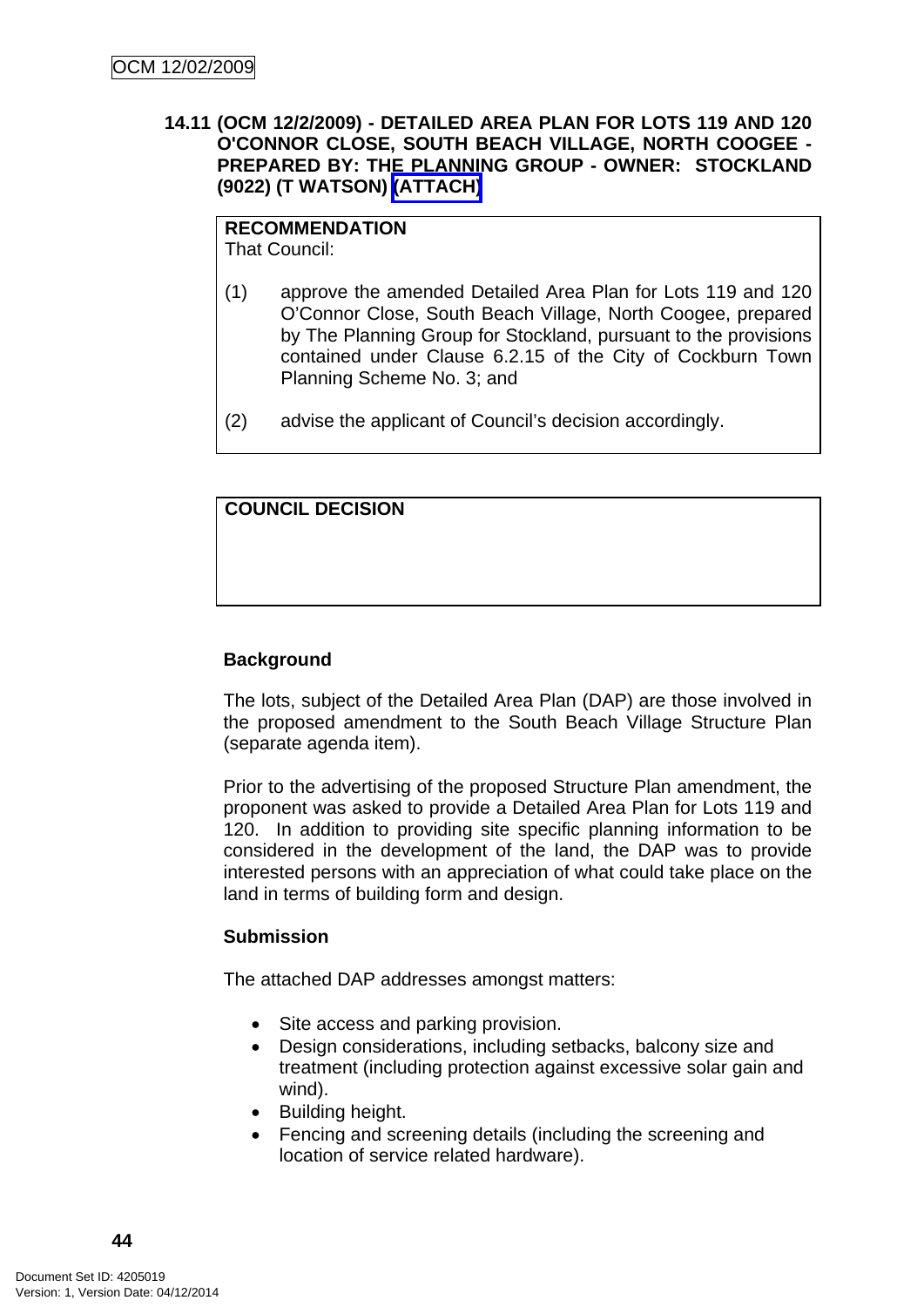### 14.11 (OCM 12/2/2009) - DETAILED AREA PLAN FOR LOTS 119 AND 120 O'CONNOR CLOSE, SOUTH BEACH VILLAGE, NORTH COOGEE - PREPARED BY: THE PLANNING GROUP - OWNER: STOCKLAND (9022) (T WATSON) (ATTACH)

**RECOMMENDATION**
That Council:

(1) approve the amended Detailed Area Plan for Lots 119 and 120 O'Connor Close, South Beach Village, North Coogee, prepared by The Planning Group for Stockland, pursuant to the provisions contained under Clause 6.2.15 of the City of Cockburn Town Planning Scheme No. 3; and

(2) advise the applicant of Council's decision accordingly.

**COUNCIL DECISION**

**Background**

The lots, subject of the Detailed Area Plan (DAP) are those involved in the proposed amendment to the South Beach Village Structure Plan (separate agenda item).

Prior to the advertising of the proposed Structure Plan amendment, the proponent was asked to provide a Detailed Area Plan for Lots 119 and 120. In addition to providing site specific planning information to be considered in the development of the land, the DAP was to provide interested persons with an appreciation of what could take place on the land in terms of building form and design.

**Submission**

The attached DAP addresses amongst matters:

- Site access and parking provision.
- Design considerations, including setbacks, balcony size and treatment (including protection against excessive solar gain and wind).
- Building height.
- Fencing and screening details (including the screening and location of service related hardware).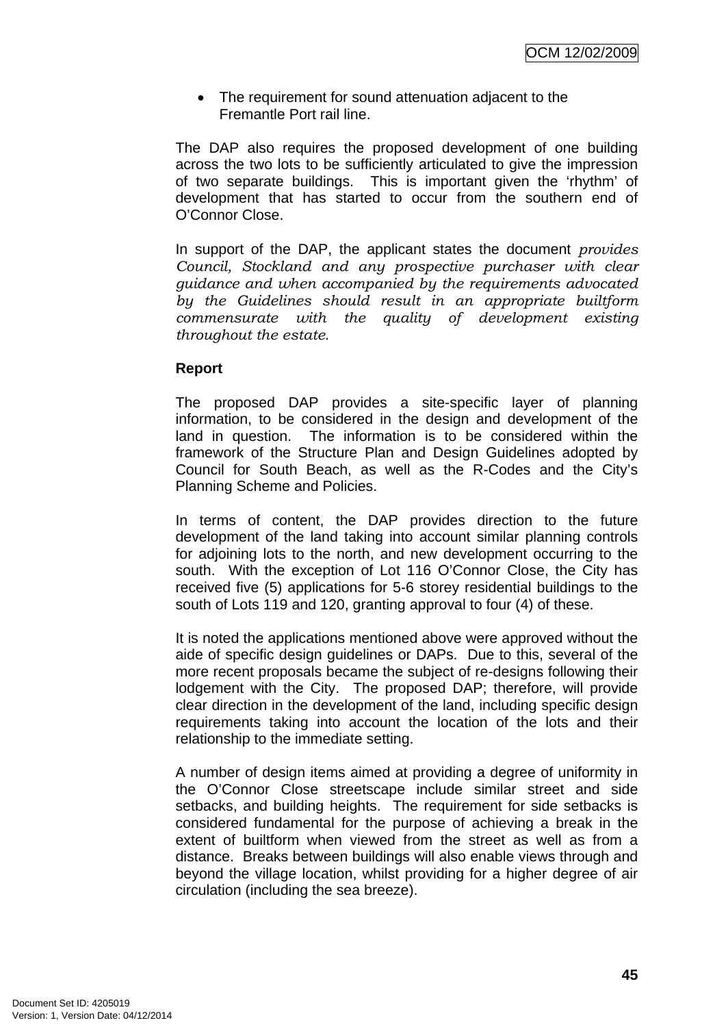- The requirement for sound attenuation adjacent to the Fremantle Port rail line.

The DAP also requires the proposed development of one building across the two lots to be sufficiently articulated to give the impression of two separate buildings. This is important given the 'rhythm' of development that has started to occur from the southern end of O'Connor Close.

In support of the DAP, the applicant states the document *provides Council, Stockland and any prospective purchaser with clear guidance and when accompanied by the requirements advocated by the Guidelines should result in an appropriate builtform commensurate with the quality of development existing throughout the estate*.

**Report**

The proposed DAP provides a site-specific layer of planning information, to be considered in the design and development of the land in question. The information is to be considered within the framework of the Structure Plan and Design Guidelines adopted by Council for South Beach, as well as the R-Codes and the City's Planning Scheme and Policies.

In terms of content, the DAP provides direction to the future development of the land taking into account similar planning controls for adjoining lots to the north, and new development occurring to the south. With the exception of Lot 116 O'Connor Close, the City has received five (5) applications for 5-6 storey residential buildings to the south of Lots 119 and 120, granting approval to four (4) of these.

It is noted the applications mentioned above were approved without the aide of specific design guidelines or DAPs. Due to this, several of the more recent proposals became the subject of re-designs following their lodgement with the City. The proposed DAP; therefore, will provide clear direction in the development of the land, including specific design requirements taking into account the location of the lots and their relationship to the immediate setting.

A number of design items aimed at providing a degree of uniformity in the O'Connor Close streetscape include similar street and side setbacks, and building heights. The requirement for side setbacks is considered fundamental for the purpose of achieving a break in the extent of builtform when viewed from the street as well as from a distance. Breaks between buildings will also enable views through and beyond the village location, whilst providing for a higher degree of air circulation (including the sea breeze).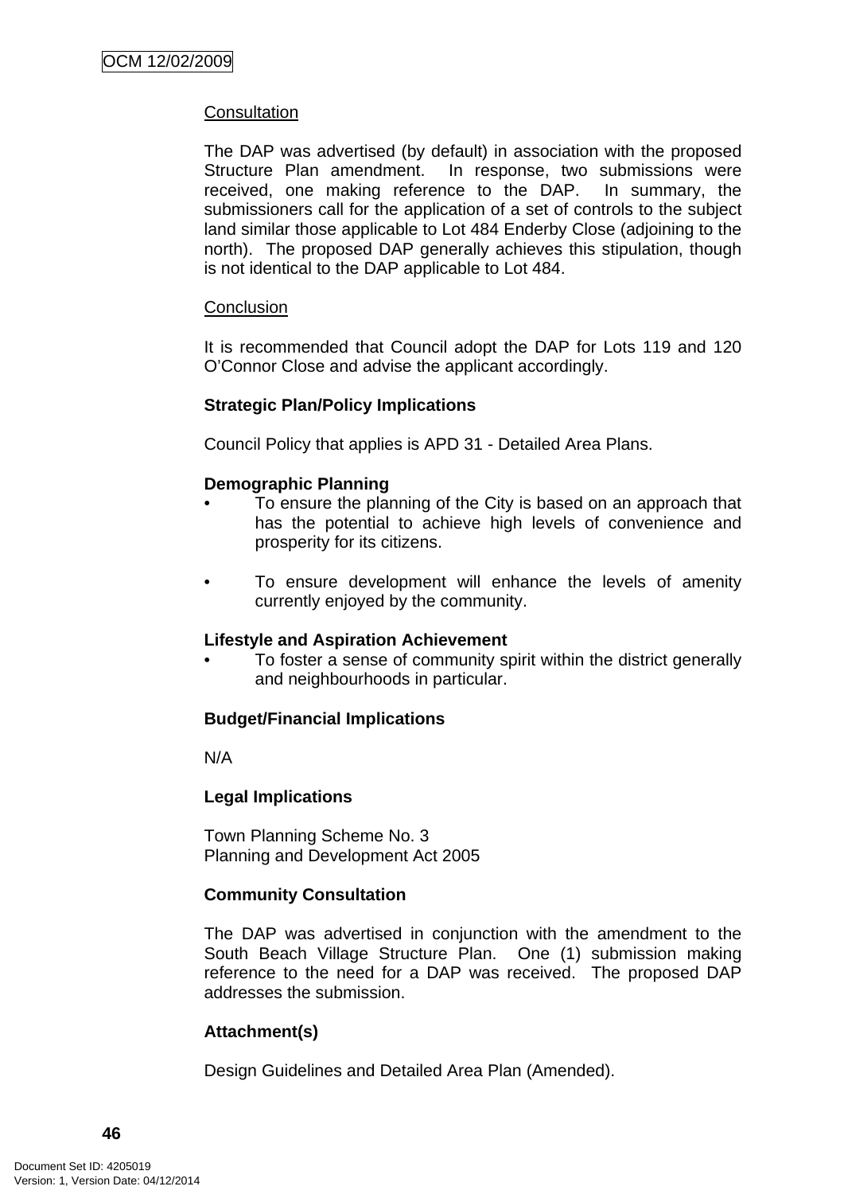<u>Consultation</u>

The DAP was advertised (by default) in association with the proposed Structure Plan amendment. In response, two submissions were received, one making reference to the DAP. In summary, the submissioners call for the application of a set of controls to the subject land similar those applicable to Lot 484 Enderby Close (adjoining to the north). The proposed DAP generally achieves this stipulation, though is not identical to the DAP applicable to Lot 484.

<u>Conclusion</u>

It is recommended that Council adopt the DAP for Lots 119 and 120 O'Connor Close and advise the applicant accordingly.

**Strategic Plan/Policy Implications**

Council Policy that applies is APD 31 - Detailed Area Plans.

**Demographic Planning**

- To ensure the planning of the City is based on an approach that has the potential to achieve high levels of convenience and prosperity for its citizens.

- To ensure development will enhance the levels of amenity currently enjoyed by the community.

**Lifestyle and Aspiration Achievement**

- To foster a sense of community spirit within the district generally and neighbourhoods in particular.

**Budget/Financial Implications**

N/A

**Legal Implications**

Town Planning Scheme No. 3
Planning and Development Act 2005

**Community Consultation**

The DAP was advertised in conjunction with the amendment to the South Beach Village Structure Plan. One (1) submission making reference to the need for a DAP was received. The proposed DAP addresses the submission.

**Attachment(s)**

Design Guidelines and Detailed Area Plan (Amended).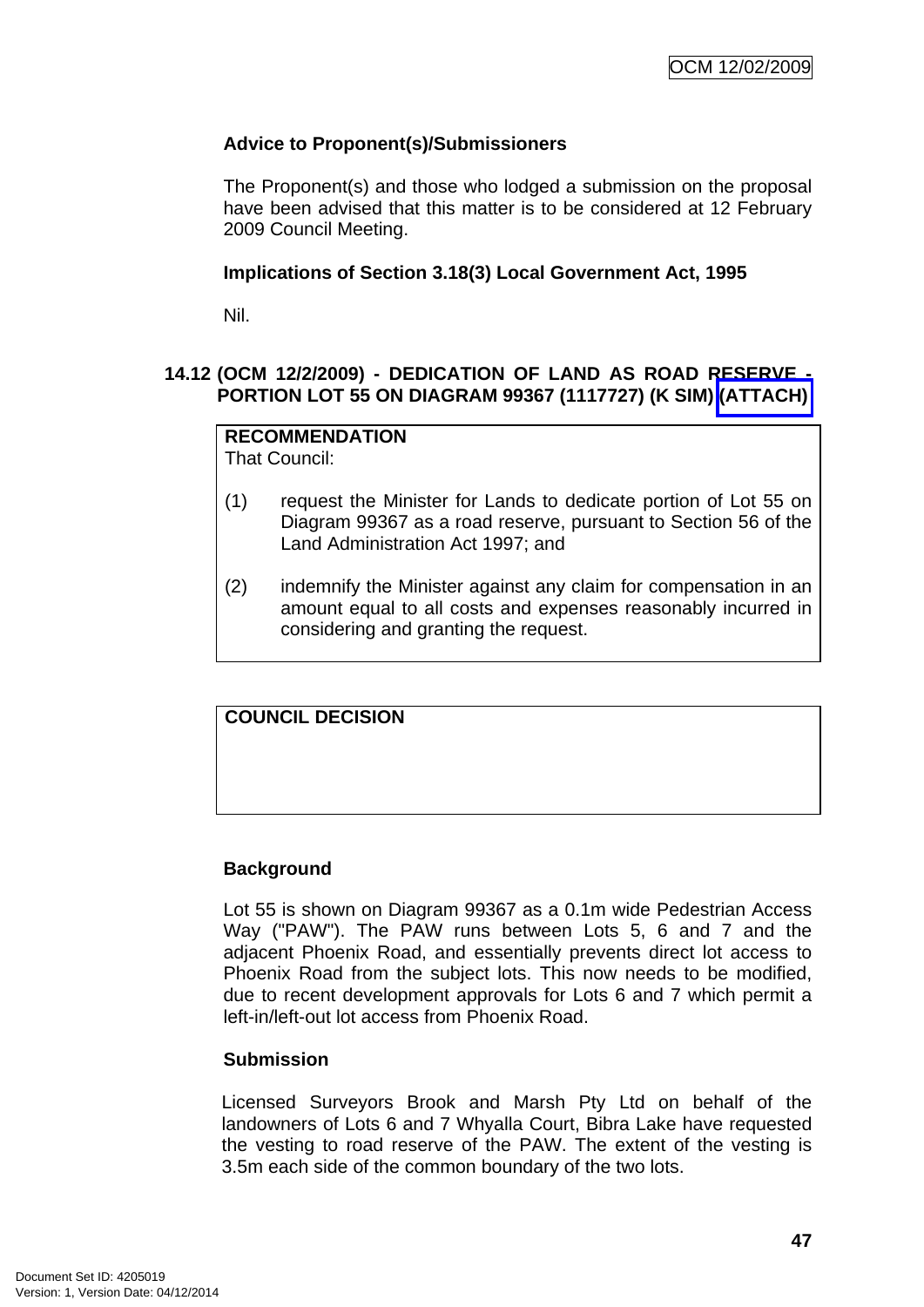**Advice to Proponent(s)/Submissioners**

The Proponent(s) and those who lodged a submission on the proposal have been advised that this matter is to be considered at 12 February 2009 Council Meeting.

**Implications of Section 3.18(3) Local Government Act, 1995**

Nil.

## 14.12 (OCM 12/2/2009) - DEDICATION OF LAND AS ROAD RESERVE - PORTION LOT 55 ON DIAGRAM 99367 (1117727) (K SIM) (ATTACH)

**RECOMMENDATION**
That Council:

(1) request the Minister for Lands to dedicate portion of Lot 55 on Diagram 99367 as a road reserve, pursuant to Section 56 of the Land Administration Act 1997; and

(2) indemnify the Minister against any claim for compensation in an amount equal to all costs and expenses reasonably incurred in considering and granting the request.

**COUNCIL DECISION**

**Background**

Lot 55 is shown on Diagram 99367 as a 0.1m wide Pedestrian Access Way ("PAW"). The PAW runs between Lots 5, 6 and 7 and the adjacent Phoenix Road, and essentially prevents direct lot access to Phoenix Road from the subject lots. This now needs to be modified, due to recent development approvals for Lots 6 and 7 which permit a left-in/left-out lot access from Phoenix Road.

**Submission**

Licensed Surveyors Brook and Marsh Pty Ltd on behalf of the landowners of Lots 6 and 7 Whyalla Court, Bibra Lake have requested the vesting to road reserve of the PAW. The extent of the vesting is 3.5m each side of the common boundary of the two lots.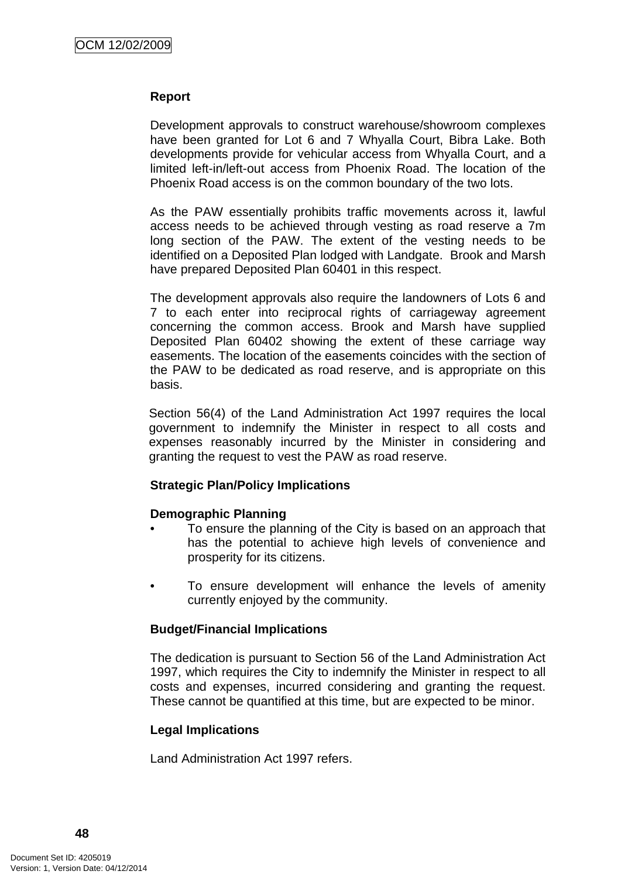**Report**

Development approvals to construct warehouse/showroom complexes have been granted for Lot 6 and 7 Whyalla Court, Bibra Lake. Both developments provide for vehicular access from Whyalla Court, and a limited left-in/left-out access from Phoenix Road. The location of the Phoenix Road access is on the common boundary of the two lots.

As the PAW essentially prohibits traffic movements across it, lawful access needs to be achieved through vesting as road reserve a 7m long section of the PAW. The extent of the vesting needs to be identified on a Deposited Plan lodged with Landgate. Brook and Marsh have prepared Deposited Plan 60401 in this respect.

The development approvals also require the landowners of Lots 6 and 7 to each enter into reciprocal rights of carriageway agreement concerning the common access. Brook and Marsh have supplied Deposited Plan 60402 showing the extent of these carriage way easements. The location of the easements coincides with the section of the PAW to be dedicated as road reserve, and is appropriate on this basis.

Section 56(4) of the Land Administration Act 1997 requires the local government to indemnify the Minister in respect to all costs and expenses reasonably incurred by the Minister in considering and granting the request to vest the PAW as road reserve.

**Strategic Plan/Policy Implications**

**Demographic Planning**

- To ensure the planning of the City is based on an approach that has the potential to achieve high levels of convenience and prosperity for its citizens.

- To ensure development will enhance the levels of amenity currently enjoyed by the community.

**Budget/Financial Implications**

The dedication is pursuant to Section 56 of the Land Administration Act 1997, which requires the City to indemnify the Minister in respect to all costs and expenses, incurred considering and granting the request. These cannot be quantified at this time, but are expected to be minor.

**Legal Implications**

Land Administration Act 1997 refers.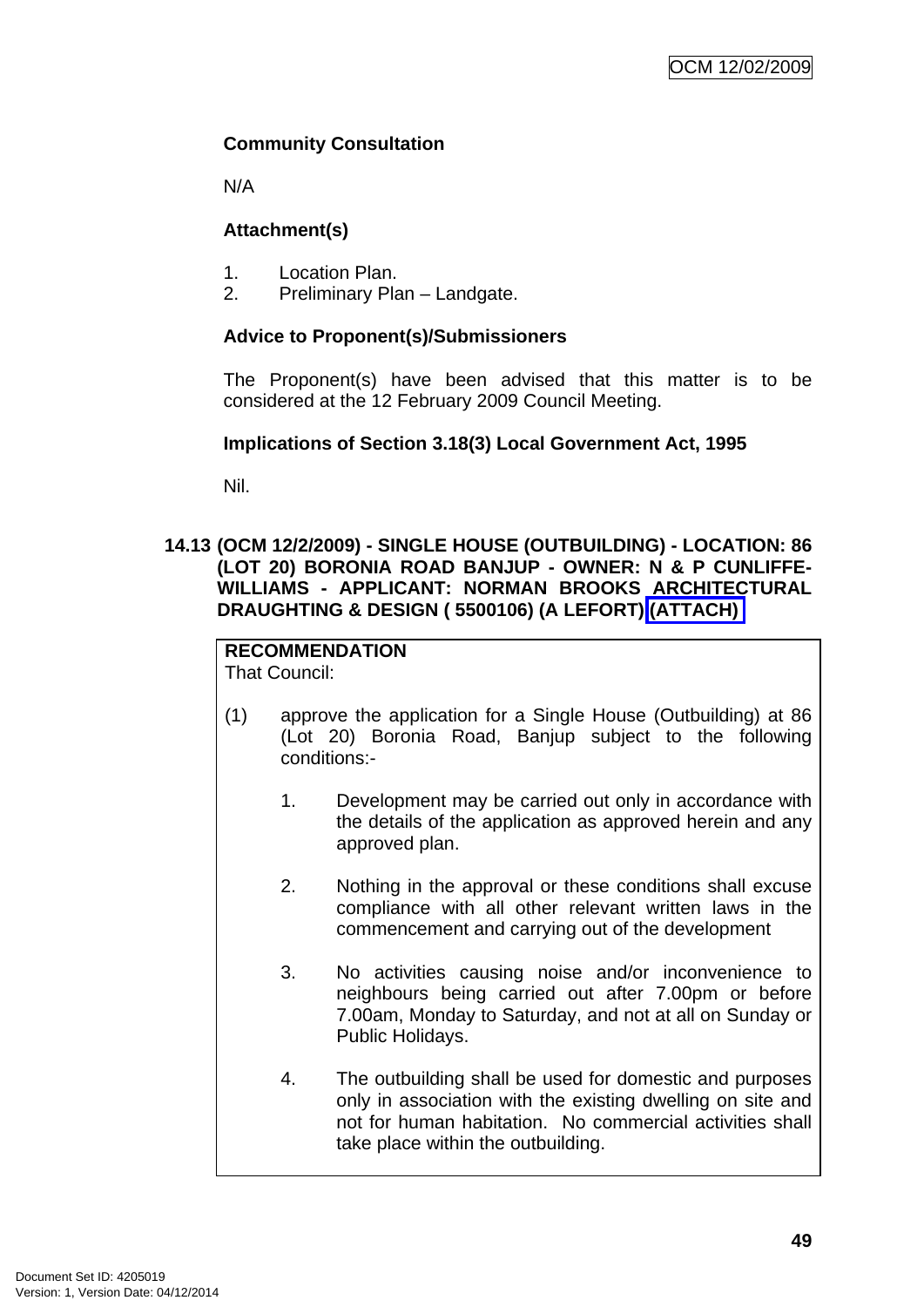**Community Consultation**

N/A

**Attachment(s)**

1. Location Plan.
2. Preliminary Plan – Landgate.

**Advice to Proponent(s)/Submissioners**

The Proponent(s) have been advised that this matter is to be considered at the 12 February 2009 Council Meeting.

**Implications of Section 3.18(3) Local Government Act, 1995**

Nil.

### 14.13 (OCM 12/2/2009) - SINGLE HOUSE (OUTBUILDING) - LOCATION: 86 (LOT 20) BORONIA ROAD BANJUP - OWNER: N & P CUNLIFFE-WILLIAMS - APPLICANT: NORMAN BROOKS ARCHITECTURAL DRAUGHTING & DESIGN ( 5500106) (A LEFORT) (ATTACH)

**RECOMMENDATION**
That Council:

(1) approve the application for a Single House (Outbuilding) at 86 (Lot 20) Boronia Road, Banjup subject to the following conditions:-

1. Development may be carried out only in accordance with the details of the application as approved herein and any approved plan.

2. Nothing in the approval or these conditions shall excuse compliance with all other relevant written laws in the commencement and carrying out of the development

3. No activities causing noise and/or inconvenience to neighbours being carried out after 7.00pm or before 7.00am, Monday to Saturday, and not at all on Sunday or Public Holidays.

4. The outbuilding shall be used for domestic and purposes only in association with the existing dwelling on site and not for human habitation. No commercial activities shall take place within the outbuilding.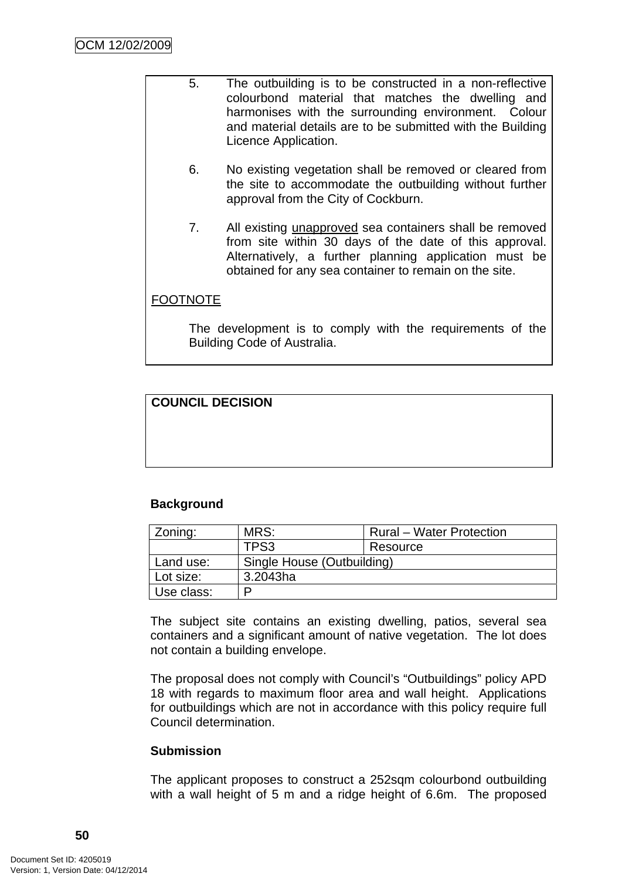5. The outbuilding is to be constructed in a non-reflective colourbond material that matches the dwelling and harmonises with the surrounding environment. Colour and material details are to be submitted with the Building Licence Application.

6. No existing vegetation shall be removed or cleared from the site to accommodate the outbuilding without further approval from the City of Cockburn.

7. All existing unapproved sea containers shall be removed from site within 30 days of the date of this approval. Alternatively, a further planning application must be obtained for any sea container to remain on the site.

FOOTNOTE

The development is to comply with the requirements of the Building Code of Australia.

**COUNCIL DECISION**

**Background**

| Zoning: | MRS: | Rural – Water Protection |
|---|---|---|
| | TPS3 | Resource |
| Land use: | Single House (Outbuilding) | |
| Lot size: | 3.2043ha | |
| Use class: | P | |

The subject site contains an existing dwelling, patios, several sea containers and a significant amount of native vegetation. The lot does not contain a building envelope.

The proposal does not comply with Council's "Outbuildings" policy APD 18 with regards to maximum floor area and wall height. Applications for outbuildings which are not in accordance with this policy require full Council determination.

**Submission**

The applicant proposes to construct a 252sqm colourbond outbuilding with a wall height of 5 m and a ridge height of 6.6m. The proposed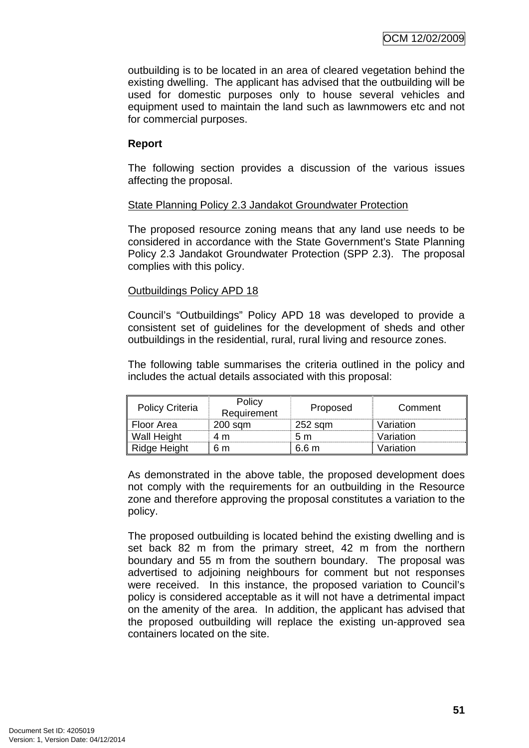outbuilding is to be located in an area of cleared vegetation behind the existing dwelling. The applicant has advised that the outbuilding will be used for domestic purposes only to house several vehicles and equipment used to maintain the land such as lawnmowers etc and not for commercial purposes.

**Report**

The following section provides a discussion of the various issues affecting the proposal.

State Planning Policy 2.3 Jandakot Groundwater Protection

The proposed resource zoning means that any land use needs to be considered in accordance with the State Government's State Planning Policy 2.3 Jandakot Groundwater Protection (SPP 2.3). The proposal complies with this policy.

Outbuildings Policy APD 18

Council's "Outbuildings" Policy APD 18 was developed to provide a consistent set of guidelines for the development of sheds and other outbuildings in the residential, rural, rural living and resource zones.

The following table summarises the criteria outlined in the policy and includes the actual details associated with this proposal:

| Policy Criteria | Policy Requirement | Proposed | Comment |
|---|---|---|---|
| Floor Area | 200 sqm | 252 sqm | Variation |
| Wall Height | 4 m | 5 m | Variation |
| Ridge Height | 6 m | 6.6 m | Variation |

As demonstrated in the above table, the proposed development does not comply with the requirements for an outbuilding in the Resource zone and therefore approving the proposal constitutes a variation to the policy.

The proposed outbuilding is located behind the existing dwelling and is set back 82 m from the primary street, 42 m from the northern boundary and 55 m from the southern boundary. The proposal was advertised to adjoining neighbours for comment but not responses were received. In this instance, the proposed variation to Council's policy is considered acceptable as it will not have a detrimental impact on the amenity of the area. In addition, the applicant has advised that the proposed outbuilding will replace the existing un-approved sea containers located on the site.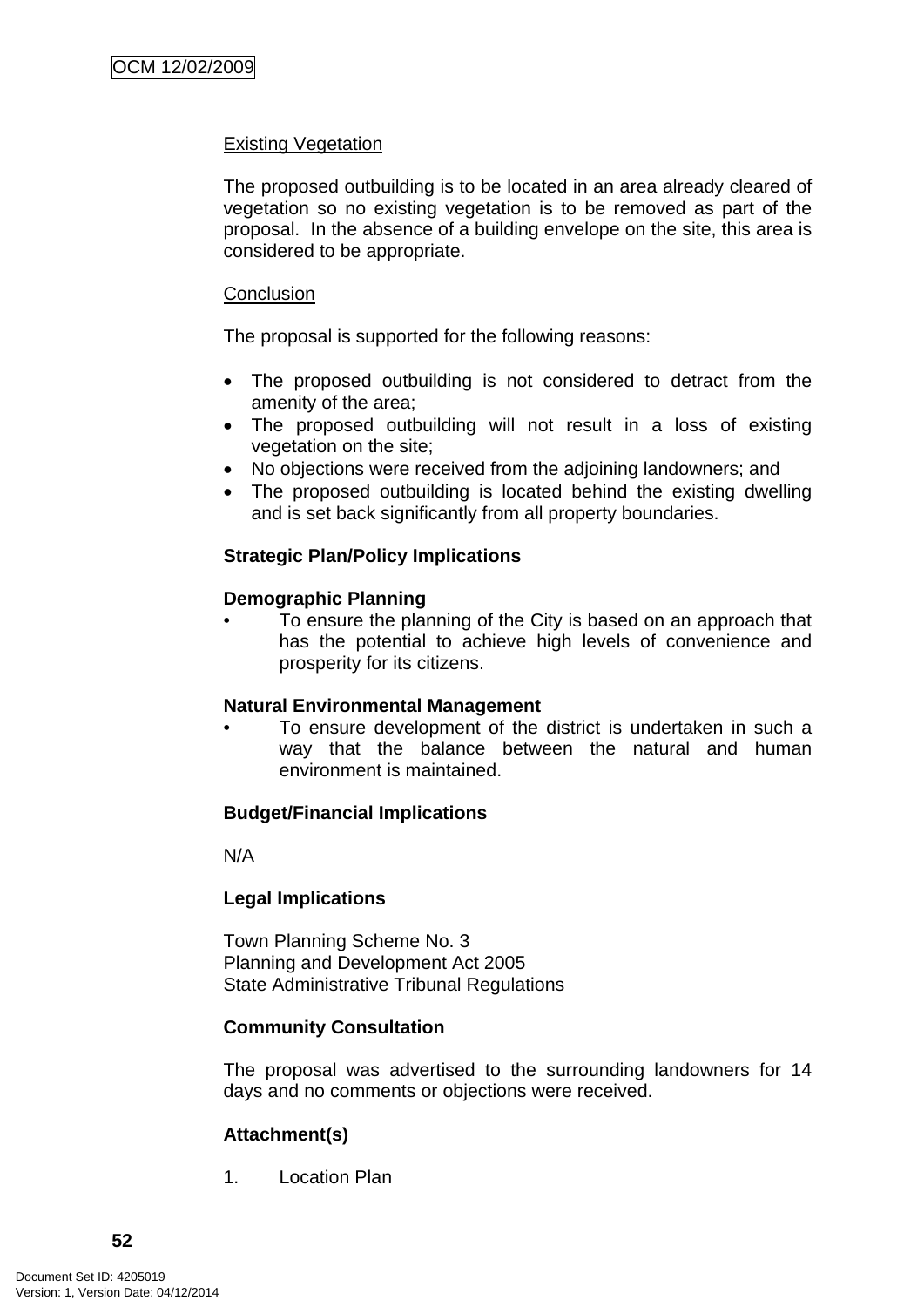Existing Vegetation

The proposed outbuilding is to be located in an area already cleared of vegetation so no existing vegetation is to be removed as part of the proposal. In the absence of a building envelope on the site, this area is considered to be appropriate.

Conclusion

The proposal is supported for the following reasons:

- The proposed outbuilding is not considered to detract from the amenity of the area;
- The proposed outbuilding will not result in a loss of existing vegetation on the site;
- No objections were received from the adjoining landowners; and
- The proposed outbuilding is located behind the existing dwelling and is set back significantly from all property boundaries.

**Strategic Plan/Policy Implications**

**Demographic Planning**

- To ensure the planning of the City is based on an approach that has the potential to achieve high levels of convenience and prosperity for its citizens.

**Natural Environmental Management**

- To ensure development of the district is undertaken in such a way that the balance between the natural and human environment is maintained.

**Budget/Financial Implications**

N/A

**Legal Implications**

Town Planning Scheme No. 3
Planning and Development Act 2005
State Administrative Tribunal Regulations

**Community Consultation**

The proposal was advertised to the surrounding landowners for 14 days and no comments or objections were received.

**Attachment(s)**

1. Location Plan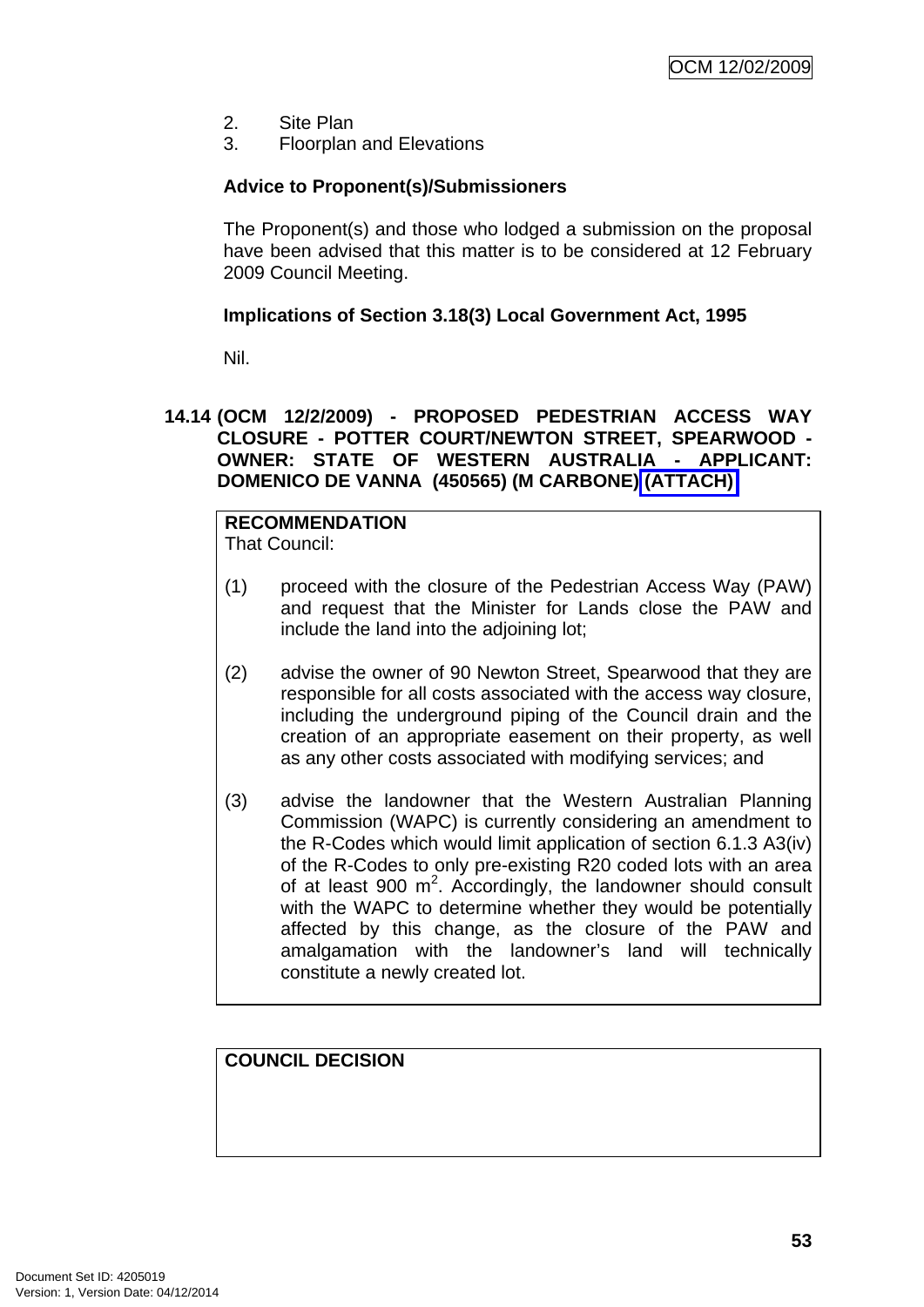2. Site Plan
3. Floorplan and Elevations

**Advice to Proponent(s)/Submissioners**

The Proponent(s) and those who lodged a submission on the proposal have been advised that this matter is to be considered at 12 February 2009 Council Meeting.

**Implications of Section 3.18(3) Local Government Act, 1995**

Nil.

## 14.14 (OCM 12/2/2009) - PROPOSED PEDESTRIAN ACCESS WAY CLOSURE - POTTER COURT/NEWTON STREET, SPEARWOOD - OWNER: STATE OF WESTERN AUSTRALIA - APPLICANT: DOMENICO DE VANNA (450565) (M CARBONE) (ATTACH)

**RECOMMENDATION**
That Council:

(1) proceed with the closure of the Pedestrian Access Way (PAW) and request that the Minister for Lands close the PAW and include the land into the adjoining lot;

(2) advise the owner of 90 Newton Street, Spearwood that they are responsible for all costs associated with the access way closure, including the underground piping of the Council drain and the creation of an appropriate easement on their property, as well as any other costs associated with modifying services; and

(3) advise the landowner that the Western Australian Planning Commission (WAPC) is currently considering an amendment to the R-Codes which would limit application of section 6.1.3 A3(iv) of the R-Codes to only pre-existing R20 coded lots with an area of at least 900 $m^2$. Accordingly, the landowner should consult with the WAPC to determine whether they would be potentially affected by this change, as the closure of the PAW and amalgamation with the landowner's land will technically constitute a newly created lot.

**COUNCIL DECISION**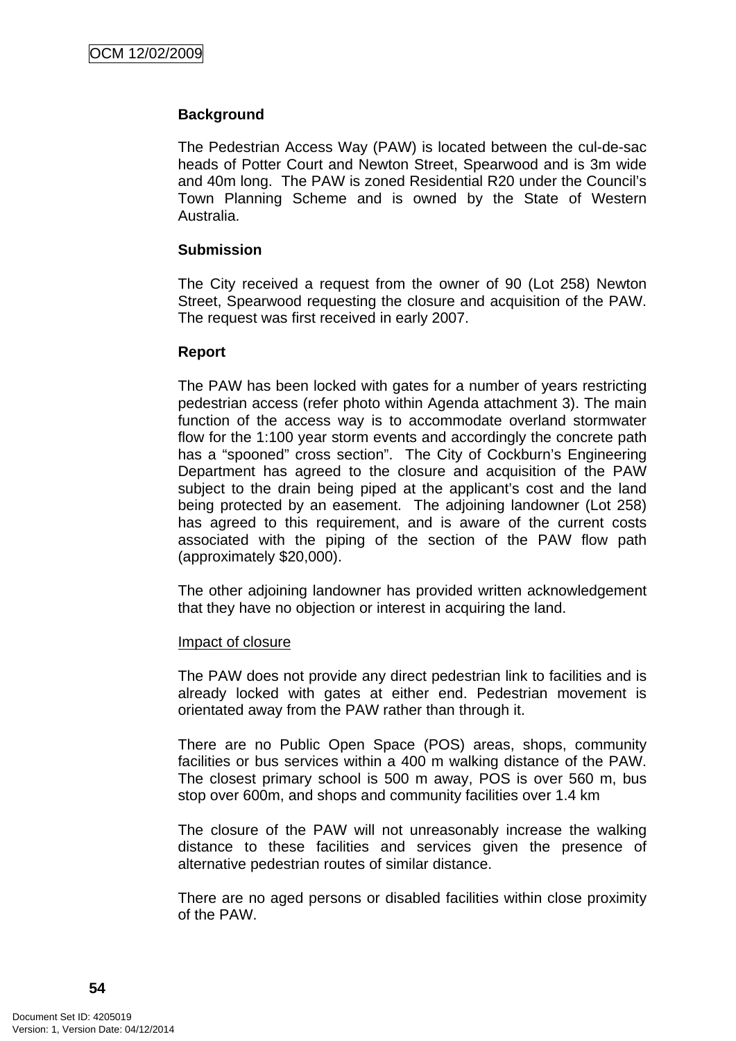**Background**

The Pedestrian Access Way (PAW) is located between the cul-de-sac heads of Potter Court and Newton Street, Spearwood and is 3m wide and 40m long. The PAW is zoned Residential R20 under the Council's Town Planning Scheme and is owned by the State of Western Australia.

**Submission**

The City received a request from the owner of 90 (Lot 258) Newton Street, Spearwood requesting the closure and acquisition of the PAW. The request was first received in early 2007.

**Report**

The PAW has been locked with gates for a number of years restricting pedestrian access (refer photo within Agenda attachment 3). The main function of the access way is to accommodate overland stormwater flow for the 1:100 year storm events and accordingly the concrete path has a "spooned" cross section". The City of Cockburn's Engineering Department has agreed to the closure and acquisition of the PAW subject to the drain being piped at the applicant's cost and the land being protected by an easement. The adjoining landowner (Lot 258) has agreed to this requirement, and is aware of the current costs associated with the piping of the section of the PAW flow path (approximately $20,000).

The other adjoining landowner has provided written acknowledgement that they have no objection or interest in acquiring the land.

Impact of closure

The PAW does not provide any direct pedestrian link to facilities and is already locked with gates at either end. Pedestrian movement is orientated away from the PAW rather than through it.

There are no Public Open Space (POS) areas, shops, community facilities or bus services within a 400 m walking distance of the PAW. The closest primary school is 500 m away, POS is over 560 m, bus stop over 600m, and shops and community facilities over 1.4 km

The closure of the PAW will not unreasonably increase the walking distance to these facilities and services given the presence of alternative pedestrian routes of similar distance.

There are no aged persons or disabled facilities within close proximity of the PAW.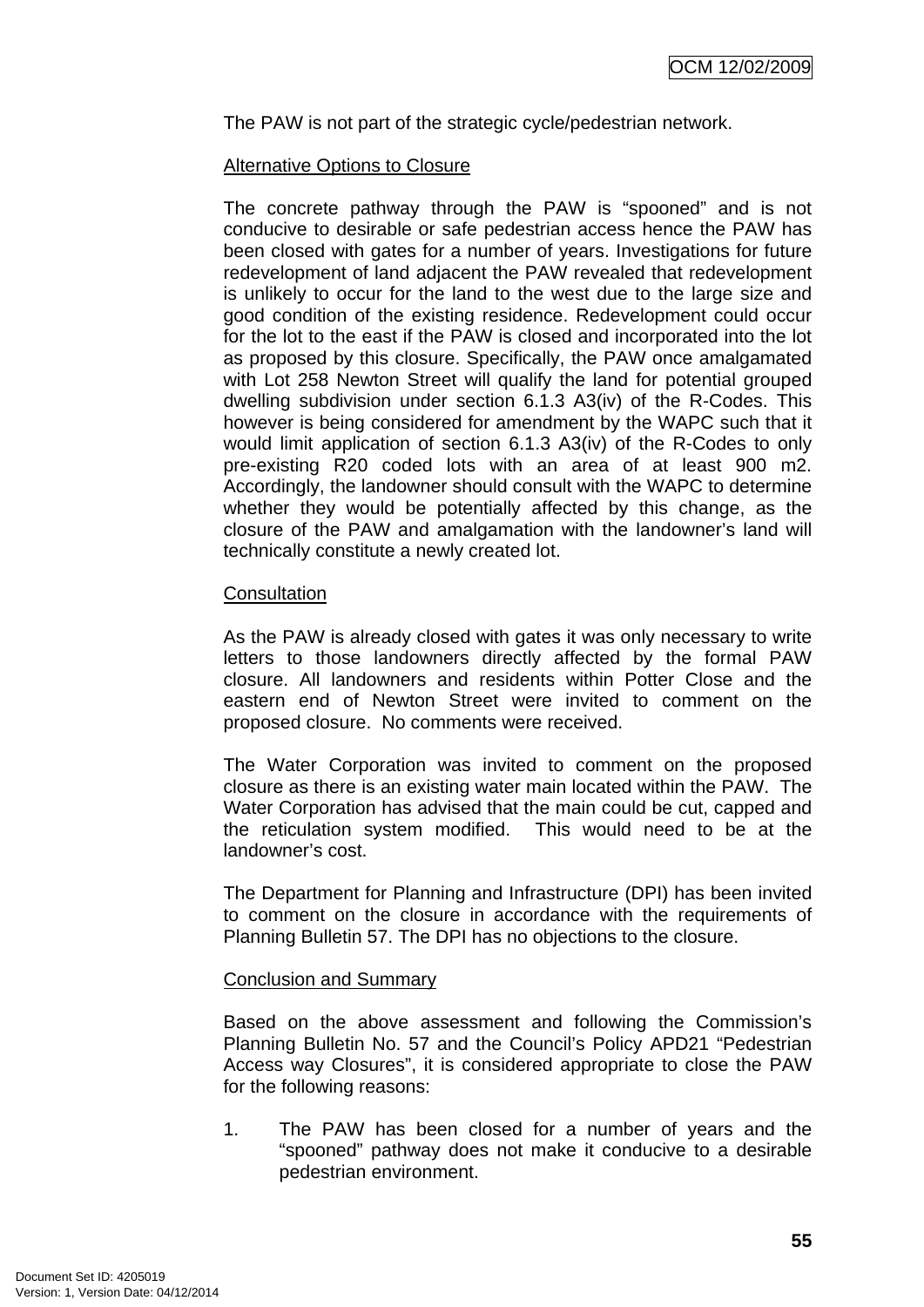The PAW is not part of the strategic cycle/pedestrian network.

<u>Alternative Options to Closure</u>

The concrete pathway through the PAW is "spooned" and is not conducive to desirable or safe pedestrian access hence the PAW has been closed with gates for a number of years. Investigations for future redevelopment of land adjacent the PAW revealed that redevelopment is unlikely to occur for the land to the west due to the large size and good condition of the existing residence. Redevelopment could occur for the lot to the east if the PAW is closed and incorporated into the lot as proposed by this closure. Specifically, the PAW once amalgamated with Lot 258 Newton Street will qualify the land for potential grouped dwelling subdivision under section 6.1.3 A3(iv) of the R-Codes. This however is being considered for amendment by the WAPC such that it would limit application of section 6.1.3 A3(iv) of the R-Codes to only pre-existing R20 coded lots with an area of at least 900 m2. Accordingly, the landowner should consult with the WAPC to determine whether they would be potentially affected by this change, as the closure of the PAW and amalgamation with the landowner's land will technically constitute a newly created lot.

<u>Consultation</u>

As the PAW is already closed with gates it was only necessary to write letters to those landowners directly affected by the formal PAW closure. All landowners and residents within Potter Close and the eastern end of Newton Street were invited to comment on the proposed closure. No comments were received.

The Water Corporation was invited to comment on the proposed closure as there is an existing water main located within the PAW. The Water Corporation has advised that the main could be cut, capped and the reticulation system modified. This would need to be at the landowner's cost.

The Department for Planning and Infrastructure (DPI) has been invited to comment on the closure in accordance with the requirements of Planning Bulletin 57. The DPI has no objections to the closure.

<u>Conclusion and Summary</u>

Based on the above assessment and following the Commission's Planning Bulletin No. 57 and the Council's Policy APD21 "Pedestrian Access way Closures", it is considered appropriate to close the PAW for the following reasons:

1. The PAW has been closed for a number of years and the "spooned" pathway does not make it conducive to a desirable pedestrian environment.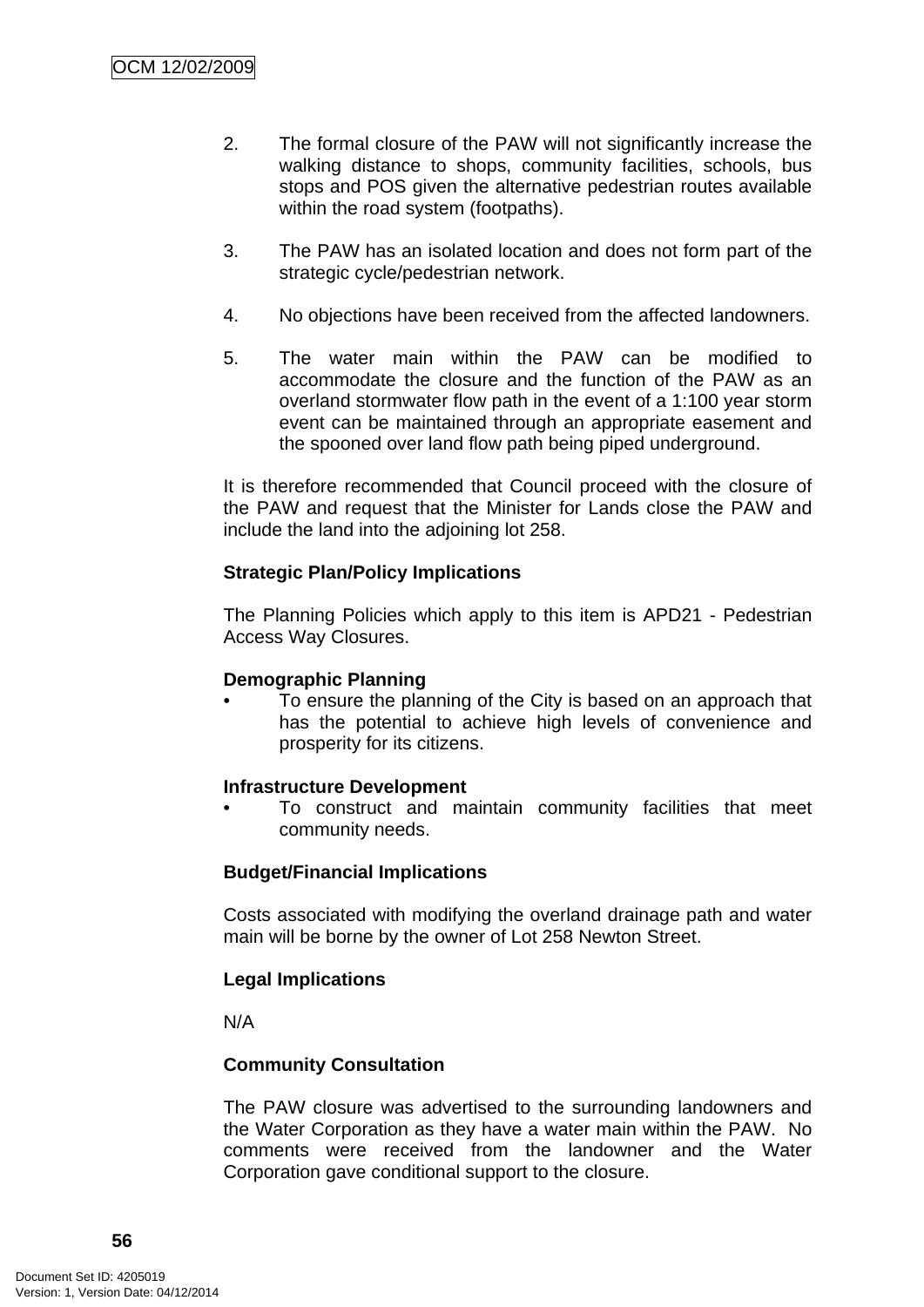2. The formal closure of the PAW will not significantly increase the walking distance to shops, community facilities, schools, bus stops and POS given the alternative pedestrian routes available within the road system (footpaths).

3. The PAW has an isolated location and does not form part of the strategic cycle/pedestrian network.

4. No objections have been received from the affected landowners.

5. The water main within the PAW can be modified to accommodate the closure and the function of the PAW as an overland stormwater flow path in the event of a 1:100 year storm event can be maintained through an appropriate easement and the spooned over land flow path being piped underground.

It is therefore recommended that Council proceed with the closure of the PAW and request that the Minister for Lands close the PAW and include the land into the adjoining lot 258.

**Strategic Plan/Policy Implications**

The Planning Policies which apply to this item is APD21 - Pedestrian Access Way Closures.

**Demographic Planning**

- To ensure the planning of the City is based on an approach that has the potential to achieve high levels of convenience and prosperity for its citizens.

**Infrastructure Development**

- To construct and maintain community facilities that meet community needs.

**Budget/Financial Implications**

Costs associated with modifying the overland drainage path and water main will be borne by the owner of Lot 258 Newton Street.

**Legal Implications**

N/A

**Community Consultation**

The PAW closure was advertised to the surrounding landowners and the Water Corporation as they have a water main within the PAW. No comments were received from the landowner and the Water Corporation gave conditional support to the closure.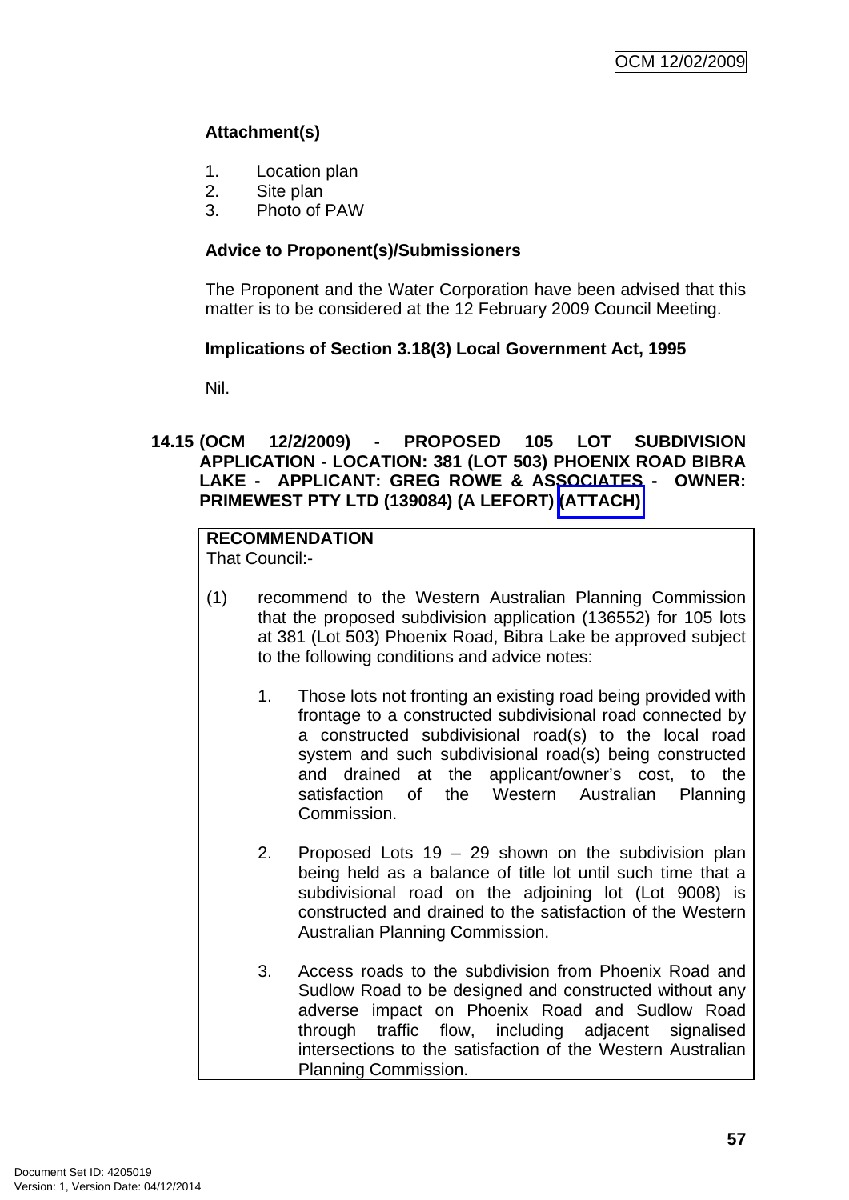**Attachment(s)**

1. Location plan
2. Site plan
3. Photo of PAW

**Advice to Proponent(s)/Submissioners**

The Proponent and the Water Corporation have been advised that this matter is to be considered at the 12 February 2009 Council Meeting.

**Implications of Section 3.18(3) Local Government Act, 1995**

Nil.

## 14.15 (OCM 12/2/2009) - PROPOSED 105 LOT SUBDIVISION APPLICATION - LOCATION: 381 (LOT 503) PHOENIX ROAD BIBRA LAKE - APPLICANT: GREG ROWE & ASSOCIATES - OWNER: PRIMEWEST PTY LTD (139084) (A LEFORT) (ATTACH)

**RECOMMENDATION**
That Council:-

(1) recommend to the Western Australian Planning Commission that the proposed subdivision application (136552) for 105 lots at 381 (Lot 503) Phoenix Road, Bibra Lake be approved subject to the following conditions and advice notes:

1. Those lots not fronting an existing road being provided with frontage to a constructed subdivisional road connected by a constructed subdivisional road(s) to the local road system and such subdivisional road(s) being constructed and drained at the applicant/owner's cost, to the satisfaction of the Western Australian Planning Commission.

2. Proposed Lots 19 – 29 shown on the subdivision plan being held as a balance of title lot until such time that a subdivisional road on the adjoining lot (Lot 9008) is constructed and drained to the satisfaction of the Western Australian Planning Commission.

3. Access roads to the subdivision from Phoenix Road and Sudlow Road to be designed and constructed without any adverse impact on Phoenix Road and Sudlow Road through traffic flow, including adjacent signalised intersections to the satisfaction of the Western Australian Planning Commission.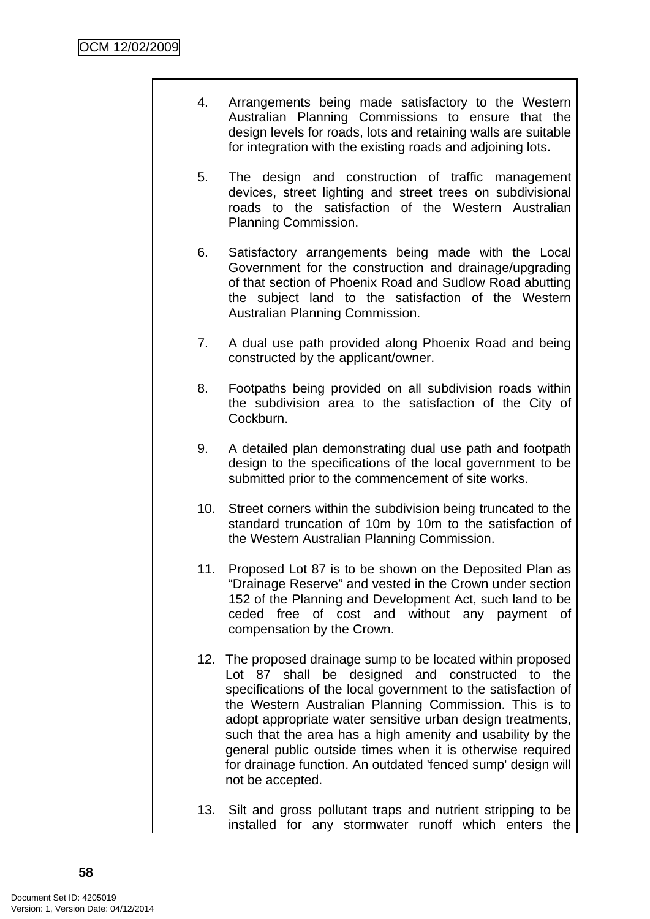4. Arrangements being made satisfactory to the Western Australian Planning Commissions to ensure that the design levels for roads, lots and retaining walls are suitable for integration with the existing roads and adjoining lots.

5. The design and construction of traffic management devices, street lighting and street trees on subdivisional roads to the satisfaction of the Western Australian Planning Commission.

6. Satisfactory arrangements being made with the Local Government for the construction and drainage/upgrading of that section of Phoenix Road and Sudlow Road abutting the subject land to the satisfaction of the Western Australian Planning Commission.

7. A dual use path provided along Phoenix Road and being constructed by the applicant/owner.

8. Footpaths being provided on all subdivision roads within the subdivision area to the satisfaction of the City of Cockburn.

9. A detailed plan demonstrating dual use path and footpath design to the specifications of the local government to be submitted prior to the commencement of site works.

10. Street corners within the subdivision being truncated to the standard truncation of 10m by 10m to the satisfaction of the Western Australian Planning Commission.

11. Proposed Lot 87 is to be shown on the Deposited Plan as "Drainage Reserve" and vested in the Crown under section 152 of the Planning and Development Act, such land to be ceded free of cost and without any payment of compensation by the Crown.

12. The proposed drainage sump to be located within proposed Lot 87 shall be designed and constructed to the specifications of the local government to the satisfaction of the Western Australian Planning Commission. This is to adopt appropriate water sensitive urban design treatments, such that the area has a high amenity and usability by the general public outside times when it is otherwise required for drainage function. An outdated 'fenced sump' design will not be accepted.

13. Silt and gross pollutant traps and nutrient stripping to be installed for any stormwater runoff which enters the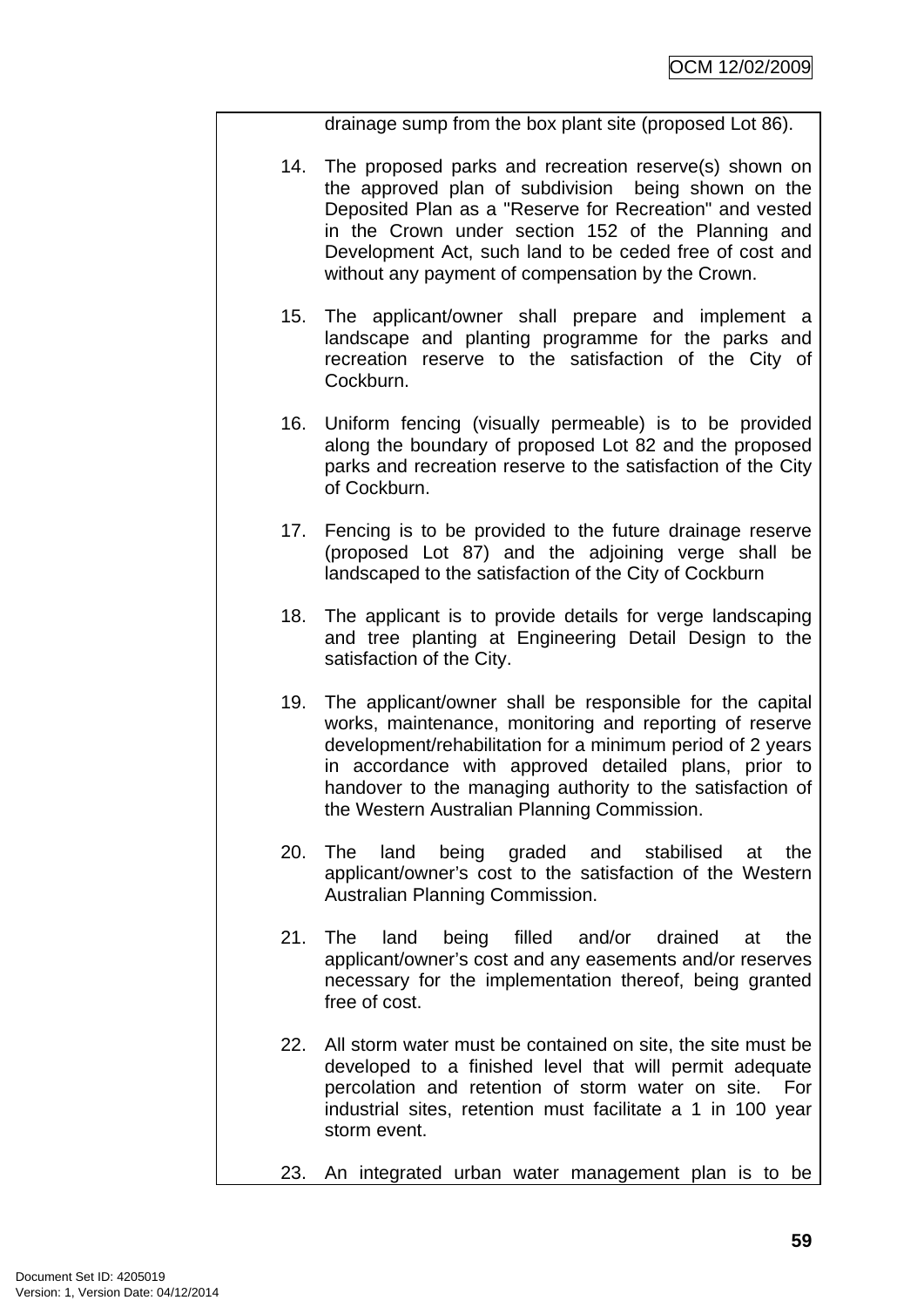drainage sump from the box plant site (proposed Lot 86).

14. The proposed parks and recreation reserve(s) shown on the approved plan of subdivision being shown on the Deposited Plan as a "Reserve for Recreation" and vested in the Crown under section 152 of the Planning and Development Act, such land to be ceded free of cost and without any payment of compensation by the Crown.

15. The applicant/owner shall prepare and implement a landscape and planting programme for the parks and recreation reserve to the satisfaction of the City of Cockburn.

16. Uniform fencing (visually permeable) is to be provided along the boundary of proposed Lot 82 and the proposed parks and recreation reserve to the satisfaction of the City of Cockburn.

17. Fencing is to be provided to the future drainage reserve (proposed Lot 87) and the adjoining verge shall be landscaped to the satisfaction of the City of Cockburn

18. The applicant is to provide details for verge landscaping and tree planting at Engineering Detail Design to the satisfaction of the City.

19. The applicant/owner shall be responsible for the capital works, maintenance, monitoring and reporting of reserve development/rehabilitation for a minimum period of 2 years in accordance with approved detailed plans, prior to handover to the managing authority to the satisfaction of the Western Australian Planning Commission.

20. The land being graded and stabilised at the applicant/owner's cost to the satisfaction of the Western Australian Planning Commission.

21. The land being filled and/or drained at the applicant/owner's cost and any easements and/or reserves necessary for the implementation thereof, being granted free of cost.

22. All storm water must be contained on site, the site must be developed to a finished level that will permit adequate percolation and retention of storm water on site. For industrial sites, retention must facilitate a 1 in 100 year storm event.

23. An integrated urban water management plan is to be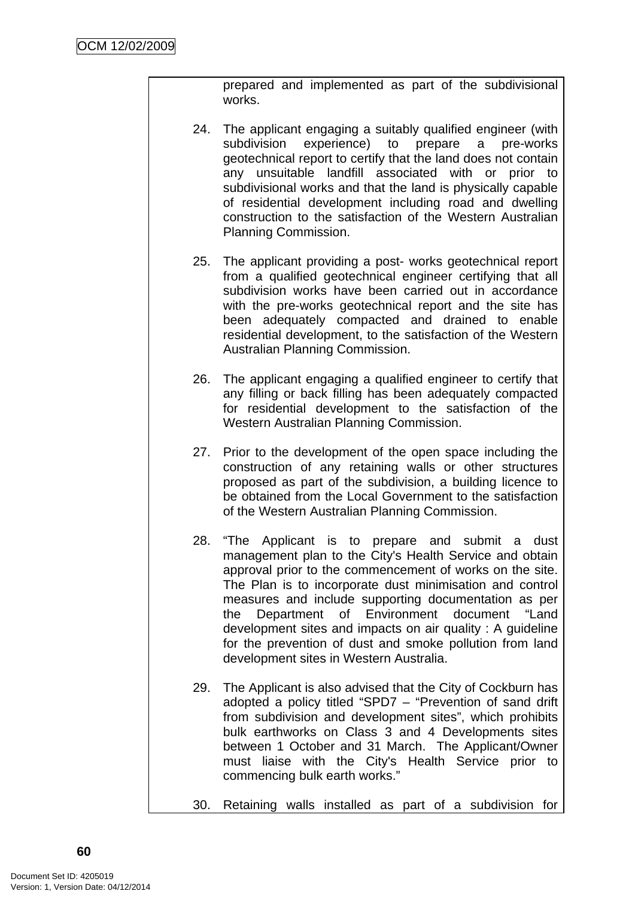prepared and implemented as part of the subdivisional works.

24. The applicant engaging a suitably qualified engineer (with subdivision experience) to prepare a pre-works geotechnical report to certify that the land does not contain any unsuitable landfill associated with or prior to subdivisional works and that the land is physically capable of residential development including road and dwelling construction to the satisfaction of the Western Australian Planning Commission.

25. The applicant providing a post- works geotechnical report from a qualified geotechnical engineer certifying that all subdivision works have been carried out in accordance with the pre-works geotechnical report and the site has been adequately compacted and drained to enable residential development, to the satisfaction of the Western Australian Planning Commission.

26. The applicant engaging a qualified engineer to certify that any filling or back filling has been adequately compacted for residential development to the satisfaction of the Western Australian Planning Commission.

27. Prior to the development of the open space including the construction of any retaining walls or other structures proposed as part of the subdivision, a building licence to be obtained from the Local Government to the satisfaction of the Western Australian Planning Commission.

28. "The Applicant is to prepare and submit a dust management plan to the City's Health Service and obtain approval prior to the commencement of works on the site. The Plan is to incorporate dust minimisation and control measures and include supporting documentation as per the Department of Environment document "Land development sites and impacts on air quality : A guideline for the prevention of dust and smoke pollution from land development sites in Western Australia.

29. The Applicant is also advised that the City of Cockburn has adopted a policy titled "SPD7 – "Prevention of sand drift from subdivision and development sites", which prohibits bulk earthworks on Class 3 and 4 Developments sites between 1 October and 31 March. The Applicant/Owner must liaise with the City's Health Service prior to commencing bulk earth works."

30. Retaining walls installed as part of a subdivision for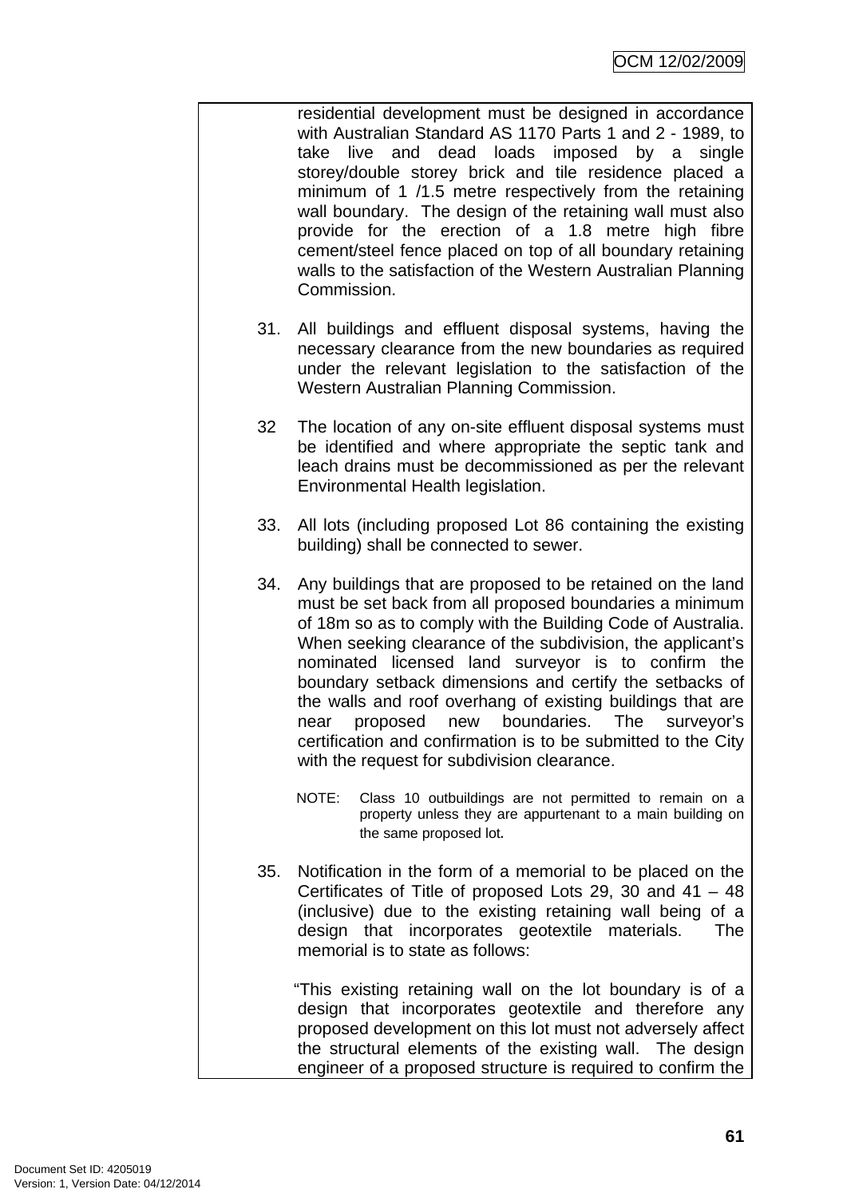residential development must be designed in accordance with Australian Standard AS 1170 Parts 1 and 2 - 1989, to take live and dead loads imposed by a single storey/double storey brick and tile residence placed a minimum of 1 /1.5 metre respectively from the retaining wall boundary. The design of the retaining wall must also provide for the erection of a 1.8 metre high fibre cement/steel fence placed on top of all boundary retaining walls to the satisfaction of the Western Australian Planning Commission.

31. All buildings and effluent disposal systems, having the necessary clearance from the new boundaries as required under the relevant legislation to the satisfaction of the Western Australian Planning Commission.

32 The location of any on-site effluent disposal systems must be identified and where appropriate the septic tank and leach drains must be decommissioned as per the relevant Environmental Health legislation.

33. All lots (including proposed Lot 86 containing the existing building) shall be connected to sewer.

34. Any buildings that are proposed to be retained on the land must be set back from all proposed boundaries a minimum of 18m so as to comply with the Building Code of Australia. When seeking clearance of the subdivision, the applicant's nominated licensed land surveyor is to confirm the boundary setback dimensions and certify the setbacks of the walls and roof overhang of existing buildings that are near proposed new boundaries. The surveyor's certification and confirmation is to be submitted to the City with the request for subdivision clearance.

    NOTE: Class 10 outbuildings are not permitted to remain on a property unless they are appurtenant to a main building on the same proposed lot.

35. Notification in the form of a memorial to be placed on the Certificates of Title of proposed Lots 29, 30 and 41 – 48 (inclusive) due to the existing retaining wall being of a design that incorporates geotextile materials. The memorial is to state as follows:

    "This existing retaining wall on the lot boundary is of a design that incorporates geotextile and therefore any proposed development on this lot must not adversely affect the structural elements of the existing wall. The design engineer of a proposed structure is required to confirm the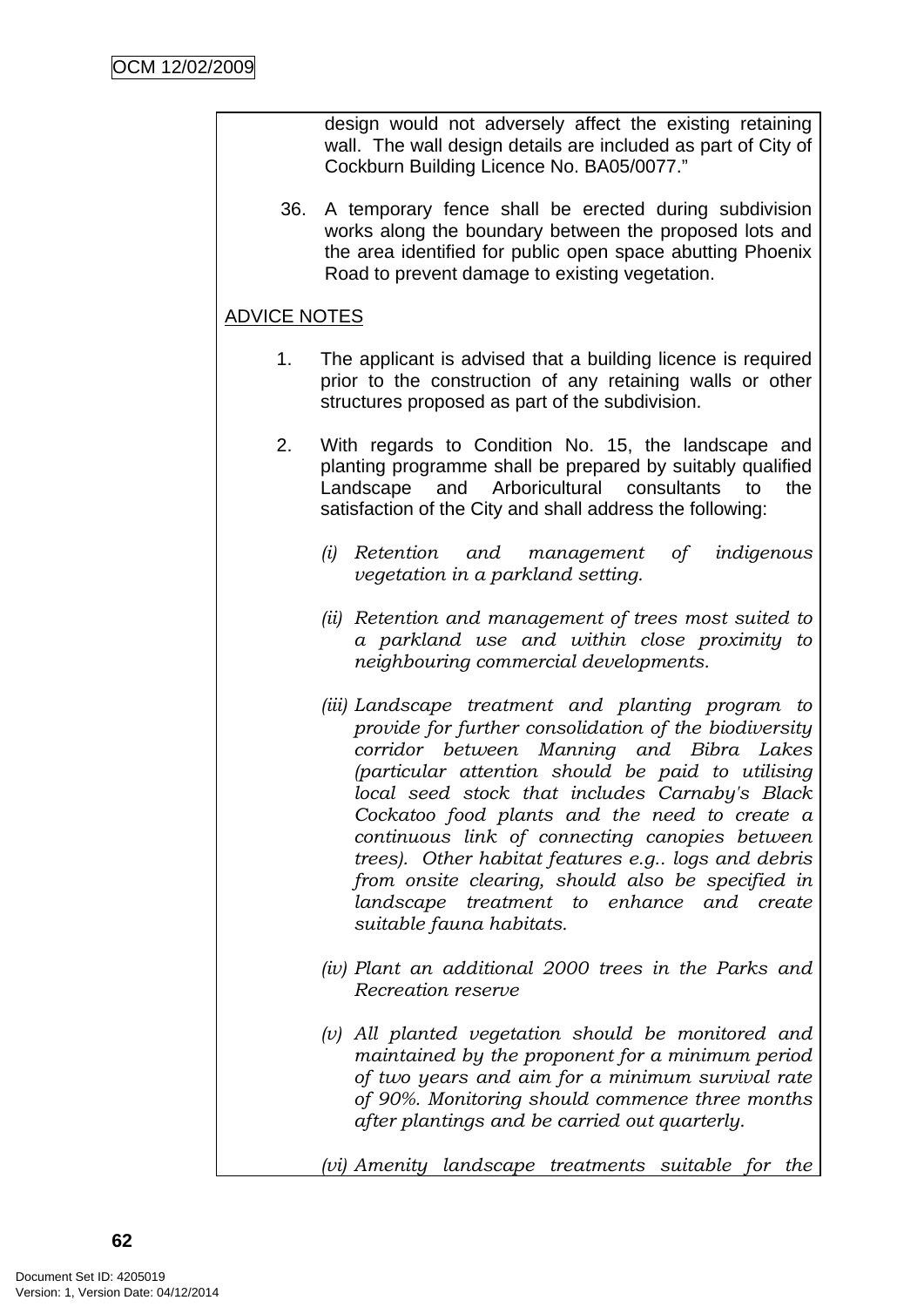design would not adversely affect the existing retaining wall. The wall design details are included as part of City of Cockburn Building Licence No. BA05/0077."

36. A temporary fence shall be erected during subdivision works along the boundary between the proposed lots and the area identified for public open space abutting Phoenix Road to prevent damage to existing vegetation.

ADVICE NOTES

1. The applicant is advised that a building licence is required prior to the construction of any retaining walls or other structures proposed as part of the subdivision.

2. With regards to Condition No. 15, the landscape and planting programme shall be prepared by suitably qualified Landscape and Arboricultural consultants to the satisfaction of the City and shall address the following:

   *(i) Retention and management of indigenous vegetation in a parkland setting.*

   *(ii) Retention and management of trees most suited to a parkland use and within close proximity to neighbouring commercial developments.*

   *(iii) Landscape treatment and planting program to provide for further consolidation of the biodiversity corridor between Manning and Bibra Lakes (particular attention should be paid to utilising local seed stock that includes Carnaby's Black Cockatoo food plants and the need to create a continuous link of connecting canopies between trees). Other habitat features e.g.. logs and debris from onsite clearing, should also be specified in landscape treatment to enhance and create suitable fauna habitats.*

   *(iv) Plant an additional 2000 trees in the Parks and Recreation reserve*

   *(v) All planted vegetation should be monitored and maintained by the proponent for a minimum period of two years and aim for a minimum survival rate of 90%. Monitoring should commence three months after plantings and be carried out quarterly.*

   *(vi) Amenity landscape treatments suitable for the*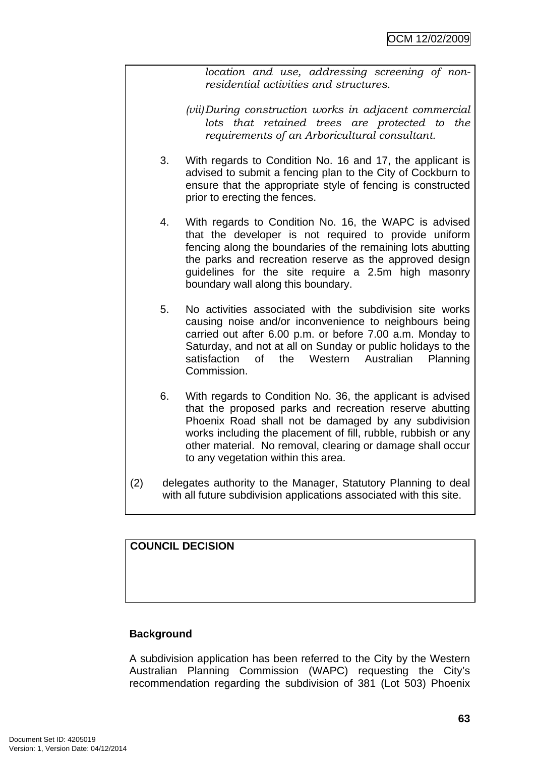*location and use, addressing screening of non-residential activities and structures.*

*(vii) During construction works in adjacent commercial lots that retained trees are protected to the requirements of an Arboricultural consultant.*

3. With regards to Condition No. 16 and 17, the applicant is advised to submit a fencing plan to the City of Cockburn to ensure that the appropriate style of fencing is constructed prior to erecting the fences.

4. With regards to Condition No. 16, the WAPC is advised that the developer is not required to provide uniform fencing along the boundaries of the remaining lots abutting the parks and recreation reserve as the approved design guidelines for the site require a 2.5m high masonry boundary wall along this boundary.

5. No activities associated with the subdivision site works causing noise and/or inconvenience to neighbours being carried out after 6.00 p.m. or before 7.00 a.m. Monday to Saturday, and not at all on Sunday or public holidays to the satisfaction of the Western Australian Planning Commission.

6. With regards to Condition No. 36, the applicant is advised that the proposed parks and recreation reserve abutting Phoenix Road shall not be damaged by any subdivision works including the placement of fill, rubble, rubbish or any other material. No removal, clearing or damage shall occur to any vegetation within this area.

(2) delegates authority to the Manager, Statutory Planning to deal with all future subdivision applications associated with this site.

**COUNCIL DECISION**

**Background**

A subdivision application has been referred to the City by the Western Australian Planning Commission (WAPC) requesting the City's recommendation regarding the subdivision of 381 (Lot 503) Phoenix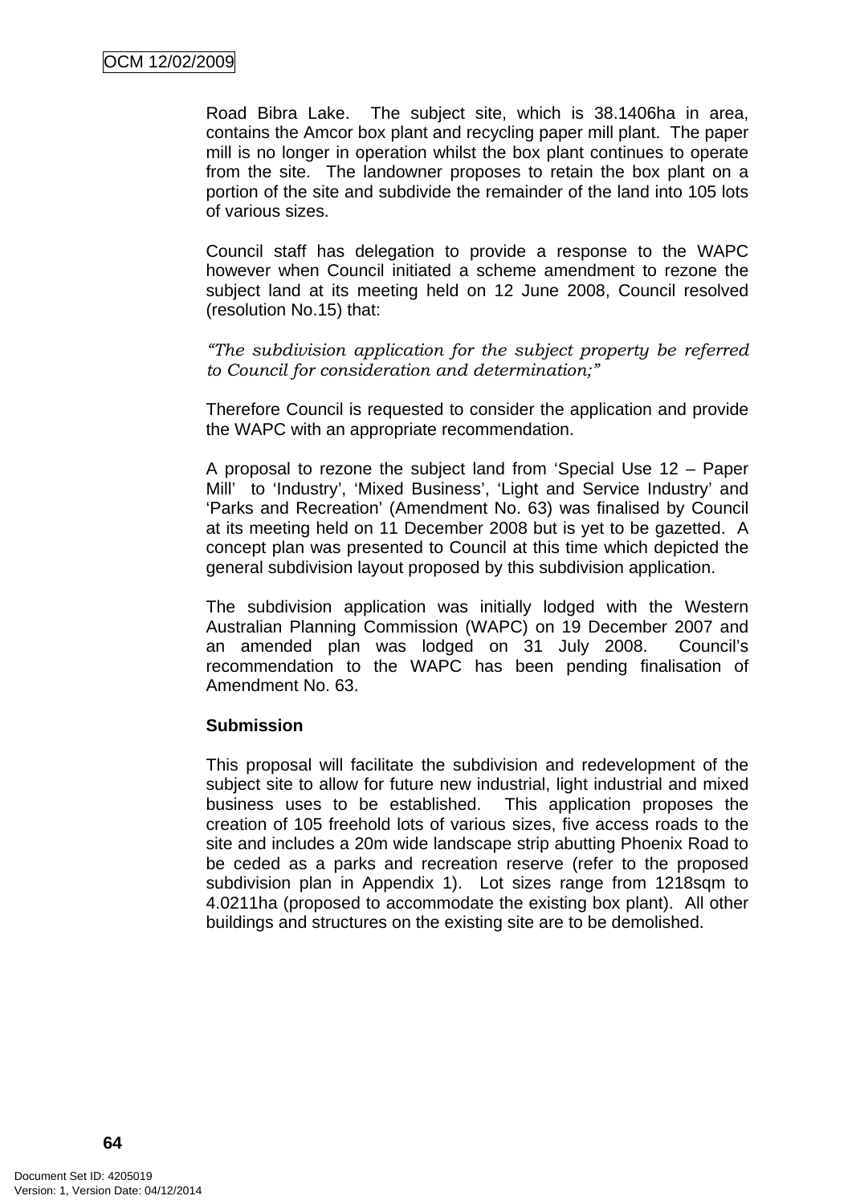Road Bibra Lake. The subject site, which is 38.1406ha in area, contains the Amcor box plant and recycling paper mill plant. The paper mill is no longer in operation whilst the box plant continues to operate from the site. The landowner proposes to retain the box plant on a portion of the site and subdivide the remainder of the land into 105 lots of various sizes.

Council staff has delegation to provide a response to the WAPC however when Council initiated a scheme amendment to rezone the subject land at its meeting held on 12 June 2008, Council resolved (resolution No.15) that:

*"The subdivision application for the subject property be referred to Council for consideration and determination;"*

Therefore Council is requested to consider the application and provide the WAPC with an appropriate recommendation.

A proposal to rezone the subject land from 'Special Use 12 – Paper Mill' to 'Industry', 'Mixed Business', 'Light and Service Industry' and 'Parks and Recreation' (Amendment No. 63) was finalised by Council at its meeting held on 11 December 2008 but is yet to be gazetted. A concept plan was presented to Council at this time which depicted the general subdivision layout proposed by this subdivision application.

The subdivision application was initially lodged with the Western Australian Planning Commission (WAPC) on 19 December 2007 and an amended plan was lodged on 31 July 2008. Council's recommendation to the WAPC has been pending finalisation of Amendment No. 63.

**Submission**

This proposal will facilitate the subdivision and redevelopment of the subject site to allow for future new industrial, light industrial and mixed business uses to be established. This application proposes the creation of 105 freehold lots of various sizes, five access roads to the site and includes a 20m wide landscape strip abutting Phoenix Road to be ceded as a parks and recreation reserve (refer to the proposed subdivision plan in Appendix 1). Lot sizes range from 1218sqm to 4.0211ha (proposed to accommodate the existing box plant). All other buildings and structures on the existing site are to be demolished.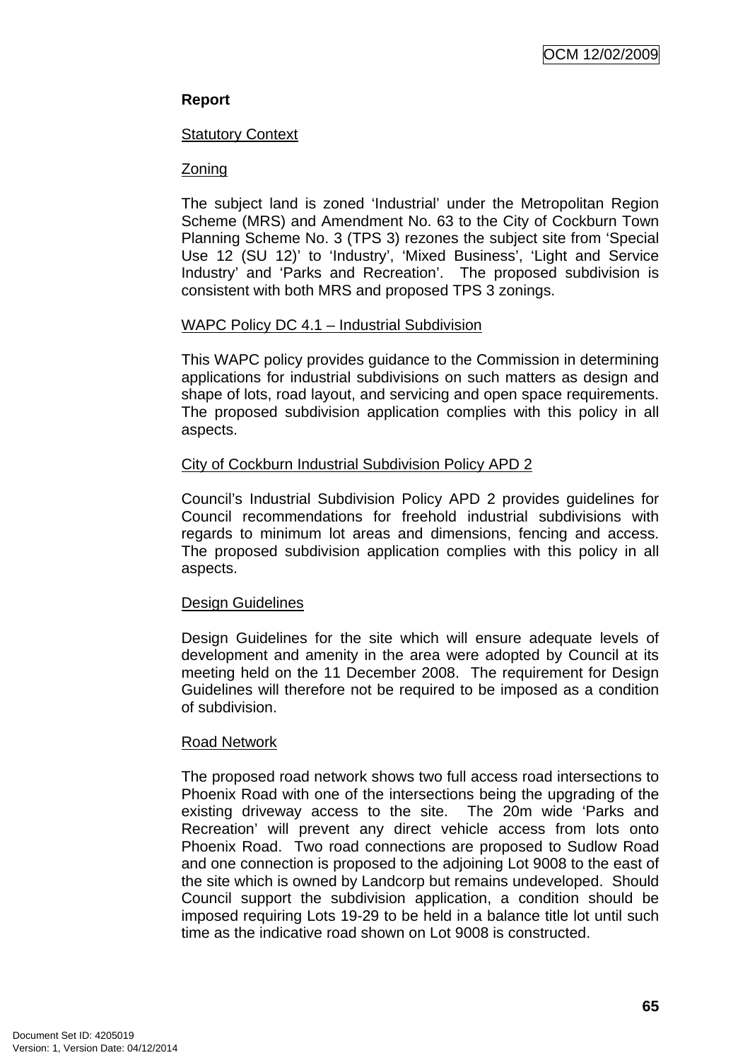**Report**

Statutory Context

Zoning

The subject land is zoned 'Industrial' under the Metropolitan Region Scheme (MRS) and Amendment No. 63 to the City of Cockburn Town Planning Scheme No. 3 (TPS 3) rezones the subject site from 'Special Use 12 (SU 12)' to 'Industry', 'Mixed Business', 'Light and Service Industry' and 'Parks and Recreation'. The proposed subdivision is consistent with both MRS and proposed TPS 3 zonings.

WAPC Policy DC 4.1 – Industrial Subdivision

This WAPC policy provides guidance to the Commission in determining applications for industrial subdivisions on such matters as design and shape of lots, road layout, and servicing and open space requirements. The proposed subdivision application complies with this policy in all aspects.

City of Cockburn Industrial Subdivision Policy APD 2

Council's Industrial Subdivision Policy APD 2 provides guidelines for Council recommendations for freehold industrial subdivisions with regards to minimum lot areas and dimensions, fencing and access. The proposed subdivision application complies with this policy in all aspects.

Design Guidelines

Design Guidelines for the site which will ensure adequate levels of development and amenity in the area were adopted by Council at its meeting held on the 11 December 2008. The requirement for Design Guidelines will therefore not be required to be imposed as a condition of subdivision.

Road Network

The proposed road network shows two full access road intersections to Phoenix Road with one of the intersections being the upgrading of the existing driveway access to the site. The 20m wide 'Parks and Recreation' will prevent any direct vehicle access from lots onto Phoenix Road. Two road connections are proposed to Sudlow Road and one connection is proposed to the adjoining Lot 9008 to the east of the site which is owned by Landcorp but remains undeveloped. Should Council support the subdivision application, a condition should be imposed requiring Lots 19-29 to be held in a balance title lot until such time as the indicative road shown on Lot 9008 is constructed.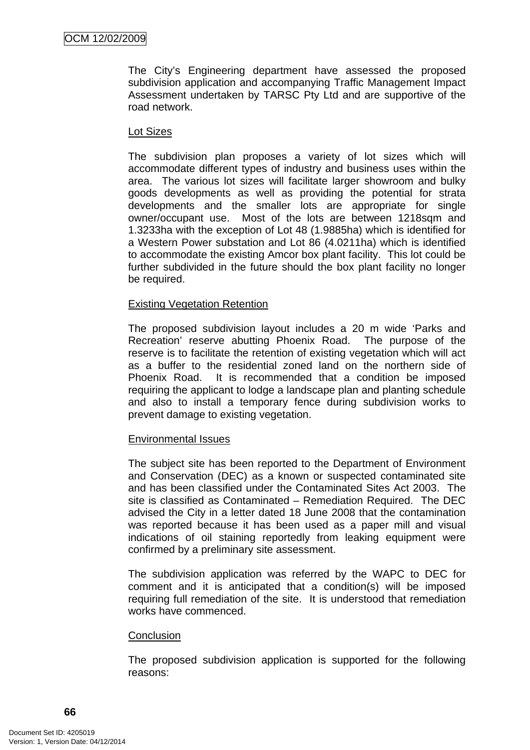The City's Engineering department have assessed the proposed subdivision application and accompanying Traffic Management Impact Assessment undertaken by TARSC Pty Ltd and are supportive of the road network.

Lot Sizes

The subdivision plan proposes a variety of lot sizes which will accommodate different types of industry and business uses within the area. The various lot sizes will facilitate larger showroom and bulky goods developments as well as providing the potential for strata developments and the smaller lots are appropriate for single owner/occupant use. Most of the lots are between 1218sqm and 1.3233ha with the exception of Lot 48 (1.9885ha) which is identified for a Western Power substation and Lot 86 (4.0211ha) which is identified to accommodate the existing Amcor box plant facility. This lot could be further subdivided in the future should the box plant facility no longer be required.

Existing Vegetation Retention

The proposed subdivision layout includes a 20 m wide 'Parks and Recreation' reserve abutting Phoenix Road. The purpose of the reserve is to facilitate the retention of existing vegetation which will act as a buffer to the residential zoned land on the northern side of Phoenix Road. It is recommended that a condition be imposed requiring the applicant to lodge a landscape plan and planting schedule and also to install a temporary fence during subdivision works to prevent damage to existing vegetation.

Environmental Issues

The subject site has been reported to the Department of Environment and Conservation (DEC) as a known or suspected contaminated site and has been classified under the Contaminated Sites Act 2003. The site is classified as Contaminated – Remediation Required. The DEC advised the City in a letter dated 18 June 2008 that the contamination was reported because it has been used as a paper mill and visual indications of oil staining reportedly from leaking equipment were confirmed by a preliminary site assessment.

The subdivision application was referred by the WAPC to DEC for comment and it is anticipated that a condition(s) will be imposed requiring full remediation of the site. It is understood that remediation works have commenced.

Conclusion

The proposed subdivision application is supported for the following reasons: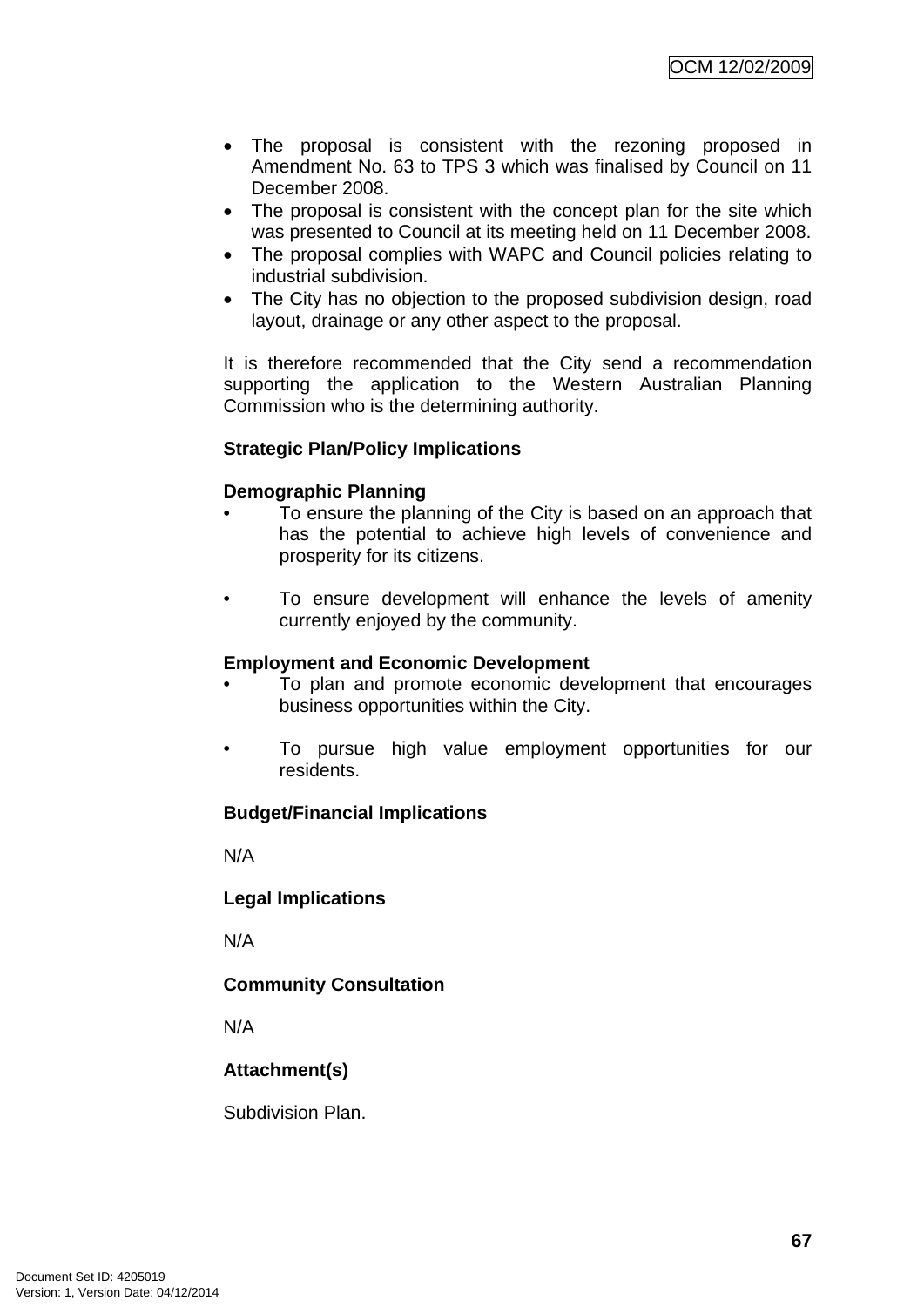- The proposal is consistent with the rezoning proposed in Amendment No. 63 to TPS 3 which was finalised by Council on 11 December 2008.
- The proposal is consistent with the concept plan for the site which was presented to Council at its meeting held on 11 December 2008.
- The proposal complies with WAPC and Council policies relating to industrial subdivision.
- The City has no objection to the proposed subdivision design, road layout, drainage or any other aspect to the proposal.

It is therefore recommended that the City send a recommendation supporting the application to the Western Australian Planning Commission who is the determining authority.

**Strategic Plan/Policy Implications**

**Demographic Planning**

- To ensure the planning of the City is based on an approach that has the potential to achieve high levels of convenience and prosperity for its citizens.

- To ensure development will enhance the levels of amenity currently enjoyed by the community.

**Employment and Economic Development**

- To plan and promote economic development that encourages business opportunities within the City.

- To pursue high value employment opportunities for our residents.

**Budget/Financial Implications**

N/A

**Legal Implications**

N/A

**Community Consultation**

N/A

**Attachment(s)**

Subdivision Plan.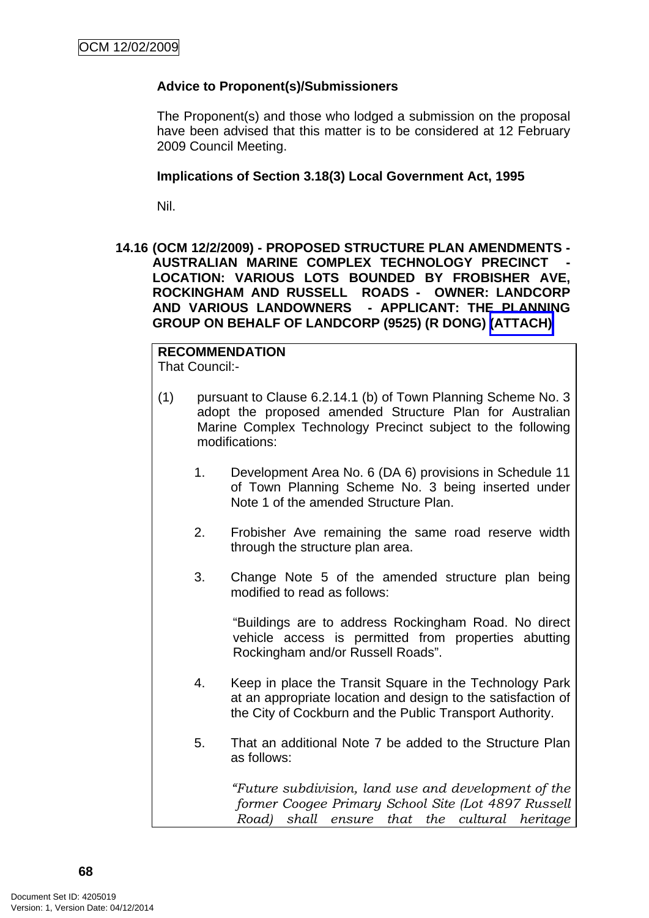**Advice to Proponent(s)/Submissioners**

The Proponent(s) and those who lodged a submission on the proposal have been advised that this matter is to be considered at 12 February 2009 Council Meeting.

**Implications of Section 3.18(3) Local Government Act, 1995**

Nil.

## 14.16 (OCM 12/2/2009) - PROPOSED STRUCTURE PLAN AMENDMENTS - AUSTRALIAN MARINE COMPLEX TECHNOLOGY PRECINCT - LOCATION: VARIOUS LOTS BOUNDED BY FROBISHER AVE, ROCKINGHAM AND RUSSELL ROADS - OWNER: LANDCORP AND VARIOUS LANDOWNERS - APPLICANT: THE PLANNING GROUP ON BEHALF OF LANDCORP (9525) (R DONG) (ATTACH)

**RECOMMENDATION**
That Council:-

(1) pursuant to Clause 6.2.14.1 (b) of Town Planning Scheme No. 3 adopt the proposed amended Structure Plan for Australian Marine Complex Technology Precinct subject to the following modifications:

1. Development Area No. 6 (DA 6) provisions in Schedule 11 of Town Planning Scheme No. 3 being inserted under Note 1 of the amended Structure Plan.

2. Frobisher Ave remaining the same road reserve width through the structure plan area.

3. Change Note 5 of the amended structure plan being modified to read as follows:

   "Buildings are to address Rockingham Road. No direct vehicle access is permitted from properties abutting Rockingham and/or Russell Roads".

4. Keep in place the Transit Square in the Technology Park at an appropriate location and design to the satisfaction of the City of Cockburn and the Public Transport Authority.

5. That an additional Note 7 be added to the Structure Plan as follows:

   *"Future subdivision, land use and development of the former Coogee Primary School Site (Lot 4897 Russell Road) shall ensure that the cultural heritage*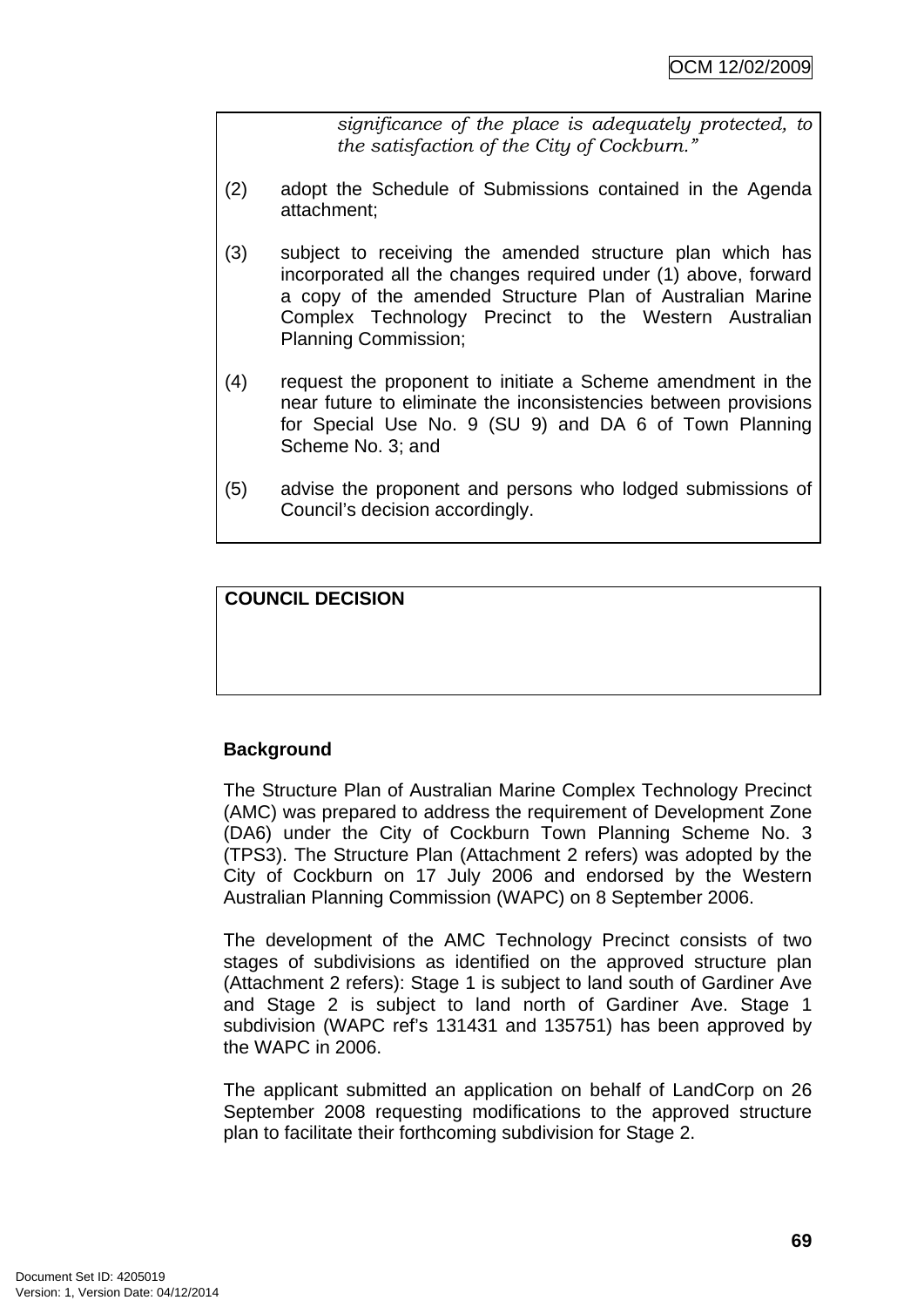*significance of the place is adequately protected, to the satisfaction of the City of Cockburn."*

(2) adopt the Schedule of Submissions contained in the Agenda attachment;

(3) subject to receiving the amended structure plan which has incorporated all the changes required under (1) above, forward a copy of the amended Structure Plan of Australian Marine Complex Technology Precinct to the Western Australian Planning Commission;

(4) request the proponent to initiate a Scheme amendment in the near future to eliminate the inconsistencies between provisions for Special Use No. 9 (SU 9) and DA 6 of Town Planning Scheme No. 3; and

(5) advise the proponent and persons who lodged submissions of Council's decision accordingly.

**COUNCIL DECISION**

**Background**

The Structure Plan of Australian Marine Complex Technology Precinct (AMC) was prepared to address the requirement of Development Zone (DA6) under the City of Cockburn Town Planning Scheme No. 3 (TPS3). The Structure Plan (Attachment 2 refers) was adopted by the City of Cockburn on 17 July 2006 and endorsed by the Western Australian Planning Commission (WAPC) on 8 September 2006.

The development of the AMC Technology Precinct consists of two stages of subdivisions as identified on the approved structure plan (Attachment 2 refers): Stage 1 is subject to land south of Gardiner Ave and Stage 2 is subject to land north of Gardiner Ave. Stage 1 subdivision (WAPC ref's 131431 and 135751) has been approved by the WAPC in 2006.

The applicant submitted an application on behalf of LandCorp on 26 September 2008 requesting modifications to the approved structure plan to facilitate their forthcoming subdivision for Stage 2.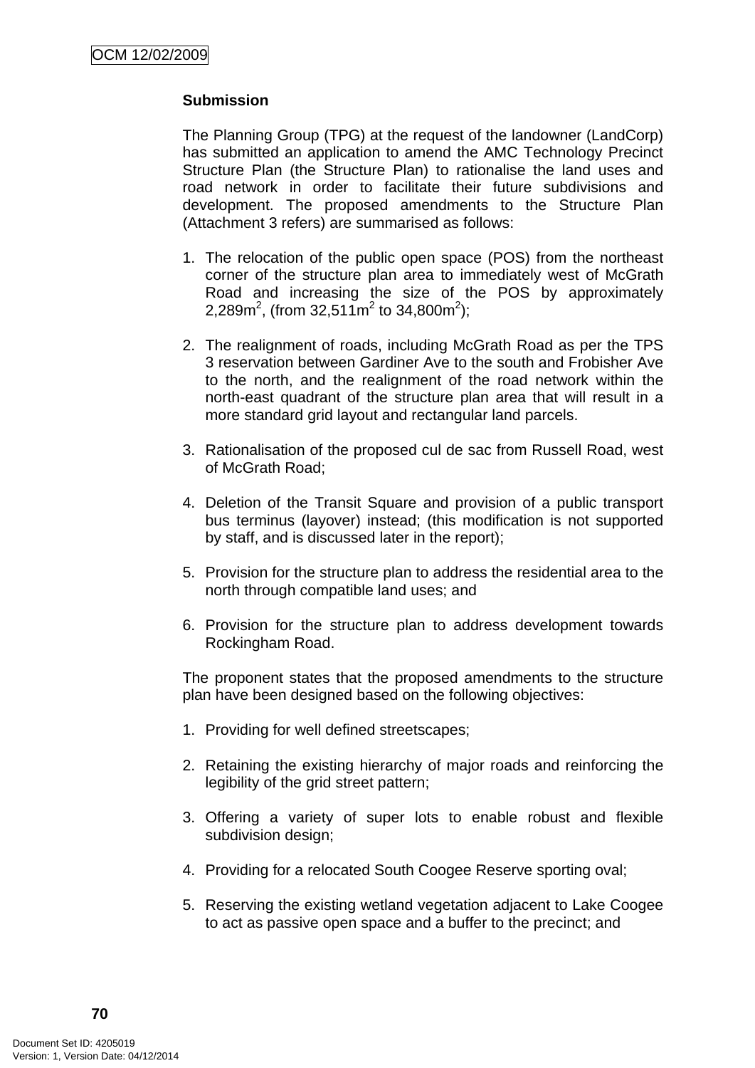**Submission**

The Planning Group (TPG) at the request of the landowner (LandCorp) has submitted an application to amend the AMC Technology Precinct Structure Plan (the Structure Plan) to rationalise the land uses and road network in order to facilitate their future subdivisions and development. The proposed amendments to the Structure Plan (Attachment 3 refers) are summarised as follows:

1. The relocation of the public open space (POS) from the northeast corner of the structure plan area to immediately west of McGrath Road and increasing the size of the POS by approximately 2,289m$^2$, (from 32,511m$^2$ to 34,800m$^2$);

2. The realignment of roads, including McGrath Road as per the TPS 3 reservation between Gardiner Ave to the south and Frobisher Ave to the north, and the realignment of the road network within the north-east quadrant of the structure plan area that will result in a more standard grid layout and rectangular land parcels.

3. Rationalisation of the proposed cul de sac from Russell Road, west of McGrath Road;

4. Deletion of the Transit Square and provision of a public transport bus terminus (layover) instead; (this modification is not supported by staff, and is discussed later in the report);

5. Provision for the structure plan to address the residential area to the north through compatible land uses; and

6. Provision for the structure plan to address development towards Rockingham Road.

The proponent states that the proposed amendments to the structure plan have been designed based on the following objectives:

1. Providing for well defined streetscapes;

2. Retaining the existing hierarchy of major roads and reinforcing the legibility of the grid street pattern;

3. Offering a variety of super lots to enable robust and flexible subdivision design;

4. Providing for a relocated South Coogee Reserve sporting oval;

5. Reserving the existing wetland vegetation adjacent to Lake Coogee to act as passive open space and a buffer to the precinct; and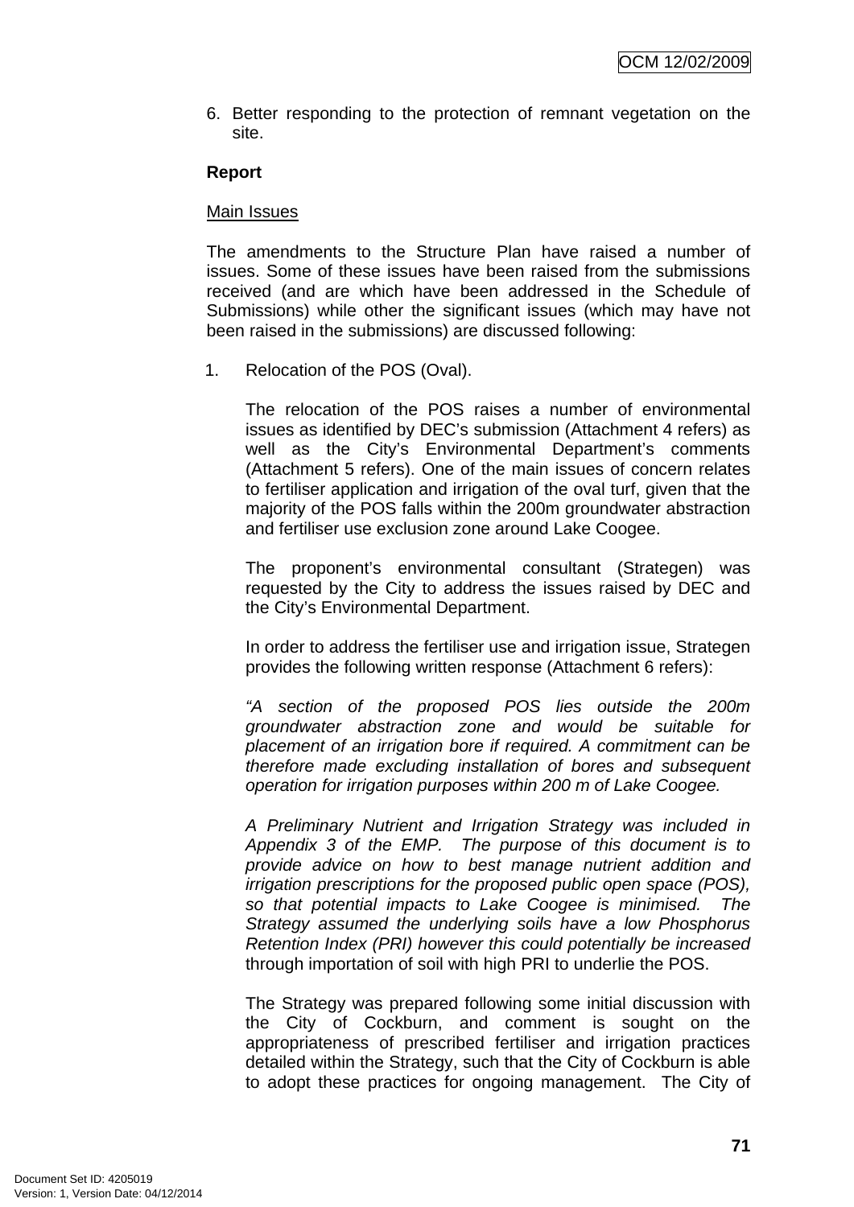6. Better responding to the protection of remnant vegetation on the site.

**Report**

Main Issues

The amendments to the Structure Plan have raised a number of issues. Some of these issues have been raised from the submissions received (and are which have been addressed in the Schedule of Submissions) while other the significant issues (which may have not been raised in the submissions) are discussed following:

1. Relocation of the POS (Oval).

   The relocation of the POS raises a number of environmental issues as identified by DEC's submission (Attachment 4 refers) as well as the City's Environmental Department's comments (Attachment 5 refers). One of the main issues of concern relates to fertiliser application and irrigation of the oval turf, given that the majority of the POS falls within the 200m groundwater abstraction and fertiliser use exclusion zone around Lake Coogee.

   The proponent's environmental consultant (Strategen) was requested by the City to address the issues raised by DEC and the City's Environmental Department.

   In order to address the fertiliser use and irrigation issue, Strategen provides the following written response (Attachment 6 refers):

   *"A section of the proposed POS lies outside the 200m groundwater abstraction zone and would be suitable for placement of an irrigation bore if required. A commitment can be therefore made excluding installation of bores and subsequent operation for irrigation purposes within 200 m of Lake Coogee.*

   *A Preliminary Nutrient and Irrigation Strategy was included in Appendix 3 of the EMP. The purpose of this document is to provide advice on how to best manage nutrient addition and irrigation prescriptions for the proposed public open space (POS), so that potential impacts to Lake Coogee is minimised. The Strategy assumed the underlying soils have a low Phosphorus Retention Index (PRI) however this could potentially be increased* through importation of soil with high PRI to underlie the POS.

   The Strategy was prepared following some initial discussion with the City of Cockburn, and comment is sought on the appropriateness of prescribed fertiliser and irrigation practices detailed within the Strategy, such that the City of Cockburn is able to adopt these practices for ongoing management. The City of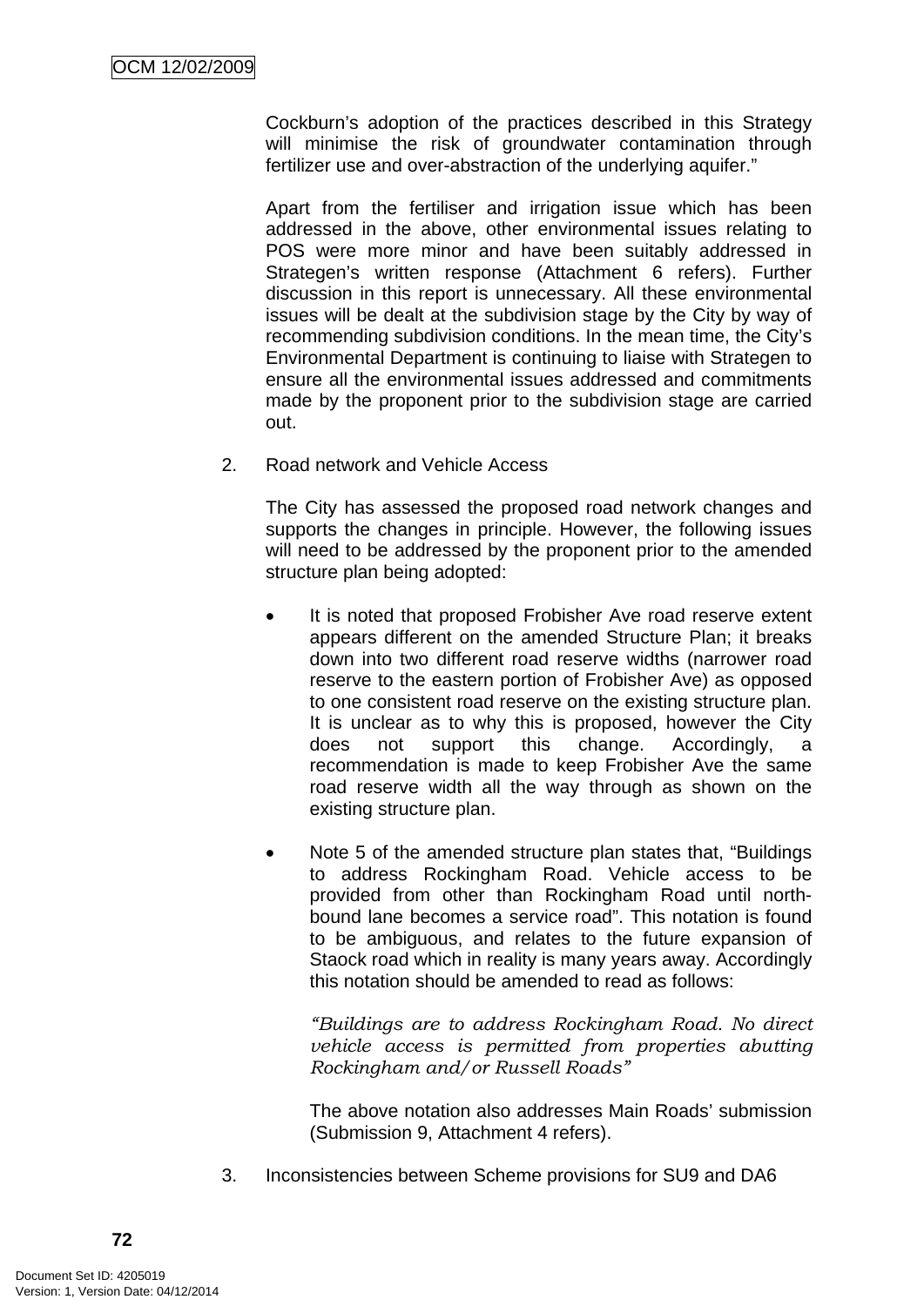Cockburn's adoption of the practices described in this Strategy will minimise the risk of groundwater contamination through fertilizer use and over-abstraction of the underlying aquifer."

Apart from the fertiliser and irrigation issue which has been addressed in the above, other environmental issues relating to POS were more minor and have been suitably addressed in Strategen's written response (Attachment 6 refers). Further discussion in this report is unnecessary. All these environmental issues will be dealt at the subdivision stage by the City by way of recommending subdivision conditions. In the mean time, the City's Environmental Department is continuing to liaise with Strategen to ensure all the environmental issues addressed and commitments made by the proponent prior to the subdivision stage are carried out.

2. Road network and Vehicle Access

   The City has assessed the proposed road network changes and supports the changes in principle. However, the following issues will need to be addressed by the proponent prior to the amended structure plan being adopted:

   - It is noted that proposed Frobisher Ave road reserve extent appears different on the amended Structure Plan; it breaks down into two different road reserve widths (narrower road reserve to the eastern portion of Frobisher Ave) as opposed to one consistent road reserve on the existing structure plan. It is unclear as to why this is proposed, however the City does not support this change. Accordingly, a recommendation is made to keep Frobisher Ave the same road reserve width all the way through as shown on the existing structure plan.

   - Note 5 of the amended structure plan states that, "Buildings to address Rockingham Road. Vehicle access to be provided from other than Rockingham Road until north-bound lane becomes a service road". This notation is found to be ambiguous, and relates to the future expansion of Staock road which in reality is many years away. Accordingly this notation should be amended to read as follows:

     *"Buildings are to address Rockingham Road. No direct vehicle access is permitted from properties abutting Rockingham and/or Russell Roads"*

     The above notation also addresses Main Roads' submission (Submission 9, Attachment 4 refers).

3. Inconsistencies between Scheme provisions for SU9 and DA6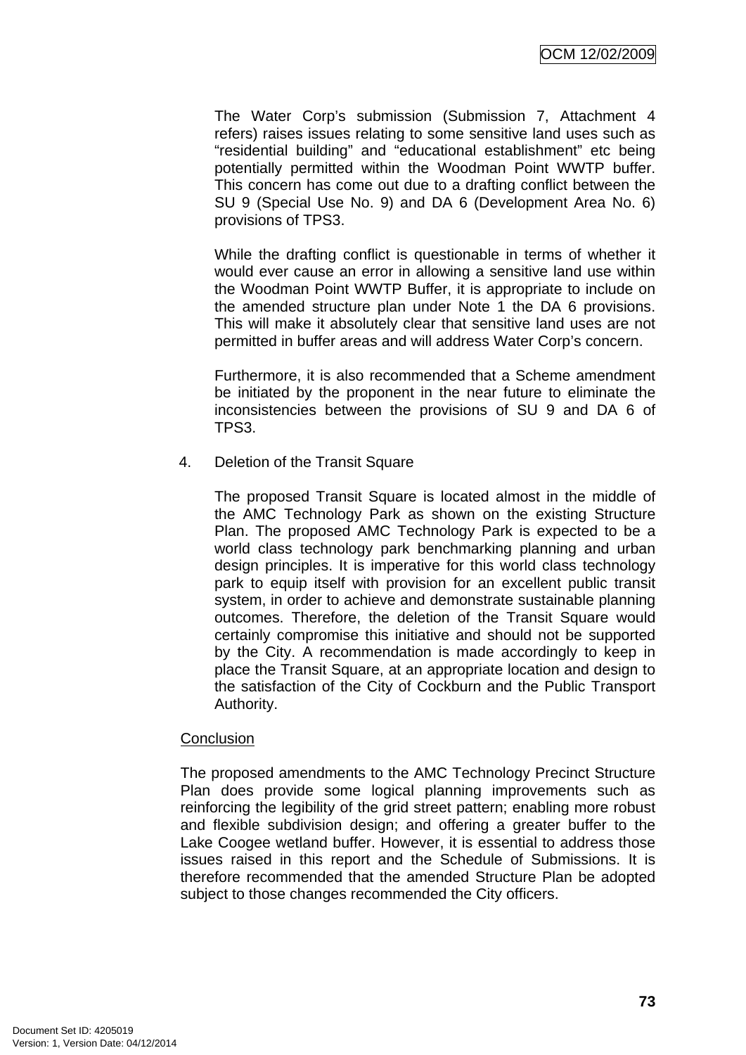The Water Corp's submission (Submission 7, Attachment 4 refers) raises issues relating to some sensitive land uses such as "residential building" and "educational establishment" etc being potentially permitted within the Woodman Point WWTP buffer. This concern has come out due to a drafting conflict between the SU 9 (Special Use No. 9) and DA 6 (Development Area No. 6) provisions of TPS3.

While the drafting conflict is questionable in terms of whether it would ever cause an error in allowing a sensitive land use within the Woodman Point WWTP Buffer, it is appropriate to include on the amended structure plan under Note 1 the DA 6 provisions. This will make it absolutely clear that sensitive land uses are not permitted in buffer areas and will address Water Corp's concern.

Furthermore, it is also recommended that a Scheme amendment be initiated by the proponent in the near future to eliminate the inconsistencies between the provisions of SU 9 and DA 6 of TPS3.

4. Deletion of the Transit Square

   The proposed Transit Square is located almost in the middle of the AMC Technology Park as shown on the existing Structure Plan. The proposed AMC Technology Park is expected to be a world class technology park benchmarking planning and urban design principles. It is imperative for this world class technology park to equip itself with provision for an excellent public transit system, in order to achieve and demonstrate sustainable planning outcomes. Therefore, the deletion of the Transit Square would certainly compromise this initiative and should not be supported by the City. A recommendation is made accordingly to keep in place the Transit Square, at an appropriate location and design to the satisfaction of the City of Cockburn and the Public Transport Authority.

Conclusion

The proposed amendments to the AMC Technology Precinct Structure Plan does provide some logical planning improvements such as reinforcing the legibility of the grid street pattern; enabling more robust and flexible subdivision design; and offering a greater buffer to the Lake Coogee wetland buffer. However, it is essential to address those issues raised in this report and the Schedule of Submissions. It is therefore recommended that the amended Structure Plan be adopted subject to those changes recommended the City officers.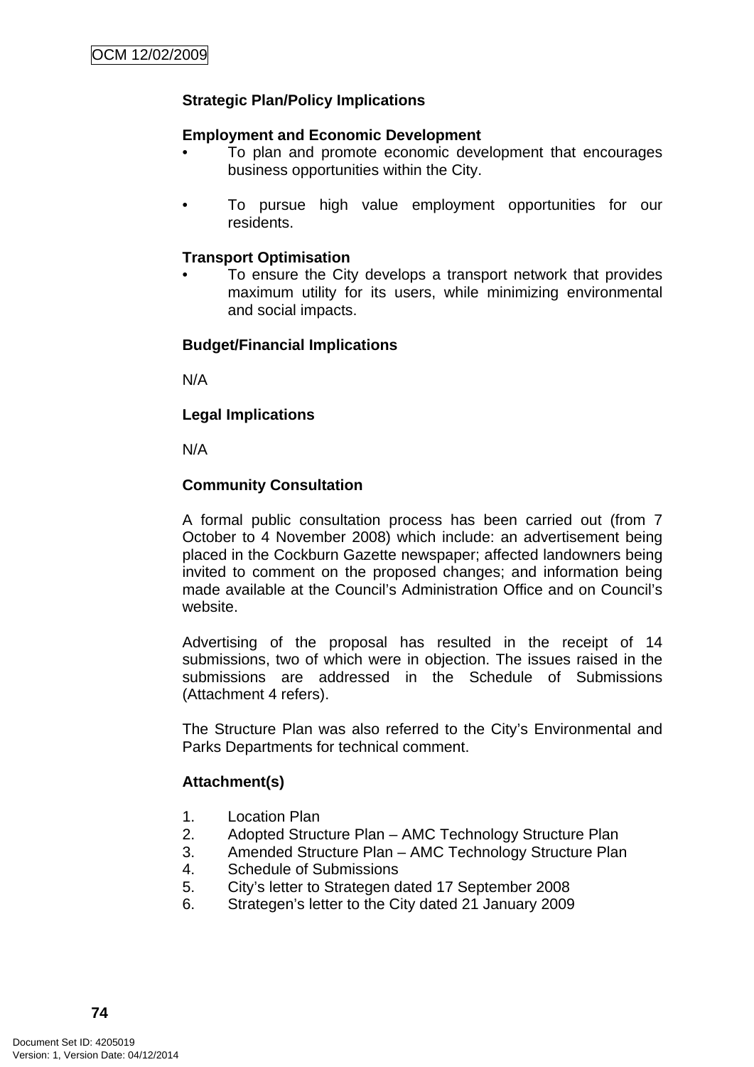**Strategic Plan/Policy Implications**

**Employment and Economic Development**

- To plan and promote economic development that encourages business opportunities within the City.

- To pursue high value employment opportunities for our residents.

**Transport Optimisation**

- To ensure the City develops a transport network that provides maximum utility for its users, while minimizing environmental and social impacts.

**Budget/Financial Implications**

N/A

**Legal Implications**

N/A

**Community Consultation**

A formal public consultation process has been carried out (from 7 October to 4 November 2008) which include: an advertisement being placed in the Cockburn Gazette newspaper; affected landowners being invited to comment on the proposed changes; and information being made available at the Council's Administration Office and on Council's website.

Advertising of the proposal has resulted in the receipt of 14 submissions, two of which were in objection. The issues raised in the submissions are addressed in the Schedule of Submissions (Attachment 4 refers).

The Structure Plan was also referred to the City's Environmental and Parks Departments for technical comment.

**Attachment(s)**

1. Location Plan
2. Adopted Structure Plan – AMC Technology Structure Plan
3. Amended Structure Plan – AMC Technology Structure Plan
4. Schedule of Submissions
5. City's letter to Strategen dated 17 September 2008
6. Strategen's letter to the City dated 21 January 2009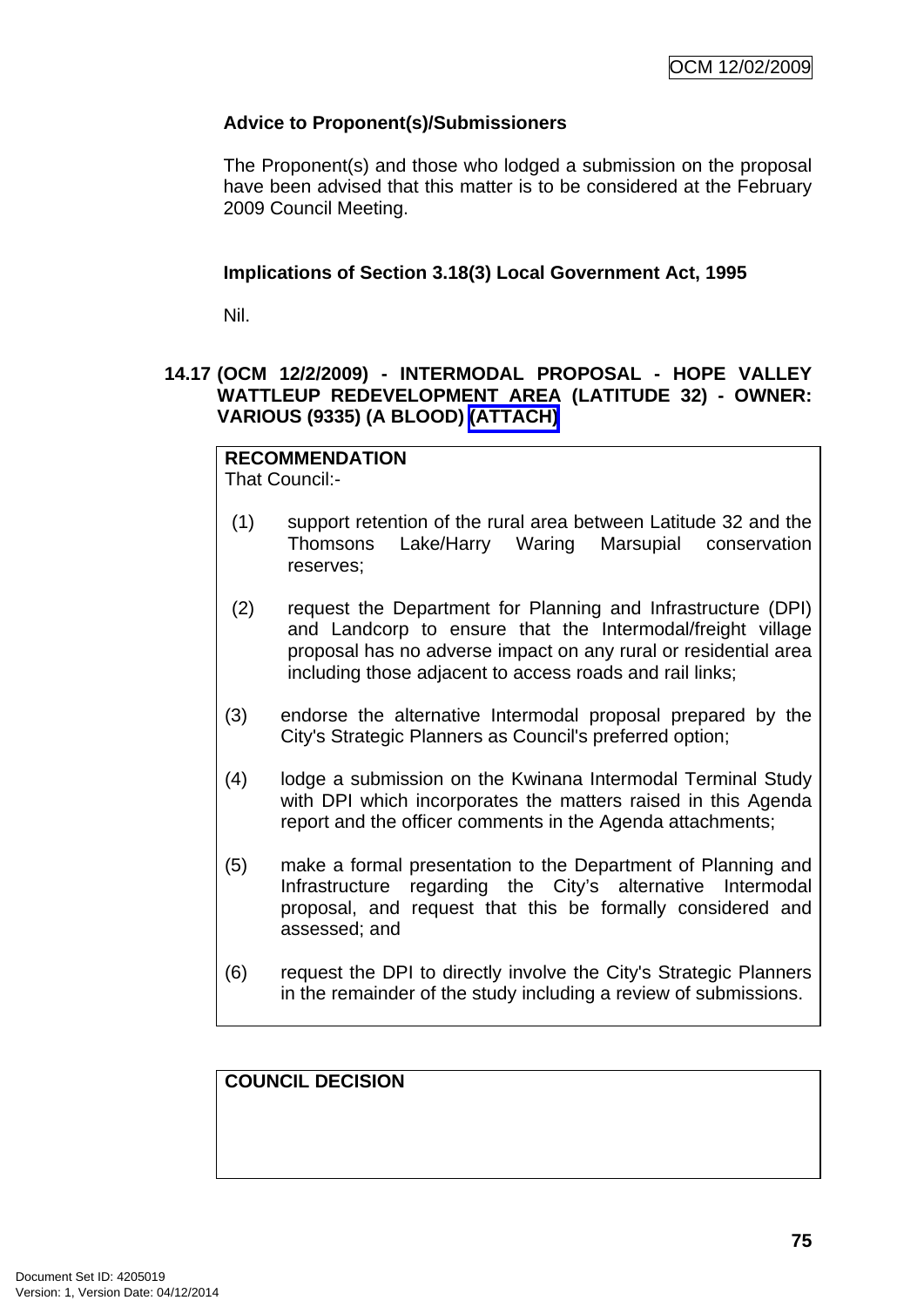**Advice to Proponent(s)/Submissioners**

The Proponent(s) and those who lodged a submission on the proposal have been advised that this matter is to be considered at the February 2009 Council Meeting.

**Implications of Section 3.18(3) Local Government Act, 1995**

Nil.

## 14.17 (OCM 12/2/2009) - INTERMODAL PROPOSAL - HOPE VALLEY WATTLEUP REDEVELOPMENT AREA (LATITUDE 32) - OWNER: VARIOUS (9335) (A BLOOD) (ATTACH)

**RECOMMENDATION**

That Council:-

(1) support retention of the rural area between Latitude 32 and the Thomsons Lake/Harry Waring Marsupial conservation reserves;

(2) request the Department for Planning and Infrastructure (DPI) and Landcorp to ensure that the Intermodal/freight village proposal has no adverse impact on any rural or residential area including those adjacent to access roads and rail links;

(3) endorse the alternative Intermodal proposal prepared by the City's Strategic Planners as Council's preferred option;

(4) lodge a submission on the Kwinana Intermodal Terminal Study with DPI which incorporates the matters raised in this Agenda report and the officer comments in the Agenda attachments;

(5) make a formal presentation to the Department of Planning and Infrastructure regarding the City's alternative Intermodal proposal, and request that this be formally considered and assessed; and

(6) request the DPI to directly involve the City's Strategic Planners in the remainder of the study including a review of submissions.

**COUNCIL DECISION**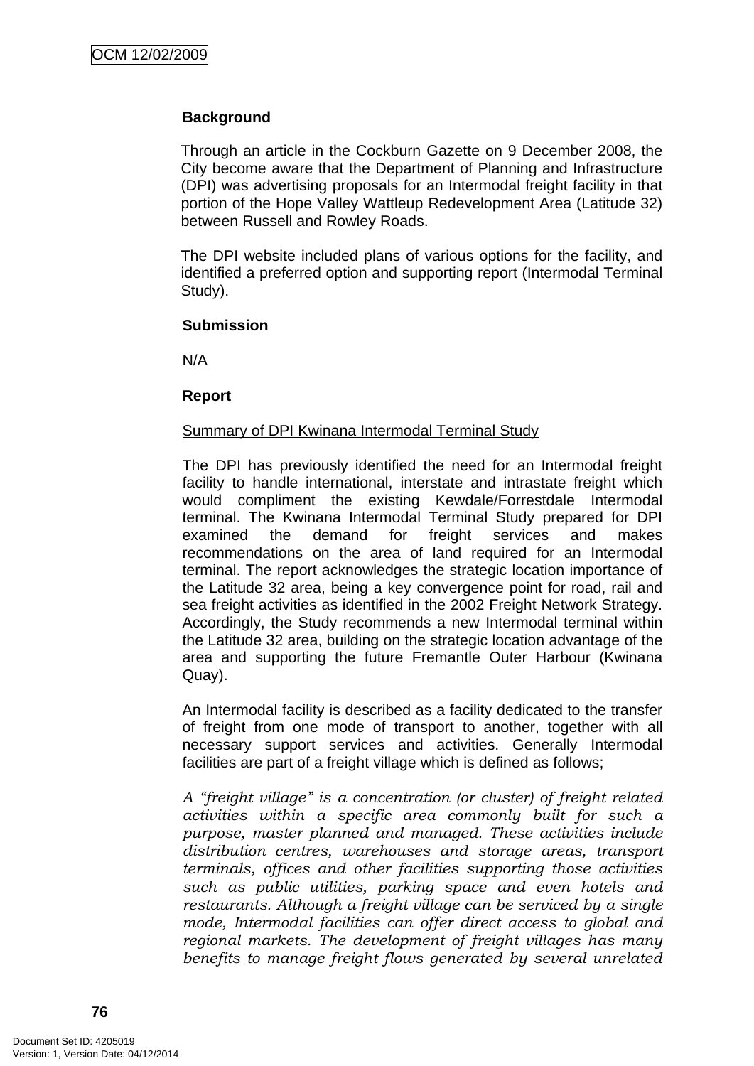**Background**

Through an article in the Cockburn Gazette on 9 December 2008, the City become aware that the Department of Planning and Infrastructure (DPI) was advertising proposals for an Intermodal freight facility in that portion of the Hope Valley Wattleup Redevelopment Area (Latitude 32) between Russell and Rowley Roads.

The DPI website included plans of various options for the facility, and identified a preferred option and supporting report (Intermodal Terminal Study).

**Submission**

N/A

**Report**

<u>Summary of DPI Kwinana Intermodal Terminal Study</u>

The DPI has previously identified the need for an Intermodal freight facility to handle international, interstate and intrastate freight which would compliment the existing Kewdale/Forrestdale Intermodal terminal. The Kwinana Intermodal Terminal Study prepared for DPI examined the demand for freight services and makes recommendations on the area of land required for an Intermodal terminal. The report acknowledges the strategic location importance of the Latitude 32 area, being a key convergence point for road, rail and sea freight activities as identified in the 2002 Freight Network Strategy. Accordingly, the Study recommends a new Intermodal terminal within the Latitude 32 area, building on the strategic location advantage of the area and supporting the future Fremantle Outer Harbour (Kwinana Quay).

An Intermodal facility is described as a facility dedicated to the transfer of freight from one mode of transport to another, together with all necessary support services and activities. Generally Intermodal facilities are part of a freight village which is defined as follows;

*A "freight village" is a concentration (or cluster) of freight related activities within a specific area commonly built for such a purpose, master planned and managed. These activities include distribution centres, warehouses and storage areas, transport terminals, offices and other facilities supporting those activities such as public utilities, parking space and even hotels and restaurants. Although a freight village can be serviced by a single mode, Intermodal facilities can offer direct access to global and regional markets. The development of freight villages has many benefits to manage freight flows generated by several unrelated*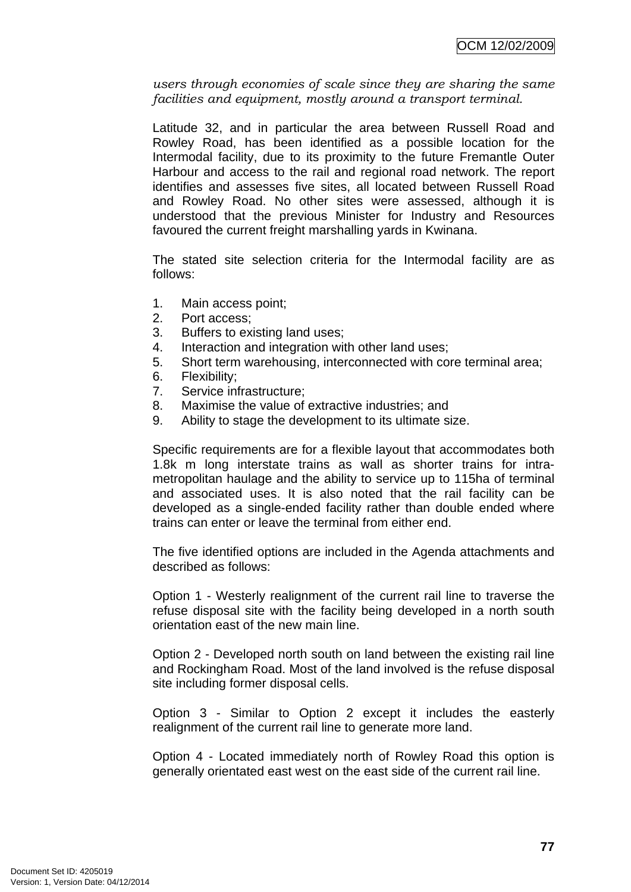*users through economies of scale since they are sharing the same facilities and equipment, mostly around a transport terminal.*

Latitude 32, and in particular the area between Russell Road and Rowley Road, has been identified as a possible location for the Intermodal facility, due to its proximity to the future Fremantle Outer Harbour and access to the rail and regional road network. The report identifies and assesses five sites, all located between Russell Road and Rowley Road. No other sites were assessed, although it is understood that the previous Minister for Industry and Resources favoured the current freight marshalling yards in Kwinana.

The stated site selection criteria for the Intermodal facility are as follows:

1. Main access point;
2. Port access;
3. Buffers to existing land uses;
4. Interaction and integration with other land uses;
5. Short term warehousing, interconnected with core terminal area;
6. Flexibility;
7. Service infrastructure;
8. Maximise the value of extractive industries; and
9. Ability to stage the development to its ultimate size.

Specific requirements are for a flexible layout that accommodates both 1.8k m long interstate trains as wall as shorter trains for intra-metropolitan haulage and the ability to service up to 115ha of terminal and associated uses. It is also noted that the rail facility can be developed as a single-ended facility rather than double ended where trains can enter or leave the terminal from either end.

The five identified options are included in the Agenda attachments and described as follows:

Option 1 - Westerly realignment of the current rail line to traverse the refuse disposal site with the facility being developed in a north south orientation east of the new main line.

Option 2 - Developed north south on land between the existing rail line and Rockingham Road. Most of the land involved is the refuse disposal site including former disposal cells.

Option 3 - Similar to Option 2 except it includes the easterly realignment of the current rail line to generate more land.

Option 4 - Located immediately north of Rowley Road this option is generally orientated east west on the east side of the current rail line.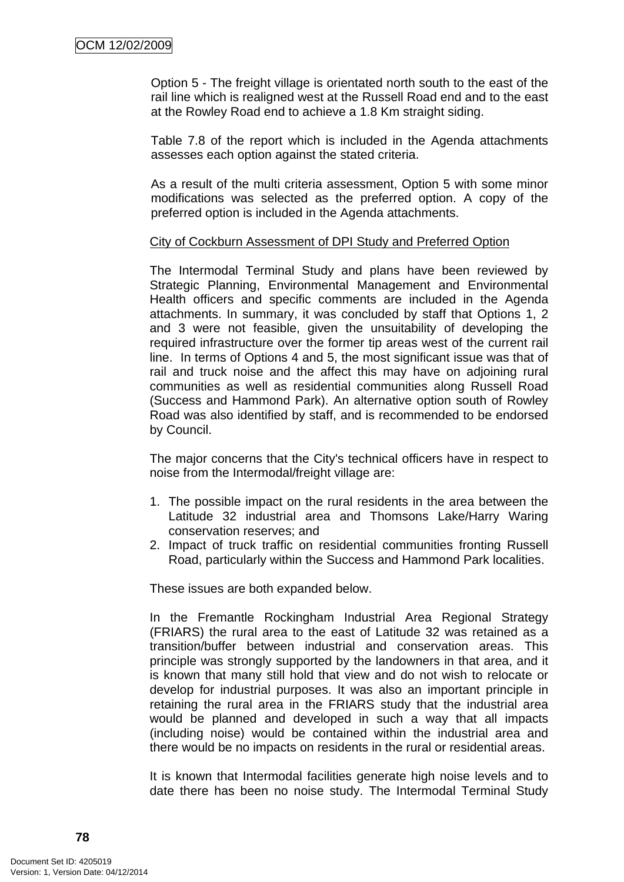Option 5 - The freight village is orientated north south to the east of the rail line which is realigned west at the Russell Road end and to the east at the Rowley Road end to achieve a 1.8 Km straight siding.

Table 7.8 of the report which is included in the Agenda attachments assesses each option against the stated criteria.

As a result of the multi criteria assessment, Option 5 with some minor modifications was selected as the preferred option. A copy of the preferred option is included in the Agenda attachments.

<u>City of Cockburn Assessment of DPI Study and Preferred Option</u>

The Intermodal Terminal Study and plans have been reviewed by Strategic Planning, Environmental Management and Environmental Health officers and specific comments are included in the Agenda attachments. In summary, it was concluded by staff that Options 1, 2 and 3 were not feasible, given the unsuitability of developing the required infrastructure over the former tip areas west of the current rail line. In terms of Options 4 and 5, the most significant issue was that of rail and truck noise and the affect this may have on adjoining rural communities as well as residential communities along Russell Road (Success and Hammond Park). An alternative option south of Rowley Road was also identified by staff, and is recommended to be endorsed by Council.

The major concerns that the City's technical officers have in respect to noise from the Intermodal/freight village are:

1. The possible impact on the rural residents in the area between the Latitude 32 industrial area and Thomsons Lake/Harry Waring conservation reserves; and
2. Impact of truck traffic on residential communities fronting Russell Road, particularly within the Success and Hammond Park localities.

These issues are both expanded below.

In the Fremantle Rockingham Industrial Area Regional Strategy (FRIARS) the rural area to the east of Latitude 32 was retained as a transition/buffer between industrial and conservation areas. This principle was strongly supported by the landowners in that area, and it is known that many still hold that view and do not wish to relocate or develop for industrial purposes. It was also an important principle in retaining the rural area in the FRIARS study that the industrial area would be planned and developed in such a way that all impacts (including noise) would be contained within the industrial area and there would be no impacts on residents in the rural or residential areas.

It is known that Intermodal facilities generate high noise levels and to date there has been no noise study. The Intermodal Terminal Study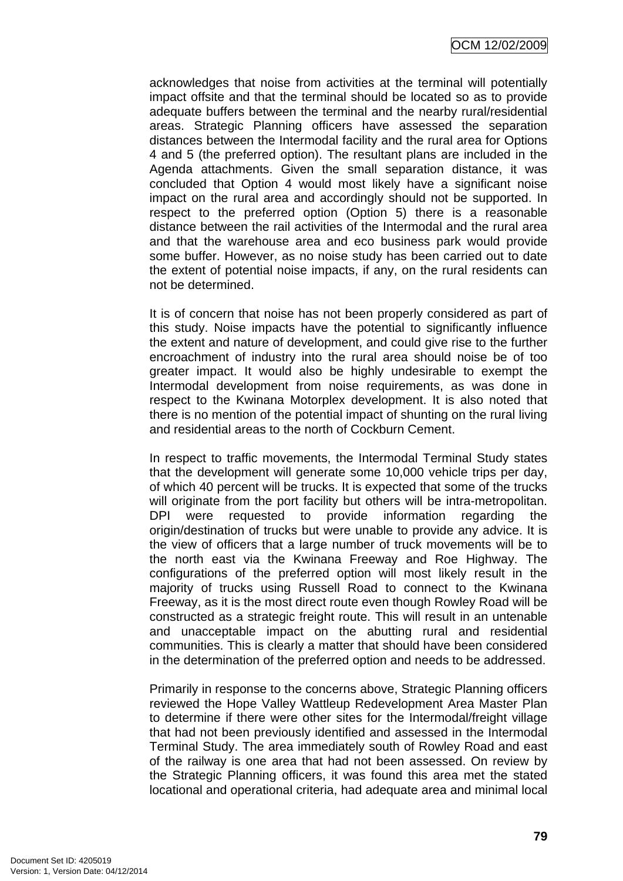acknowledges that noise from activities at the terminal will potentially impact offsite and that the terminal should be located so as to provide adequate buffers between the terminal and the nearby rural/residential areas. Strategic Planning officers have assessed the separation distances between the Intermodal facility and the rural area for Options 4 and 5 (the preferred option). The resultant plans are included in the Agenda attachments. Given the small separation distance, it was concluded that Option 4 would most likely have a significant noise impact on the rural area and accordingly should not be supported. In respect to the preferred option (Option 5) there is a reasonable distance between the rail activities of the Intermodal and the rural area and that the warehouse area and eco business park would provide some buffer. However, as no noise study has been carried out to date the extent of potential noise impacts, if any, on the rural residents can not be determined.

It is of concern that noise has not been properly considered as part of this study. Noise impacts have the potential to significantly influence the extent and nature of development, and could give rise to the further encroachment of industry into the rural area should noise be of too greater impact. It would also be highly undesirable to exempt the Intermodal development from noise requirements, as was done in respect to the Kwinana Motorplex development. It is also noted that there is no mention of the potential impact of shunting on the rural living and residential areas to the north of Cockburn Cement.

In respect to traffic movements, the Intermodal Terminal Study states that the development will generate some 10,000 vehicle trips per day, of which 40 percent will be trucks. It is expected that some of the trucks will originate from the port facility but others will be intra-metropolitan. DPI were requested to provide information regarding the origin/destination of trucks but were unable to provide any advice. It is the view of officers that a large number of truck movements will be to the north east via the Kwinana Freeway and Roe Highway. The configurations of the preferred option will most likely result in the majority of trucks using Russell Road to connect to the Kwinana Freeway, as it is the most direct route even though Rowley Road will be constructed as a strategic freight route. This will result in an untenable and unacceptable impact on the abutting rural and residential communities. This is clearly a matter that should have been considered in the determination of the preferred option and needs to be addressed.

Primarily in response to the concerns above, Strategic Planning officers reviewed the Hope Valley Wattleup Redevelopment Area Master Plan to determine if there were other sites for the Intermodal/freight village that had not been previously identified and assessed in the Intermodal Terminal Study. The area immediately south of Rowley Road and east of the railway is one area that had not been assessed. On review by the Strategic Planning officers, it was found this area met the stated locational and operational criteria, had adequate area and minimal local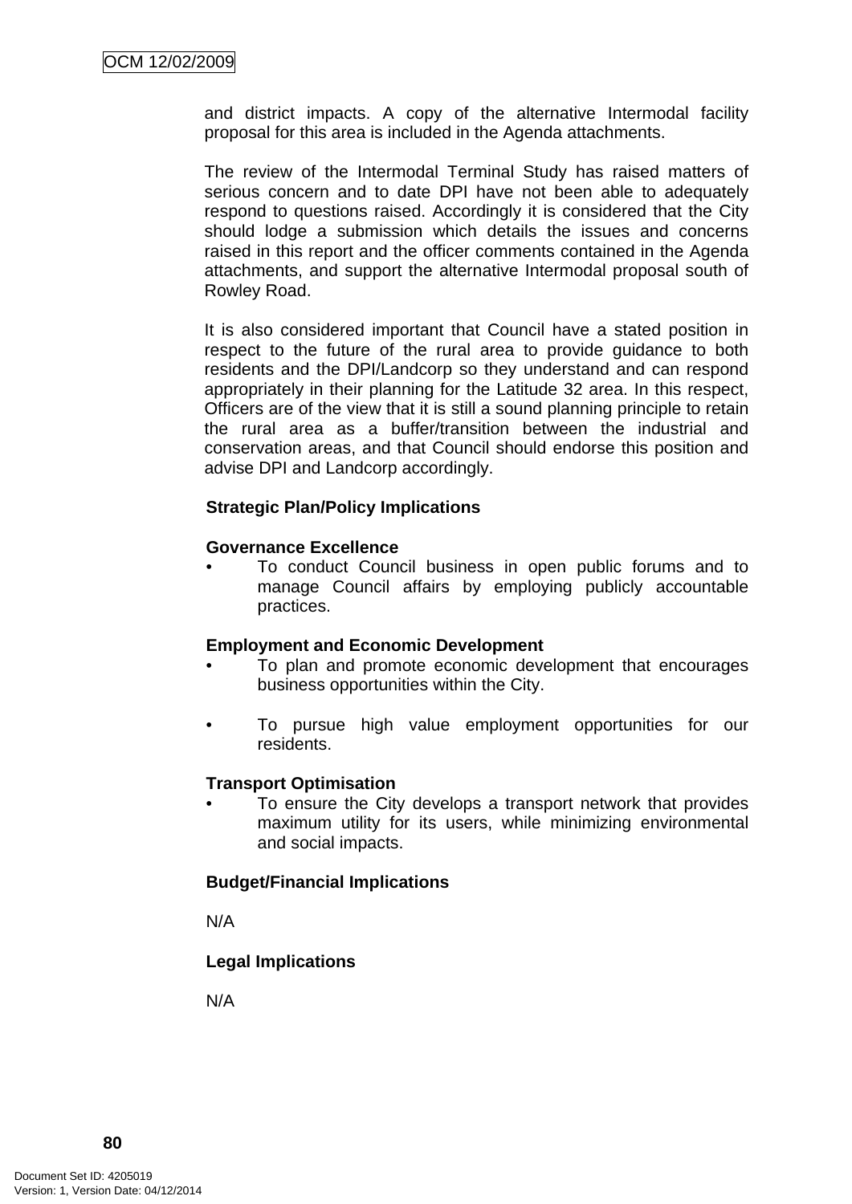and district impacts. A copy of the alternative Intermodal facility proposal for this area is included in the Agenda attachments.

The review of the Intermodal Terminal Study has raised matters of serious concern and to date DPI have not been able to adequately respond to questions raised. Accordingly it is considered that the City should lodge a submission which details the issues and concerns raised in this report and the officer comments contained in the Agenda attachments, and support the alternative Intermodal proposal south of Rowley Road.

It is also considered important that Council have a stated position in respect to the future of the rural area to provide guidance to both residents and the DPI/Landcorp so they understand and can respond appropriately in their planning for the Latitude 32 area. In this respect, Officers are of the view that it is still a sound planning principle to retain the rural area as a buffer/transition between the industrial and conservation areas, and that Council should endorse this position and advise DPI and Landcorp accordingly.

**Strategic Plan/Policy Implications**

**Governance Excellence**

- To conduct Council business in open public forums and to manage Council affairs by employing publicly accountable practices.

**Employment and Economic Development**

- To plan and promote economic development that encourages business opportunities within the City.
- To pursue high value employment opportunities for our residents.

**Transport Optimisation**

- To ensure the City develops a transport network that provides maximum utility for its users, while minimizing environmental and social impacts.

**Budget/Financial Implications**

N/A

**Legal Implications**

N/A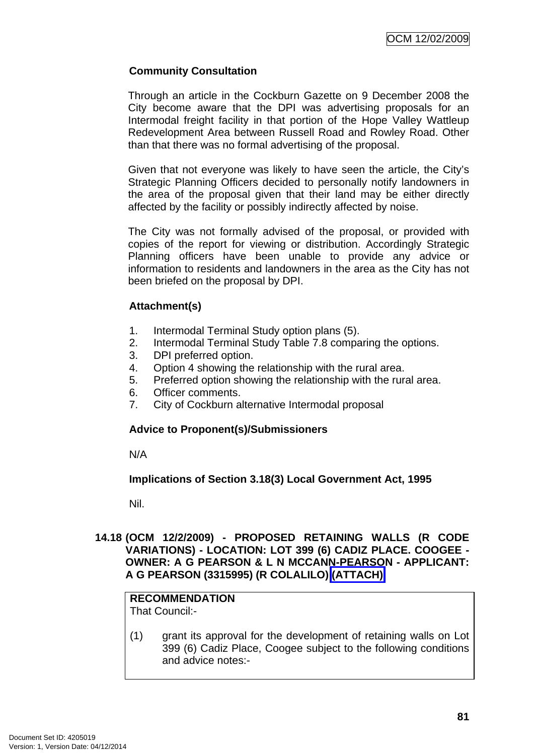**Community Consultation**

Through an article in the Cockburn Gazette on 9 December 2008 the City become aware that the DPI was advertising proposals for an Intermodal freight facility in that portion of the Hope Valley Wattleup Redevelopment Area between Russell Road and Rowley Road. Other than that there was no formal advertising of the proposal.

Given that not everyone was likely to have seen the article, the City's Strategic Planning Officers decided to personally notify landowners in the area of the proposal given that their land may be either directly affected by the facility or possibly indirectly affected by noise.

The City was not formally advised of the proposal, or provided with copies of the report for viewing or distribution. Accordingly Strategic Planning officers have been unable to provide any advice or information to residents and landowners in the area as the City has not been briefed on the proposal by DPI.

**Attachment(s)**

1. Intermodal Terminal Study option plans (5).
2. Intermodal Terminal Study Table 7.8 comparing the options.
3. DPI preferred option.
4. Option 4 showing the relationship with the rural area.
5. Preferred option showing the relationship with the rural area.
6. Officer comments.
7. City of Cockburn alternative Intermodal proposal

**Advice to Proponent(s)/Submissioners**

N/A

**Implications of Section 3.18(3) Local Government Act, 1995**

Nil.

## 14.18 (OCM 12/2/2009) - PROPOSED RETAINING WALLS (R CODE VARIATIONS) - LOCATION: LOT 399 (6) CADIZ PLACE. COOGEE - OWNER: A G PEARSON & L N MCCANN-PEARSON - APPLICANT: A G PEARSON (3315995) (R COLALILO) (ATTACH)

**RECOMMENDATION**
That Council:-

(1) grant its approval for the development of retaining walls on Lot 399 (6) Cadiz Place, Coogee subject to the following conditions and advice notes:-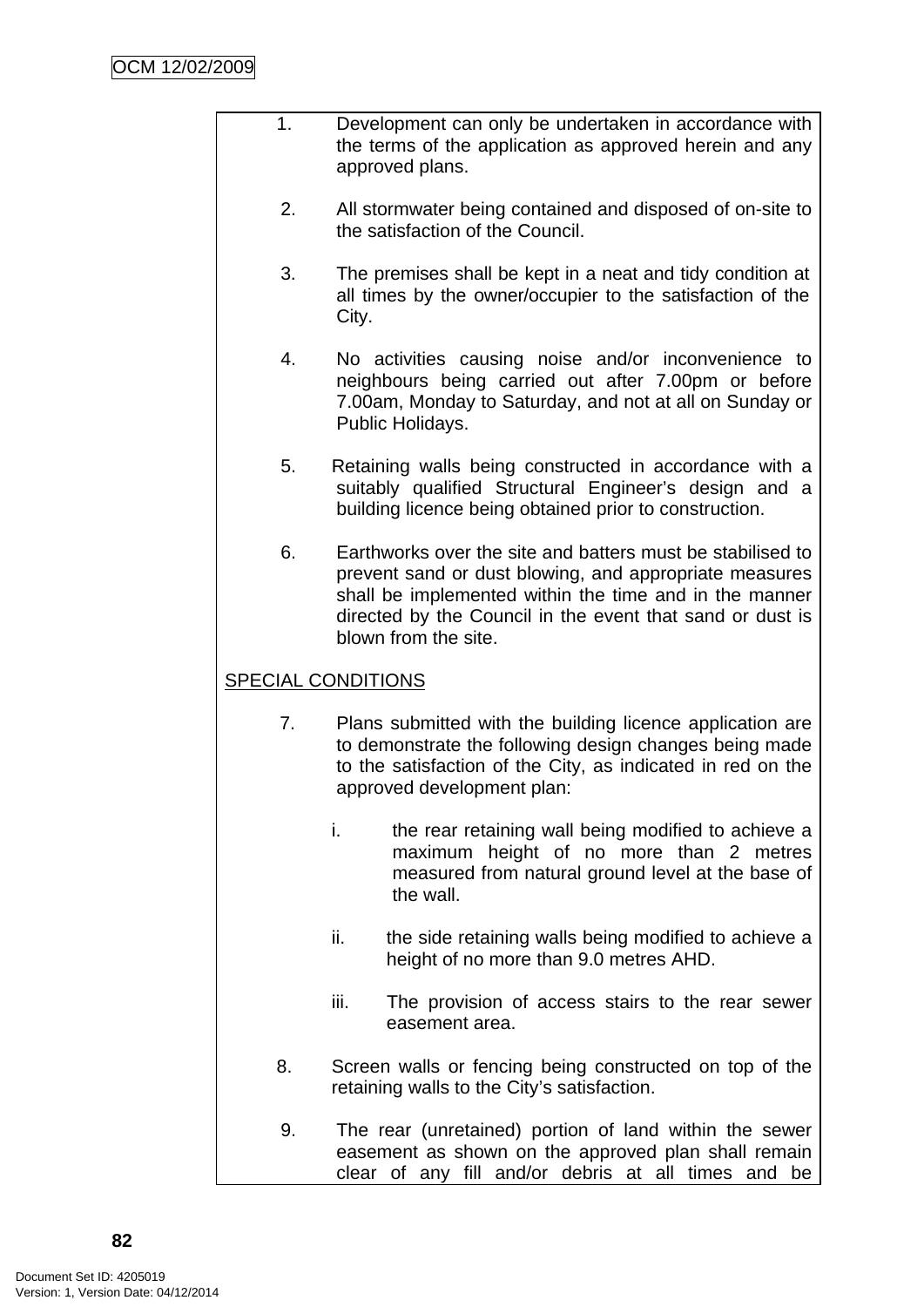1. Development can only be undertaken in accordance with the terms of the application as approved herein and any approved plans.

2. All stormwater being contained and disposed of on-site to the satisfaction of the Council.

3. The premises shall be kept in a neat and tidy condition at all times by the owner/occupier to the satisfaction of the City.

4. No activities causing noise and/or inconvenience to neighbours being carried out after 7.00pm or before 7.00am, Monday to Saturday, and not at all on Sunday or Public Holidays.

5. Retaining walls being constructed in accordance with a suitably qualified Structural Engineer's design and a building licence being obtained prior to construction.

6. Earthworks over the site and batters must be stabilised to prevent sand or dust blowing, and appropriate measures shall be implemented within the time and in the manner directed by the Council in the event that sand or dust is blown from the site.

<u>SPECIAL CONDITIONS</u>

7. Plans submitted with the building licence application are to demonstrate the following design changes being made to the satisfaction of the City, as indicated in red on the approved development plan:

   i. the rear retaining wall being modified to achieve a maximum height of no more than 2 metres measured from natural ground level at the base of the wall.

   ii. the side retaining walls being modified to achieve a height of no more than 9.0 metres AHD.

   iii. The provision of access stairs to the rear sewer easement area.

8. Screen walls or fencing being constructed on top of the retaining walls to the City's satisfaction.

9. The rear (unretained) portion of land within the sewer easement as shown on the approved plan shall remain clear of any fill and/or debris at all times and be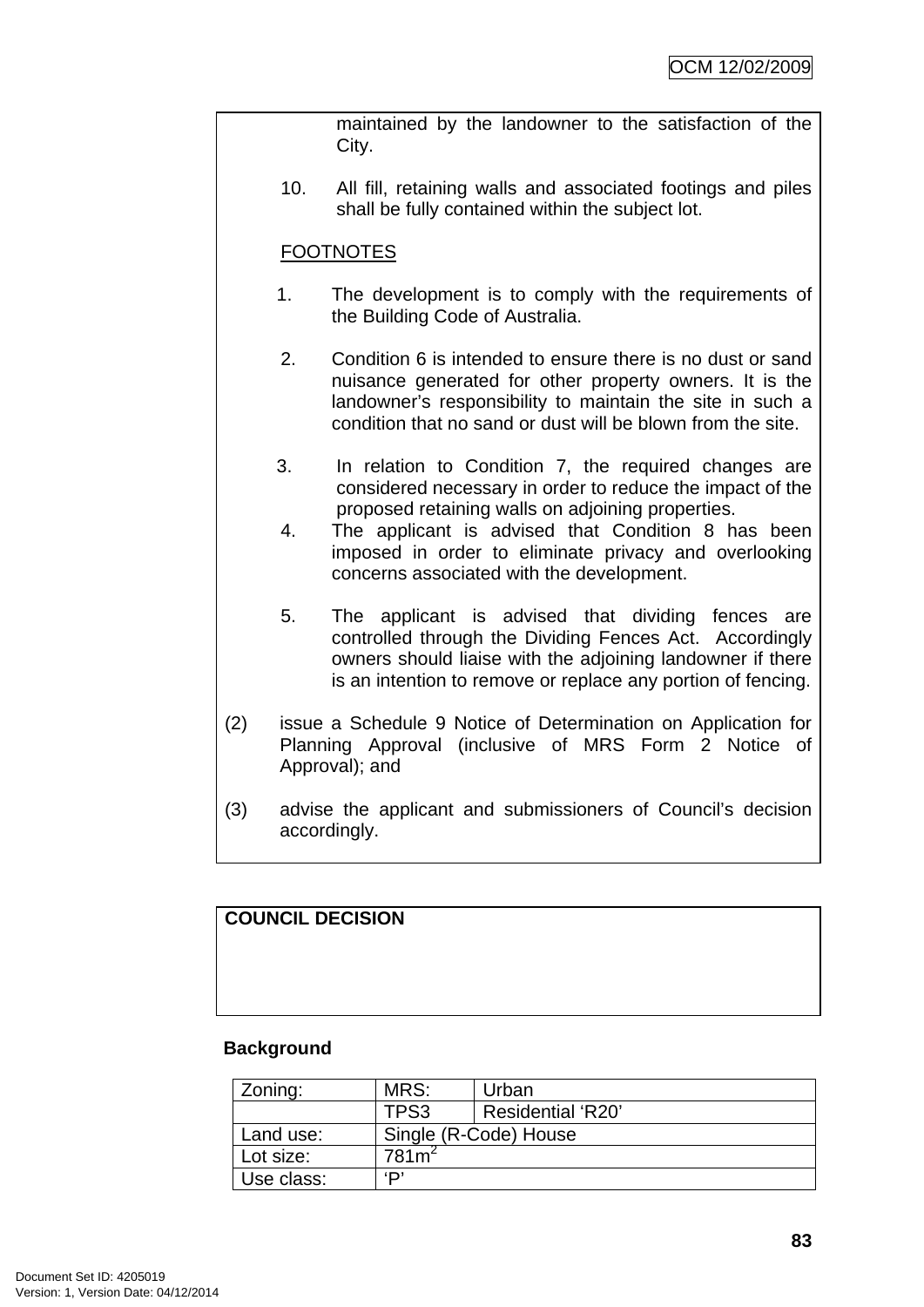maintained by the landowner to the satisfaction of the City.

10. All fill, retaining walls and associated footings and piles shall be fully contained within the subject lot.

FOOTNOTES

1. The development is to comply with the requirements of the Building Code of Australia.

2. Condition 6 is intended to ensure there is no dust or sand nuisance generated for other property owners. It is the landowner's responsibility to maintain the site in such a condition that no sand or dust will be blown from the site.

3. In relation to Condition 7, the required changes are considered necessary in order to reduce the impact of the proposed retaining walls on adjoining properties.

4. The applicant is advised that Condition 8 has been imposed in order to eliminate privacy and overlooking concerns associated with the development.

5. The applicant is advised that dividing fences are controlled through the Dividing Fences Act. Accordingly owners should liaise with the adjoining landowner if there is an intention to remove or replace any portion of fencing.

(2) issue a Schedule 9 Notice of Determination on Application for Planning Approval (inclusive of MRS Form 2 Notice of Approval); and

(3) advise the applicant and submissioners of Council's decision accordingly.

**COUNCIL DECISION**

**Background**

| Zoning: | MRS: | Urban |
|---|---|---|
| | TPS3 | Residential 'R20' |
| Land use: | Single (R-Code) House | |
| Lot size: | 781m$^2$ | |
| Use class: | 'P' | |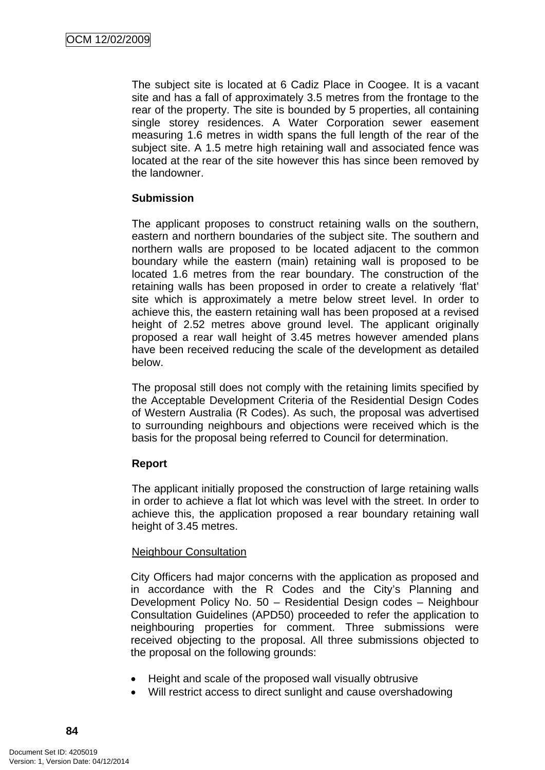The subject site is located at 6 Cadiz Place in Coogee. It is a vacant site and has a fall of approximately 3.5 metres from the frontage to the rear of the property. The site is bounded by 5 properties, all containing single storey residences. A Water Corporation sewer easement measuring 1.6 metres in width spans the full length of the rear of the subject site. A 1.5 metre high retaining wall and associated fence was located at the rear of the site however this has since been removed by the landowner.

**Submission**

The applicant proposes to construct retaining walls on the southern, eastern and northern boundaries of the subject site. The southern and northern walls are proposed to be located adjacent to the common boundary while the eastern (main) retaining wall is proposed to be located 1.6 metres from the rear boundary. The construction of the retaining walls has been proposed in order to create a relatively 'flat' site which is approximately a metre below street level. In order to achieve this, the eastern retaining wall has been proposed at a revised height of 2.52 metres above ground level. The applicant originally proposed a rear wall height of 3.45 metres however amended plans have been received reducing the scale of the development as detailed below.

The proposal still does not comply with the retaining limits specified by the Acceptable Development Criteria of the Residential Design Codes of Western Australia (R Codes). As such, the proposal was advertised to surrounding neighbours and objections were received which is the basis for the proposal being referred to Council for determination.

**Report**

The applicant initially proposed the construction of large retaining walls in order to achieve a flat lot which was level with the street. In order to achieve this, the application proposed a rear boundary retaining wall height of 3.45 metres.

<u>Neighbour Consultation</u>

City Officers had major concerns with the application as proposed and in accordance with the R Codes and the City's Planning and Development Policy No. 50 – Residential Design codes – Neighbour Consultation Guidelines (APD50) proceeded to refer the application to neighbouring properties for comment. Three submissions were received objecting to the proposal. All three submissions objected to the proposal on the following grounds:

- Height and scale of the proposed wall visually obtrusive
- Will restrict access to direct sunlight and cause overshadowing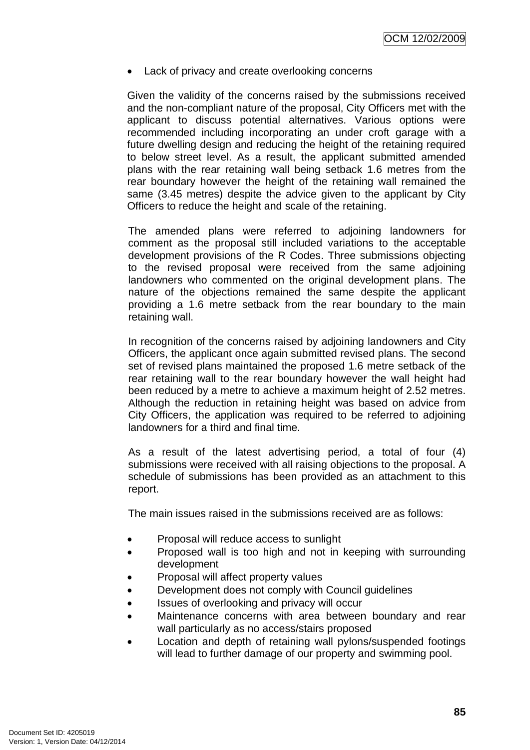- Lack of privacy and create overlooking concerns

Given the validity of the concerns raised by the submissions received and the non-compliant nature of the proposal, City Officers met with the applicant to discuss potential alternatives. Various options were recommended including incorporating an under croft garage with a future dwelling design and reducing the height of the retaining required to below street level. As a result, the applicant submitted amended plans with the rear retaining wall being setback 1.6 metres from the rear boundary however the height of the retaining wall remained the same (3.45 metres) despite the advice given to the applicant by City Officers to reduce the height and scale of the retaining.

The amended plans were referred to adjoining landowners for comment as the proposal still included variations to the acceptable development provisions of the R Codes. Three submissions objecting to the revised proposal were received from the same adjoining landowners who commented on the original development plans. The nature of the objections remained the same despite the applicant providing a 1.6 metre setback from the rear boundary to the main retaining wall.

In recognition of the concerns raised by adjoining landowners and City Officers, the applicant once again submitted revised plans. The second set of revised plans maintained the proposed 1.6 metre setback of the rear retaining wall to the rear boundary however the wall height had been reduced by a metre to achieve a maximum height of 2.52 metres. Although the reduction in retaining height was based on advice from City Officers, the application was required to be referred to adjoining landowners for a third and final time.

As a result of the latest advertising period, a total of four (4) submissions were received with all raising objections to the proposal. A schedule of submissions has been provided as an attachment to this report.

The main issues raised in the submissions received are as follows:

- Proposal will reduce access to sunlight
- Proposed wall is too high and not in keeping with surrounding development
- Proposal will affect property values
- Development does not comply with Council guidelines
- Issues of overlooking and privacy will occur
- Maintenance concerns with area between boundary and rear wall particularly as no access/stairs proposed
- Location and depth of retaining wall pylons/suspended footings will lead to further damage of our property and swimming pool.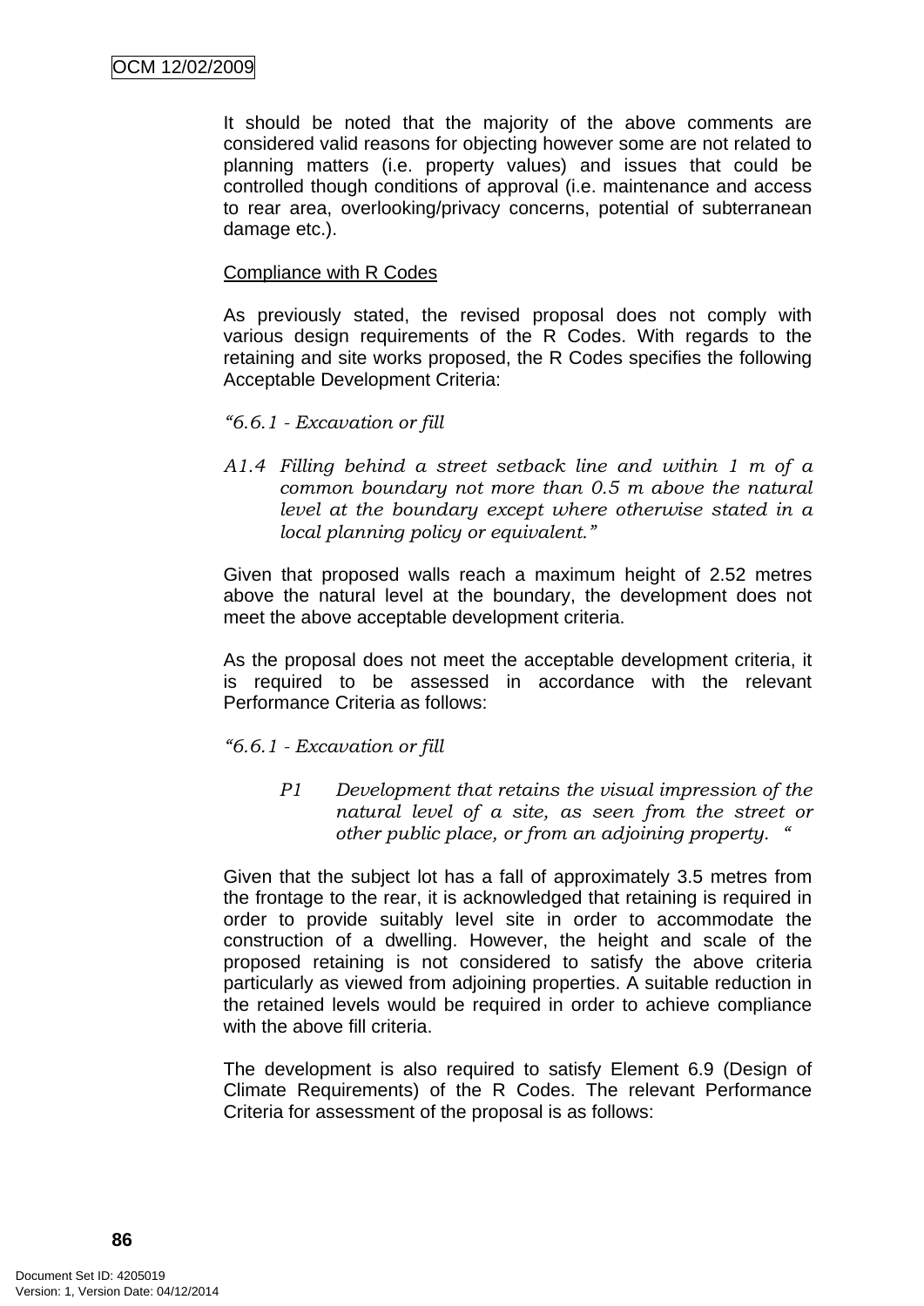It should be noted that the majority of the above comments are considered valid reasons for objecting however some are not related to planning matters (i.e. property values) and issues that could be controlled though conditions of approval (i.e. maintenance and access to rear area, overlooking/privacy concerns, potential of subterranean damage etc.).

Compliance with R Codes

As previously stated, the revised proposal does not comply with various design requirements of the R Codes. With regards to the retaining and site works proposed, the R Codes specifies the following Acceptable Development Criteria:

*"6.6.1 - Excavation or fill*

*A1.4 Filling behind a street setback line and within 1 m of a common boundary not more than 0.5 m above the natural level at the boundary except where otherwise stated in a local planning policy or equivalent."*

Given that proposed walls reach a maximum height of 2.52 metres above the natural level at the boundary, the development does not meet the above acceptable development criteria.

As the proposal does not meet the acceptable development criteria, it is required to be assessed in accordance with the relevant Performance Criteria as follows:

*"6.6.1 - Excavation or fill*

*P1 Development that retains the visual impression of the natural level of a site, as seen from the street or other public place, or from an adjoining property. "*

Given that the subject lot has a fall of approximately 3.5 metres from the frontage to the rear, it is acknowledged that retaining is required in order to provide suitably level site in order to accommodate the construction of a dwelling. However, the height and scale of the proposed retaining is not considered to satisfy the above criteria particularly as viewed from adjoining properties. A suitable reduction in the retained levels would be required in order to achieve compliance with the above fill criteria.

The development is also required to satisfy Element 6.9 (Design of Climate Requirements) of the R Codes. The relevant Performance Criteria for assessment of the proposal is as follows: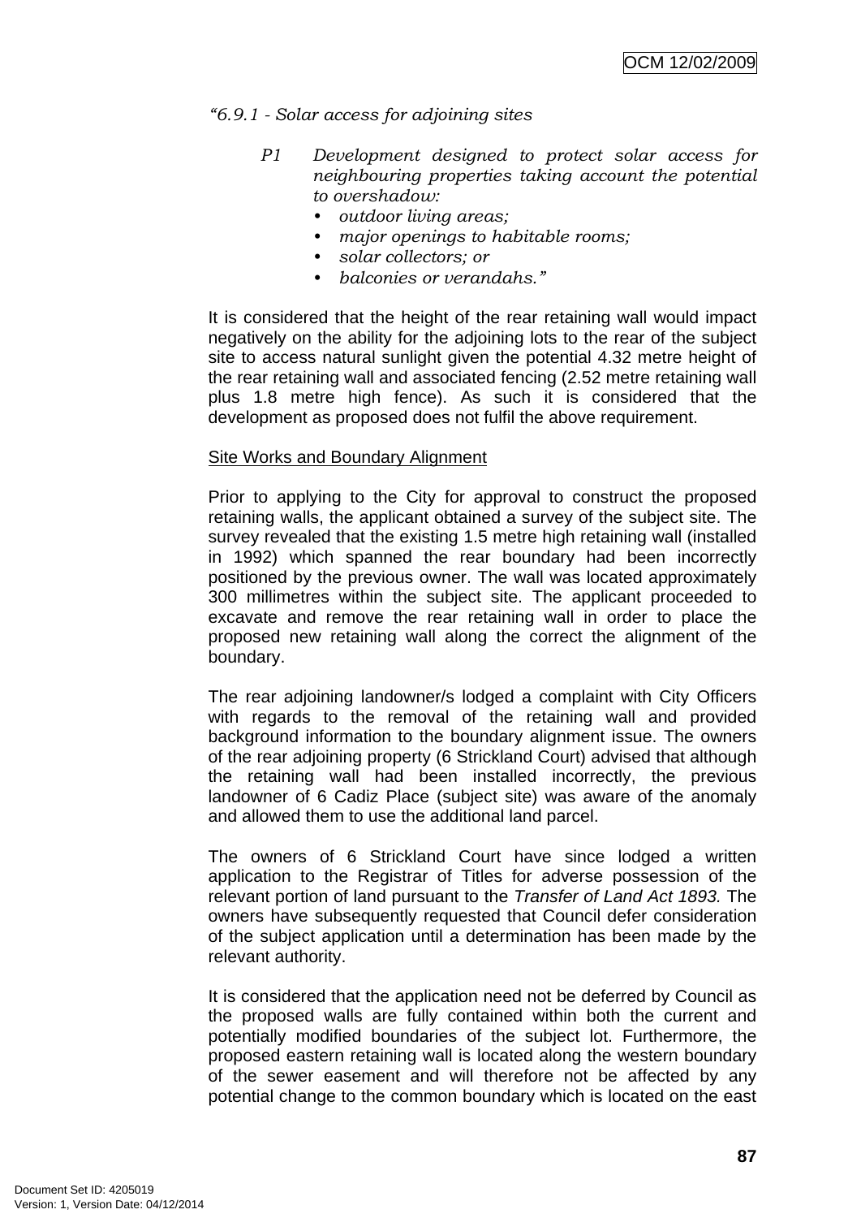*"6.9.1 - Solar access for adjoining sites*

> *P1 Development designed to protect solar access for neighbouring properties taking account the potential to overshadow:*
> - *outdoor living areas;*
> - *major openings to habitable rooms;*
> - *solar collectors; or*
> - *balconies or verandahs."*

It is considered that the height of the rear retaining wall would impact negatively on the ability for the adjoining lots to the rear of the subject site to access natural sunlight given the potential 4.32 metre height of the rear retaining wall and associated fencing (2.52 metre retaining wall plus 1.8 metre high fence). As such it is considered that the development as proposed does not fulfil the above requirement.

Site Works and Boundary Alignment

Prior to applying to the City for approval to construct the proposed retaining walls, the applicant obtained a survey of the subject site. The survey revealed that the existing 1.5 metre high retaining wall (installed in 1992) which spanned the rear boundary had been incorrectly positioned by the previous owner. The wall was located approximately 300 millimetres within the subject site. The applicant proceeded to excavate and remove the rear retaining wall in order to place the proposed new retaining wall along the correct the alignment of the boundary.

The rear adjoining landowner/s lodged a complaint with City Officers with regards to the removal of the retaining wall and provided background information to the boundary alignment issue. The owners of the rear adjoining property (6 Strickland Court) advised that although the retaining wall had been installed incorrectly, the previous landowner of 6 Cadiz Place (subject site) was aware of the anomaly and allowed them to use the additional land parcel.

The owners of 6 Strickland Court have since lodged a written application to the Registrar of Titles for adverse possession of the relevant portion of land pursuant to the *Transfer of Land Act 1893.* The owners have subsequently requested that Council defer consideration of the subject application until a determination has been made by the relevant authority.

It is considered that the application need not be deferred by Council as the proposed walls are fully contained within both the current and potentially modified boundaries of the subject lot. Furthermore, the proposed eastern retaining wall is located along the western boundary of the sewer easement and will therefore not be affected by any potential change to the common boundary which is located on the east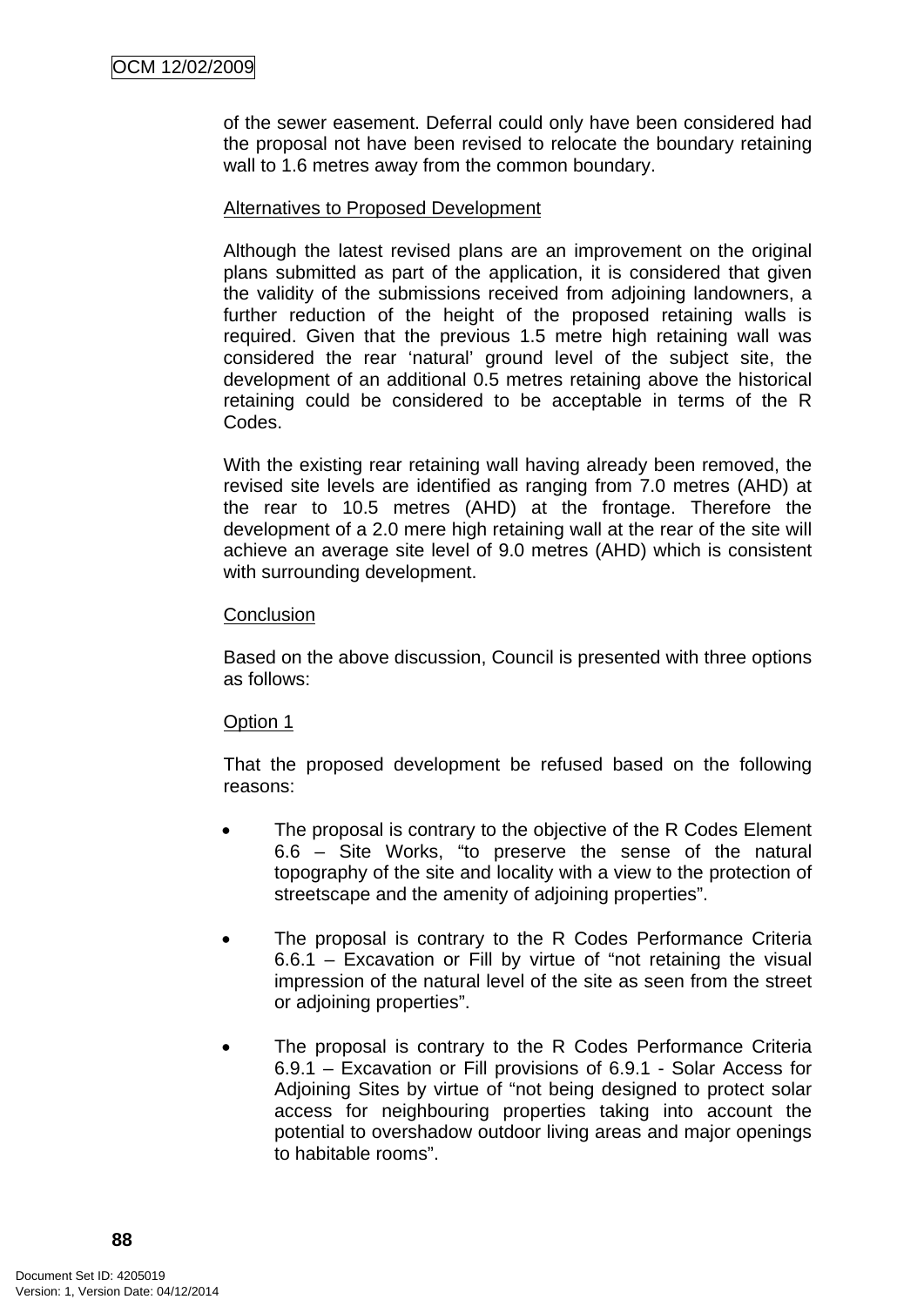of the sewer easement. Deferral could only have been considered had the proposal not have been revised to relocate the boundary retaining wall to 1.6 metres away from the common boundary.

Alternatives to Proposed Development

Although the latest revised plans are an improvement on the original plans submitted as part of the application, it is considered that given the validity of the submissions received from adjoining landowners, a further reduction of the height of the proposed retaining walls is required. Given that the previous 1.5 metre high retaining wall was considered the rear 'natural' ground level of the subject site, the development of an additional 0.5 metres retaining above the historical retaining could be considered to be acceptable in terms of the R Codes.

With the existing rear retaining wall having already been removed, the revised site levels are identified as ranging from 7.0 metres (AHD) at the rear to 10.5 metres (AHD) at the frontage. Therefore the development of a 2.0 mere high retaining wall at the rear of the site will achieve an average site level of 9.0 metres (AHD) which is consistent with surrounding development.

Conclusion

Based on the above discussion, Council is presented with three options as follows:

Option 1

That the proposed development be refused based on the following reasons:

- The proposal is contrary to the objective of the R Codes Element 6.6 – Site Works, "to preserve the sense of the natural topography of the site and locality with a view to the protection of streetscape and the amenity of adjoining properties".
- The proposal is contrary to the R Codes Performance Criteria 6.6.1 – Excavation or Fill by virtue of "not retaining the visual impression of the natural level of the site as seen from the street or adjoining properties".
- The proposal is contrary to the R Codes Performance Criteria 6.9.1 – Excavation or Fill provisions of 6.9.1 - Solar Access for Adjoining Sites by virtue of "not being designed to protect solar access for neighbouring properties taking into account the potential to overshadow outdoor living areas and major openings to habitable rooms".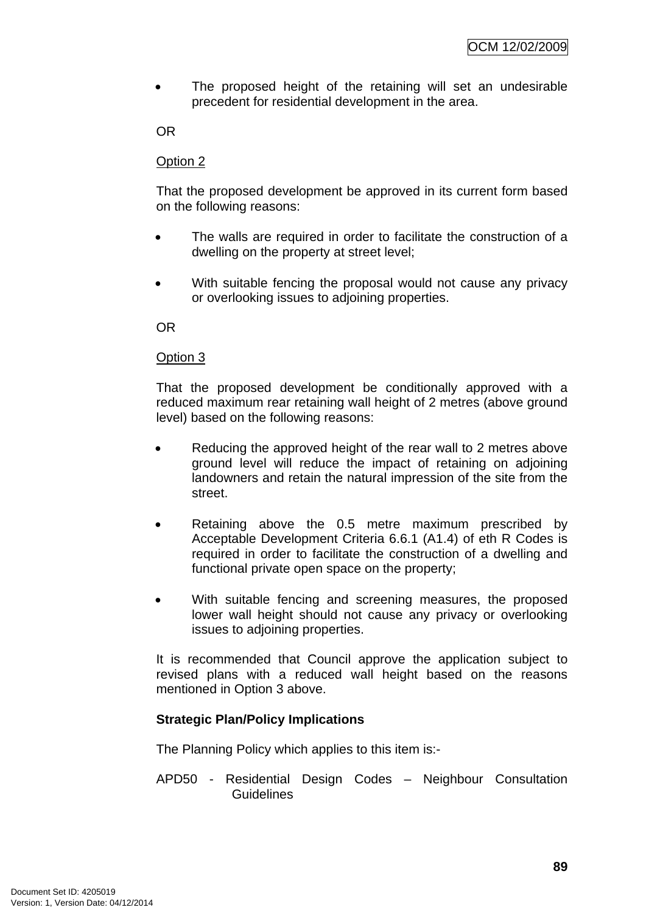- The proposed height of the retaining will set an undesirable precedent for residential development in the area.

OR

Option 2

That the proposed development be approved in its current form based on the following reasons:

- The walls are required in order to facilitate the construction of a dwelling on the property at street level;

- With suitable fencing the proposal would not cause any privacy or overlooking issues to adjoining properties.

OR

Option 3

That the proposed development be conditionally approved with a reduced maximum rear retaining wall height of 2 metres (above ground level) based on the following reasons:

- Reducing the approved height of the rear wall to 2 metres above ground level will reduce the impact of retaining on adjoining landowners and retain the natural impression of the site from the street.

- Retaining above the 0.5 metre maximum prescribed by Acceptable Development Criteria 6.6.1 (A1.4) of eth R Codes is required in order to facilitate the construction of a dwelling and functional private open space on the property;

- With suitable fencing and screening measures, the proposed lower wall height should not cause any privacy or overlooking issues to adjoining properties.

It is recommended that Council approve the application subject to revised plans with a reduced wall height based on the reasons mentioned in Option 3 above.

**Strategic Plan/Policy Implications**

The Planning Policy which applies to this item is:-

APD50 - Residential Design Codes – Neighbour Consultation Guidelines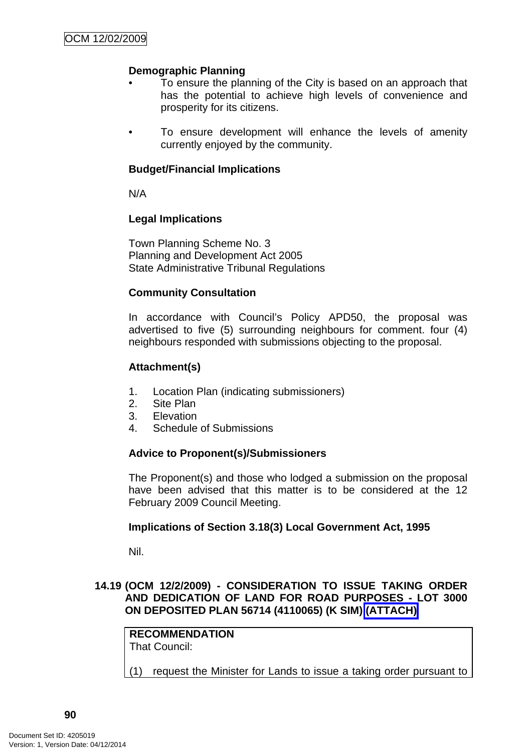**Demographic Planning**

- To ensure the planning of the City is based on an approach that has the potential to achieve high levels of convenience and prosperity for its citizens.

- To ensure development will enhance the levels of amenity currently enjoyed by the community.

**Budget/Financial Implications**

N/A

**Legal Implications**

Town Planning Scheme No. 3
Planning and Development Act 2005
State Administrative Tribunal Regulations

**Community Consultation**

In accordance with Council's Policy APD50, the proposal was advertised to five (5) surrounding neighbours for comment. four (4) neighbours responded with submissions objecting to the proposal.

**Attachment(s)**

1. Location Plan (indicating submissioners)
2. Site Plan
3. Elevation
4. Schedule of Submissions

**Advice to Proponent(s)/Submissioners**

The Proponent(s) and those who lodged a submission on the proposal have been advised that this matter is to be considered at the 12 February 2009 Council Meeting.

**Implications of Section 3.18(3) Local Government Act, 1995**

Nil.

### 14.19 (OCM 12/2/2009) - CONSIDERATION TO ISSUE TAKING ORDER AND DEDICATION OF LAND FOR ROAD PURPOSES - LOT 3000 ON DEPOSITED PLAN 56714 (4110065) (K SIM) (ATTACH)

**RECOMMENDATION**
That Council:

(1) request the Minister for Lands to issue a taking order pursuant to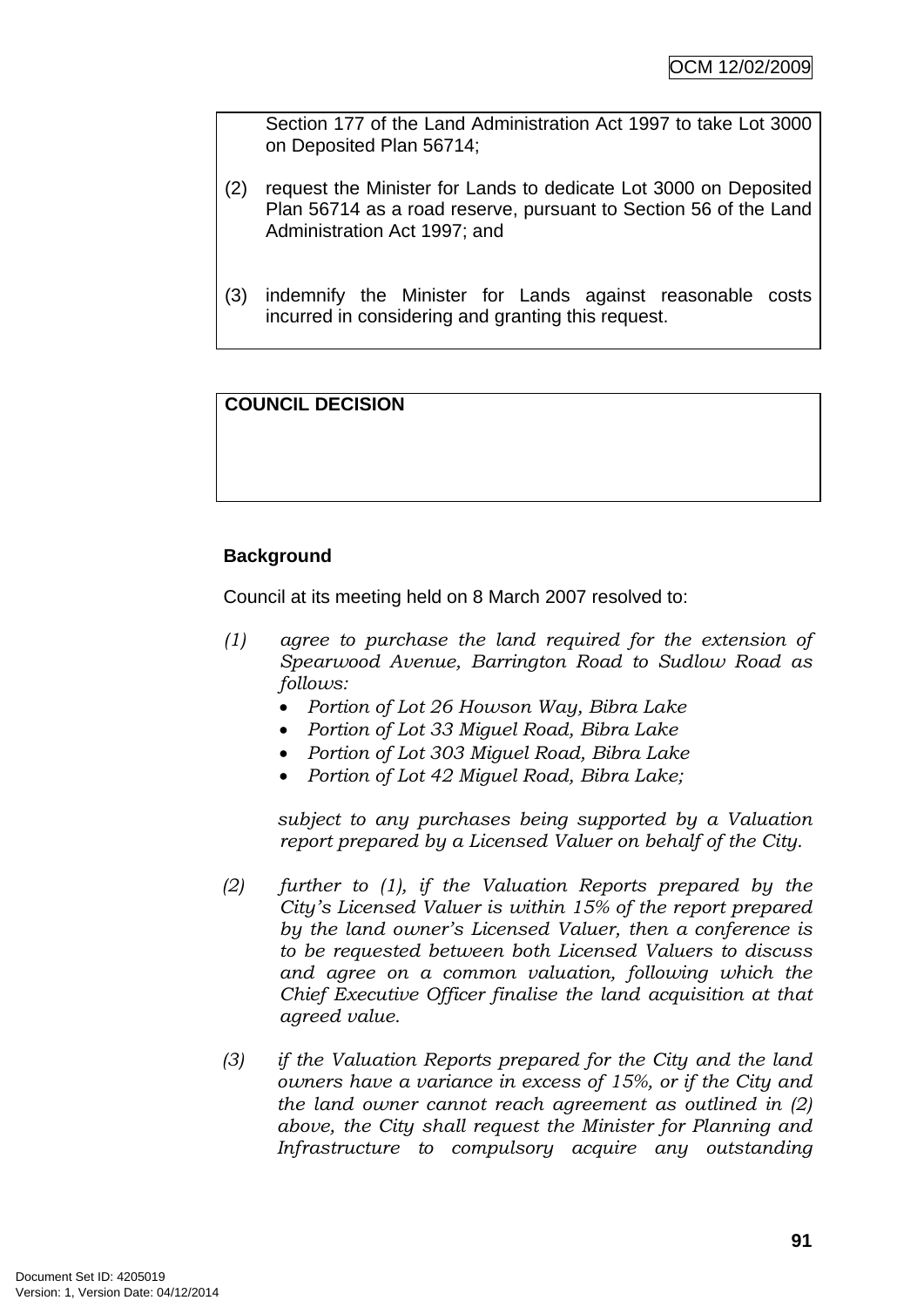Section 177 of the Land Administration Act 1997 to take Lot 3000 on Deposited Plan 56714;

(2) request the Minister for Lands to dedicate Lot 3000 on Deposited Plan 56714 as a road reserve, pursuant to Section 56 of the Land Administration Act 1997; and

(3) indemnify the Minister for Lands against reasonable costs incurred in considering and granting this request.

**COUNCIL DECISION**

**Background**

Council at its meeting held on 8 March 2007 resolved to:

*(1) agree to purchase the land required for the extension of Spearwood Avenue, Barrington Road to Sudlow Road as follows:*

- *Portion of Lot 26 Howson Way, Bibra Lake*
- *Portion of Lot 33 Miguel Road, Bibra Lake*
- *Portion of Lot 303 Miguel Road, Bibra Lake*
- *Portion of Lot 42 Miguel Road, Bibra Lake;*

*subject to any purchases being supported by a Valuation report prepared by a Licensed Valuer on behalf of the City.*

*(2) further to (1), if the Valuation Reports prepared by the City's Licensed Valuer is within 15% of the report prepared by the land owner's Licensed Valuer, then a conference is to be requested between both Licensed Valuers to discuss and agree on a common valuation, following which the Chief Executive Officer finalise the land acquisition at that agreed value.*

*(3) if the Valuation Reports prepared for the City and the land owners have a variance in excess of 15%, or if the City and the land owner cannot reach agreement as outlined in (2) above, the City shall request the Minister for Planning and Infrastructure to compulsory acquire any outstanding*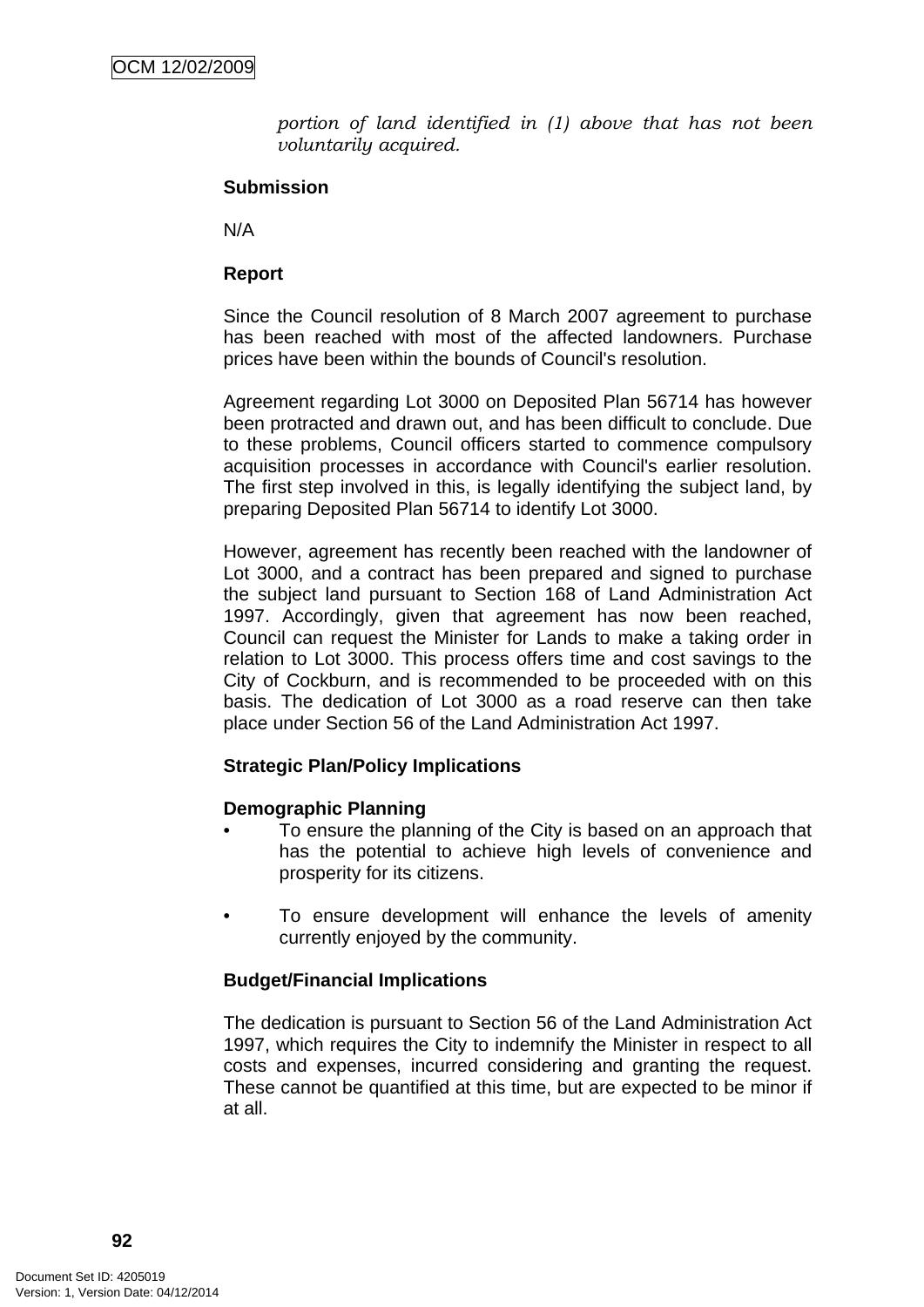*portion of land identified in (1) above that has not been voluntarily acquired.*

**Submission**

N/A

**Report**

Since the Council resolution of 8 March 2007 agreement to purchase has been reached with most of the affected landowners. Purchase prices have been within the bounds of Council's resolution.

Agreement regarding Lot 3000 on Deposited Plan 56714 has however been protracted and drawn out, and has been difficult to conclude. Due to these problems, Council officers started to commence compulsory acquisition processes in accordance with Council's earlier resolution. The first step involved in this, is legally identifying the subject land, by preparing Deposited Plan 56714 to identify Lot 3000.

However, agreement has recently been reached with the landowner of Lot 3000, and a contract has been prepared and signed to purchase the subject land pursuant to Section 168 of Land Administration Act 1997. Accordingly, given that agreement has now been reached, Council can request the Minister for Lands to make a taking order in relation to Lot 3000. This process offers time and cost savings to the City of Cockburn, and is recommended to be proceeded with on this basis. The dedication of Lot 3000 as a road reserve can then take place under Section 56 of the Land Administration Act 1997.

**Strategic Plan/Policy Implications**

**Demographic Planning**

- To ensure the planning of the City is based on an approach that has the potential to achieve high levels of convenience and prosperity for its citizens.

- To ensure development will enhance the levels of amenity currently enjoyed by the community.

**Budget/Financial Implications**

The dedication is pursuant to Section 56 of the Land Administration Act 1997, which requires the City to indemnify the Minister in respect to all costs and expenses, incurred considering and granting the request. These cannot be quantified at this time, but are expected to be minor if at all.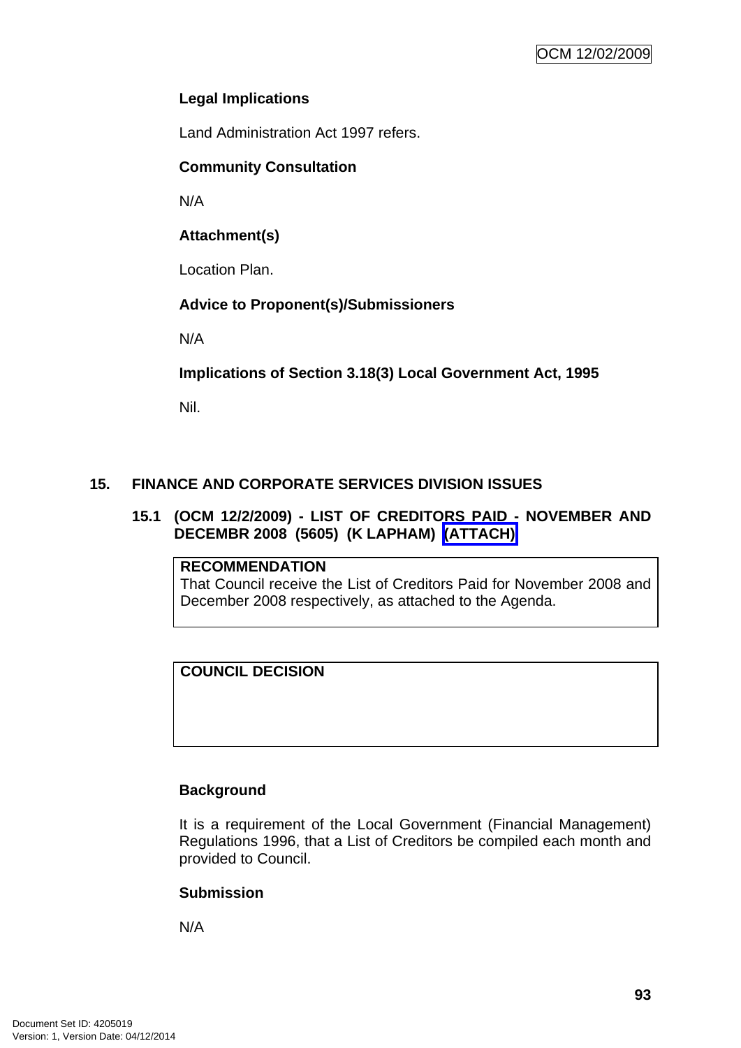**Legal Implications**

Land Administration Act 1997 refers.

**Community Consultation**

N/A

**Attachment(s)**

Location Plan.

**Advice to Proponent(s)/Submissioners**

N/A

**Implications of Section 3.18(3) Local Government Act, 1995**

Nil.

## 15. FINANCE AND CORPORATE SERVICES DIVISION ISSUES

### 15.1 (OCM 12/2/2009) - LIST OF CREDITORS PAID - NOVEMBER AND DECEMBR 2008 (5605) (K LAPHAM) (ATTACH)

| **RECOMMENDATION** |
|---|
| That Council receive the List of Creditors Paid for November 2008 and December 2008 respectively, as attached to the Agenda. |

| **COUNCIL DECISION** |
|---|
| |

**Background**

It is a requirement of the Local Government (Financial Management) Regulations 1996, that a List of Creditors be compiled each month and provided to Council.

**Submission**

N/A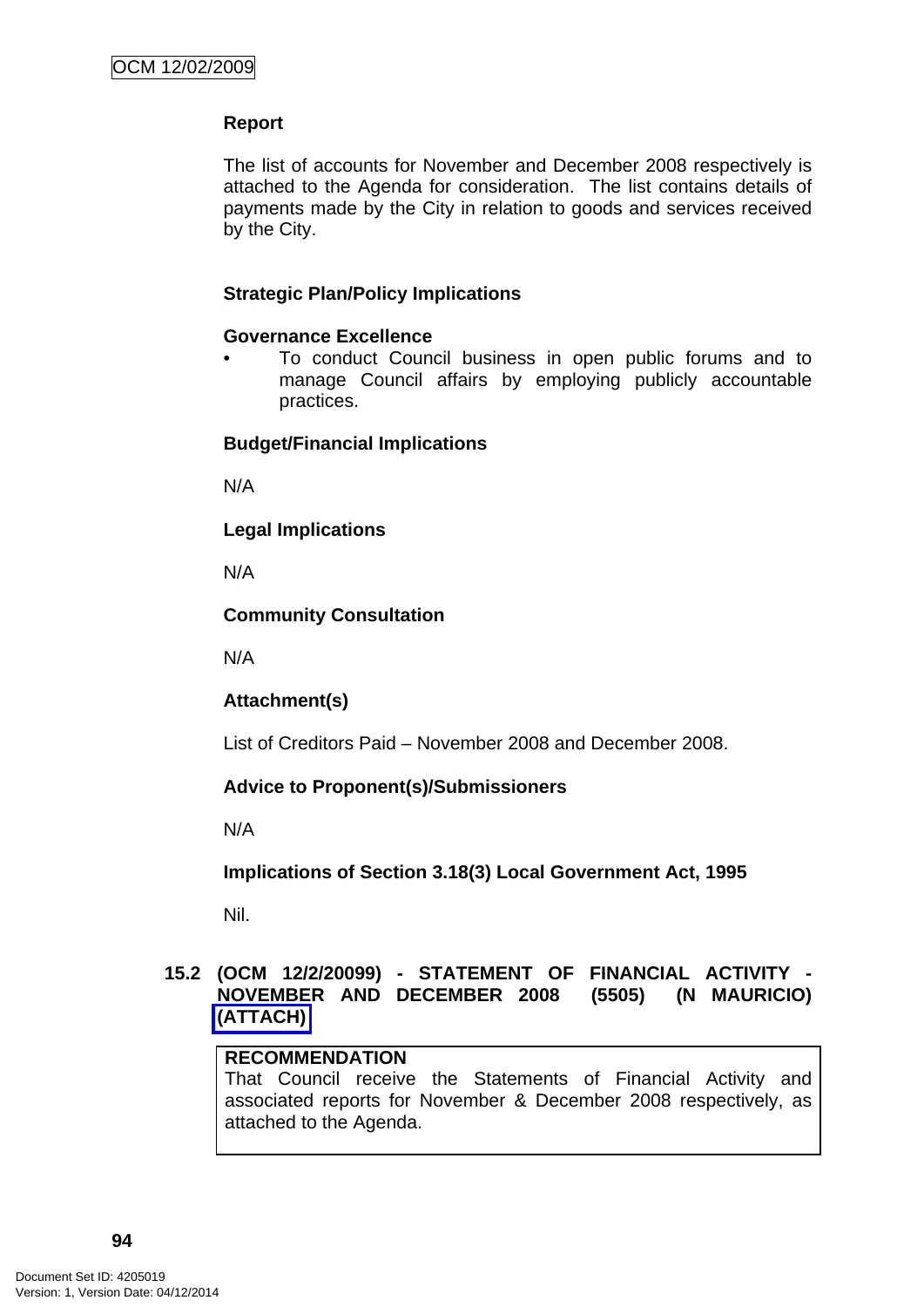**Report**

The list of accounts for November and December 2008 respectively is attached to the Agenda for consideration. The list contains details of payments made by the City in relation to goods and services received by the City.

**Strategic Plan/Policy Implications**

**Governance Excellence**

- To conduct Council business in open public forums and to manage Council affairs by employing publicly accountable practices.

**Budget/Financial Implications**

N/A

**Legal Implications**

N/A

**Community Consultation**

N/A

**Attachment(s)**

List of Creditors Paid – November 2008 and December 2008.

**Advice to Proponent(s)/Submissioners**

N/A

**Implications of Section 3.18(3) Local Government Act, 1995**

Nil.

### 15.2 (OCM 12/2/20099) - STATEMENT OF FINANCIAL ACTIVITY - NOVEMBER AND DECEMBER 2008 (5505) (N MAURICIO) (ATTACH)

**RECOMMENDATION**
That Council receive the Statements of Financial Activity and associated reports for November & December 2008 respectively, as attached to the Agenda.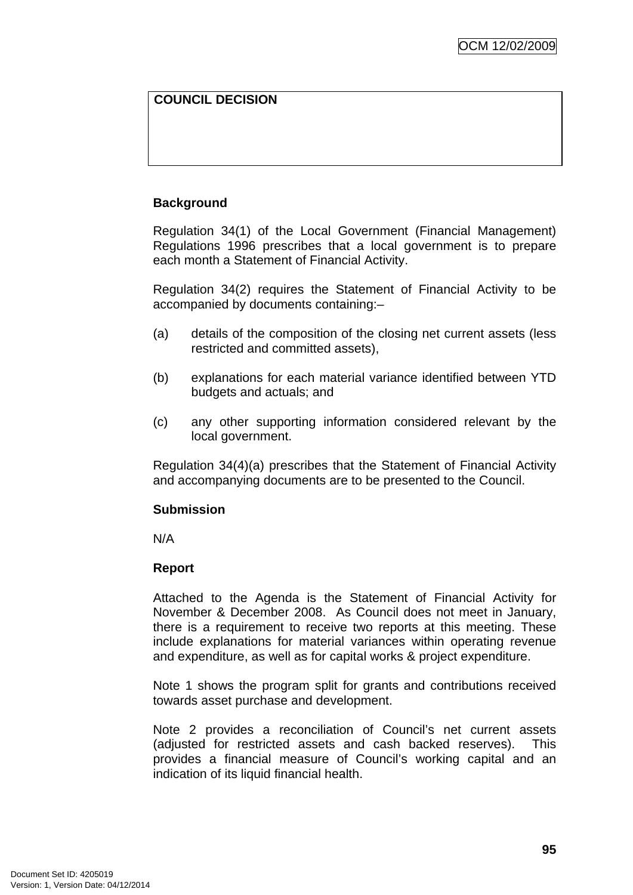| COUNCIL DECISION |
|---|
| |

**Background**

Regulation 34(1) of the Local Government (Financial Management) Regulations 1996 prescribes that a local government is to prepare each month a Statement of Financial Activity.

Regulation 34(2) requires the Statement of Financial Activity to be accompanied by documents containing:–

(a) details of the composition of the closing net current assets (less restricted and committed assets),

(b) explanations for each material variance identified between YTD budgets and actuals; and

(c) any other supporting information considered relevant by the local government.

Regulation 34(4)(a) prescribes that the Statement of Financial Activity and accompanying documents are to be presented to the Council.

**Submission**

N/A

**Report**

Attached to the Agenda is the Statement of Financial Activity for November & December 2008. As Council does not meet in January, there is a requirement to receive two reports at this meeting. These include explanations for material variances within operating revenue and expenditure, as well as for capital works & project expenditure.

Note 1 shows the program split for grants and contributions received towards asset purchase and development.

Note 2 provides a reconciliation of Council's net current assets (adjusted for restricted assets and cash backed reserves). This provides a financial measure of Council's working capital and an indication of its liquid financial health.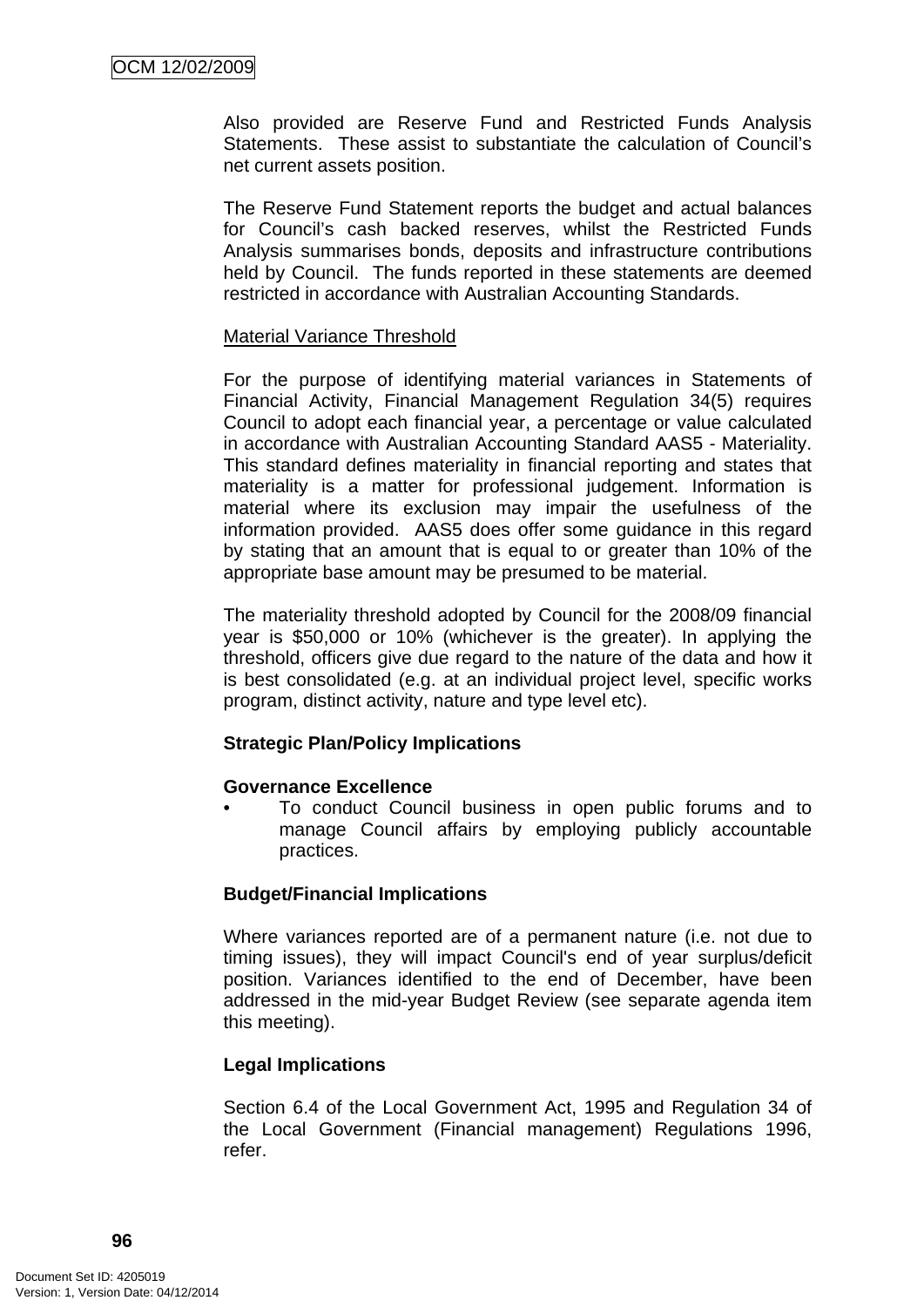Also provided are Reserve Fund and Restricted Funds Analysis Statements. These assist to substantiate the calculation of Council's net current assets position.

The Reserve Fund Statement reports the budget and actual balances for Council's cash backed reserves, whilst the Restricted Funds Analysis summarises bonds, deposits and infrastructure contributions held by Council. The funds reported in these statements are deemed restricted in accordance with Australian Accounting Standards.

<u>Material Variance Threshold</u>

For the purpose of identifying material variances in Statements of Financial Activity, Financial Management Regulation 34(5) requires Council to adopt each financial year, a percentage or value calculated in accordance with Australian Accounting Standard AAS5 - Materiality. This standard defines materiality in financial reporting and states that materiality is a matter for professional judgement. Information is material where its exclusion may impair the usefulness of the information provided. AAS5 does offer some guidance in this regard by stating that an amount that is equal to or greater than 10% of the appropriate base amount may be presumed to be material.

The materiality threshold adopted by Council for the 2008/09 financial year is $50,000 or 10% (whichever is the greater). In applying the threshold, officers give due regard to the nature of the data and how it is best consolidated (e.g. at an individual project level, specific works program, distinct activity, nature and type level etc).

**Strategic Plan/Policy Implications**

**Governance Excellence**

- To conduct Council business in open public forums and to manage Council affairs by employing publicly accountable practices.

**Budget/Financial Implications**

Where variances reported are of a permanent nature (i.e. not due to timing issues), they will impact Council's end of year surplus/deficit position. Variances identified to the end of December, have been addressed in the mid-year Budget Review (see separate agenda item this meeting).

**Legal Implications**

Section 6.4 of the Local Government Act, 1995 and Regulation 34 of the Local Government (Financial management) Regulations 1996, refer.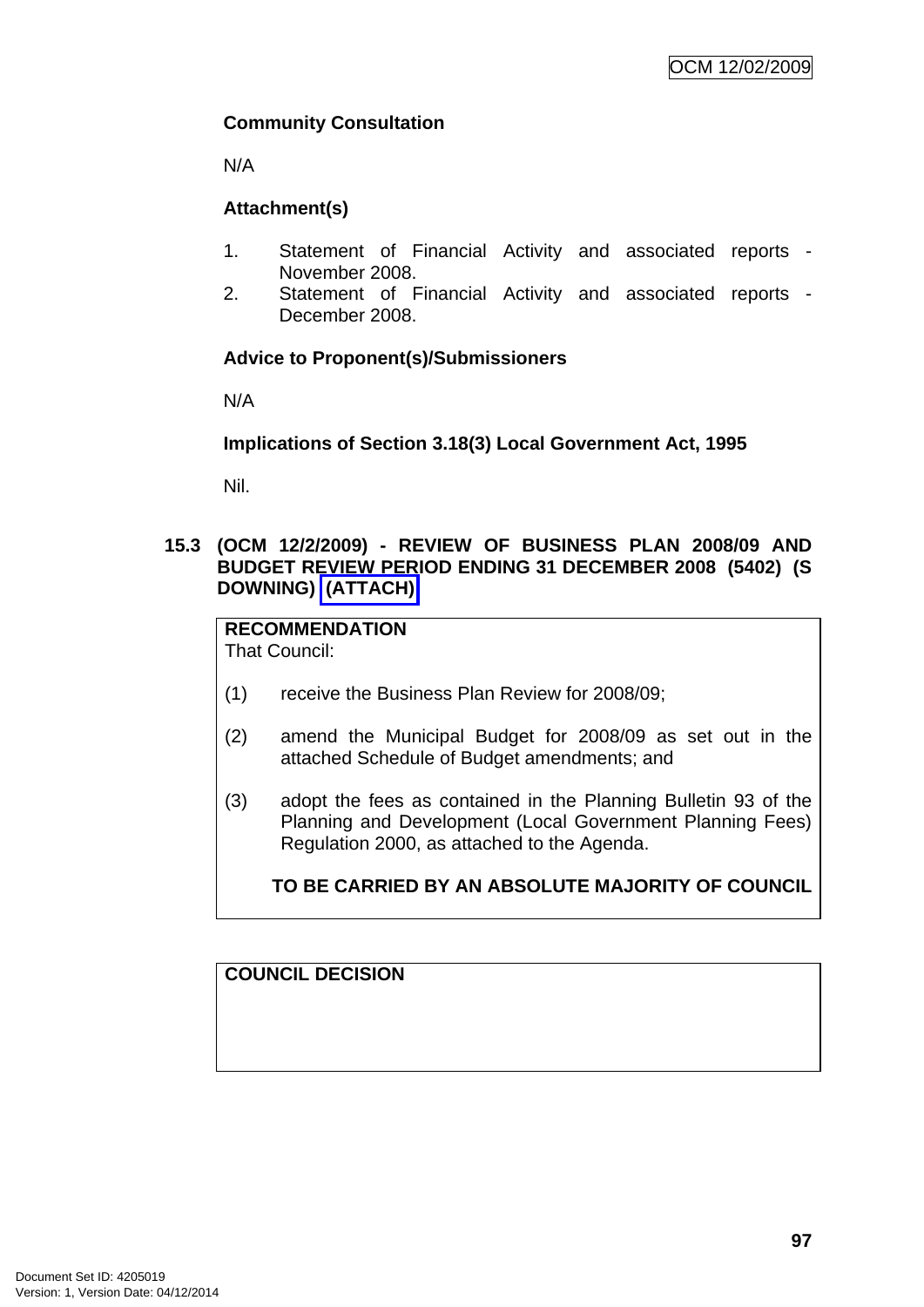**Community Consultation**

N/A

**Attachment(s)**

1. Statement of Financial Activity and associated reports - November 2008.
2. Statement of Financial Activity and associated reports - December 2008.

**Advice to Proponent(s)/Submissioners**

N/A

**Implications of Section 3.18(3) Local Government Act, 1995**

Nil.

## 15.3 (OCM 12/2/2009) - REVIEW OF BUSINESS PLAN 2008/09 AND BUDGET REVIEW PERIOD ENDING 31 DECEMBER 2008 (5402) (S DOWNING) (ATTACH)

**RECOMMENDATION**
That Council:

(1) receive the Business Plan Review for 2008/09;

(2) amend the Municipal Budget for 2008/09 as set out in the attached Schedule of Budget amendments; and

(3) adopt the fees as contained in the Planning Bulletin 93 of the Planning and Development (Local Government Planning Fees) Regulation 2000, as attached to the Agenda.

**TO BE CARRIED BY AN ABSOLUTE MAJORITY OF COUNCIL**

**COUNCIL DECISION**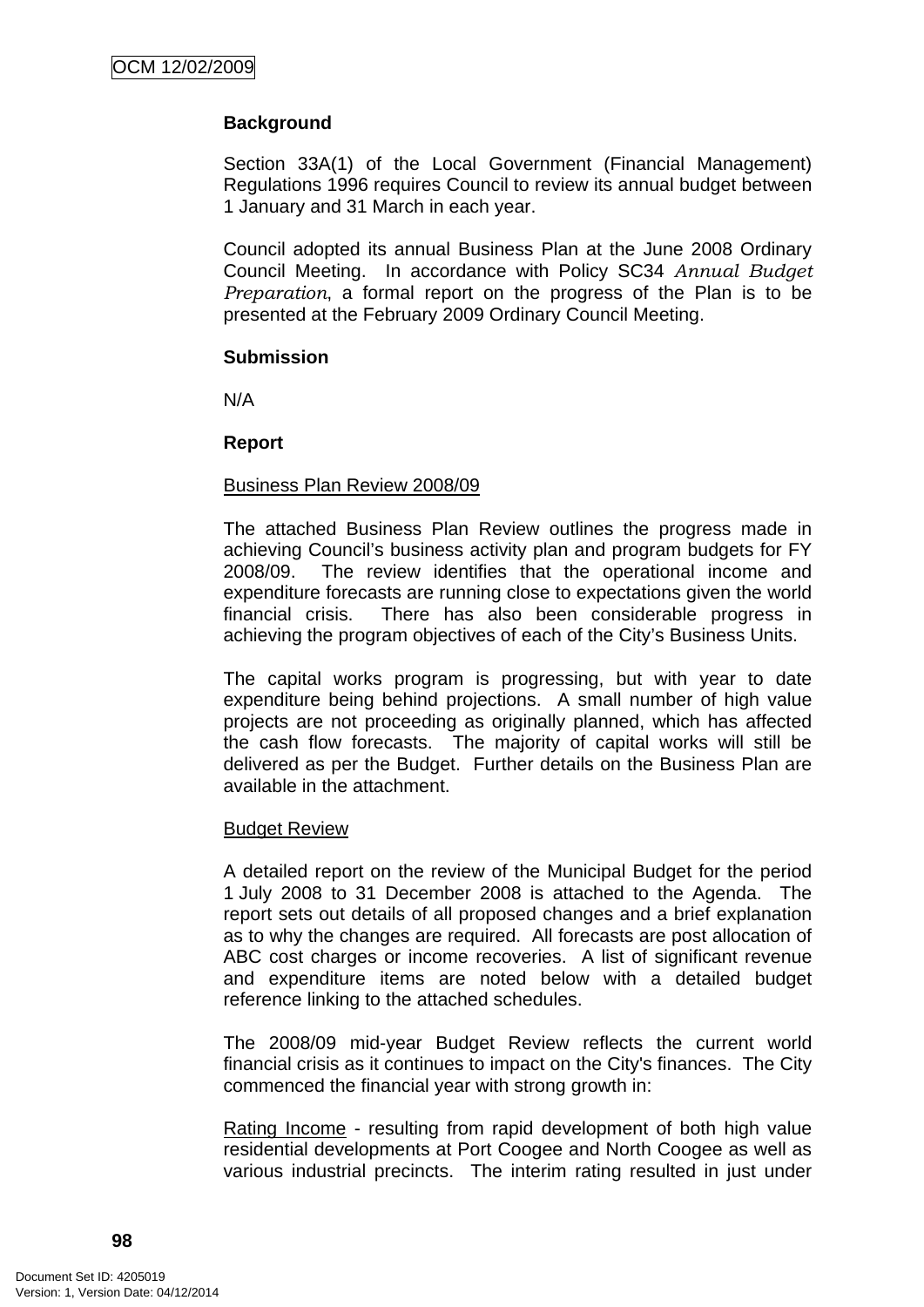**Background**

Section 33A(1) of the Local Government (Financial Management) Regulations 1996 requires Council to review its annual budget between 1 January and 31 March in each year.

Council adopted its annual Business Plan at the June 2008 Ordinary Council Meeting. In accordance with Policy SC34 *Annual Budget Preparation*, a formal report on the progress of the Plan is to be presented at the February 2009 Ordinary Council Meeting.

**Submission**

N/A

**Report**

Business Plan Review 2008/09

The attached Business Plan Review outlines the progress made in achieving Council's business activity plan and program budgets for FY 2008/09. The review identifies that the operational income and expenditure forecasts are running close to expectations given the world financial crisis. There has also been considerable progress in achieving the program objectives of each of the City's Business Units.

The capital works program is progressing, but with year to date expenditure being behind projections. A small number of high value projects are not proceeding as originally planned, which has affected the cash flow forecasts. The majority of capital works will still be delivered as per the Budget. Further details on the Business Plan are available in the attachment.

Budget Review

A detailed report on the review of the Municipal Budget for the period 1 July 2008 to 31 December 2008 is attached to the Agenda. The report sets out details of all proposed changes and a brief explanation as to why the changes are required. All forecasts are post allocation of ABC cost charges or income recoveries. A list of significant revenue and expenditure items are noted below with a detailed budget reference linking to the attached schedules.

The 2008/09 mid-year Budget Review reflects the current world financial crisis as it continues to impact on the City's finances. The City commenced the financial year with strong growth in:

Rating Income - resulting from rapid development of both high value residential developments at Port Coogee and North Coogee as well as various industrial precincts. The interim rating resulted in just under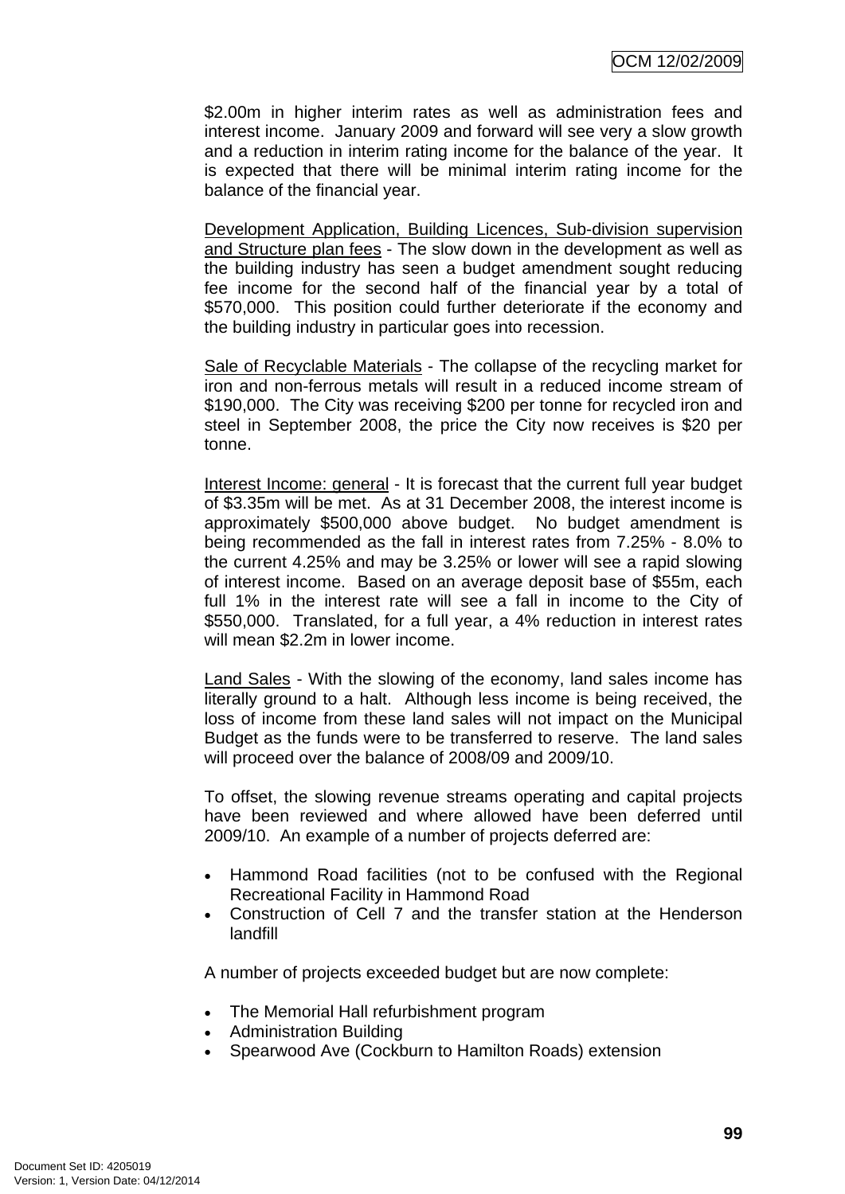$2.00m in higher interim rates as well as administration fees and interest income. January 2009 and forward will see very a slow growth and a reduction in interim rating income for the balance of the year. It is expected that there will be minimal interim rating income for the balance of the financial year.

Development Application, Building Licences, Sub-division supervision and Structure plan fees - The slow down in the development as well as the building industry has seen a budget amendment sought reducing fee income for the second half of the financial year by a total of $570,000. This position could further deteriorate if the economy and the building industry in particular goes into recession.

Sale of Recyclable Materials - The collapse of the recycling market for iron and non-ferrous metals will result in a reduced income stream of $190,000. The City was receiving $200 per tonne for recycled iron and steel in September 2008, the price the City now receives is $20 per tonne.

Interest Income: general - It is forecast that the current full year budget of $3.35m will be met. As at 31 December 2008, the interest income is approximately $500,000 above budget. No budget amendment is being recommended as the fall in interest rates from 7.25% - 8.0% to the current 4.25% and may be 3.25% or lower will see a rapid slowing of interest income. Based on an average deposit base of $55m, each full 1% in the interest rate will see a fall in income to the City of $550,000. Translated, for a full year, a 4% reduction in interest rates will mean $2.2m in lower income.

Land Sales - With the slowing of the economy, land sales income has literally ground to a halt. Although less income is being received, the loss of income from these land sales will not impact on the Municipal Budget as the funds were to be transferred to reserve. The land sales will proceed over the balance of 2008/09 and 2009/10.

To offset, the slowing revenue streams operating and capital projects have been reviewed and where allowed have been deferred until 2009/10. An example of a number of projects deferred are:

- Hammond Road facilities (not to be confused with the Regional Recreational Facility in Hammond Road
- Construction of Cell 7 and the transfer station at the Henderson landfill

A number of projects exceeded budget but are now complete:

- The Memorial Hall refurbishment program
- Administration Building
- Spearwood Ave (Cockburn to Hamilton Roads) extension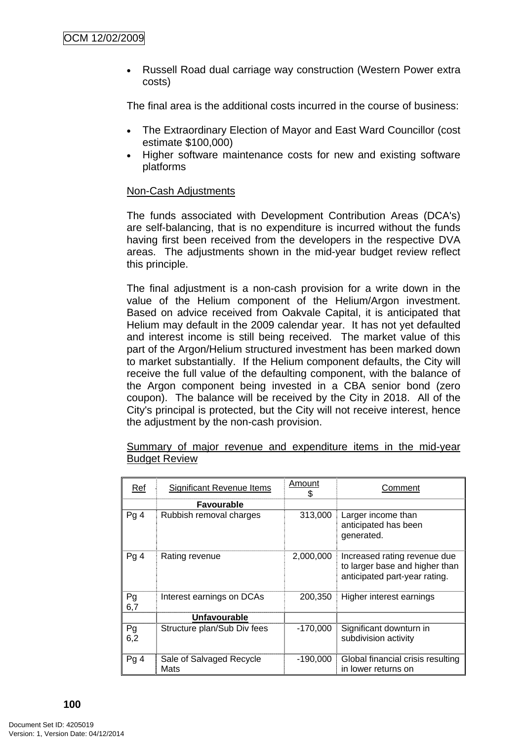- Russell Road dual carriage way construction (Western Power extra costs)

The final area is the additional costs incurred in the course of business:

- The Extraordinary Election of Mayor and East Ward Councillor (cost estimate $100,000)
- Higher software maintenance costs for new and existing software platforms

Non-Cash Adjustments

The funds associated with Development Contribution Areas (DCA's) are self-balancing, that is no expenditure is incurred without the funds having first been received from the developers in the respective DVA areas. The adjustments shown in the mid-year budget review reflect this principle.

The final adjustment is a non-cash provision for a write down in the value of the Helium component of the Helium/Argon investment. Based on advice received from Oakvale Capital, it is anticipated that Helium may default in the 2009 calendar year. It has not yet defaulted and interest income is still being received. The market value of this part of the Argon/Helium structured investment has been marked down to market substantially. If the Helium component defaults, the City will receive the full value of the defaulting component, with the balance of the Argon component being invested in a CBA senior bond (zero coupon). The balance will be received by the City in 2018. All of the City's principal is protected, but the City will not receive interest, hence the adjustment by the non-cash provision.

Summary of major revenue and expenditure items in the mid-year Budget Review

| Ref | Significant Revenue Items | Amount $ | Comment |
|---|---|---|---|
| | **Favourable** | | |
| Pg 4 | Rubbish removal charges | 313,000 | Larger income than anticipated has been generated. |
| Pg 4 | Rating revenue | 2,000,000 | Increased rating revenue due to larger base and higher than anticipated part-year rating. |
| Pg 6,7 | Interest earnings on DCAs | 200,350 | Higher interest earnings |
| | **Unfavourable** | | |
| Pg 6,2 | Structure plan/Sub Div fees | -170,000 | Significant downturn in subdivision activity |
| Pg 4 | Sale of Salvaged Recycle Mats | -190,000 | Global financial crisis resulting in lower returns on |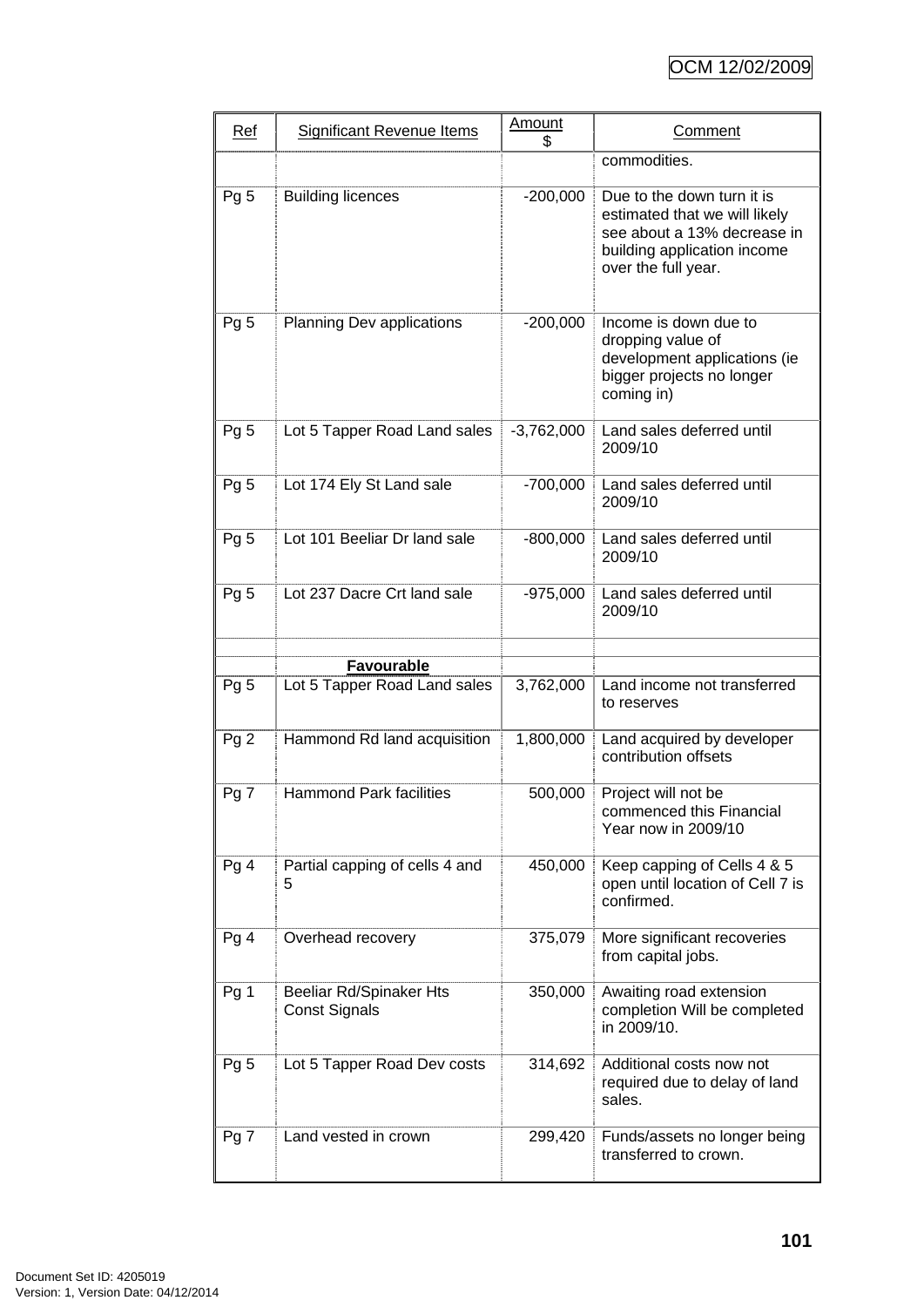| Ref | Significant Revenue Items | Amount $ | Comment |
|---|---|---|---|
| | | | commodities. |
| Pg 5 | Building licences | -200,000 | Due to the down turn it is estimated that we will likely see about a 13% decrease in building application income over the full year. |
| Pg 5 | Planning Dev applications | -200,000 | Income is down due to dropping value of development applications (ie bigger projects no longer coming in) |
| Pg 5 | Lot 5 Tapper Road Land sales | -3,762,000 | Land sales deferred until 2009/10 |
| Pg 5 | Lot 174 Ely St Land sale | -700,000 | Land sales deferred until 2009/10 |
| Pg 5 | Lot 101 Beeliar Dr land sale | -800,000 | Land sales deferred until 2009/10 |
| Pg 5 | Lot 237 Dacre Crt land sale | -975,000 | Land sales deferred until 2009/10 |
| | | | |
| | **Favourable** | | |
| Pg 5 | Lot 5 Tapper Road Land sales | 3,762,000 | Land income not transferred to reserves |
| Pg 2 | Hammond Rd land acquisition | 1,800,000 | Land acquired by developer contribution offsets |
| Pg 7 | Hammond Park facilities | 500,000 | Project will not be commenced this Financial Year now in 2009/10 |
| Pg 4 | Partial capping of cells 4 and 5 | 450,000 | Keep capping of Cells 4 & 5 open until location of Cell 7 is confirmed. |
| Pg 4 | Overhead recovery | 375,079 | More significant recoveries from capital jobs. |
| Pg 1 | Beeliar Rd/Spinaker Hts Const Signals | 350,000 | Awaiting road extension completion Will be completed in 2009/10. |
| Pg 5 | Lot 5 Tapper Road Dev costs | 314,692 | Additional costs now not required due to delay of land sales. |
| Pg 7 | Land vested in crown | 299,420 | Funds/assets no longer being transferred to crown. |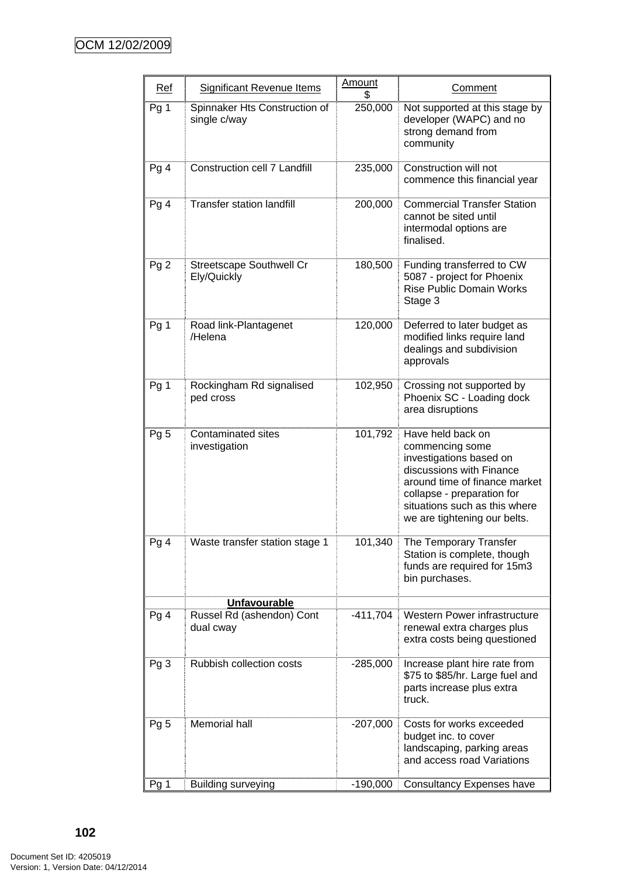OCM 12/02/2009

| Ref | Significant Revenue Items | Amount $ | Comment |
|---|---|---|---|
| Pg 1 | Spinnaker Hts Construction of single c/way | 250,000 | Not supported at this stage by developer (WAPC) and no strong demand from community |
| Pg 4 | Construction cell 7 Landfill | 235,000 | Construction will not commence this financial year |
| Pg 4 | Transfer station landfill | 200,000 | Commercial Transfer Station cannot be sited until intermodal options are finalised. |
| Pg 2 | Streetscape Southwell Cr Ely/Quickly | 180,500 | Funding transferred to CW 5087 - project for Phoenix Rise Public Domain Works Stage 3 |
| Pg 1 | Road link-Plantagenet /Helena | 120,000 | Deferred to later budget as modified links require land dealings and subdivision approvals |
| Pg 1 | Rockingham Rd signalised ped cross | 102,950 | Crossing not supported by Phoenix SC - Loading dock area disruptions |
| Pg 5 | Contaminated sites investigation | 101,792 | Have held back on commencing some investigations based on discussions with Finance around time of finance market collapse - preparation for situations such as this where we are tightening our belts. |
| Pg 4 | Waste transfer station stage 1 | 101,340 | The Temporary Transfer Station is complete, though funds are required for 15m3 bin purchases. |
| | **Unfavourable** | | |
| Pg 4 | Russel Rd (ashendon) Cont dual cway | -411,704 | Western Power infrastructure renewal extra charges plus extra costs being questioned |
| Pg 3 | Rubbish collection costs | -285,000 | Increase plant hire rate from $75 to $85/hr. Large fuel and parts increase plus extra truck. |
| Pg 5 | Memorial hall | -207,000 | Costs for works exceeded budget inc. to cover landscaping, parking areas and access road Variations |
| Pg 1 | Building surveying | -190,000 | Consultancy Expenses have |

Document Set ID: 4205019
Version: 1, Version Date: 04/12/2014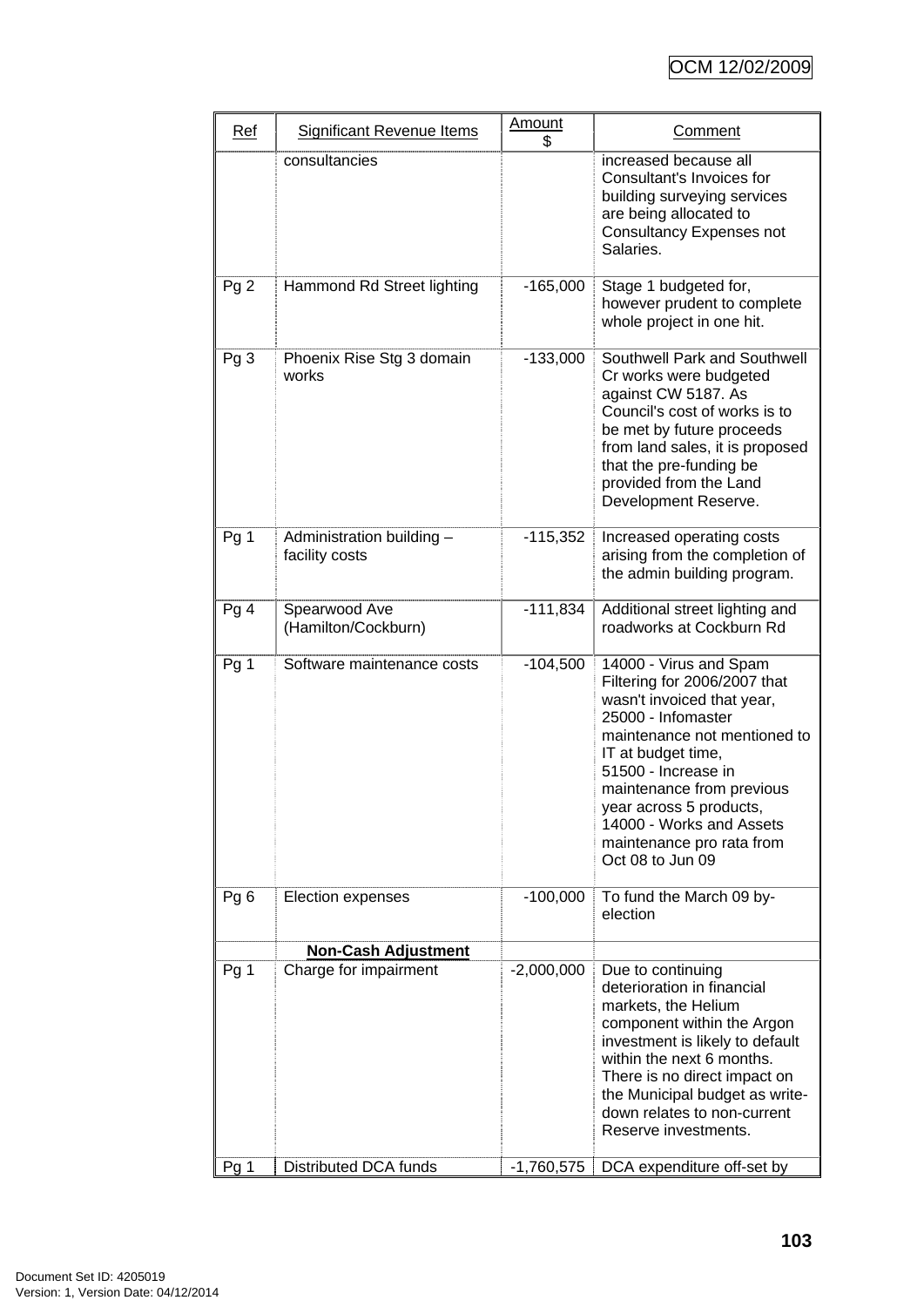| Ref | Significant Revenue Items | Amount $ | Comment |
|---|---|---|---|
| | consultancies | | increased because all Consultant's Invoices for building surveying services are being allocated to Consultancy Expenses not Salaries. |
| Pg 2 | Hammond Rd Street lighting | -165,000 | Stage 1 budgeted for, however prudent to complete whole project in one hit. |
| Pg 3 | Phoenix Rise Stg 3 domain works | -133,000 | Southwell Park and Southwell Cr works were budgeted against CW 5187. As Council's cost of works is to be met by future proceeds from land sales, it is proposed that the pre-funding be provided from the Land Development Reserve. |
| Pg 1 | Administration building – facility costs | -115,352 | Increased operating costs arising from the completion of the admin building program. |
| Pg 4 | Spearwood Ave (Hamilton/Cockburn) | -111,834 | Additional street lighting and roadworks at Cockburn Rd |
| Pg 1 | Software maintenance costs | -104,500 | 14000 - Virus and Spam Filtering for 2006/2007 that wasn't invoiced that year, 25000 - Infomaster maintenance not mentioned to IT at budget time, 51500 - Increase in maintenance from previous year across 5 products, 14000 - Works and Assets maintenance pro rata from Oct 08 to Jun 09 |
| Pg 6 | Election expenses | -100,000 | To fund the March 09 by-election |
| | **Non-Cash Adjustment** | | |
| Pg 1 | Charge for impairment | -2,000,000 | Due to continuing deterioration in financial markets, the Helium component within the Argon investment is likely to default within the next 6 months. There is no direct impact on the Municipal budget as write-down relates to non-current Reserve investments. |
| Pg 1 | Distributed DCA funds | -1,760,575 | DCA expenditure off-set by |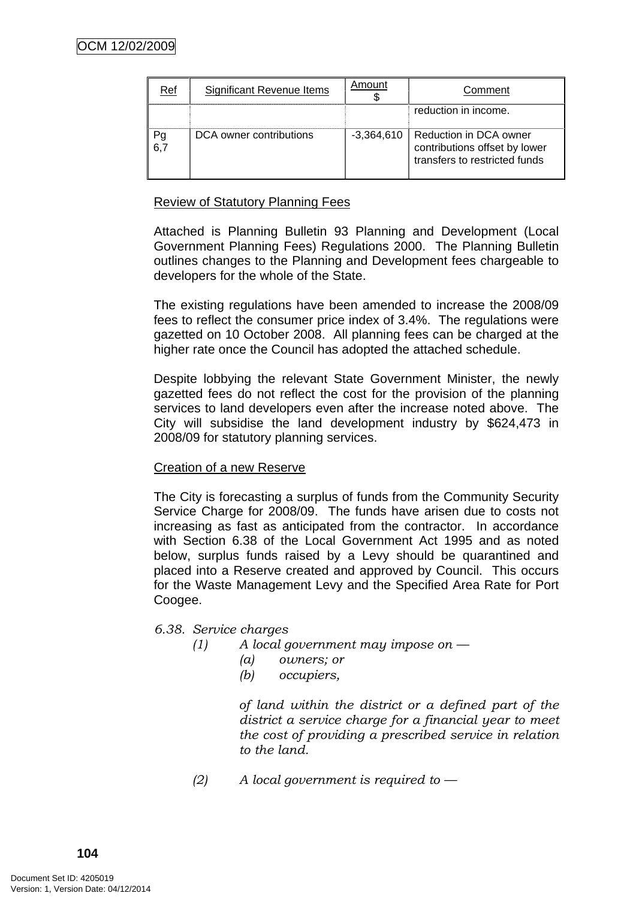| Ref | Significant Revenue Items | Amount $ | Comment |
|---|---|---|---|
| | | | reduction in income. |
| Pg 6,7 | DCA owner contributions | -3,364,610 | Reduction in DCA owner contributions offset by lower transfers to restricted funds |

Review of Statutory Planning Fees

Attached is Planning Bulletin 93 Planning and Development (Local Government Planning Fees) Regulations 2000. The Planning Bulletin outlines changes to the Planning and Development fees chargeable to developers for the whole of the State.

The existing regulations have been amended to increase the 2008/09 fees to reflect the consumer price index of 3.4%. The regulations were gazetted on 10 October 2008. All planning fees can be charged at the higher rate once the Council has adopted the attached schedule.

Despite lobbying the relevant State Government Minister, the newly gazetted fees do not reflect the cost for the provision of the planning services to land developers even after the increase noted above. The City will subsidise the land development industry by $624,473 in 2008/09 for statutory planning services.

Creation of a new Reserve

The City is forecasting a surplus of funds from the Community Security Service Charge for 2008/09. The funds have arisen due to costs not increasing as fast as anticipated from the contractor. In accordance with Section 6.38 of the Local Government Act 1995 and as noted below, surplus funds raised by a Levy should be quarantined and placed into a Reserve created and approved by Council. This occurs for the Waste Management Levy and the Specified Area Rate for Port Coogee.

*6.38. Service charges*

*(1) A local government may impose on —*

*(a) owners; or*

*(b) occupiers,*

*of land within the district or a defined part of the district a service charge for a financial year to meet the cost of providing a prescribed service in relation to the land.*

*(2) A local government is required to —*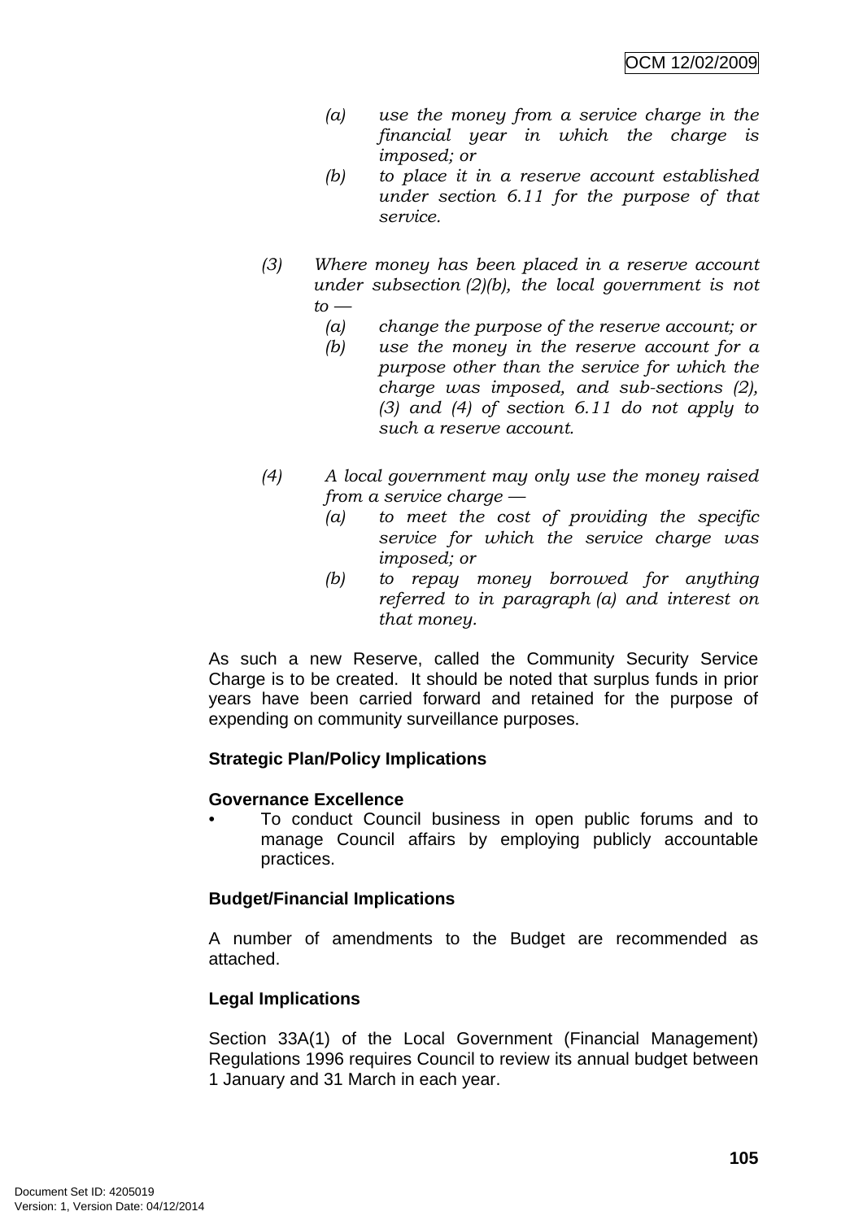*(a) use the money from a service charge in the financial year in which the charge is imposed; or*

*(b) to place it in a reserve account established under section 6.11 for the purpose of that service.*

*(3) Where money has been placed in a reserve account under subsection (2)(b), the local government is not to —*

*(a) change the purpose of the reserve account; or*

*(b) use the money in the reserve account for a purpose other than the service for which the charge was imposed, and sub-sections (2), (3) and (4) of section 6.11 do not apply to such a reserve account.*

*(4) A local government may only use the money raised from a service charge —*

*(a) to meet the cost of providing the specific service for which the service charge was imposed; or*

*(b) to repay money borrowed for anything referred to in paragraph (a) and interest on that money.*

As such a new Reserve, called the Community Security Service Charge is to be created. It should be noted that surplus funds in prior years have been carried forward and retained for the purpose of expending on community surveillance purposes.

**Strategic Plan/Policy Implications**

**Governance Excellence**

- To conduct Council business in open public forums and to manage Council affairs by employing publicly accountable practices.

**Budget/Financial Implications**

A number of amendments to the Budget are recommended as attached.

**Legal Implications**

Section 33A(1) of the Local Government (Financial Management) Regulations 1996 requires Council to review its annual budget between 1 January and 31 March in each year.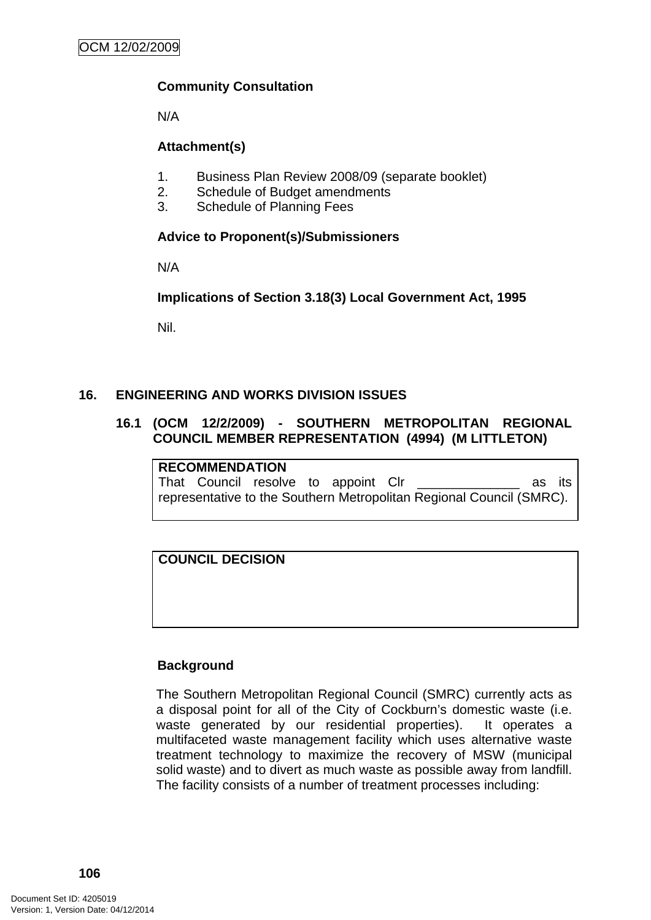**Community Consultation**

N/A

**Attachment(s)**

1. Business Plan Review 2008/09 (separate booklet)
2. Schedule of Budget amendments
3. Schedule of Planning Fees

**Advice to Proponent(s)/Submissioners**

N/A

**Implications of Section 3.18(3) Local Government Act, 1995**

Nil.

## 16. ENGINEERING AND WORKS DIVISION ISSUES

### 16.1 (OCM 12/2/2009) - SOUTHERN METROPOLITAN REGIONAL COUNCIL MEMBER REPRESENTATION (4994) (M LITTLETON)

**RECOMMENDATION**
That Council resolve to appoint Clr ______________ as its representative to the Southern Metropolitan Regional Council (SMRC).

**COUNCIL DECISION**

**Background**

The Southern Metropolitan Regional Council (SMRC) currently acts as a disposal point for all of the City of Cockburn's domestic waste (i.e. waste generated by our residential properties). It operates a multifaceted waste management facility which uses alternative waste treatment technology to maximize the recovery of MSW (municipal solid waste) and to divert as much waste as possible away from landfill. The facility consists of a number of treatment processes including: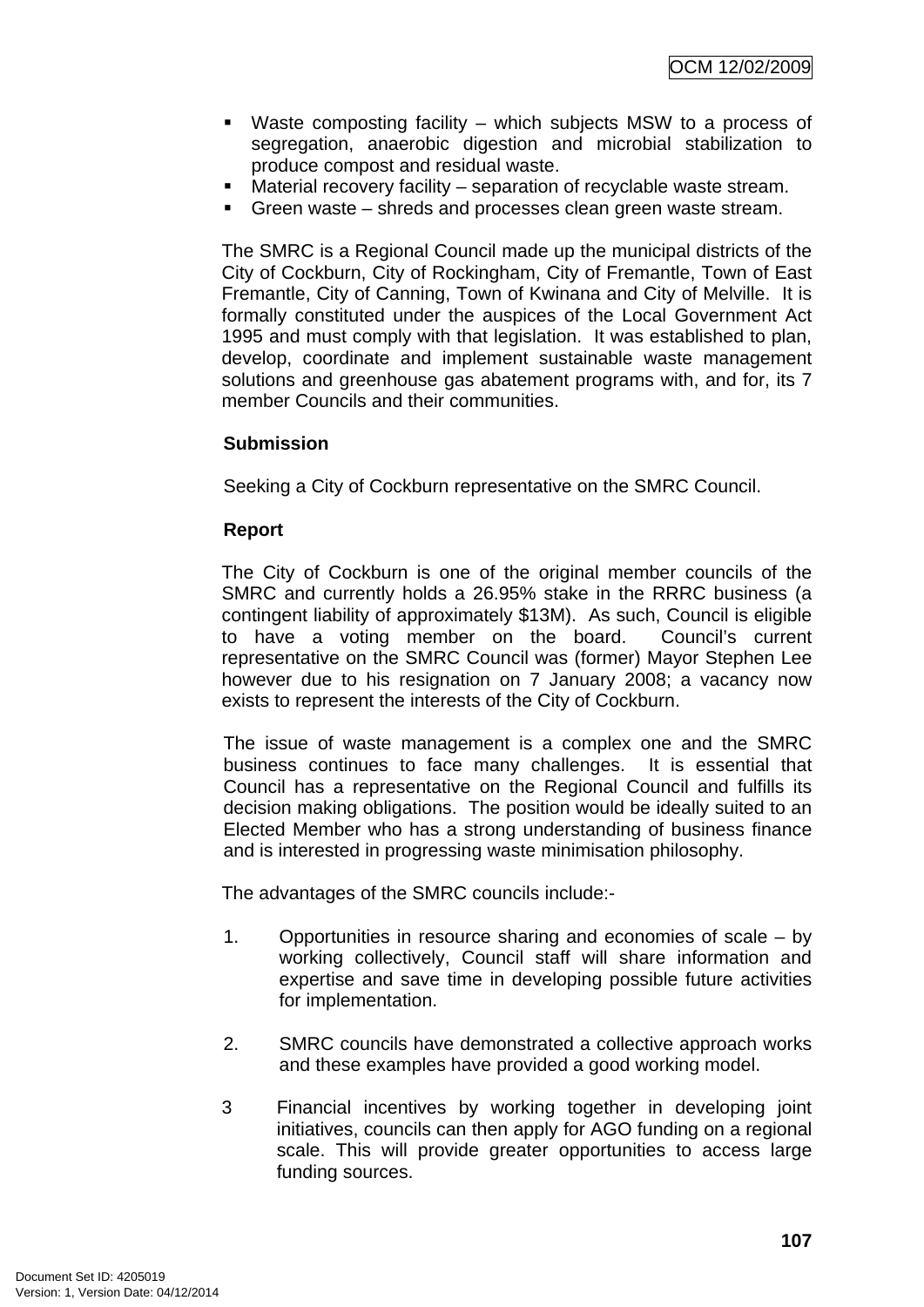- Waste composting facility – which subjects MSW to a process of segregation, anaerobic digestion and microbial stabilization to produce compost and residual waste.
- Material recovery facility – separation of recyclable waste stream.
- Green waste – shreds and processes clean green waste stream.

The SMRC is a Regional Council made up the municipal districts of the City of Cockburn, City of Rockingham, City of Fremantle, Town of East Fremantle, City of Canning, Town of Kwinana and City of Melville. It is formally constituted under the auspices of the Local Government Act 1995 and must comply with that legislation. It was established to plan, develop, coordinate and implement sustainable waste management solutions and greenhouse gas abatement programs with, and for, its 7 member Councils and their communities.

**Submission**

Seeking a City of Cockburn representative on the SMRC Council.

**Report**

The City of Cockburn is one of the original member councils of the SMRC and currently holds a 26.95% stake in the RRRC business (a contingent liability of approximately $13M). As such, Council is eligible to have a voting member on the board. Council's current representative on the SMRC Council was (former) Mayor Stephen Lee however due to his resignation on 7 January 2008; a vacancy now exists to represent the interests of the City of Cockburn.

The issue of waste management is a complex one and the SMRC business continues to face many challenges. It is essential that Council has a representative on the Regional Council and fulfills its decision making obligations. The position would be ideally suited to an Elected Member who has a strong understanding of business finance and is interested in progressing waste minimisation philosophy.

The advantages of the SMRC councils include:-

1. Opportunities in resource sharing and economies of scale – by working collectively, Council staff will share information and expertise and save time in developing possible future activities for implementation.

2. SMRC councils have demonstrated a collective approach works and these examples have provided a good working model.

3 Financial incentives by working together in developing joint initiatives, councils can then apply for AGO funding on a regional scale. This will provide greater opportunities to access large funding sources.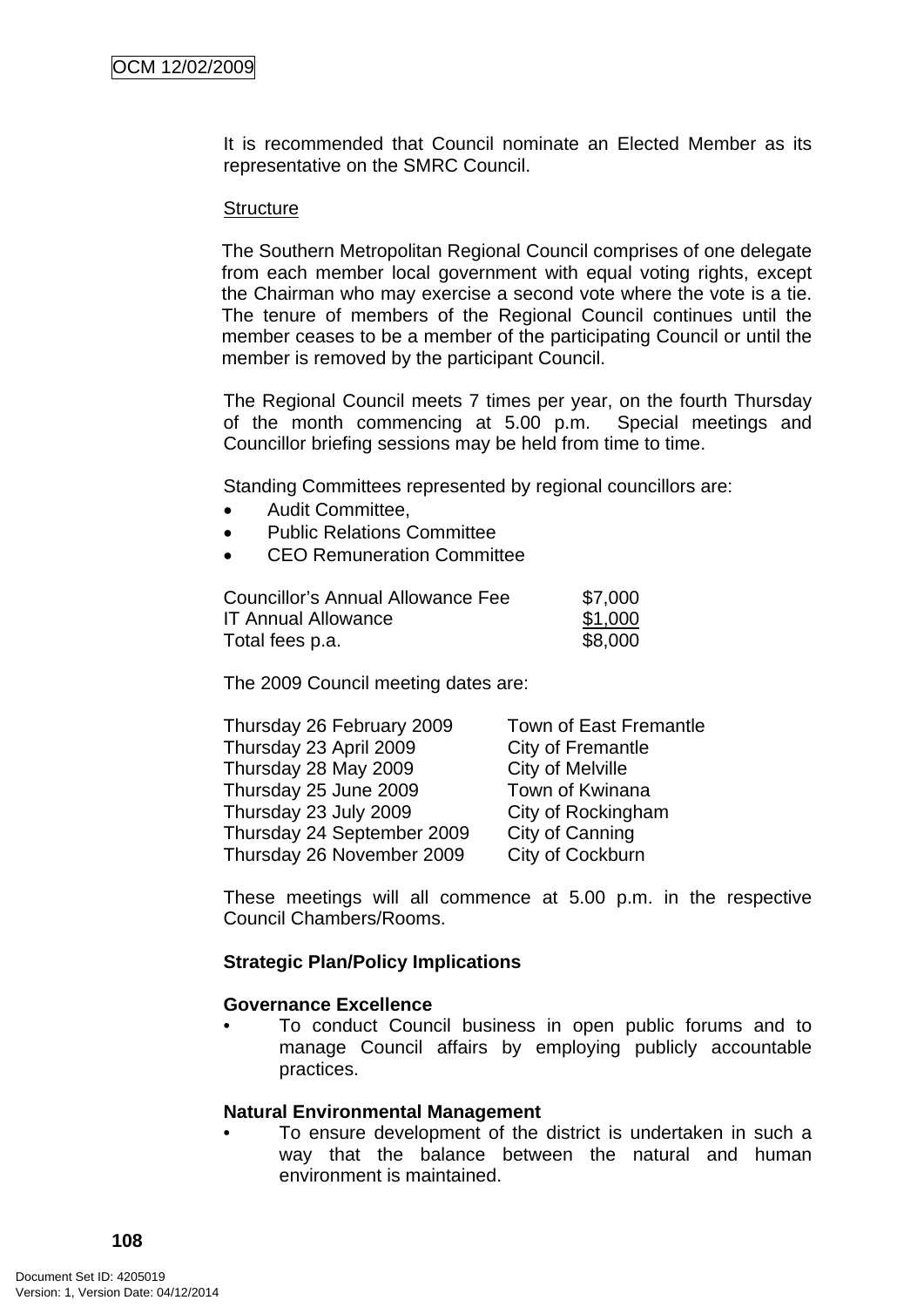It is recommended that Council nominate an Elected Member as its representative on the SMRC Council.

Structure

The Southern Metropolitan Regional Council comprises of one delegate from each member local government with equal voting rights, except the Chairman who may exercise a second vote where the vote is a tie. The tenure of members of the Regional Council continues until the member ceases to be a member of the participating Council or until the member is removed by the participant Council.

The Regional Council meets 7 times per year, on the fourth Thursday of the month commencing at 5.00 p.m. Special meetings and Councillor briefing sessions may be held from time to time.

Standing Committees represented by regional councillors are:

- Audit Committee,
- Public Relations Committee
- CEO Remuneration Committee

| | |
|---|---|
| Councillor's Annual Allowance Fee | \$7,000 |
| IT Annual Allowance | \$1,000 |
| Total fees p.a. | \$8,000 |

The 2009 Council meeting dates are:

| | |
|---|---|
| Thursday 26 February 2009 | Town of East Fremantle |
| Thursday 23 April 2009 | City of Fremantle |
| Thursday 28 May 2009 | City of Melville |
| Thursday 25 June 2009 | Town of Kwinana |
| Thursday 23 July 2009 | City of Rockingham |
| Thursday 24 September 2009 | City of Canning |
| Thursday 26 November 2009 | City of Cockburn |

These meetings will all commence at 5.00 p.m. in the respective Council Chambers/Rooms.

**Strategic Plan/Policy Implications**

**Governance Excellence**

- To conduct Council business in open public forums and to manage Council affairs by employing publicly accountable practices.

**Natural Environmental Management**

- To ensure development of the district is undertaken in such a way that the balance between the natural and human environment is maintained.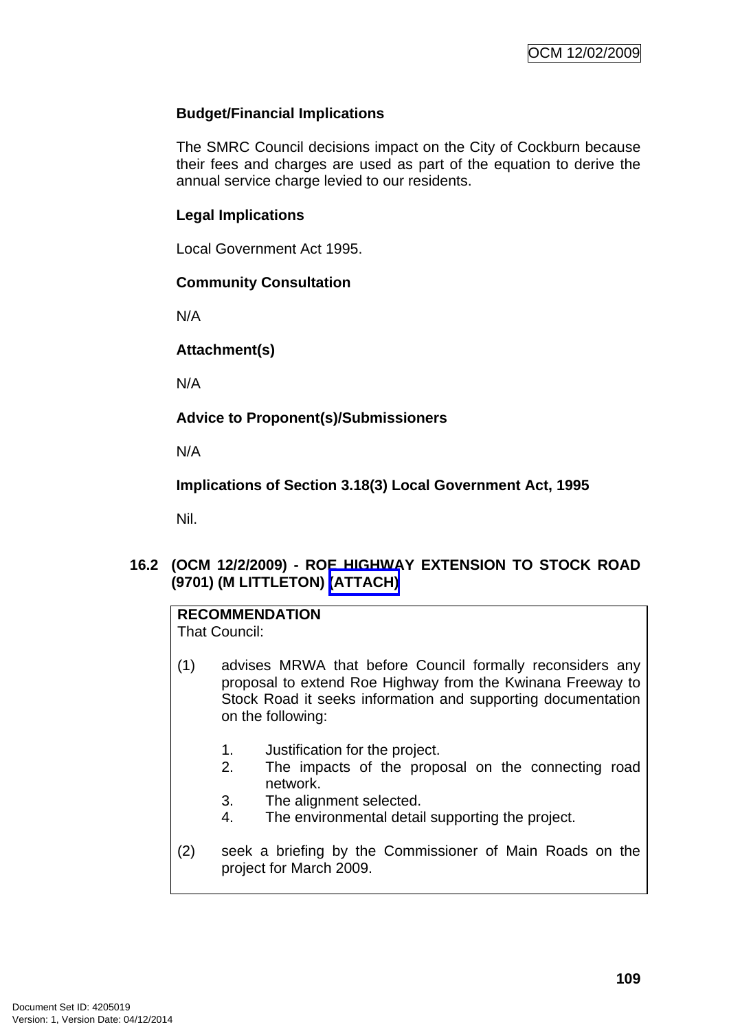**Budget/Financial Implications**

The SMRC Council decisions impact on the City of Cockburn because their fees and charges are used as part of the equation to derive the annual service charge levied to our residents.

**Legal Implications**

Local Government Act 1995.

**Community Consultation**

N/A

**Attachment(s)**

N/A

**Advice to Proponent(s)/Submissioners**

N/A

**Implications of Section 3.18(3) Local Government Act, 1995**

Nil.

### 16.2 (OCM 12/2/2009) - ROE HIGHWAY EXTENSION TO STOCK ROAD (9701) (M LITTLETON) (ATTACH)

**RECOMMENDATION**
That Council:

(1) advises MRWA that before Council formally reconsiders any proposal to extend Roe Highway from the Kwinana Freeway to Stock Road it seeks information and supporting documentation on the following:

1. Justification for the project.
2. The impacts of the proposal on the connecting road network.
3. The alignment selected.
4. The environmental detail supporting the project.

(2) seek a briefing by the Commissioner of Main Roads on the project for March 2009.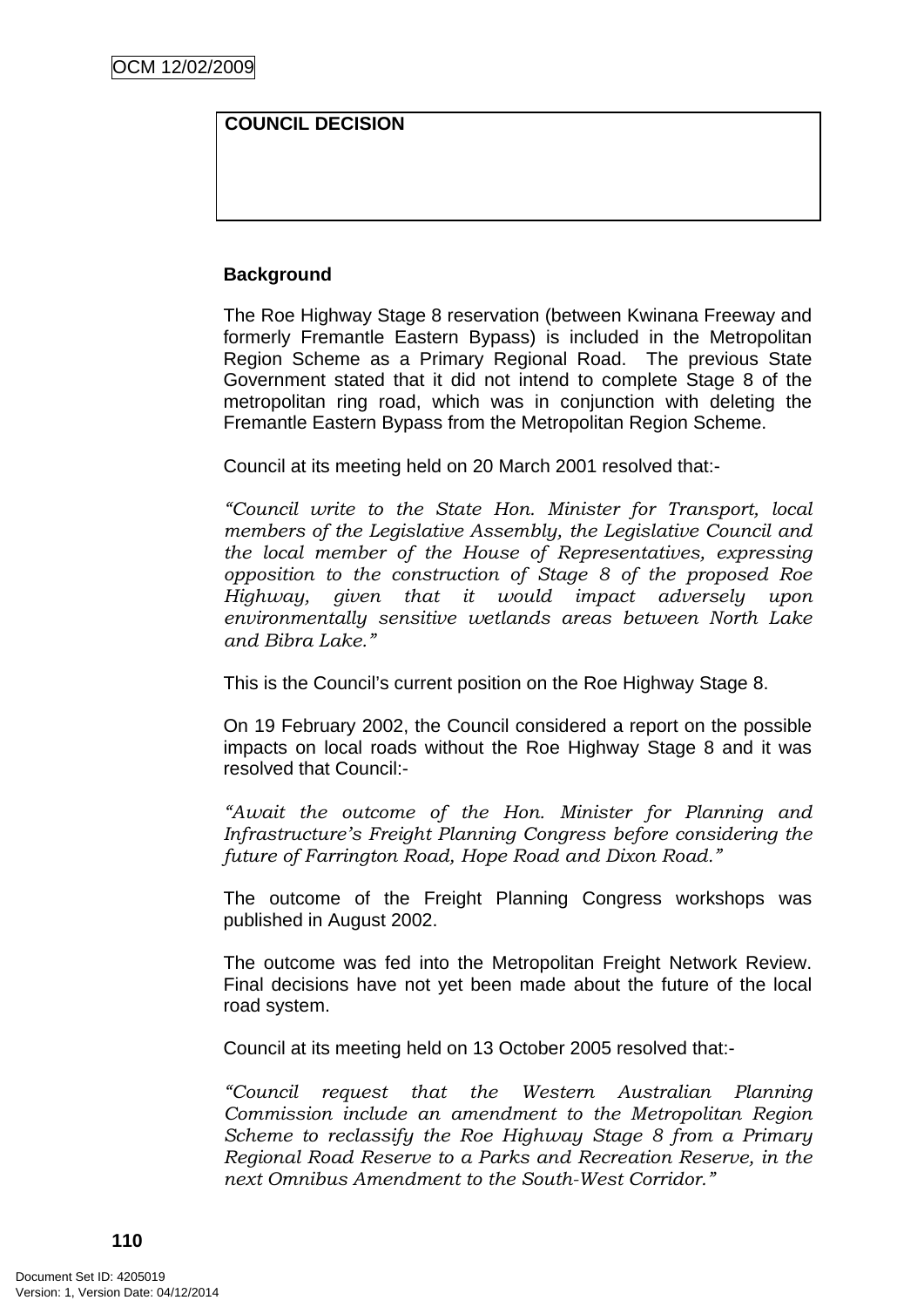| COUNCIL DECISION |
| --- |
| |

**Background**

The Roe Highway Stage 8 reservation (between Kwinana Freeway and formerly Fremantle Eastern Bypass) is included in the Metropolitan Region Scheme as a Primary Regional Road. The previous State Government stated that it did not intend to complete Stage 8 of the metropolitan ring road, which was in conjunction with deleting the Fremantle Eastern Bypass from the Metropolitan Region Scheme.

Council at its meeting held on 20 March 2001 resolved that:-

*"Council write to the State Hon. Minister for Transport, local members of the Legislative Assembly, the Legislative Council and the local member of the House of Representatives, expressing opposition to the construction of Stage 8 of the proposed Roe Highway, given that it would impact adversely upon environmentally sensitive wetlands areas between North Lake and Bibra Lake."*

This is the Council's current position on the Roe Highway Stage 8.

On 19 February 2002, the Council considered a report on the possible impacts on local roads without the Roe Highway Stage 8 and it was resolved that Council:-

*"Await the outcome of the Hon. Minister for Planning and Infrastructure's Freight Planning Congress before considering the future of Farrington Road, Hope Road and Dixon Road."*

The outcome of the Freight Planning Congress workshops was published in August 2002.

The outcome was fed into the Metropolitan Freight Network Review. Final decisions have not yet been made about the future of the local road system.

Council at its meeting held on 13 October 2005 resolved that:-

*"Council request that the Western Australian Planning Commission include an amendment to the Metropolitan Region Scheme to reclassify the Roe Highway Stage 8 from a Primary Regional Road Reserve to a Parks and Recreation Reserve, in the next Omnibus Amendment to the South-West Corridor."*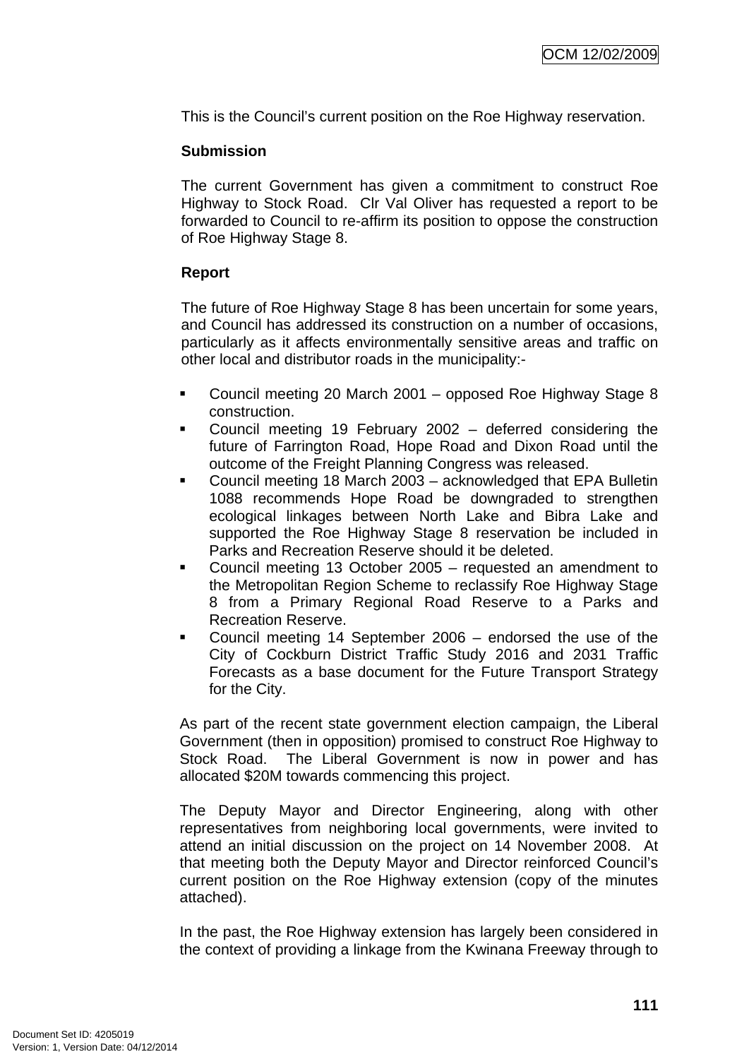This is the Council's current position on the Roe Highway reservation.

**Submission**

The current Government has given a commitment to construct Roe Highway to Stock Road. Clr Val Oliver has requested a report to be forwarded to Council to re-affirm its position to oppose the construction of Roe Highway Stage 8.

**Report**

The future of Roe Highway Stage 8 has been uncertain for some years, and Council has addressed its construction on a number of occasions, particularly as it affects environmentally sensitive areas and traffic on other local and distributor roads in the municipality:-

- Council meeting 20 March 2001 – opposed Roe Highway Stage 8 construction.
- Council meeting 19 February 2002 – deferred considering the future of Farrington Road, Hope Road and Dixon Road until the outcome of the Freight Planning Congress was released.
- Council meeting 18 March 2003 – acknowledged that EPA Bulletin 1088 recommends Hope Road be downgraded to strengthen ecological linkages between North Lake and Bibra Lake and supported the Roe Highway Stage 8 reservation be included in Parks and Recreation Reserve should it be deleted.
- Council meeting 13 October 2005 – requested an amendment to the Metropolitan Region Scheme to reclassify Roe Highway Stage 8 from a Primary Regional Road Reserve to a Parks and Recreation Reserve.
- Council meeting 14 September 2006 – endorsed the use of the City of Cockburn District Traffic Study 2016 and 2031 Traffic Forecasts as a base document for the Future Transport Strategy for the City.

As part of the recent state government election campaign, the Liberal Government (then in opposition) promised to construct Roe Highway to Stock Road. The Liberal Government is now in power and has allocated $20M towards commencing this project.

The Deputy Mayor and Director Engineering, along with other representatives from neighboring local governments, were invited to attend an initial discussion on the project on 14 November 2008. At that meeting both the Deputy Mayor and Director reinforced Council's current position on the Roe Highway extension (copy of the minutes attached).

In the past, the Roe Highway extension has largely been considered in the context of providing a linkage from the Kwinana Freeway through to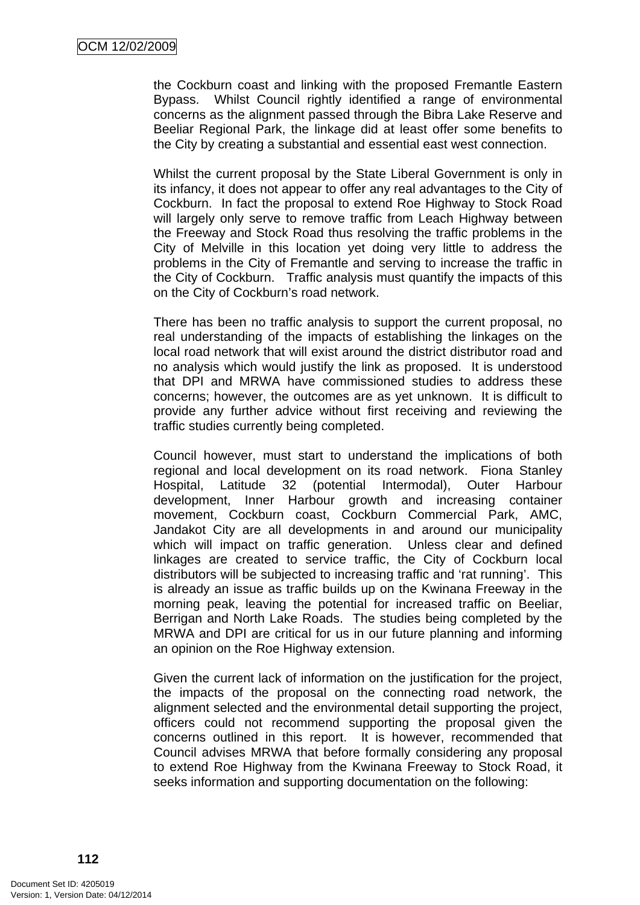the Cockburn coast and linking with the proposed Fremantle Eastern Bypass. Whilst Council rightly identified a range of environmental concerns as the alignment passed through the Bibra Lake Reserve and Beeliar Regional Park, the linkage did at least offer some benefits to the City by creating a substantial and essential east west connection.

Whilst the current proposal by the State Liberal Government is only in its infancy, it does not appear to offer any real advantages to the City of Cockburn. In fact the proposal to extend Roe Highway to Stock Road will largely only serve to remove traffic from Leach Highway between the Freeway and Stock Road thus resolving the traffic problems in the City of Melville in this location yet doing very little to address the problems in the City of Fremantle and serving to increase the traffic in the City of Cockburn. Traffic analysis must quantify the impacts of this on the City of Cockburn's road network.

There has been no traffic analysis to support the current proposal, no real understanding of the impacts of establishing the linkages on the local road network that will exist around the district distributor road and no analysis which would justify the link as proposed. It is understood that DPI and MRWA have commissioned studies to address these concerns; however, the outcomes are as yet unknown. It is difficult to provide any further advice without first receiving and reviewing the traffic studies currently being completed.

Council however, must start to understand the implications of both regional and local development on its road network. Fiona Stanley Hospital, Latitude 32 (potential Intermodal), Outer Harbour development, Inner Harbour growth and increasing container movement, Cockburn coast, Cockburn Commercial Park, AMC, Jandakot City are all developments in and around our municipality which will impact on traffic generation. Unless clear and defined linkages are created to service traffic, the City of Cockburn local distributors will be subjected to increasing traffic and 'rat running'. This is already an issue as traffic builds up on the Kwinana Freeway in the morning peak, leaving the potential for increased traffic on Beeliar, Berrigan and North Lake Roads. The studies being completed by the MRWA and DPI are critical for us in our future planning and informing an opinion on the Roe Highway extension.

Given the current lack of information on the justification for the project, the impacts of the proposal on the connecting road network, the alignment selected and the environmental detail supporting the project, officers could not recommend supporting the proposal given the concerns outlined in this report. It is however, recommended that Council advises MRWA that before formally considering any proposal to extend Roe Highway from the Kwinana Freeway to Stock Road, it seeks information and supporting documentation on the following: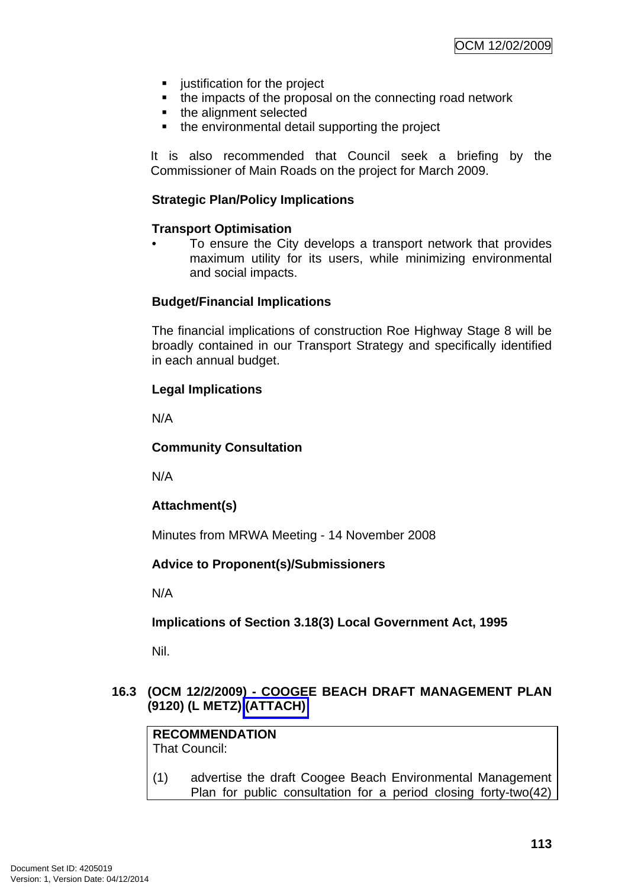- justification for the project
- the impacts of the proposal on the connecting road network
- the alignment selected
- the environmental detail supporting the project

It is also recommended that Council seek a briefing by the Commissioner of Main Roads on the project for March 2009.

**Strategic Plan/Policy Implications**

**Transport Optimisation**

- To ensure the City develops a transport network that provides maximum utility for its users, while minimizing environmental and social impacts.

**Budget/Financial Implications**

The financial implications of construction Roe Highway Stage 8 will be broadly contained in our Transport Strategy and specifically identified in each annual budget.

**Legal Implications**

N/A

**Community Consultation**

N/A

**Attachment(s)**

Minutes from MRWA Meeting - 14 November 2008

**Advice to Proponent(s)/Submissioners**

N/A

**Implications of Section 3.18(3) Local Government Act, 1995**

Nil.

### 16.3 (OCM 12/2/2009) - COOGEE BEACH DRAFT MANAGEMENT PLAN (9120) (L METZ) (ATTACH)

**RECOMMENDATION**
That Council:

(1) advertise the draft Coogee Beach Environmental Management Plan for public consultation for a period closing forty-two(42)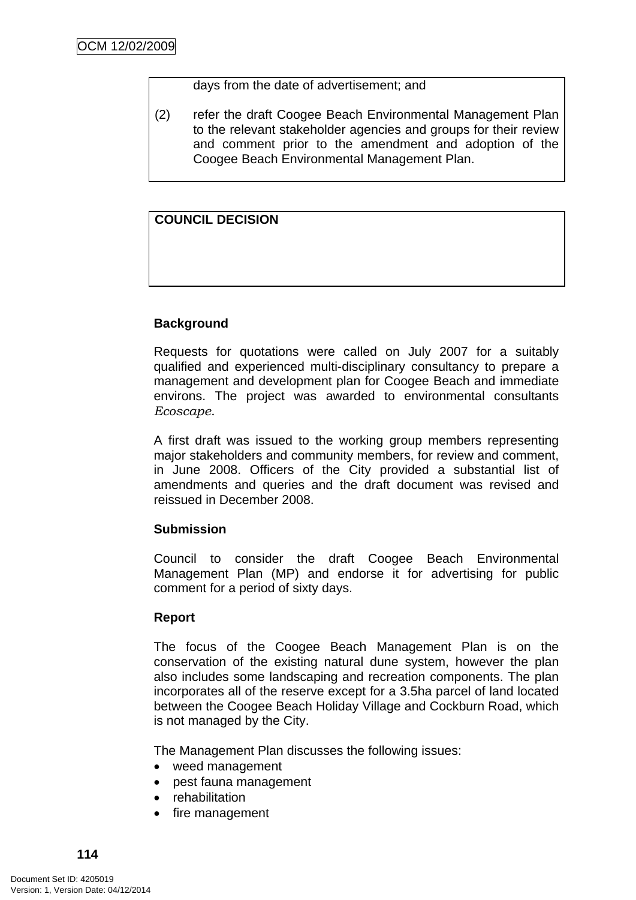days from the date of advertisement; and

(2) refer the draft Coogee Beach Environmental Management Plan to the relevant stakeholder agencies and groups for their review and comment prior to the amendment and adoption of the Coogee Beach Environmental Management Plan.

**COUNCIL DECISION**

**Background**

Requests for quotations were called on July 2007 for a suitably qualified and experienced multi-disciplinary consultancy to prepare a management and development plan for Coogee Beach and immediate environs. The project was awarded to environmental consultants *Ecoscape*.

A first draft was issued to the working group members representing major stakeholders and community members, for review and comment, in June 2008. Officers of the City provided a substantial list of amendments and queries and the draft document was revised and reissued in December 2008.

**Submission**

Council to consider the draft Coogee Beach Environmental Management Plan (MP) and endorse it for advertising for public comment for a period of sixty days.

**Report**

The focus of the Coogee Beach Management Plan is on the conservation of the existing natural dune system, however the plan also includes some landscaping and recreation components. The plan incorporates all of the reserve except for a 3.5ha parcel of land located between the Coogee Beach Holiday Village and Cockburn Road, which is not managed by the City.

The Management Plan discusses the following issues:

- weed management
- pest fauna management
- rehabilitation
- fire management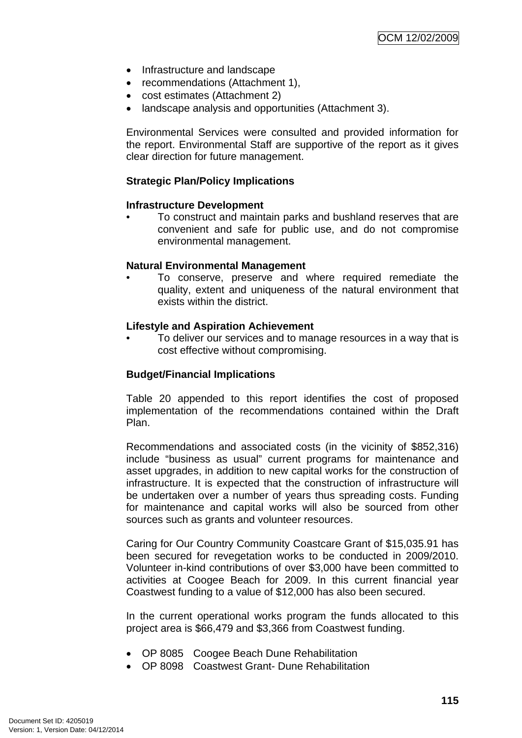- Infrastructure and landscape
- recommendations (Attachment 1),
- cost estimates (Attachment 2)
- landscape analysis and opportunities (Attachment 3).

Environmental Services were consulted and provided information for the report. Environmental Staff are supportive of the report as it gives clear direction for future management.

**Strategic Plan/Policy Implications**

**Infrastructure Development**

- To construct and maintain parks and bushland reserves that are convenient and safe for public use, and do not compromise environmental management.

**Natural Environmental Management**

- To conserve, preserve and where required remediate the quality, extent and uniqueness of the natural environment that exists within the district.

**Lifestyle and Aspiration Achievement**

- To deliver our services and to manage resources in a way that is cost effective without compromising.

**Budget/Financial Implications**

Table 20 appended to this report identifies the cost of proposed implementation of the recommendations contained within the Draft Plan.

Recommendations and associated costs (in the vicinity of $852,316) include "business as usual" current programs for maintenance and asset upgrades, in addition to new capital works for the construction of infrastructure. It is expected that the construction of infrastructure will be undertaken over a number of years thus spreading costs. Funding for maintenance and capital works will also be sourced from other sources such as grants and volunteer resources.

Caring for Our Country Community Coastcare Grant of $15,035.91 has been secured for revegetation works to be conducted in 2009/2010. Volunteer in-kind contributions of over $3,000 have been committed to activities at Coogee Beach for 2009. In this current financial year Coastwest funding to a value of $12,000 has also been secured.

In the current operational works program the funds allocated to this project area is $66,479 and $3,366 from Coastwest funding.

- OP 8085 Coogee Beach Dune Rehabilitation
- OP 8098 Coastwest Grant- Dune Rehabilitation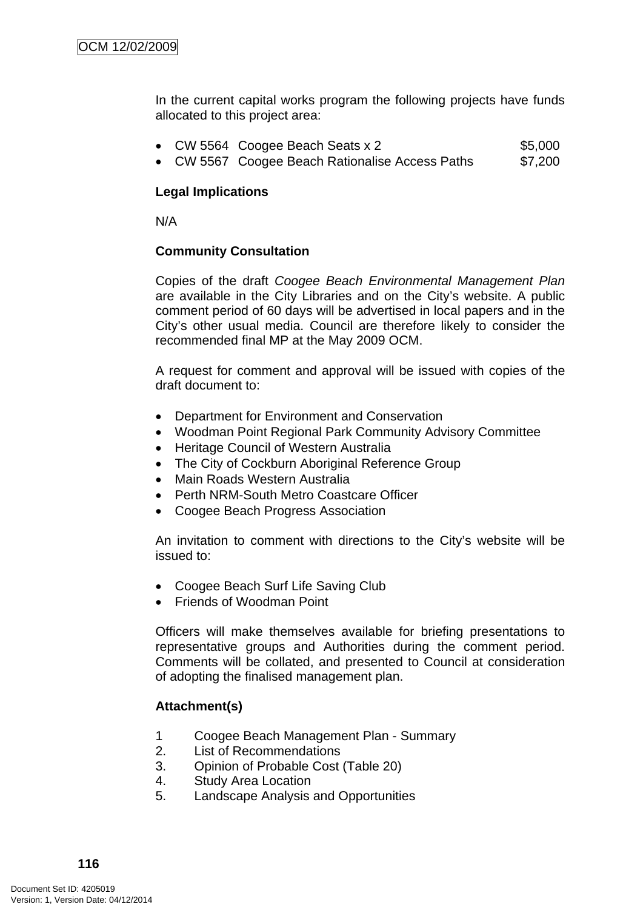In the current capital works program the following projects have funds allocated to this project area:

- CW 5564 Coogee Beach Seats x 2 $5,000
- CW 5567 Coogee Beach Rationalise Access Paths $7,200

**Legal Implications**

N/A

**Community Consultation**

Copies of the draft *Coogee Beach Environmental Management Plan* are available in the City Libraries and on the City's website. A public comment period of 60 days will be advertised in local papers and in the City's other usual media. Council are therefore likely to consider the recommended final MP at the May 2009 OCM.

A request for comment and approval will be issued with copies of the draft document to:

- Department for Environment and Conservation
- Woodman Point Regional Park Community Advisory Committee
- Heritage Council of Western Australia
- The City of Cockburn Aboriginal Reference Group
- Main Roads Western Australia
- Perth NRM-South Metro Coastcare Officer
- Coogee Beach Progress Association

An invitation to comment with directions to the City's website will be issued to:

- Coogee Beach Surf Life Saving Club
- Friends of Woodman Point

Officers will make themselves available for briefing presentations to representative groups and Authorities during the comment period. Comments will be collated, and presented to Council at consideration of adopting the finalised management plan.

**Attachment(s)**

1 Coogee Beach Management Plan - Summary
2. List of Recommendations
3. Opinion of Probable Cost (Table 20)
4. Study Area Location
5. Landscape Analysis and Opportunities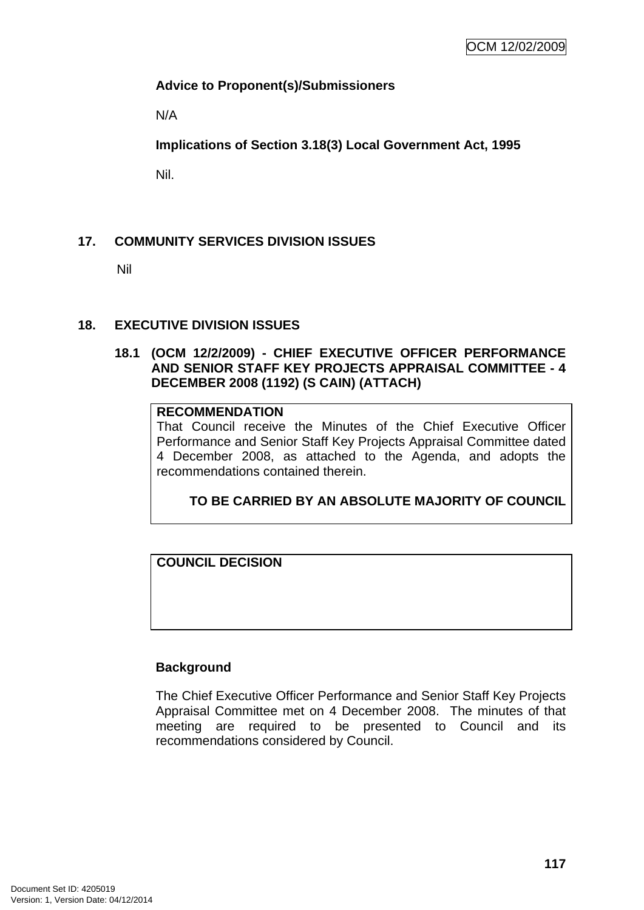**Advice to Proponent(s)/Submissioners**

N/A

**Implications of Section 3.18(3) Local Government Act, 1995**

Nil.

## 17. COMMUNITY SERVICES DIVISION ISSUES

Nil

## 18. EXECUTIVE DIVISION ISSUES

### 18.1 (OCM 12/2/2009) - CHIEF EXECUTIVE OFFICER PERFORMANCE AND SENIOR STAFF KEY PROJECTS APPRAISAL COMMITTEE - 4 DECEMBER 2008 (1192) (S CAIN) (ATTACH)

**RECOMMENDATION**

That Council receive the Minutes of the Chief Executive Officer Performance and Senior Staff Key Projects Appraisal Committee dated 4 December 2008, as attached to the Agenda, and adopts the recommendations contained therein.

**TO BE CARRIED BY AN ABSOLUTE MAJORITY OF COUNCIL**

**COUNCIL DECISION**

**Background**

The Chief Executive Officer Performance and Senior Staff Key Projects Appraisal Committee met on 4 December 2008. The minutes of that meeting are required to be presented to Council and its recommendations considered by Council.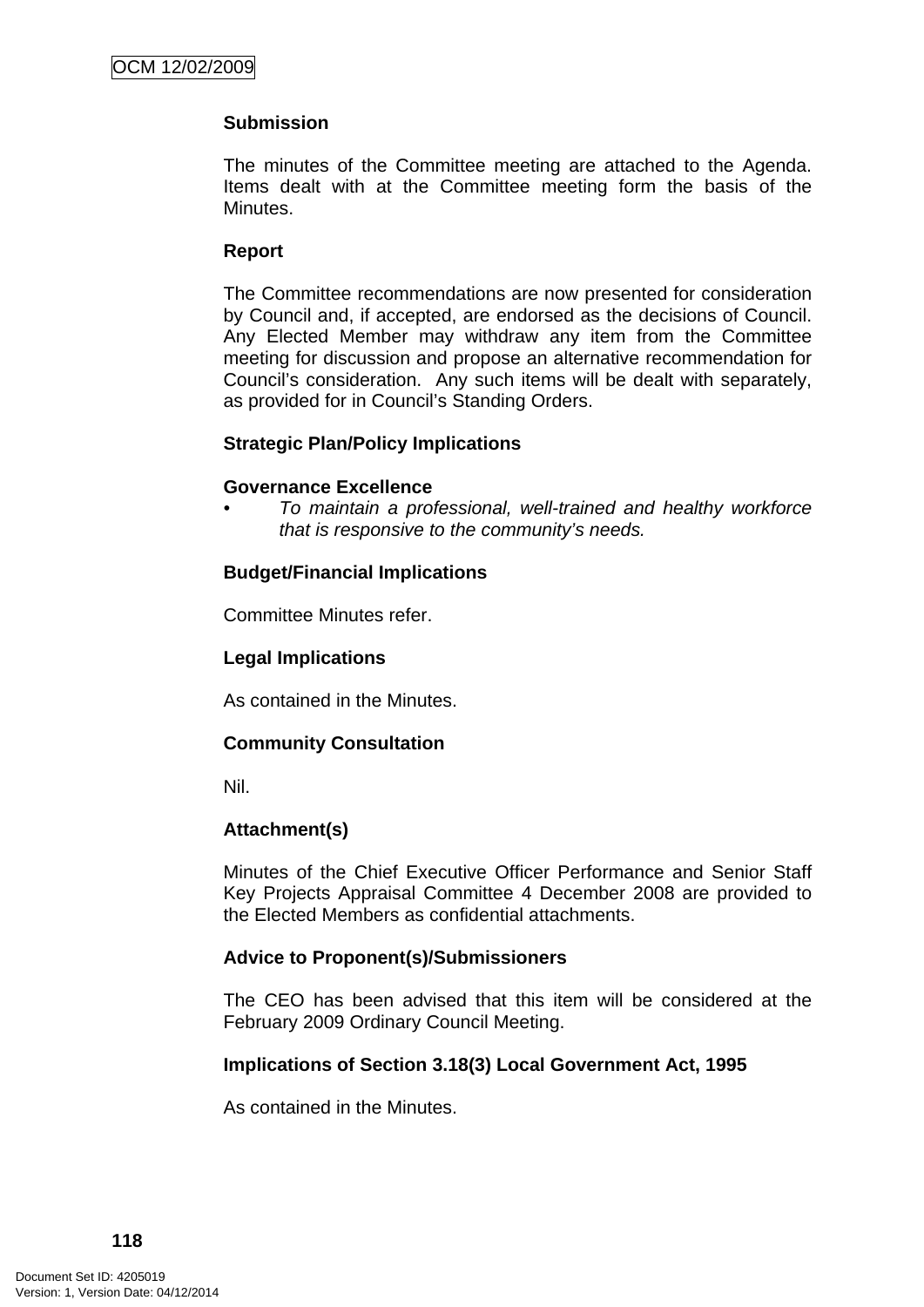**Submission**

The minutes of the Committee meeting are attached to the Agenda. Items dealt with at the Committee meeting form the basis of the Minutes.

**Report**

The Committee recommendations are now presented for consideration by Council and, if accepted, are endorsed as the decisions of Council. Any Elected Member may withdraw any item from the Committee meeting for discussion and propose an alternative recommendation for Council's consideration. Any such items will be dealt with separately, as provided for in Council's Standing Orders.

**Strategic Plan/Policy Implications**

**Governance Excellence**

- *To maintain a professional, well-trained and healthy workforce that is responsive to the community's needs.*

**Budget/Financial Implications**

Committee Minutes refer.

**Legal Implications**

As contained in the Minutes.

**Community Consultation**

Nil.

**Attachment(s)**

Minutes of the Chief Executive Officer Performance and Senior Staff Key Projects Appraisal Committee 4 December 2008 are provided to the Elected Members as confidential attachments.

**Advice to Proponent(s)/Submissioners**

The CEO has been advised that this item will be considered at the February 2009 Ordinary Council Meeting.

**Implications of Section 3.18(3) Local Government Act, 1995**

As contained in the Minutes.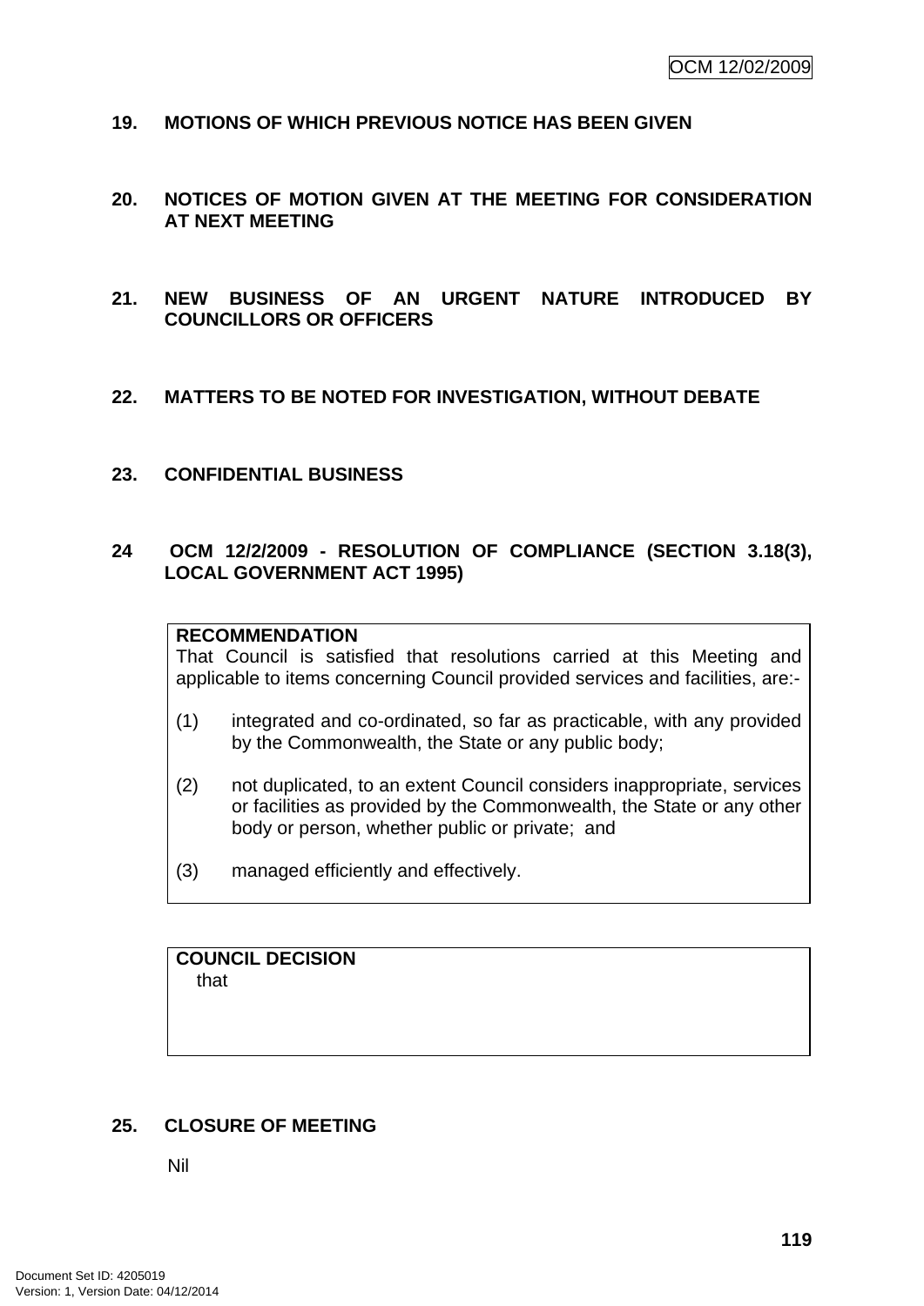## 19. MOTIONS OF WHICH PREVIOUS NOTICE HAS BEEN GIVEN

## 20. NOTICES OF MOTION GIVEN AT THE MEETING FOR CONSIDERATION AT NEXT MEETING

## 21. NEW BUSINESS OF AN URGENT NATURE INTRODUCED BY COUNCILLORS OR OFFICERS

## 22. MATTERS TO BE NOTED FOR INVESTIGATION, WITHOUT DEBATE

## 23. CONFIDENTIAL BUSINESS

## 24 OCM 12/2/2009 - RESOLUTION OF COMPLIANCE (SECTION 3.18(3), LOCAL GOVERNMENT ACT 1995)

**RECOMMENDATION**

That Council is satisfied that resolutions carried at this Meeting and applicable to items concerning Council provided services and facilities, are:-

(1) integrated and co-ordinated, so far as practicable, with any provided by the Commonwealth, the State or any public body;

(2) not duplicated, to an extent Council considers inappropriate, services or facilities as provided by the Commonwealth, the State or any other body or person, whether public or private; and

(3) managed efficiently and effectively.

**COUNCIL DECISION**

that

## 25. CLOSURE OF MEETING

Nil

Document Set ID: 4205019
Version: 1, Version Date: 04/12/2014